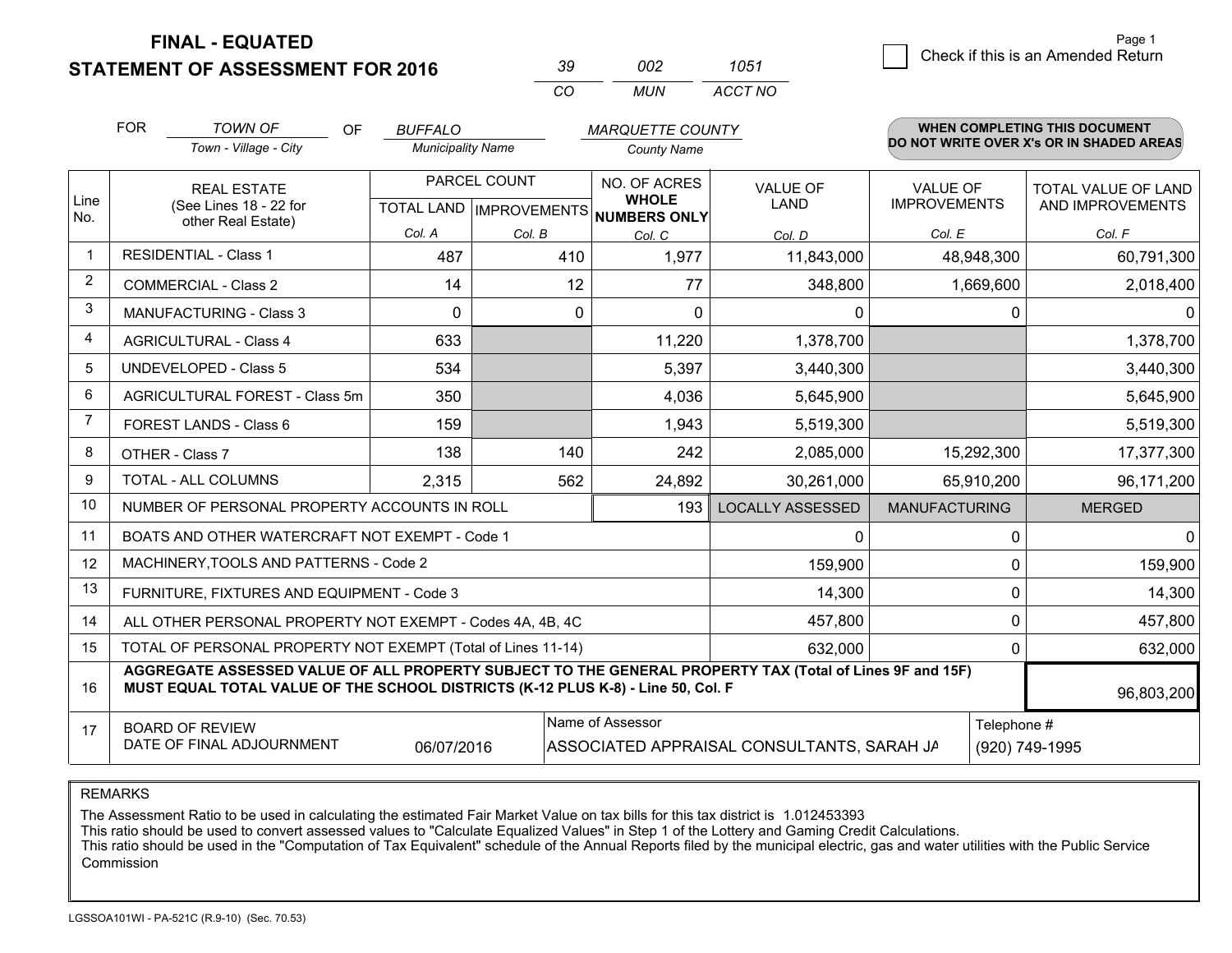# FINAL - EQUATED
## STATEMENT OF ASSESSMENT FOR 2016

| 39 | 002 | 1051 |
|---|---|---|
| CO | MUN | ACCT NO |

Page 1

☐ Check if this is an Amended Return

FOR *TOWN OF* (Town - Village - City) OF *BUFFALO* (Municipality Name) *MARQUETTE COUNTY* (County Name)

**WHEN COMPLETING THIS DOCUMENT DO NOT WRITE OVER X's OR IN SHADED AREAS**

| Line No. | REAL ESTATE (See Lines 18 - 22 for other Real Estate) | PARCEL COUNT TOTAL LAND Col. A | PARCEL COUNT IMPROVEMENTS Col. B | NO. OF ACRES WHOLE NUMBERS ONLY Col. C | VALUE OF LAND Col. D | VALUE OF IMPROVEMENTS Col. E | TOTAL VALUE OF LAND AND IMPROVEMENTS Col. F |
|---|---|---|---|---|---|---|---|
| 1 | RESIDENTIAL - Class 1 | 487 | 410 | 1,977 | 11,843,000 | 48,948,300 | 60,791,300 |
| 2 | COMMERCIAL - Class 2 | 14 | 12 | 77 | 348,800 | 1,669,600 | 2,018,400 |
| 3 | MANUFACTURING - Class 3 | 0 | 0 | 0 | 0 | 0 | 0 |
| 4 | AGRICULTURAL - Class 4 | 633 | | 11,220 | 1,378,700 | | 1,378,700 |
| 5 | UNDEVELOPED - Class 5 | 534 | | 5,397 | 3,440,300 | | 3,440,300 |
| 6 | AGRICULTURAL FOREST - Class 5m | 350 | | 4,036 | 5,645,900 | | 5,645,900 |
| 7 | FOREST LANDS - Class 6 | 159 | | 1,943 | 5,519,300 | | 5,519,300 |
| 8 | OTHER - Class 7 | 138 | 140 | 242 | 2,085,000 | 15,292,300 | 17,377,300 |
| 9 | TOTAL - ALL COLUMNS | 2,315 | 562 | 24,892 | 30,261,000 | 65,910,200 | 96,171,200 |
| 10 | NUMBER OF PERSONAL PROPERTY ACCOUNTS IN ROLL | | | 193 | LOCALLY ASSESSED | MANUFACTURING | MERGED |
| 11 | BOATS AND OTHER WATERCRAFT NOT EXEMPT - Code 1 | | | | 0 | 0 | 0 |
| 12 | MACHINERY,TOOLS AND PATTERNS - Code 2 | | | | 159,900 | 0 | 159,900 |
| 13 | FURNITURE, FIXTURES AND EQUIPMENT - Code 3 | | | | 14,300 | 0 | 14,300 |
| 14 | ALL OTHER PERSONAL PROPERTY NOT EXEMPT - Codes 4A, 4B, 4C | | | | 457,800 | 0 | 457,800 |
| 15 | TOTAL OF PERSONAL PROPERTY NOT EXEMPT (Total of Lines 11-14) | | | | 632,000 | 0 | 632,000 |
| 16 | **AGGREGATE ASSESSED VALUE OF ALL PROPERTY SUBJECT TO THE GENERAL PROPERTY TAX (Total of Lines 9F and 15F) MUST EQUAL TOTAL VALUE OF THE SCHOOL DISTRICTS (K-12 PLUS K-8) - Line 50, Col. F** | | | | | | 96,803,200 |
| 17 | BOARD OF REVIEW DATE OF FINAL ADJOURNMENT | 06/07/2016 | | Name of Assessor: ASSOCIATED APPRAISAL CONSULTANTS, SARAH JA | | Telephone #: (920) 749-1995 | |

REMARKS

The Assessment Ratio to be used in calculating the estimated Fair Market Value on tax bills for this tax district is 1.012453393
This ratio should be used to convert assessed values to "Calculate Equalized Values" in Step 1 of the Lottery and Gaming Credit Calculations.
This ratio should be used in the "Computation of Tax Equivalent" schedule of the Annual Reports filed by the municipal electric, gas and water utilities with the Public Service Commission

LGSSOA101WI - PA-521C (R.9-10) (Sec. 70.53)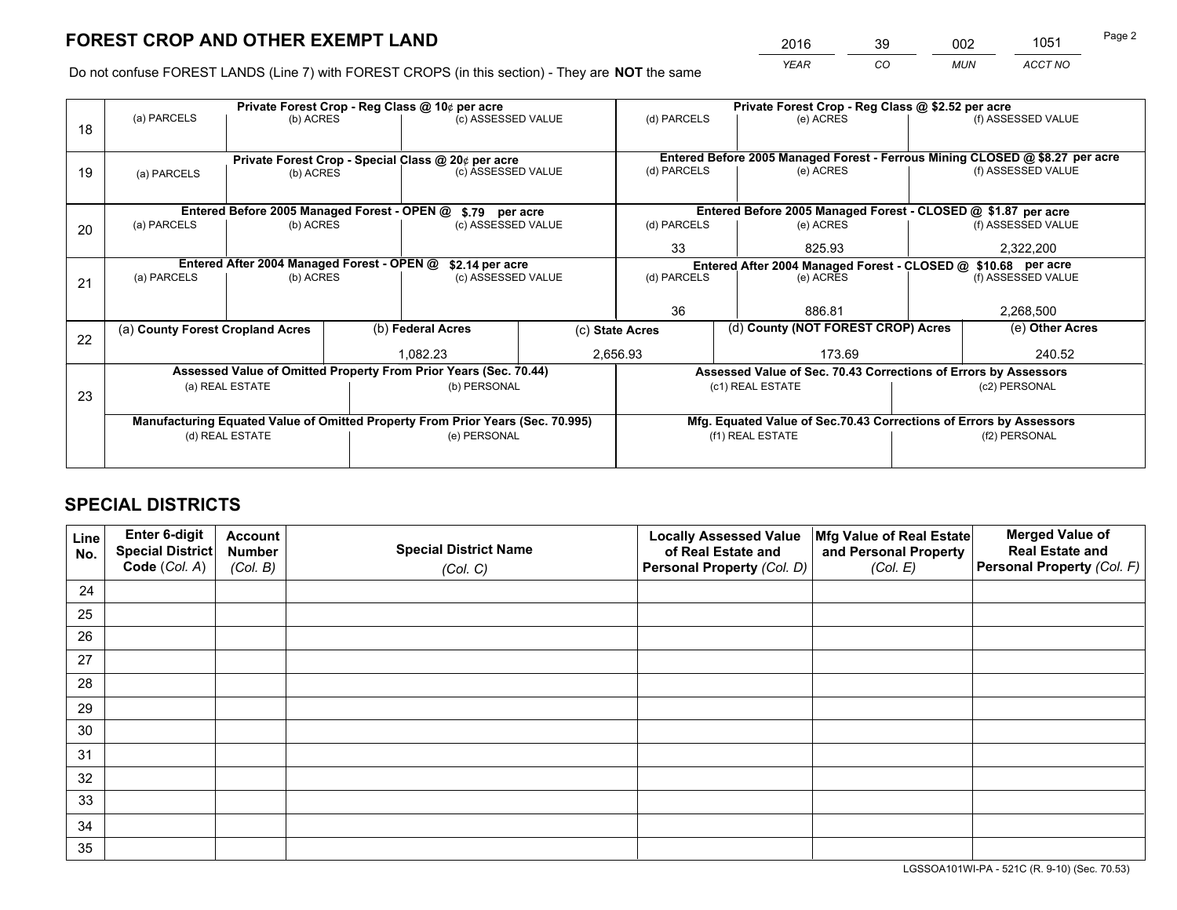# FOREST CROP AND OTHER EXEMPT LAND

| 2016 | 39 | 002 | 1051 |
|---|---|---|---|
| *YEAR* | *CO* | *MUN* | *ACCT NO* |

Do not confuse FOREST LANDS (Line 7) with FOREST CROPS (in this section) - They are **NOT** the same

| Line | Private Forest Crop - Reg Class @ 10¢ per acre | | | Private Forest Crop - Reg Class @ $2.52 per acre | | |
|---|---|---|---|---|---|---|
| 18 | (a) PARCELS | (b) ACRES | (c) ASSESSED VALUE | (d) PARCELS | (e) ACRES | (f) ASSESSED VALUE |
| | | | | | | |
| | **Private Forest Crop - Special Class @ 20¢ per acre** | | | **Entered Before 2005 Managed Forest - Ferrous Mining CLOSED @ $8.27 per acre** | | |
| 19 | (a) PARCELS | (b) ACRES | (c) ASSESSED VALUE | (d) PARCELS | (e) ACRES | (f) ASSESSED VALUE |
| | | | | | | |
| | **Entered Before 2005 Managed Forest - OPEN @ $.79 per acre** | | | **Entered Before 2005 Managed Forest - CLOSED @ $1.87 per acre** | | |
| 20 | (a) PARCELS | (b) ACRES | (c) ASSESSED VALUE | (d) PARCELS | (e) ACRES | (f) ASSESSED VALUE |
| | | | | 33 | 825.93 | 2,322,200 |
| | **Entered After 2004 Managed Forest - OPEN @ $2.14 per acre** | | | **Entered After 2004 Managed Forest - CLOSED @ $10.68 per acre** | | |
| 21 | (a) PARCELS | (b) ACRES | (c) ASSESSED VALUE | (d) PARCELS | (e) ACRES | (f) ASSESSED VALUE |
| | | | | 36 | 886.81 | 2,268,500 |

| Line | (a) County Forest Cropland Acres | (b) Federal Acres | (c) State Acres | (d) County (NOT FOREST CROP) Acres | (e) Other Acres |
|---|---|---|---|---|---|
| 22 | | 1,082.23 | 2,656.93 | 173.69 | 240.52 |

| Line | Assessed Value of Omitted Property From Prior Years (Sec. 70.44) | | Assessed Value of Sec. 70.43 Corrections of Errors by Assessors | |
|---|---|---|---|---|
| 23 | (a) REAL ESTATE | (b) PERSONAL | (c1) REAL ESTATE | (c2) PERSONAL |
| | | | | |
| | **Manufacturing Equated Value of Omitted Property From Prior Years (Sec. 70.995)** | | **Mfg. Equated Value of Sec.70.43 Corrections of Errors by Assessors** | |
| | (d) REAL ESTATE | (e) PERSONAL | (f1) REAL ESTATE | (f2) PERSONAL |
| | | | | |

# SPECIAL DISTRICTS

| Line No. | Enter 6-digit Special District Code (*Col. A*) | Account Number (*Col. B*) | Special District Name (*Col. C*) | Locally Assessed Value of Real Estate and Personal Property (*Col. D*) | Mfg Value of Real Estate and Personal Property (*Col. E*) | Merged Value of Real Estate and Personal Property (*Col. F*) |
|---|---|---|---|---|---|---|
| 24 | | | | | | |
| 25 | | | | | | |
| 26 | | | | | | |
| 27 | | | | | | |
| 28 | | | | | | |
| 29 | | | | | | |
| 30 | | | | | | |
| 31 | | | | | | |
| 32 | | | | | | |
| 33 | | | | | | |
| 34 | | | | | | |
| 35 | | | | | | |

LGSSOA101WI-PA - 521C (R. 9-10) (Sec. 70.53)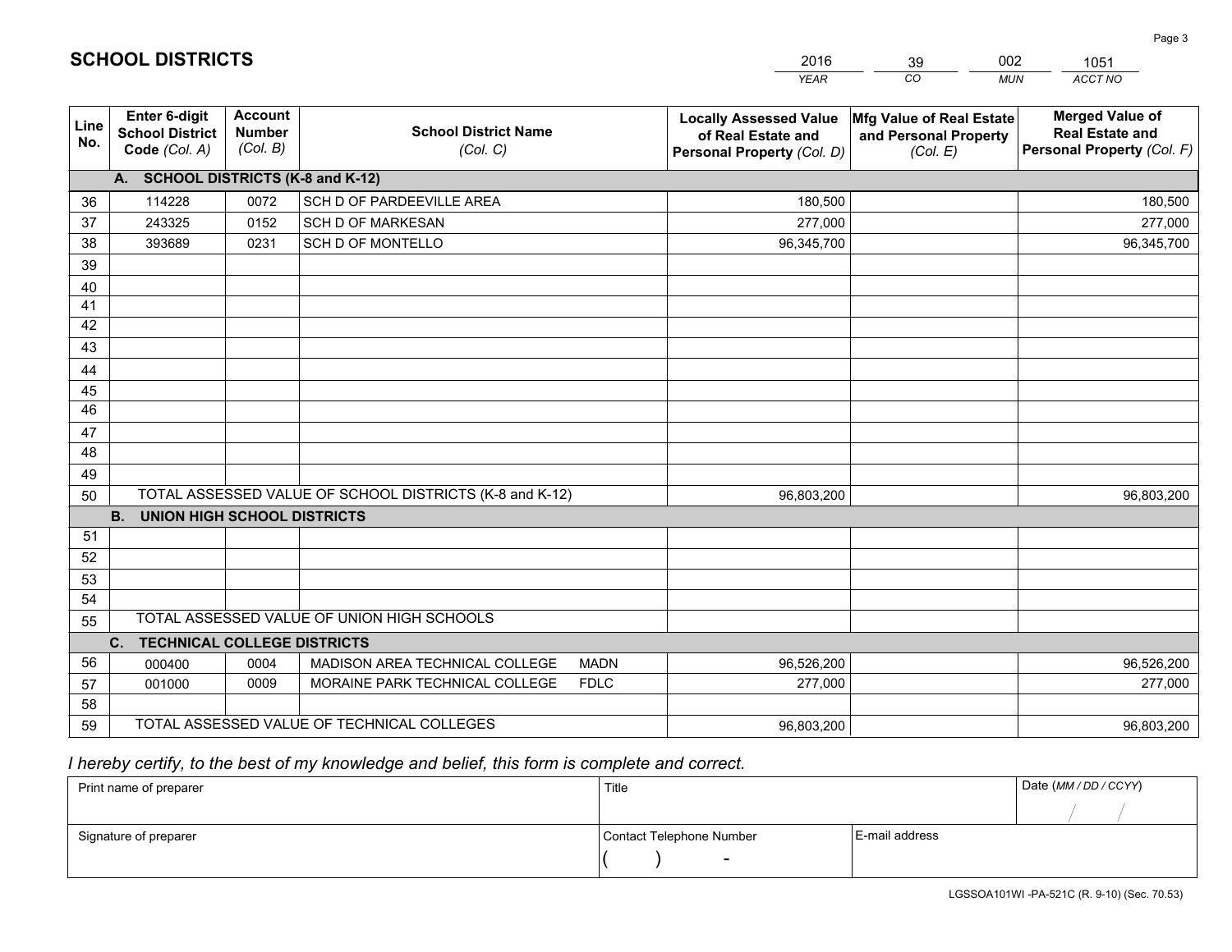# SCHOOL DISTRICTS

| 2016 | 39 | 002 | 1051 |
|---|---|---|---|
| *YEAR* | *CO* | *MUN* | *ACCT NO* |

| Line No. | Enter 6-digit School District Code *(Col. A)* | Account Number *(Col. B)* | School District Name *(Col. C)* | Locally Assessed Value of Real Estate and Personal Property *(Col. D)* | Mfg Value of Real Estate and Personal Property *(Col. E)* | Merged Value of Real Estate and Personal Property *(Col. F)* |
|---|---|---|---|---|---|---|
| **A. SCHOOL DISTRICTS (K-8 and K-12)** | | | | | | |
| 36 | 114228 | 0072 | SCH D OF PARDEEVILLE AREA | 180,500 | | 180,500 |
| 37 | 243325 | 0152 | SCH D OF MARKESAN | 277,000 | | 277,000 |
| 38 | 393689 | 0231 | SCH D OF MONTELLO | 96,345,700 | | 96,345,700 |
| 39 | | | | | | |
| 40 | | | | | | |
| 41 | | | | | | |
| 42 | | | | | | |
| 43 | | | | | | |
| 44 | | | | | | |
| 45 | | | | | | |
| 46 | | | | | | |
| 47 | | | | | | |
| 48 | | | | | | |
| 49 | | | | | | |
| 50 | TOTAL ASSESSED VALUE OF SCHOOL DISTRICTS (K-8 and K-12) | | | 96,803,200 | | 96,803,200 |
| **B. UNION HIGH SCHOOL DISTRICTS** | | | | | | |
| 51 | | | | | | |
| 52 | | | | | | |
| 53 | | | | | | |
| 54 | | | | | | |
| 55 | TOTAL ASSESSED VALUE OF UNION HIGH SCHOOLS | | | | | |
| **C. TECHNICAL COLLEGE DISTRICTS** | | | | | | |
| 56 | 000400 | 0004 | MADISON AREA TECHNICAL COLLEGE MADN | 96,526,200 | | 96,526,200 |
| 57 | 001000 | 0009 | MORAINE PARK TECHNICAL COLLEGE FDLC | 277,000 | | 277,000 |
| 58 | | | | | | |
| 59 | TOTAL ASSESSED VALUE OF TECHNICAL COLLEGES | | | 96,803,200 | | 96,803,200 |

*I hereby certify, to the best of my knowledge and belief, this form is complete and correct.*

| Print name of preparer | Title | | Date *(MM / DD / CCYY)* |
|---|---|---|---|
| | | | / / |
| Signature of preparer | Contact Telephone Number | E-mail address | |
| | ( ) - | | |

LGSSOA101WI -PA-521C (R. 9-10) (Sec. 70.53)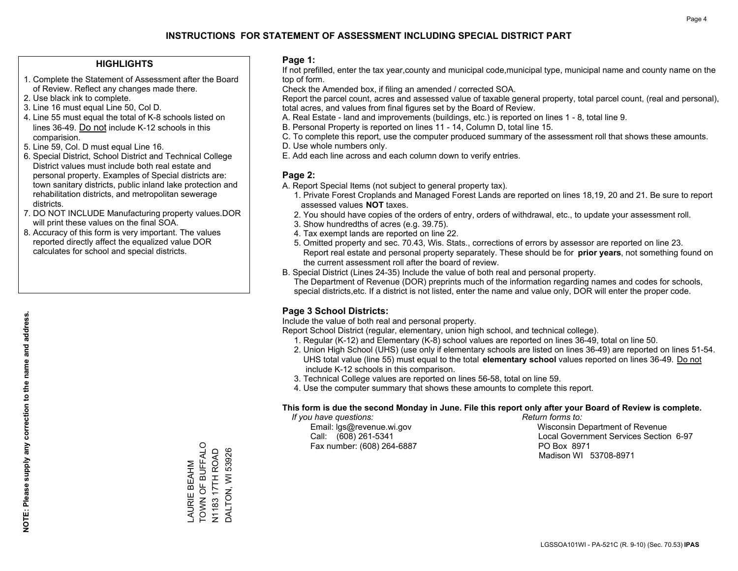# INSTRUCTIONS FOR STATEMENT OF ASSESSMENT INCLUDING SPECIAL DISTRICT PART

## HIGHLIGHTS

1. Complete the Statement of Assessment after the Board of Review. Reflect any changes made there.
2. Use black ink to complete.
3. Line 16 must equal Line 50, Col D.
4. Line 55 must equal the total of K-8 schools listed on lines 36-49. Do not include K-12 schools in this comparision.
5. Line 59, Col. D must equal Line 16.
6. Special District, School District and Technical College District values must include both real estate and personal property. Examples of Special districts are: town sanitary districts, public inland lake protection and rehabilitation districts, and metropolitan sewerage districts.
7. DO NOT INCLUDE Manufacturing property values.DOR will print these values on the final SOA.
8. Accuracy of this form is very important. The values reported directly affect the equalized value DOR calculates for school and special districts.

**NOTE: Please supply any correction to the name and address.**

LAURIE BEAHM
TOWN OF BUFFALO
N1183 17TH ROAD
DALTON, WI 53926

## Page 1:

If not prefilled, enter the tax year,county and municipal code,municipal type, municipal name and county name on the top of form.

Check the Amended box, if filing an amended / corrected SOA.

Report the parcel count, acres and assessed value of taxable general property, total parcel count, (real and personal), total acres, and values from final figures set by the Board of Review.

A. Real Estate - land and improvements (buildings, etc.) is reported on lines 1 - 8, total line 9.
B. Personal Property is reported on lines 11 - 14, Column D, total line 15.
C. To complete this report, use the computer produced summary of the assessment roll that shows these amounts.
D. Use whole numbers only.
E. Add each line across and each column down to verify entries.

## Page 2:

A. Report Special Items (not subject to general property tax).
   1. Private Forest Croplands and Managed Forest Lands are reported on lines 18,19, 20 and 21. Be sure to report assessed values **NOT** taxes.
   2. You should have copies of the orders of entry, orders of withdrawal, etc., to update your assessment roll.
   3. Show hundredths of acres (e.g. 39.75).
   4. Tax exempt lands are reported on line 22.
   5. Omitted property and sec. 70.43, Wis. Stats., corrections of errors by assessor are reported on line 23. Report real estate and personal property separately. These should be for **prior years**, not something found on the current assessment roll after the board of review.

B. Special District (Lines 24-35) Include the value of both real and personal property.
   The Department of Revenue (DOR) preprints much of the information regarding names and codes for schools, special districts,etc. If a district is not listed, enter the name and value only, DOR will enter the proper code.

## Page 3 School Districts:

Include the value of both real and personal property.

Report School District (regular, elementary, union high school, and technical college).

1. Regular (K-12) and Elementary (K-8) school values are reported on lines 36-49, total on line 50.
2. Union High School (UHS) (use only if elementary schools are listed on lines 36-49) are reported on lines 51-54. UHS total value (line 55) must equal to the total **elementary school** values reported on lines 36-49. Do not include K-12 schools in this comparison.
3. Technical College values are reported on lines 56-58, total on line 59.
4. Use the computer summary that shows these amounts to complete this report.

**This form is due the second Monday in June. File this report only after your Board of Review is complete.**

*If you have questions:*
Email: lgs@revenue.wi.gov
Call: (608) 261-5341
Fax number: (608) 264-6887

*Return forms to:*
Wisconsin Department of Revenue
Local Government Services Section 6-97
PO Box 8971
Madison WI 53708-8971

LGSSOA101WI - PA-521C (R. 9-10) (Sec. 70.53) **IPAS**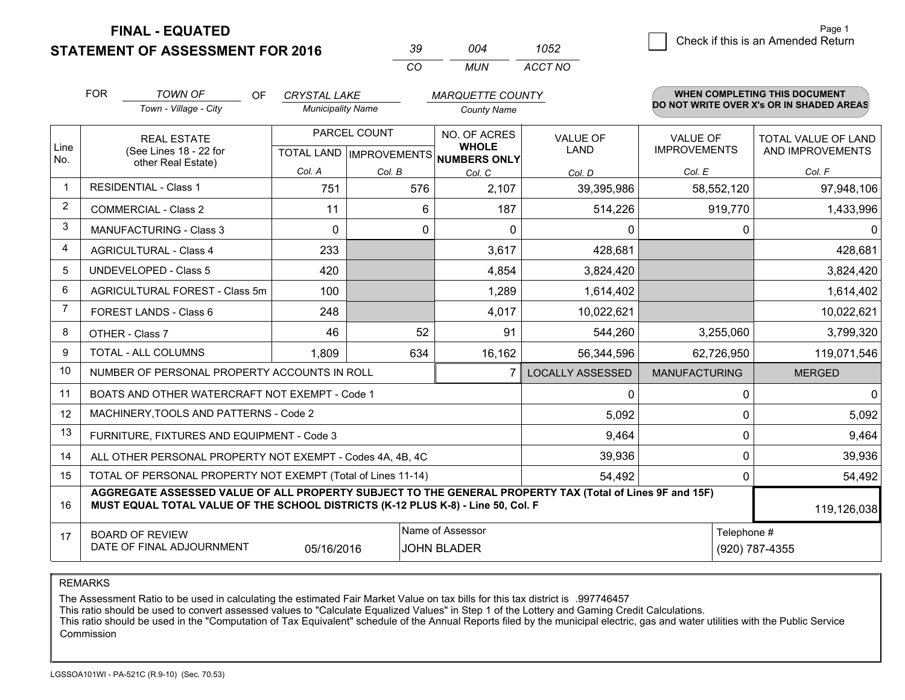**FINAL - EQUATED**

**STATEMENT OF ASSESSMENT FOR 2016**

| 39 | 004 | 1052 |
|---|---|---|
| CO | MUN | ACCT NO |

Check if this is an Amended Return

FOR *TOWN OF* (Town - Village - City) OF *CRYSTAL LAKE* (Municipality Name) *MARQUETTE COUNTY* (County Name)

**WHEN COMPLETING THIS DOCUMENT DO NOT WRITE OVER X's OR IN SHADED AREAS**

| Line No. | REAL ESTATE (See Lines 18 - 22 for other Real Estate) | PARCEL COUNT TOTAL LAND Col. A | PARCEL COUNT IMPROVEMENTS Col. B | NO. OF ACRES WHOLE NUMBERS ONLY Col. C | VALUE OF LAND Col. D | VALUE OF IMPROVEMENTS Col. E | TOTAL VALUE OF LAND AND IMPROVEMENTS Col. F |
|---|---|---|---|---|---|---|---|
| 1 | RESIDENTIAL - Class 1 | 751 | 576 | 2,107 | 39,395,986 | 58,552,120 | 97,948,106 |
| 2 | COMMERCIAL - Class 2 | 11 | 6 | 187 | 514,226 | 919,770 | 1,433,996 |
| 3 | MANUFACTURING - Class 3 | 0 | 0 | 0 | 0 | 0 | 0 |
| 4 | AGRICULTURAL - Class 4 | 233 | | 3,617 | 428,681 | | 428,681 |
| 5 | UNDEVELOPED - Class 5 | 420 | | 4,854 | 3,824,420 | | 3,824,420 |
| 6 | AGRICULTURAL FOREST - Class 5m | 100 | | 1,289 | 1,614,402 | | 1,614,402 |
| 7 | FOREST LANDS - Class 6 | 248 | | 4,017 | 10,022,621 | | 10,022,621 |
| 8 | OTHER - Class 7 | 46 | 52 | 91 | 544,260 | 3,255,060 | 3,799,320 |
| 9 | TOTAL - ALL COLUMNS | 1,809 | 634 | 16,162 | 56,344,596 | 62,726,950 | 119,071,546 |
| 10 | NUMBER OF PERSONAL PROPERTY ACCOUNTS IN ROLL | | | 7 | LOCALLY ASSESSED | MANUFACTURING | MERGED |
| 11 | BOATS AND OTHER WATERCRAFT NOT EXEMPT - Code 1 | | | | 0 | 0 | 0 |
| 12 | MACHINERY,TOOLS AND PATTERNS - Code 2 | | | | 5,092 | 0 | 5,092 |
| 13 | FURNITURE, FIXTURES AND EQUIPMENT - Code 3 | | | | 9,464 | 0 | 9,464 |
| 14 | ALL OTHER PERSONAL PROPERTY NOT EXEMPT - Codes 4A, 4B, 4C | | | | 39,936 | 0 | 39,936 |
| 15 | TOTAL OF PERSONAL PROPERTY NOT EXEMPT (Total of Lines 11-14) | | | | 54,492 | 0 | 54,492 |
| 16 | **AGGREGATE ASSESSED VALUE OF ALL PROPERTY SUBJECT TO THE GENERAL PROPERTY TAX (Total of Lines 9F and 15F) MUST EQUAL TOTAL VALUE OF THE SCHOOL DISTRICTS (K-12 PLUS K-8) - Line 50, Col. F** | | | | | | 119,126,038 |
| 17 | BOARD OF REVIEW DATE OF FINAL ADJOURNMENT | 05/16/2016 | Name of Assessor: JOHN BLADER | | | Telephone #: (920) 787-4355 | |

REMARKS

The Assessment Ratio to be used in calculating the estimated Fair Market Value on tax bills for this tax district is .997746457
This ratio should be used to convert assessed values to "Calculate Equalized Values" in Step 1 of the Lottery and Gaming Credit Calculations.
This ratio should be used in the "Computation of Tax Equivalent" schedule of the Annual Reports filed by the municipal electric, gas and water utilities with the Public Service Commission

LGSSOA101WI - PA-521C (R.9-10) (Sec. 70.53)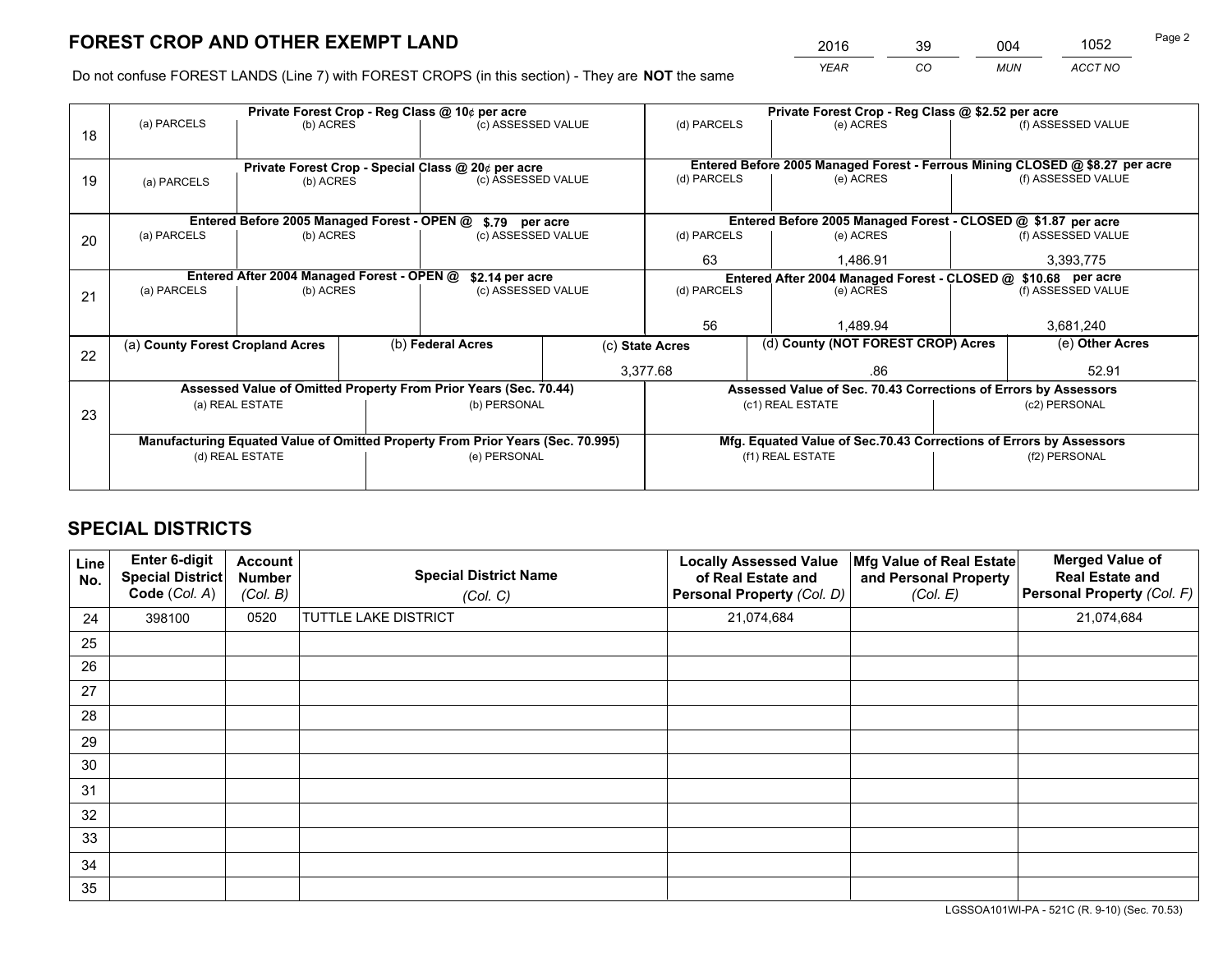# FOREST CROP AND OTHER EXEMPT LAND

| 2016 | 39 | 004 | 1052 |
|---|---|---|---|
| *YEAR* | *CO* | *MUN* | *ACCT NO* |

Do not confuse FOREST LANDS (Line 7) with FOREST CROPS (in this section) - They are **NOT** the same

| Line | Private Forest Crop - Reg Class @ 10¢ per acre | | | Private Forest Crop - Reg Class @ $2.52 per acre | | |
|---|---|---|---|---|---|---|
| 18 | (a) PARCELS | (b) ACRES | (c) ASSESSED VALUE | (d) PARCELS | (e) ACRES | (f) ASSESSED VALUE |
| | | | | | | |
| | **Private Forest Crop - Special Class @ 20¢ per acre** | | | **Entered Before 2005 Managed Forest - Ferrous Mining CLOSED @ $8.27 per acre** | | |
| 19 | (a) PARCELS | (b) ACRES | (c) ASSESSED VALUE | (d) PARCELS | (e) ACRES | (f) ASSESSED VALUE |
| | | | | | | |
| | **Entered Before 2005 Managed Forest - OPEN @ $.79 per acre** | | | **Entered Before 2005 Managed Forest - CLOSED @ $1.87 per acre** | | |
| 20 | (a) PARCELS | (b) ACRES | (c) ASSESSED VALUE | (d) PARCELS | (e) ACRES | (f) ASSESSED VALUE |
| | | | | 63 | 1,486.91 | 3,393,775 |
| | **Entered After 2004 Managed Forest - OPEN @ $2.14 per acre** | | | **Entered After 2004 Managed Forest - CLOSED @ $10.68 per acre** | | |
| 21 | (a) PARCELS | (b) ACRES | (c) ASSESSED VALUE | (d) PARCELS | (e) ACRES | (f) ASSESSED VALUE |
| | | | | 56 | 1,489.94 | 3,681,240 |

| Line | (a) County Forest Cropland Acres | (b) Federal Acres | (c) State Acres | (d) County (NOT FOREST CROP) Acres | (e) Other Acres |
|---|---|---|---|---|---|
| 22 | | | 3,377.68 | .86 | 52.91 |

| Line | Assessed Value of Omitted Property From Prior Years (Sec. 70.44) | | Assessed Value of Sec. 70.43 Corrections of Errors by Assessors | |
|---|---|---|---|---|
| 23 | (a) REAL ESTATE | (b) PERSONAL | (c1) REAL ESTATE | (c2) PERSONAL |
| | | | | |
| | **Manufacturing Equated Value of Omitted Property From Prior Years (Sec. 70.995)** | | **Mfg. Equated Value of Sec.70.43 Corrections of Errors by Assessors** | |
| | (d) REAL ESTATE | (e) PERSONAL | (f1) REAL ESTATE | (f2) PERSONAL |
| | | | | |

# SPECIAL DISTRICTS

| Line No. | Enter 6-digit Special District Code (*Col. A*) | Account Number (*Col. B*) | Special District Name (*Col. C*) | Locally Assessed Value of Real Estate and Personal Property (*Col. D*) | Mfg Value of Real Estate and Personal Property (*Col. E*) | Merged Value of Real Estate and Personal Property (*Col. F*) |
|---|---|---|---|---|---|---|
| 24 | 398100 | 0520 | TUTTLE LAKE DISTRICT | 21,074,684 | | 21,074,684 |
| 25 | | | | | | |
| 26 | | | | | | |
| 27 | | | | | | |
| 28 | | | | | | |
| 29 | | | | | | |
| 30 | | | | | | |
| 31 | | | | | | |
| 32 | | | | | | |
| 33 | | | | | | |
| 34 | | | | | | |
| 35 | | | | | | |

LGSSOA101WI-PA - 521C (R. 9-10) (Sec. 70.53)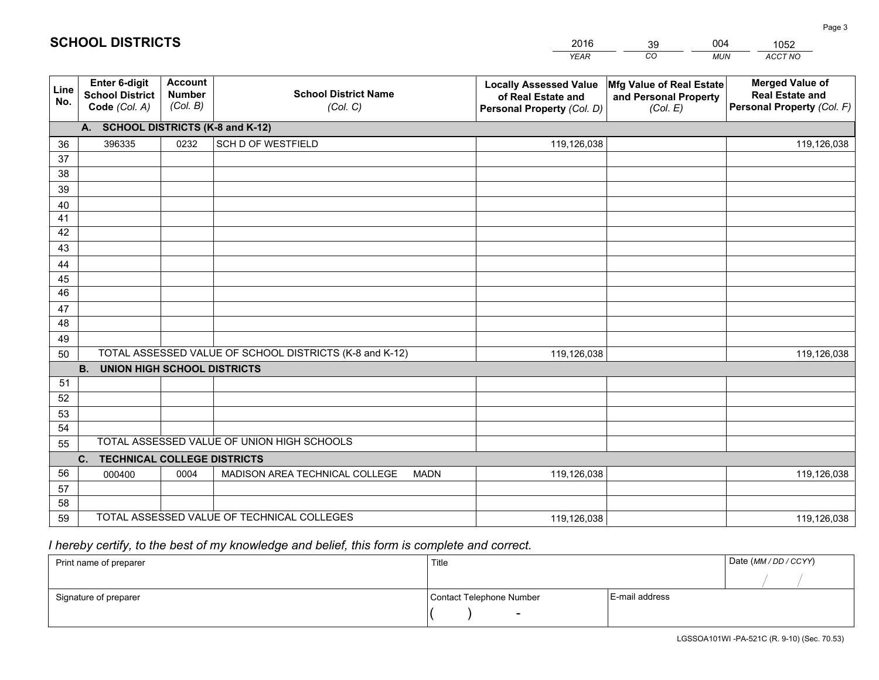# SCHOOL DISTRICTS

| 2016 | 39 | 004 | 1052 |
|---|---|---|---|
| *YEAR* | *CO* | *MUN* | *ACCT NO* |

| Line No. | Enter 6-digit School District Code *(Col. A)* | Account Number *(Col. B)* | School District Name *(Col. C)* | Locally Assessed Value of Real Estate and Personal Property *(Col. D)* | Mfg Value of Real Estate and Personal Property *(Col. E)* | Merged Value of Real Estate and Personal Property *(Col. F)* |
|---|---|---|---|---|---|---|
| **A.** | **SCHOOL DISTRICTS (K-8 and K-12)** | | | | | |
| 36 | 396335 | 0232 | SCH D OF WESTFIELD | 119,126,038 | | 119,126,038 |
| 37 | | | | | | |
| 38 | | | | | | |
| 39 | | | | | | |
| 40 | | | | | | |
| 41 | | | | | | |
| 42 | | | | | | |
| 43 | | | | | | |
| 44 | | | | | | |
| 45 | | | | | | |
| 46 | | | | | | |
| 47 | | | | | | |
| 48 | | | | | | |
| 49 | | | | | | |
| 50 | TOTAL ASSESSED VALUE OF SCHOOL DISTRICTS (K-8 and K-12) | | | 119,126,038 | | 119,126,038 |
| **B.** | **UNION HIGH SCHOOL DISTRICTS** | | | | | |
| 51 | | | | | | |
| 52 | | | | | | |
| 53 | | | | | | |
| 54 | | | | | | |
| 55 | TOTAL ASSESSED VALUE OF UNION HIGH SCHOOLS | | | | | |
| **C.** | **TECHNICAL COLLEGE DISTRICTS** | | | | | |
| 56 | 000400 | 0004 | MADISON AREA TECHNICAL COLLEGE MADN | 119,126,038 | | 119,126,038 |
| 57 | | | | | | |
| 58 | | | | | | |
| 59 | TOTAL ASSESSED VALUE OF TECHNICAL COLLEGES | | | 119,126,038 | | 119,126,038 |

*I hereby certify, to the best of my knowledge and belief, this form is complete and correct.*

| Print name of preparer | Title | | Date *(MM / DD / CCYY)* |
|---|---|---|---|
| | | | / / |
| Signature of preparer | Contact Telephone Number | E-mail address | |
| | ( ) - | | |

LGSSOA101WI -PA-521C (R. 9-10) (Sec. 70.53)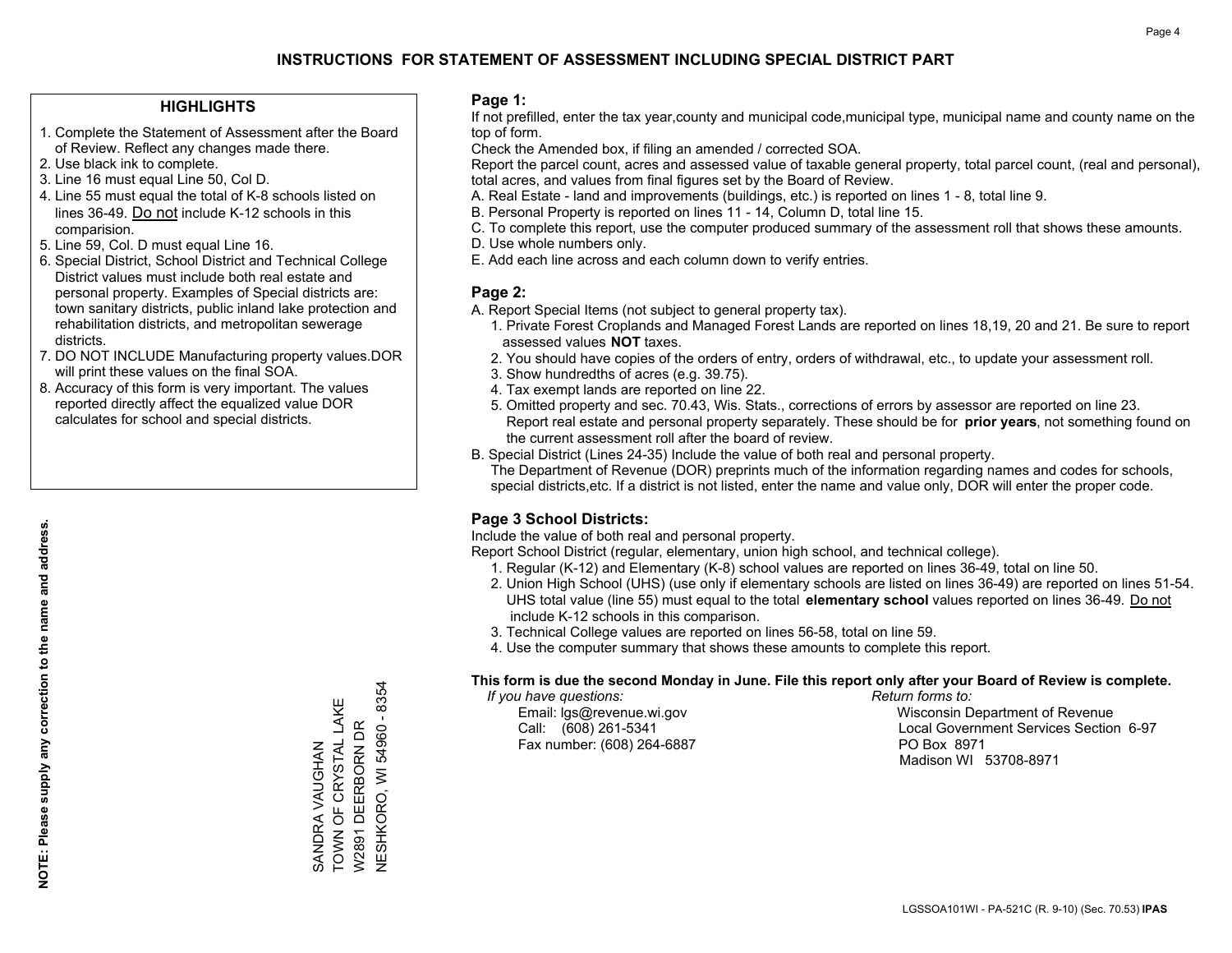# INSTRUCTIONS FOR STATEMENT OF ASSESSMENT INCLUDING SPECIAL DISTRICT PART

## HIGHLIGHTS

1. Complete the Statement of Assessment after the Board of Review. Reflect any changes made there.
2. Use black ink to complete.
3. Line 16 must equal Line 50, Col D.
4. Line 55 must equal the total of K-8 schools listed on lines 36-49. Do not include K-12 schools in this comparision.
5. Line 59, Col. D must equal Line 16.
6. Special District, School District and Technical College District values must include both real estate and personal property. Examples of Special districts are: town sanitary districts, public inland lake protection and rehabilitation districts, and metropolitan sewerage districts.
7. DO NOT INCLUDE Manufacturing property values.DOR will print these values on the final SOA.
8. Accuracy of this form is very important. The values reported directly affect the equalized value DOR calculates for school and special districts.

**NOTE: Please supply any correction to the name and address.**

SANDRA VAUGHAN
TOWN OF CRYSTAL LAKE
W2891 DEERBORN DR
NESHKORO, WI 54960 - 8354

## Page 1:

If not prefilled, enter the tax year,county and municipal code,municipal type, municipal name and county name on the top of form.

Check the Amended box, if filing an amended / corrected SOA.

Report the parcel count, acres and assessed value of taxable general property, total parcel count, (real and personal), total acres, and values from final figures set by the Board of Review.

A. Real Estate - land and improvements (buildings, etc.) is reported on lines 1 - 8, total line 9.
B. Personal Property is reported on lines 11 - 14, Column D, total line 15.
C. To complete this report, use the computer produced summary of the assessment roll that shows these amounts.
D. Use whole numbers only.
E. Add each line across and each column down to verify entries.

## Page 2:

A. Report Special Items (not subject to general property tax).
   1. Private Forest Croplands and Managed Forest Lands are reported on lines 18,19, 20 and 21. Be sure to report assessed values **NOT** taxes.
   2. You should have copies of the orders of entry, orders of withdrawal, etc., to update your assessment roll.
   3. Show hundredths of acres (e.g. 39.75).
   4. Tax exempt lands are reported on line 22.
   5. Omitted property and sec. 70.43, Wis. Stats., corrections of errors by assessor are reported on line 23. Report real estate and personal property separately. These should be for **prior years**, not something found on the current assessment roll after the board of review.
B. Special District (Lines 24-35) Include the value of both real and personal property.
   The Department of Revenue (DOR) preprints much of the information regarding names and codes for schools, special districts,etc. If a district is not listed, enter the name and value only, DOR will enter the proper code.

## Page 3 School Districts:

Include the value of both real and personal property.

Report School District (regular, elementary, union high school, and technical college).

1. Regular (K-12) and Elementary (K-8) school values are reported on lines 36-49, total on line 50.
2. Union High School (UHS) (use only if elementary schools are listed on lines 36-49) are reported on lines 51-54. UHS total value (line 55) must equal to the total **elementary school** values reported on lines 36-49. Do not include K-12 schools in this comparison.
3. Technical College values are reported on lines 56-58, total on line 59.
4. Use the computer summary that shows these amounts to complete this report.

**This form is due the second Monday in June. File this report only after your Board of Review is complete.**

*If you have questions:*
Email: lgs@revenue.wi.gov
Call: (608) 261-5341
Fax number: (608) 264-6887

*Return forms to:*
Wisconsin Department of Revenue
Local Government Services Section 6-97
PO Box 8971
Madison WI 53708-8971

LGSSOA101WI - PA-521C (R. 9-10) (Sec. 70.53) **IPAS**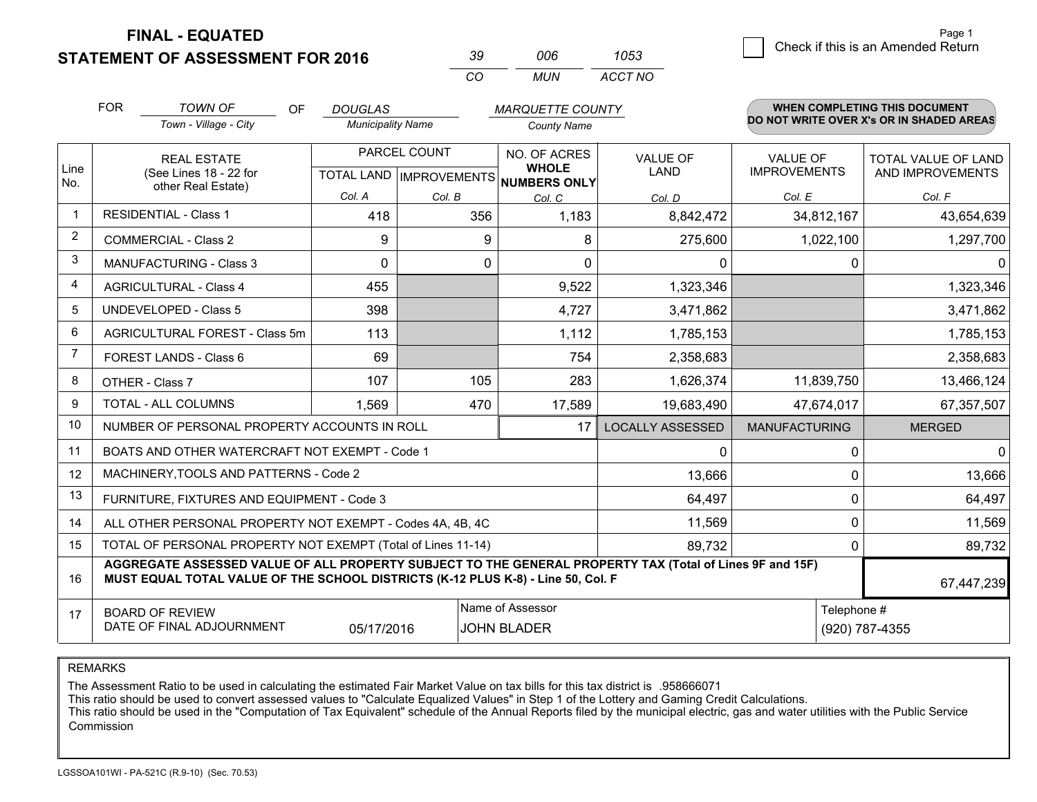**FINAL - EQUATED**
**STATEMENT OF ASSESSMENT FOR 2016**

| 39 | 006 | 1053 |
|---|---|---|
| CO | MUN | ACCT NO |

Page 1

☐ Check if this is an Amended Return

FOR *TOWN OF* (Town - Village - City) OF *DOUGLAS* (Municipality Name) *MARQUETTE COUNTY* (County Name)

**WHEN COMPLETING THIS DOCUMENT DO NOT WRITE OVER X's OR IN SHADED AREAS**

| Line No. | REAL ESTATE (See Lines 18 - 22 for other Real Estate) | PARCEL COUNT | | NO. OF ACRES WHOLE NUMBERS ONLY | VALUE OF LAND | VALUE OF IMPROVEMENTS | TOTAL VALUE OF LAND AND IMPROVEMENTS |
|---|---|---|---|---|---|---|---|
| | | TOTAL LAND | IMPROVEMENTS | | | | |
| | | Col. A | Col. B | Col. C | Col. D | Col. E | Col. F |
| 1 | RESIDENTIAL - Class 1 | 418 | 356 | 1,183 | 8,842,472 | 34,812,167 | 43,654,639 |
| 2 | COMMERCIAL - Class 2 | 9 | 9 | 8 | 275,600 | 1,022,100 | 1,297,700 |
| 3 | MANUFACTURING - Class 3 | 0 | 0 | 0 | 0 | 0 | 0 |
| 4 | AGRICULTURAL - Class 4 | 455 | | 9,522 | 1,323,346 | | 1,323,346 |
| 5 | UNDEVELOPED - Class 5 | 398 | | 4,727 | 3,471,862 | | 3,471,862 |
| 6 | AGRICULTURAL FOREST - Class 5m | 113 | | 1,112 | 1,785,153 | | 1,785,153 |
| 7 | FOREST LANDS - Class 6 | 69 | | 754 | 2,358,683 | | 2,358,683 |
| 8 | OTHER - Class 7 | 107 | 105 | 283 | 1,626,374 | 11,839,750 | 13,466,124 |
| 9 | TOTAL - ALL COLUMNS | 1,569 | 470 | 17,589 | 19,683,490 | 47,674,017 | 67,357,507 |
| 10 | NUMBER OF PERSONAL PROPERTY ACCOUNTS IN ROLL | | | 17 | LOCALLY ASSESSED | MANUFACTURING | MERGED |
| 11 | BOATS AND OTHER WATERCRAFT NOT EXEMPT - Code 1 | | | | 0 | 0 | 0 |
| 12 | MACHINERY,TOOLS AND PATTERNS - Code 2 | | | | 13,666 | 0 | 13,666 |
| 13 | FURNITURE, FIXTURES AND EQUIPMENT - Code 3 | | | | 64,497 | 0 | 64,497 |
| 14 | ALL OTHER PERSONAL PROPERTY NOT EXEMPT - Codes 4A, 4B, 4C | | | | 11,569 | 0 | 11,569 |
| 15 | TOTAL OF PERSONAL PROPERTY NOT EXEMPT (Total of Lines 11-14) | | | | 89,732 | 0 | 89,732 |
| 16 | **AGGREGATE ASSESSED VALUE OF ALL PROPERTY SUBJECT TO THE GENERAL PROPERTY TAX (Total of Lines 9F and 15F) MUST EQUAL TOTAL VALUE OF THE SCHOOL DISTRICTS (K-12 PLUS K-8) - Line 50, Col. F** | | | | | | 67,447,239 |
| 17 | BOARD OF REVIEW DATE OF FINAL ADJOURNMENT | 05/17/2016 | | Name of Assessor: JOHN BLADER | | Telephone #: (920) 787-4355 | |

REMARKS

The Assessment Ratio to be used in calculating the estimated Fair Market Value on tax bills for this tax district is .958666071

This ratio should be used to convert assessed values to "Calculate Equalized Values" in Step 1 of the Lottery and Gaming Credit Calculations.

This ratio should be used in the "Computation of Tax Equivalent" schedule of the Annual Reports filed by the municipal electric, gas and water utilities with the Public Service Commission

LGSSOA101WI - PA-521C (R.9-10) (Sec. 70.53)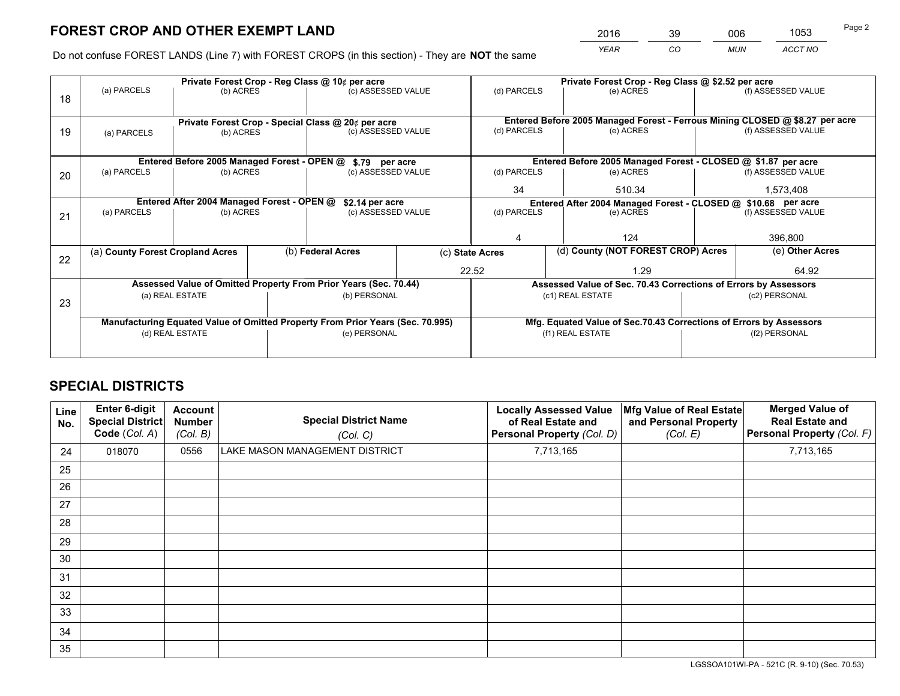# FOREST CROP AND OTHER EXEMPT LAND

| 2016 | 39 | 006 | 1053 |
|---|---|---|---|
| YEAR | CO | MUN | ACCT NO |

Do not confuse FOREST LANDS (Line 7) with FOREST CROPS (in this section) - They are **NOT** the same

| Line | Private Forest Crop - Reg Class @ 10¢ per acre | | | Private Forest Crop - Reg Class @ $2.52 per acre | | |
|---|---|---|---|---|---|---|
| 18 | (a) PARCELS | (b) ACRES | (c) ASSESSED VALUE | (d) PARCELS | (e) ACRES | (f) ASSESSED VALUE |
| | | | | | | |
| | **Private Forest Crop - Special Class @ 20¢ per acre** | | | **Entered Before 2005 Managed Forest - Ferrous Mining CLOSED @ $8.27 per acre** | | |
| 19 | (a) PARCELS | (b) ACRES | (c) ASSESSED VALUE | (d) PARCELS | (e) ACRES | (f) ASSESSED VALUE |
| | | | | | | |
| | **Entered Before 2005 Managed Forest - OPEN @ $.79 per acre** | | | **Entered Before 2005 Managed Forest - CLOSED @ $1.87 per acre** | | |
| 20 | (a) PARCELS | (b) ACRES | (c) ASSESSED VALUE | (d) PARCELS | (e) ACRES | (f) ASSESSED VALUE |
| | | | | 34 | 510.34 | 1,573,408 |
| | **Entered After 2004 Managed Forest - OPEN @ $2.14 per acre** | | | **Entered After 2004 Managed Forest - CLOSED @ $10.68 per acre** | | |
| 21 | (a) PARCELS | (b) ACRES | (c) ASSESSED VALUE | (d) PARCELS | (e) ACRES | (f) ASSESSED VALUE |
| | | | | 4 | 124 | 396,800 |

| Line | (a) County Forest Cropland Acres | (b) Federal Acres | (c) State Acres | (d) County (NOT FOREST CROP) Acres | (e) Other Acres |
|---|---|---|---|---|---|
| 22 | | | 22.52 | 1.29 | 64.92 |

| Line | Assessed Value of Omitted Property From Prior Years (Sec. 70.44) | | Assessed Value of Sec. 70.43 Corrections of Errors by Assessors | |
|---|---|---|---|---|
| 23 | (a) REAL ESTATE | (b) PERSONAL | (c1) REAL ESTATE | (c2) PERSONAL |
| | | | | |
| | **Manufacturing Equated Value of Omitted Property From Prior Years (Sec. 70.995)** | | **Mfg. Equated Value of Sec.70.43 Corrections of Errors by Assessors** | |
| | (d) REAL ESTATE | (e) PERSONAL | (f1) REAL ESTATE | (f2) PERSONAL |
| | | | | |

# SPECIAL DISTRICTS

| Line No. | Enter 6-digit Special District Code (Col. A) | Account Number (Col. B) | Special District Name (Col. C) | Locally Assessed Value of Real Estate and Personal Property (Col. D) | Mfg Value of Real Estate and Personal Property (Col. E) | Merged Value of Real Estate and Personal Property (Col. F) |
|---|---|---|---|---|---|---|
| 24 | 018070 | 0556 | LAKE MASON MANAGEMENT DISTRICT | 7,713,165 | | 7,713,165 |
| 25 | | | | | | |
| 26 | | | | | | |
| 27 | | | | | | |
| 28 | | | | | | |
| 29 | | | | | | |
| 30 | | | | | | |
| 31 | | | | | | |
| 32 | | | | | | |
| 33 | | | | | | |
| 34 | | | | | | |
| 35 | | | | | | |

LGSSOA101WI-PA - 521C (R. 9-10) (Sec. 70.53)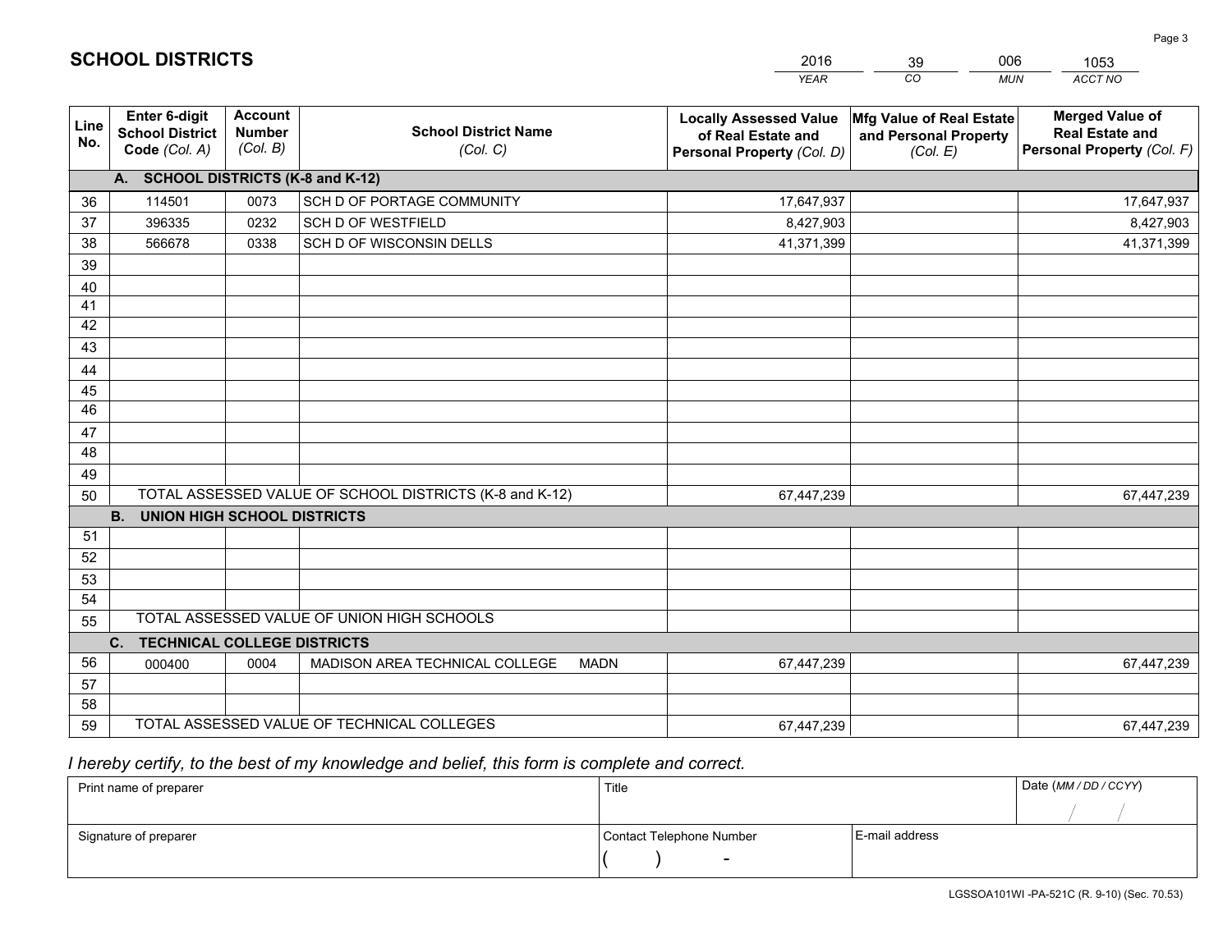# SCHOOL DISTRICTS

| 2016 | 39 | 006 | 1053 |
|---|---|---|---|
| YEAR | CO | MUN | ACCT NO |

| Line No. | Enter 6-digit School District Code (Col. A) | Account Number (Col. B) | School District Name (Col. C) | Locally Assessed Value of Real Estate and Personal Property (Col. D) | Mfg Value of Real Estate and Personal Property (Col. E) | Merged Value of Real Estate and Personal Property (Col. F) |
|---|---|---|---|---|---|---|
| | **A. SCHOOL DISTRICTS (K-8 and K-12)** | | | | | |
| 36 | 114501 | 0073 | SCH D OF PORTAGE COMMUNITY | 17,647,937 | | 17,647,937 |
| 37 | 396335 | 0232 | SCH D OF WESTFIELD | 8,427,903 | | 8,427,903 |
| 38 | 566678 | 0338 | SCH D OF WISCONSIN DELLS | 41,371,399 | | 41,371,399 |
| 39 | | | | | | |
| 40 | | | | | | |
| 41 | | | | | | |
| 42 | | | | | | |
| 43 | | | | | | |
| 44 | | | | | | |
| 45 | | | | | | |
| 46 | | | | | | |
| 47 | | | | | | |
| 48 | | | | | | |
| 49 | | | | | | |
| 50 | TOTAL ASSESSED VALUE OF SCHOOL DISTRICTS (K-8 and K-12) | | | 67,447,239 | | 67,447,239 |
| | **B. UNION HIGH SCHOOL DISTRICTS** | | | | | |
| 51 | | | | | | |
| 52 | | | | | | |
| 53 | | | | | | |
| 54 | | | | | | |
| 55 | TOTAL ASSESSED VALUE OF UNION HIGH SCHOOLS | | | | | |
| | **C. TECHNICAL COLLEGE DISTRICTS** | | | | | |
| 56 | 000400 | 0004 | MADISON AREA TECHNICAL COLLEGE MADN | 67,447,239 | | 67,447,239 |
| 57 | | | | | | |
| 58 | | | | | | |
| 59 | TOTAL ASSESSED VALUE OF TECHNICAL COLLEGES | | | 67,447,239 | | 67,447,239 |

*I hereby certify, to the best of my knowledge and belief, this form is complete and correct.*

| Print name of preparer | Title | | Date (MM / DD / CCYY) |
|---|---|---|---|
| | | | / / |
| Signature of preparer | Contact Telephone Number | E-mail address | |
| | ( ) - | | |

LGSSOA101WI -PA-521C (R. 9-10) (Sec. 70.53)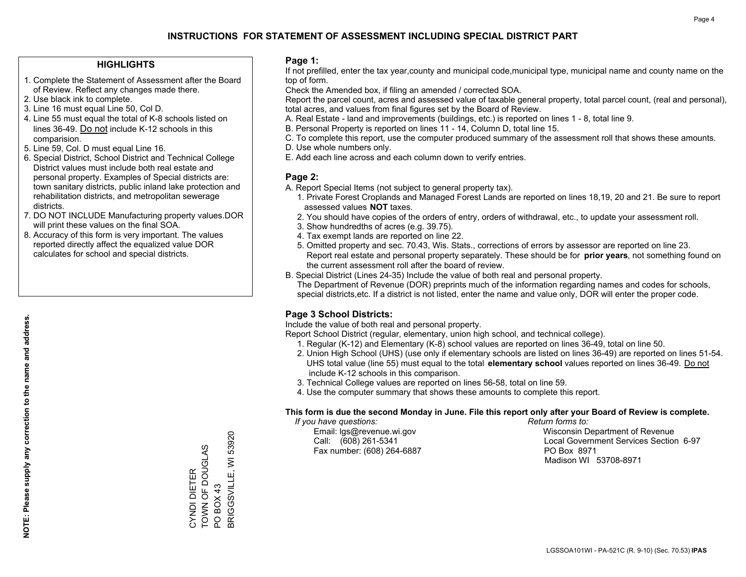# INSTRUCTIONS FOR STATEMENT OF ASSESSMENT INCLUDING SPECIAL DISTRICT PART

## HIGHLIGHTS

1. Complete the Statement of Assessment after the Board of Review. Reflect any changes made there.
2. Use black ink to complete.
3. Line 16 must equal Line 50, Col D.
4. Line 55 must equal the total of K-8 schools listed on lines 36-49. Do not include K-12 schools in this comparision.
5. Line 59, Col. D must equal Line 16.
6. Special District, School District and Technical College District values must include both real estate and personal property. Examples of Special districts are: town sanitary districts, public inland lake protection and rehabilitation districts, and metropolitan sewerage districts.
7. DO NOT INCLUDE Manufacturing property values.DOR will print these values on the final SOA.
8. Accuracy of this form is very important. The values reported directly affect the equalized value DOR calculates for school and special districts.

**NOTE: Please supply any correction to the name and address.**

CYNDI DIETER
TOWN OF DOUGLAS
PO BOX 43
BRIGGSVILLE, WI 53920

## Page 1:

If not prefilled, enter the tax year,county and municipal code,municipal type, municipal name and county name on the top of form.

Check the Amended box, if filing an amended / corrected SOA.

Report the parcel count, acres and assessed value of taxable general property, total parcel count, (real and personal), total acres, and values from final figures set by the Board of Review.

A. Real Estate - land and improvements (buildings, etc.) is reported on lines 1 - 8, total line 9.
B. Personal Property is reported on lines 11 - 14, Column D, total line 15.
C. To complete this report, use the computer produced summary of the assessment roll that shows these amounts.
D. Use whole numbers only.
E. Add each line across and each column down to verify entries.

## Page 2:

A. Report Special Items (not subject to general property tax).
   1. Private Forest Croplands and Managed Forest Lands are reported on lines 18,19, 20 and 21. Be sure to report assessed values **NOT** taxes.
   2. You should have copies of the orders of entry, orders of withdrawal, etc., to update your assessment roll.
   3. Show hundredths of acres (e.g. 39.75).
   4. Tax exempt lands are reported on line 22.
   5. Omitted property and sec. 70.43, Wis. Stats., corrections of errors by assessor are reported on line 23. Report real estate and personal property separately. These should be for **prior years**, not something found on the current assessment roll after the board of review.
B. Special District (Lines 24-35) Include the value of both real and personal property.
   The Department of Revenue (DOR) preprints much of the information regarding names and codes for schools, special districts,etc. If a district is not listed, enter the name and value only, DOR will enter the proper code.

## Page 3 School Districts:

Include the value of both real and personal property.

Report School District (regular, elementary, union high school, and technical college).

1. Regular (K-12) and Elementary (K-8) school values are reported on lines 36-49, total on line 50.
2. Union High School (UHS) (use only if elementary schools are listed on lines 36-49) are reported on lines 51-54. UHS total value (line 55) must equal to the total **elementary school** values reported on lines 36-49. Do not include K-12 schools in this comparison.
3. Technical College values are reported on lines 56-58, total on line 59.
4. Use the computer summary that shows these amounts to complete this report.

**This form is due the second Monday in June. File this report only after your Board of Review is complete.**

*If you have questions:*
Email: lgs@revenue.wi.gov
Call: (608) 261-5341
Fax number: (608) 264-6887

*Return forms to:*
Wisconsin Department of Revenue
Local Government Services Section 6-97
PO Box 8971
Madison WI 53708-8971

LGSSOA101WI - PA-521C (R. 9-10) (Sec. 70.53) **IPAS**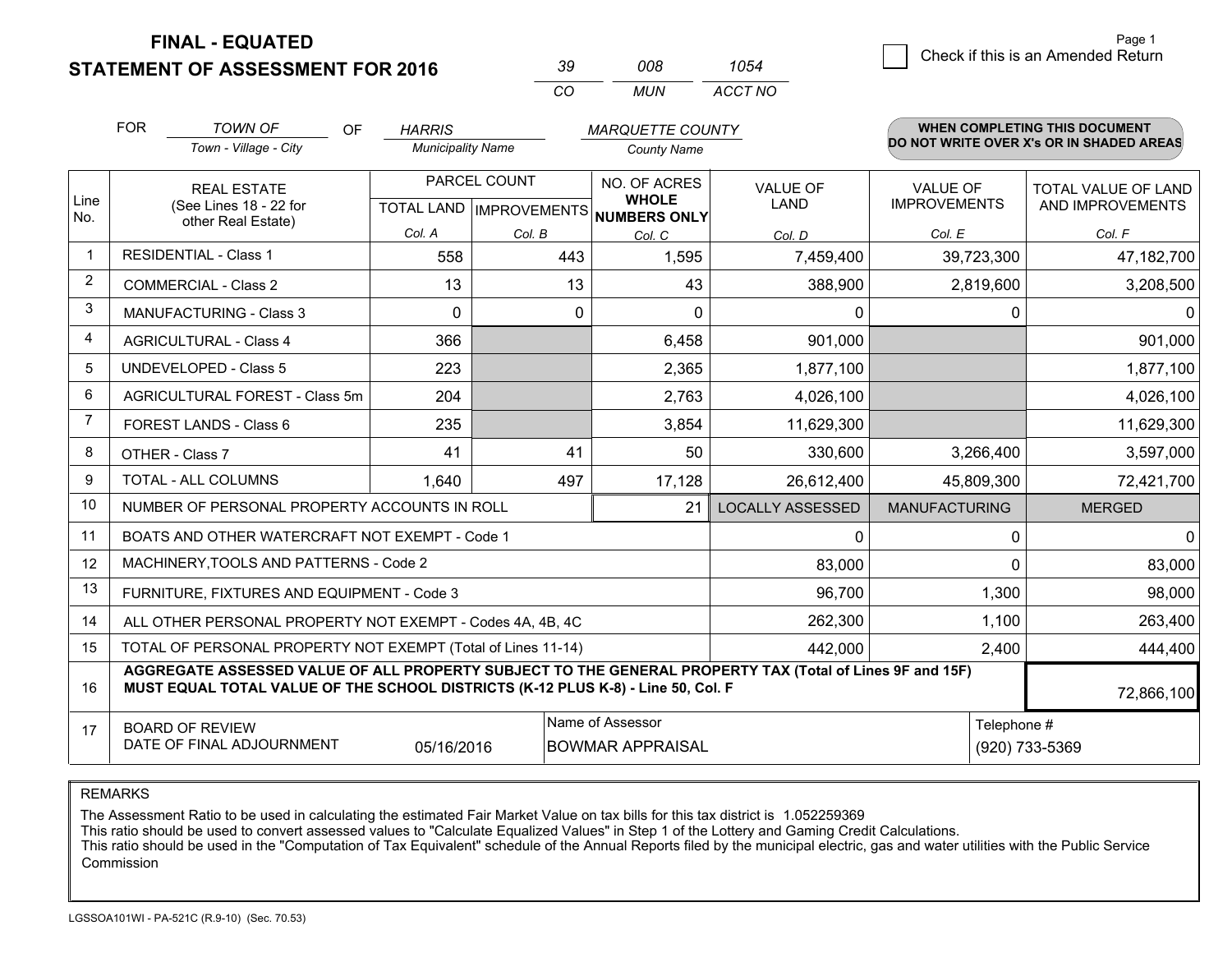# FINAL - EQUATED
## STATEMENT OF ASSESSMENT FOR 2016

| 39 | 008 | 1054 |
|---|---|---|
| CO | MUN | ACCT NO |

Check if this is an Amended Return

FOR *TOWN OF* (Town - Village - City) OF *HARRIS* (Municipality Name) *MARQUETTE COUNTY* (County Name)

**WHEN COMPLETING THIS DOCUMENT DO NOT WRITE OVER X's OR IN SHADED AREAS**

| Line No. | REAL ESTATE (See Lines 18 - 22 for other Real Estate) | PARCEL COUNT | | NO. OF ACRES WHOLE NUMBERS ONLY | VALUE OF LAND | VALUE OF IMPROVEMENTS | TOTAL VALUE OF LAND AND IMPROVEMENTS |
|---|---|---|---|---|---|---|---|
| | | TOTAL LAND Col. A | IMPROVEMENTS Col. B | Col. C | Col. D | Col. E | Col. F |
| 1 | RESIDENTIAL - Class 1 | 558 | 443 | 1,595 | 7,459,400 | 39,723,300 | 47,182,700 |
| 2 | COMMERCIAL - Class 2 | 13 | 13 | 43 | 388,900 | 2,819,600 | 3,208,500 |
| 3 | MANUFACTURING - Class 3 | 0 | 0 | 0 | 0 | 0 | 0 |
| 4 | AGRICULTURAL - Class 4 | 366 | | 6,458 | 901,000 | | 901,000 |
| 5 | UNDEVELOPED - Class 5 | 223 | | 2,365 | 1,877,100 | | 1,877,100 |
| 6 | AGRICULTURAL FOREST - Class 5m | 204 | | 2,763 | 4,026,100 | | 4,026,100 |
| 7 | FOREST LANDS - Class 6 | 235 | | 3,854 | 11,629,300 | | 11,629,300 |
| 8 | OTHER - Class 7 | 41 | 41 | 50 | 330,600 | 3,266,400 | 3,597,000 |
| 9 | TOTAL - ALL COLUMNS | 1,640 | 497 | 17,128 | 26,612,400 | 45,809,300 | 72,421,700 |
| 10 | NUMBER OF PERSONAL PROPERTY ACCOUNTS IN ROLL | | | 21 | LOCALLY ASSESSED | MANUFACTURING | MERGED |
| 11 | BOATS AND OTHER WATERCRAFT NOT EXEMPT - Code 1 | | | | 0 | 0 | 0 |
| 12 | MACHINERY,TOOLS AND PATTERNS - Code 2 | | | | 83,000 | 0 | 83,000 |
| 13 | FURNITURE, FIXTURES AND EQUIPMENT - Code 3 | | | | 96,700 | 1,300 | 98,000 |
| 14 | ALL OTHER PERSONAL PROPERTY NOT EXEMPT - Codes 4A, 4B, 4C | | | | 262,300 | 1,100 | 263,400 |
| 15 | TOTAL OF PERSONAL PROPERTY NOT EXEMPT (Total of Lines 11-14) | | | | 442,000 | 2,400 | 444,400 |
| 16 | **AGGREGATE ASSESSED VALUE OF ALL PROPERTY SUBJECT TO THE GENERAL PROPERTY TAX (Total of Lines 9F and 15F) MUST EQUAL TOTAL VALUE OF THE SCHOOL DISTRICTS (K-12 PLUS K-8) - Line 50, Col. F** | | | | | | 72,866,100 |
| 17 | BOARD OF REVIEW DATE OF FINAL ADJOURNMENT | 05/16/2016 | | Name of Assessor: BOWMAR APPRAISAL | | Telephone #: (920) 733-5369 | |

REMARKS

The Assessment Ratio to be used in calculating the estimated Fair Market Value on tax bills for this tax district is 1.052259369
This ratio should be used to convert assessed values to "Calculate Equalized Values" in Step 1 of the Lottery and Gaming Credit Calculations.
This ratio should be used in the "Computation of Tax Equivalent" schedule of the Annual Reports filed by the municipal electric, gas and water utilities with the Public Service Commission

LGSSOA101WI - PA-521C (R.9-10) (Sec. 70.53)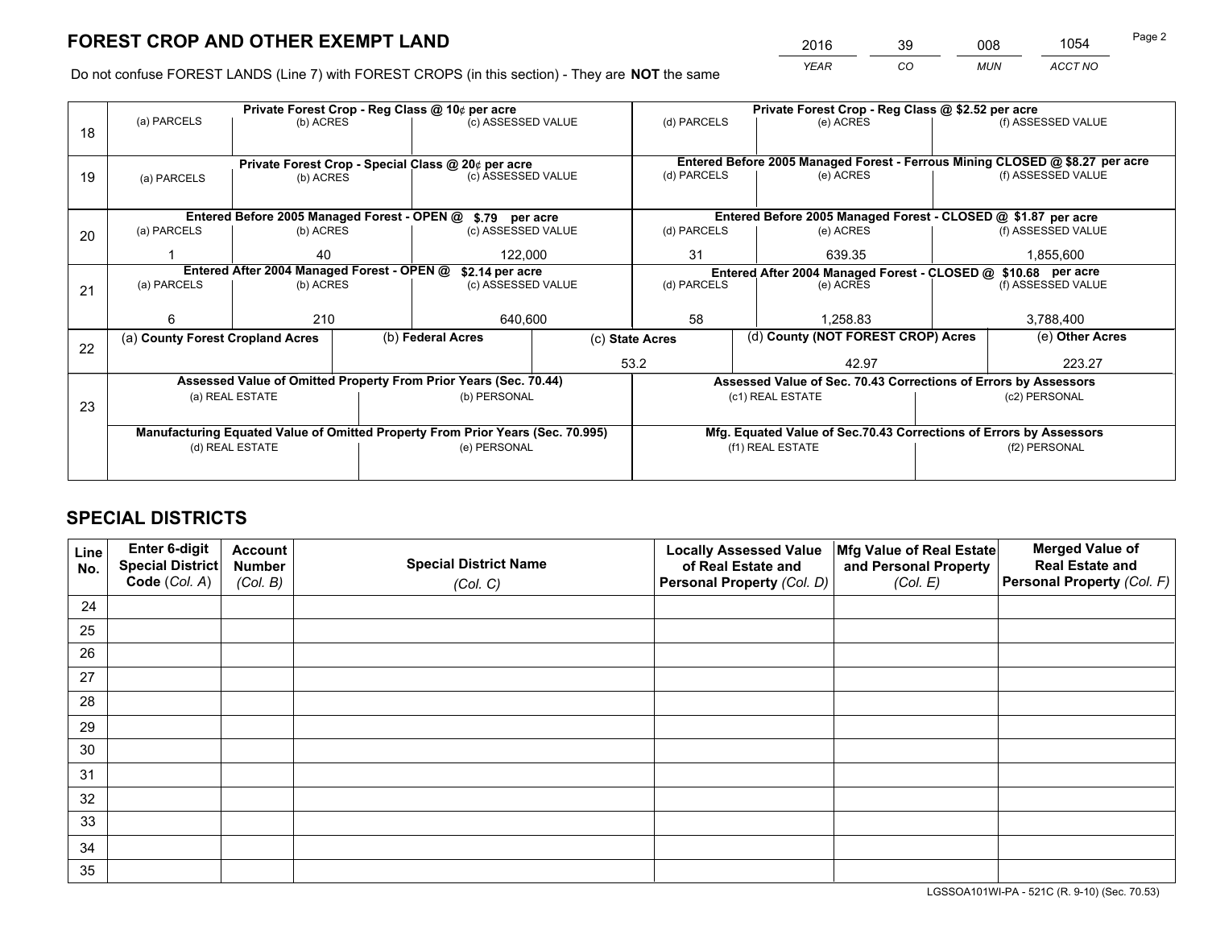# FOREST CROP AND OTHER EXEMPT LAND

| 2016 | 39 | 008 | 1054 |
|---|---|---|---|
| YEAR | CO | MUN | ACCT NO |

Do not confuse FOREST LANDS (Line 7) with FOREST CROPS (in this section) - They are **NOT** the same

| Line | Private Forest Crop - Reg Class @ 10¢ per acre | | | Private Forest Crop - Reg Class @ $2.52 per acre | | |
|---|---|---|---|---|---|---|
| 18 | (a) PARCELS | (b) ACRES | (c) ASSESSED VALUE | (d) PARCELS | (e) ACRES | (f) ASSESSED VALUE |
| | | | | | | |
| | **Private Forest Crop - Special Class @ 20¢ per acre** | | | **Entered Before 2005 Managed Forest - Ferrous Mining CLOSED @ $8.27 per acre** | | |
| 19 | (a) PARCELS | (b) ACRES | (c) ASSESSED VALUE | (d) PARCELS | (e) ACRES | (f) ASSESSED VALUE |
| | | | | | | |
| | **Entered Before 2005 Managed Forest - OPEN @ $.79 per acre** | | | **Entered Before 2005 Managed Forest - CLOSED @ $1.87 per acre** | | |
| 20 | (a) PARCELS | (b) ACRES | (c) ASSESSED VALUE | (d) PARCELS | (e) ACRES | (f) ASSESSED VALUE |
| | 1 | 40 | 122,000 | 31 | 639.35 | 1,855,600 |
| | **Entered After 2004 Managed Forest - OPEN @ $2.14 per acre** | | | **Entered After 2004 Managed Forest - CLOSED @ $10.68 per acre** | | |
| 21 | (a) PARCELS | (b) ACRES | (c) ASSESSED VALUE | (d) PARCELS | (e) ACRES | (f) ASSESSED VALUE |
| | 6 | 210 | 640,600 | 58 | 1,258.83 | 3,788,400 |

| Line | (a) County Forest Cropland Acres | (b) Federal Acres | (c) State Acres | (d) County (NOT FOREST CROP) Acres | (e) Other Acres |
|---|---|---|---|---|---|
| 22 | | | 53.2 | 42.97 | 223.27 |

| Line | Assessed Value of Omitted Property From Prior Years (Sec. 70.44) | | Assessed Value of Sec. 70.43 Corrections of Errors by Assessors | |
|---|---|---|---|---|
| 23 | (a) REAL ESTATE | (b) PERSONAL | (c1) REAL ESTATE | (c2) PERSONAL |
| | | | | |
| | **Manufacturing Equated Value of Omitted Property From Prior Years (Sec. 70.995)** | | **Mfg. Equated Value of Sec.70.43 Corrections of Errors by Assessors** | |
| | (d) REAL ESTATE | (e) PERSONAL | (f1) REAL ESTATE | (f2) PERSONAL |
| | | | | |

# SPECIAL DISTRICTS

| Line No. | Enter 6-digit Special District Code (Col. A) | Account Number (Col. B) | Special District Name (Col. C) | Locally Assessed Value of Real Estate and Personal Property (Col. D) | Mfg Value of Real Estate and Personal Property (Col. E) | Merged Value of Real Estate and Personal Property (Col. F) |
|---|---|---|---|---|---|---|
| 24 | | | | | | |
| 25 | | | | | | |
| 26 | | | | | | |
| 27 | | | | | | |
| 28 | | | | | | |
| 29 | | | | | | |
| 30 | | | | | | |
| 31 | | | | | | |
| 32 | | | | | | |
| 33 | | | | | | |
| 34 | | | | | | |
| 35 | | | | | | |

LGSSOA101WI-PA - 521C (R. 9-10) (Sec. 70.53)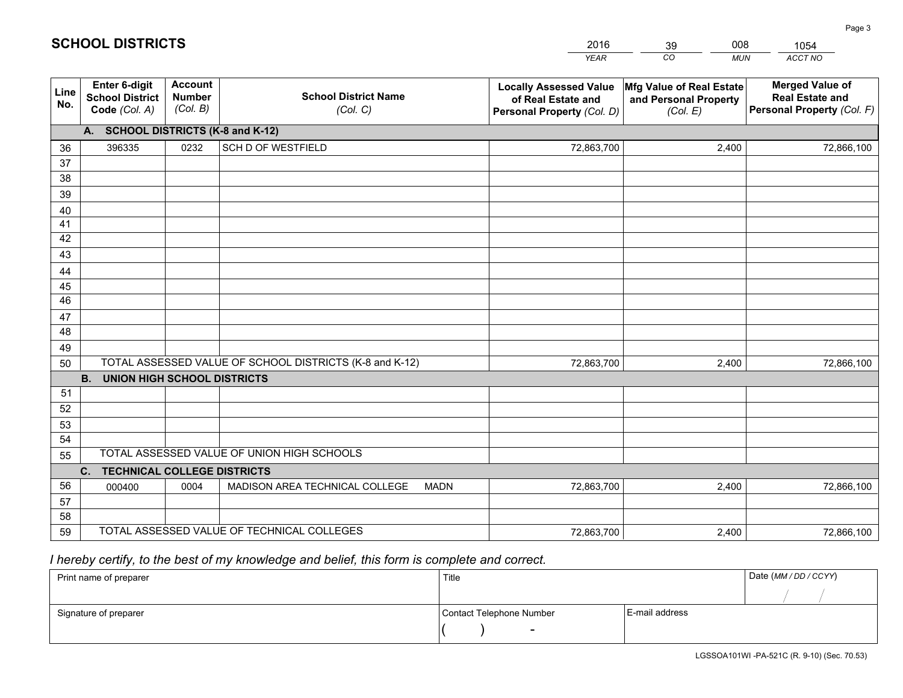# SCHOOL DISTRICTS

| 2016 | 39 | 008 | 1054 |
|---|---|---|---|
| *YEAR* | *CO* | *MUN* | *ACCT NO* |

| Line No. | Enter 6-digit School District Code *(Col. A)* | Account Number *(Col. B)* | School District Name *(Col. C)* | Locally Assessed Value of Real Estate and Personal Property *(Col. D)* | Mfg Value of Real Estate and Personal Property *(Col. E)* | Merged Value of Real Estate and Personal Property *(Col. F)* |
|---|---|---|---|---|---|---|
| | **A. SCHOOL DISTRICTS (K-8 and K-12)** | | | | | |
| 36 | 396335 | 0232 | SCH D OF WESTFIELD | 72,863,700 | 2,400 | 72,866,100 |
| 37 | | | | | | |
| 38 | | | | | | |
| 39 | | | | | | |
| 40 | | | | | | |
| 41 | | | | | | |
| 42 | | | | | | |
| 43 | | | | | | |
| 44 | | | | | | |
| 45 | | | | | | |
| 46 | | | | | | |
| 47 | | | | | | |
| 48 | | | | | | |
| 49 | | | | | | |
| 50 | TOTAL ASSESSED VALUE OF SCHOOL DISTRICTS (K-8 and K-12) | | | 72,863,700 | 2,400 | 72,866,100 |
| | **B. UNION HIGH SCHOOL DISTRICTS** | | | | | |
| 51 | | | | | | |
| 52 | | | | | | |
| 53 | | | | | | |
| 54 | | | | | | |
| 55 | TOTAL ASSESSED VALUE OF UNION HIGH SCHOOLS | | | | | |
| | **C. TECHNICAL COLLEGE DISTRICTS** | | | | | |
| 56 | 000400 | 0004 | MADISON AREA TECHNICAL COLLEGE MADN | 72,863,700 | 2,400 | 72,866,100 |
| 57 | | | | | | |
| 58 | | | | | | |
| 59 | TOTAL ASSESSED VALUE OF TECHNICAL COLLEGES | | | 72,863,700 | 2,400 | 72,866,100 |

*I hereby certify, to the best of my knowledge and belief, this form is complete and correct.*

| Print name of preparer | Title | | Date *(MM / DD / CCYY)* |
|---|---|---|---|
| | | | / / |
| Signature of preparer | Contact Telephone Number | E-mail address | |
| | ( ) - | | |

LGSSOA101WI -PA-521C (R. 9-10) (Sec. 70.53)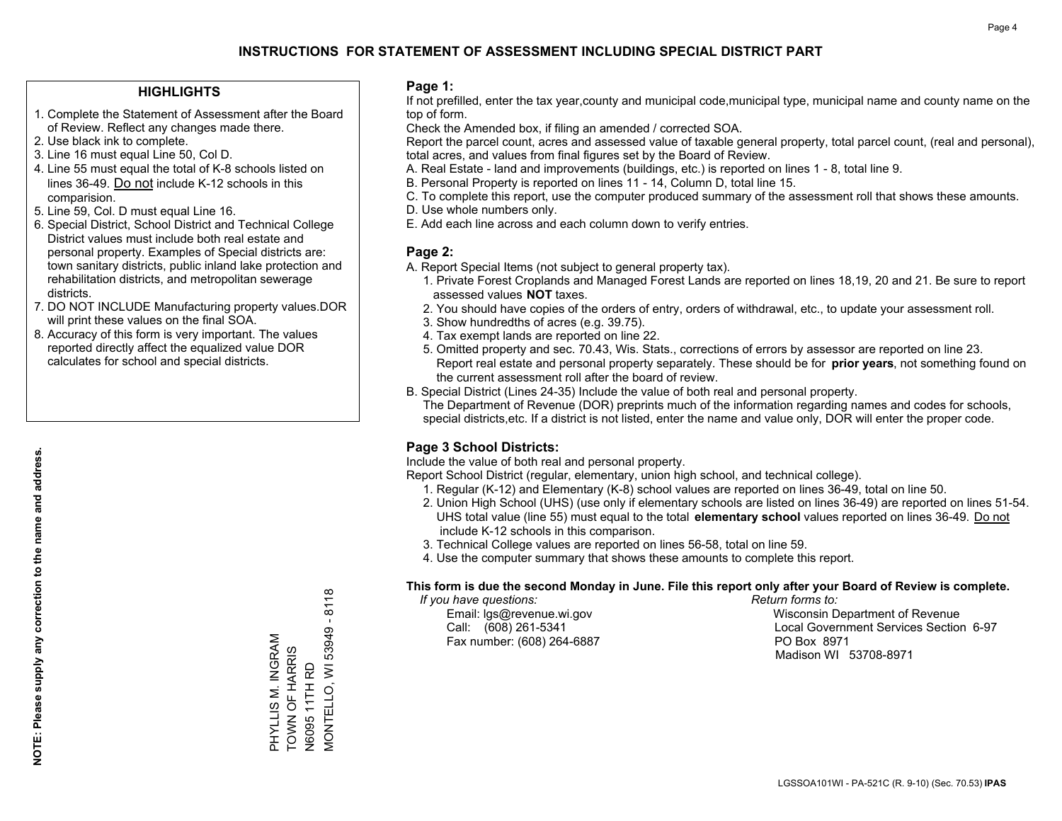# INSTRUCTIONS FOR STATEMENT OF ASSESSMENT INCLUDING SPECIAL DISTRICT PART

## HIGHLIGHTS

1. Complete the Statement of Assessment after the Board of Review. Reflect any changes made there.
2. Use black ink to complete.
3. Line 16 must equal Line 50, Col D.
4. Line 55 must equal the total of K-8 schools listed on lines 36-49. Do not include K-12 schools in this comparision.
5. Line 59, Col. D must equal Line 16.
6. Special District, School District and Technical College District values must include both real estate and personal property. Examples of Special districts are: town sanitary districts, public inland lake protection and rehabilitation districts, and metropolitan sewerage districts.
7. DO NOT INCLUDE Manufacturing property values.DOR will print these values on the final SOA.
8. Accuracy of this form is very important. The values reported directly affect the equalized value DOR calculates for school and special districts.

**NOTE: Please supply any correction to the name and address.**

PHYLLIS M. INGRAM
TOWN OF HARRIS
N6095 11TH RD
MONTELLO, WI 53949 - 8118

## Page 1:

If not prefilled, enter the tax year,county and municipal code,municipal type, municipal name and county name on the top of form.

Check the Amended box, if filing an amended / corrected SOA.

Report the parcel count, acres and assessed value of taxable general property, total parcel count, (real and personal), total acres, and values from final figures set by the Board of Review.

A. Real Estate - land and improvements (buildings, etc.) is reported on lines 1 - 8, total line 9.
B. Personal Property is reported on lines 11 - 14, Column D, total line 15.
C. To complete this report, use the computer produced summary of the assessment roll that shows these amounts.
D. Use whole numbers only.
E. Add each line across and each column down to verify entries.

## Page 2:

A. Report Special Items (not subject to general property tax).
   1. Private Forest Croplands and Managed Forest Lands are reported on lines 18,19, 20 and 21. Be sure to report assessed values **NOT** taxes.
   2. You should have copies of the orders of entry, orders of withdrawal, etc., to update your assessment roll.
   3. Show hundredths of acres (e.g. 39.75).
   4. Tax exempt lands are reported on line 22.
   5. Omitted property and sec. 70.43, Wis. Stats., corrections of errors by assessor are reported on line 23. Report real estate and personal property separately. These should be for **prior years**, not something found on the current assessment roll after the board of review.

B. Special District (Lines 24-35) Include the value of both real and personal property.
   The Department of Revenue (DOR) preprints much of the information regarding names and codes for schools, special districts,etc. If a district is not listed, enter the name and value only, DOR will enter the proper code.

## Page 3 School Districts:

Include the value of both real and personal property.

Report School District (regular, elementary, union high school, and technical college).

1. Regular (K-12) and Elementary (K-8) school values are reported on lines 36-49, total on line 50.
2. Union High School (UHS) (use only if elementary schools are listed on lines 36-49) are reported on lines 51-54. UHS total value (line 55) must equal to the total **elementary school** values reported on lines 36-49. Do not include K-12 schools in this comparison.
3. Technical College values are reported on lines 56-58, total on line 59.
4. Use the computer summary that shows these amounts to complete this report.

**This form is due the second Monday in June. File this report only after your Board of Review is complete.**

*If you have questions:*
Email: lgs@revenue.wi.gov
Call: (608) 261-5341
Fax number: (608) 264-6887

*Return forms to:*
Wisconsin Department of Revenue
Local Government Services Section 6-97
PO Box 8971
Madison WI 53708-8971

LGSSOA101WI - PA-521C (R. 9-10) (Sec. 70.53) **IPAS**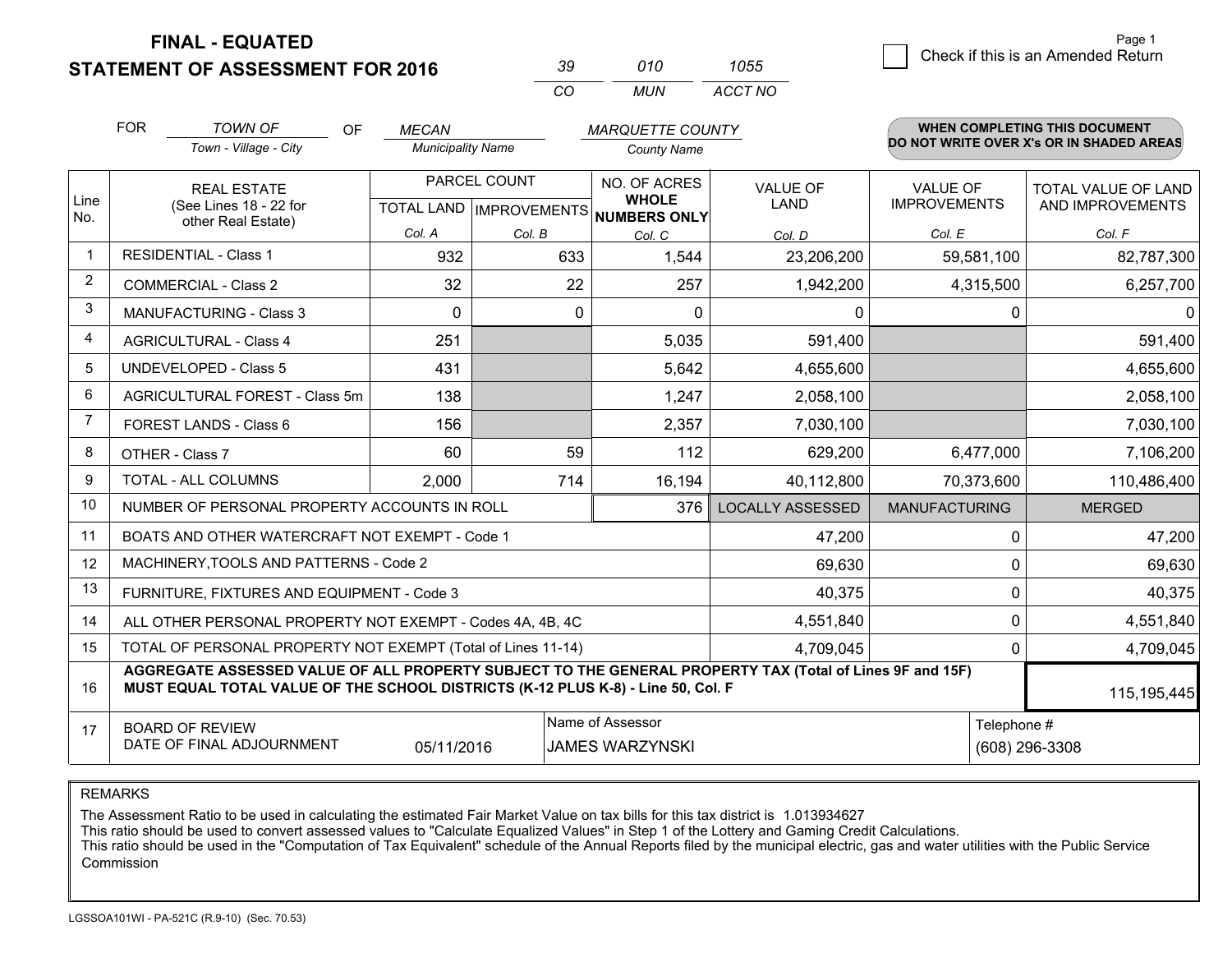# FINAL - EQUATED
## STATEMENT OF ASSESSMENT FOR 2016

| 39 | 010 | 1055 |
|---|---|---|
| CO | MUN | ACCT NO |

Page 1

☐ Check if this is an Amended Return

FOR *TOWN OF* (Town - Village - City) OF *MECAN* (Municipality Name) *MARQUETTE COUNTY* (County Name)

**WHEN COMPLETING THIS DOCUMENT DO NOT WRITE OVER X's OR IN SHADED AREAS**

| Line No. | REAL ESTATE (See Lines 18 - 22 for other Real Estate) | PARCEL COUNT | | NO. OF ACRES WHOLE NUMBERS ONLY | VALUE OF LAND | VALUE OF IMPROVEMENTS | TOTAL VALUE OF LAND AND IMPROVEMENTS |
|---|---|---|---|---|---|---|---|
| | | TOTAL LAND | IMPROVEMENTS | | | | |
| | | Col. A | Col. B | Col. C | Col. D | Col. E | Col. F |
| 1 | RESIDENTIAL - Class 1 | 932 | 633 | 1,544 | 23,206,200 | 59,581,100 | 82,787,300 |
| 2 | COMMERCIAL - Class 2 | 32 | 22 | 257 | 1,942,200 | 4,315,500 | 6,257,700 |
| 3 | MANUFACTURING - Class 3 | 0 | 0 | 0 | 0 | 0 | 0 |
| 4 | AGRICULTURAL - Class 4 | 251 | | 5,035 | 591,400 | | 591,400 |
| 5 | UNDEVELOPED - Class 5 | 431 | | 5,642 | 4,655,600 | | 4,655,600 |
| 6 | AGRICULTURAL FOREST - Class 5m | 138 | | 1,247 | 2,058,100 | | 2,058,100 |
| 7 | FOREST LANDS - Class 6 | 156 | | 2,357 | 7,030,100 | | 7,030,100 |
| 8 | OTHER - Class 7 | 60 | 59 | 112 | 629,200 | 6,477,000 | 7,106,200 |
| 9 | TOTAL - ALL COLUMNS | 2,000 | 714 | 16,194 | 40,112,800 | 70,373,600 | 110,486,400 |
| 10 | NUMBER OF PERSONAL PROPERTY ACCOUNTS IN ROLL | | | 376 | LOCALLY ASSESSED | MANUFACTURING | MERGED |
| 11 | BOATS AND OTHER WATERCRAFT NOT EXEMPT - Code 1 | | | | 47,200 | 0 | 47,200 |
| 12 | MACHINERY,TOOLS AND PATTERNS - Code 2 | | | | 69,630 | 0 | 69,630 |
| 13 | FURNITURE, FIXTURES AND EQUIPMENT - Code 3 | | | | 40,375 | 0 | 40,375 |
| 14 | ALL OTHER PERSONAL PROPERTY NOT EXEMPT - Codes 4A, 4B, 4C | | | | 4,551,840 | 0 | 4,551,840 |
| 15 | TOTAL OF PERSONAL PROPERTY NOT EXEMPT (Total of Lines 11-14) | | | | 4,709,045 | 0 | 4,709,045 |
| 16 | AGGREGATE ASSESSED VALUE OF ALL PROPERTY SUBJECT TO THE GENERAL PROPERTY TAX (Total of Lines 9F and 15F) MUST EQUAL TOTAL VALUE OF THE SCHOOL DISTRICTS (K-12 PLUS K-8) - Line 50, Col. F | | | | | | 115,195,445 |
| 17 | BOARD OF REVIEW DATE OF FINAL ADJOURNMENT | 05/11/2016 | Name of Assessor | JAMES WARZYNSKI | | Telephone # | (608) 296-3308 |

REMARKS

The Assessment Ratio to be used in calculating the estimated Fair Market Value on tax bills for this tax district is 1.013934627
This ratio should be used to convert assessed values to "Calculate Equalized Values" in Step 1 of the Lottery and Gaming Credit Calculations.
This ratio should be used in the "Computation of Tax Equivalent" schedule of the Annual Reports filed by the municipal electric, gas and water utilities with the Public Service Commission

LGSSOA101WI - PA-521C (R.9-10) (Sec. 70.53)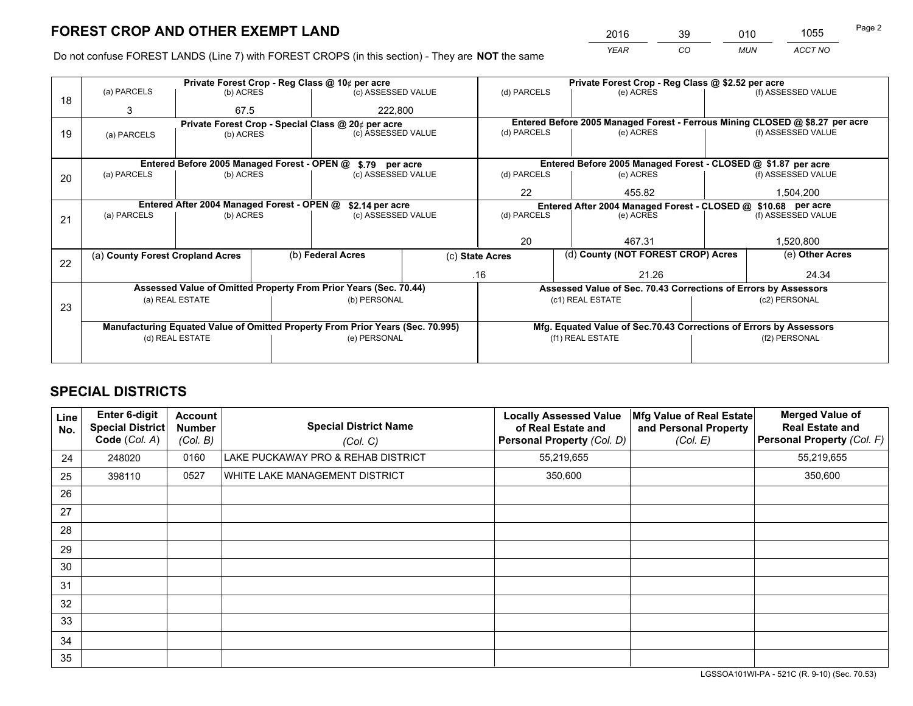# FOREST CROP AND OTHER EXEMPT LAND

| 2016 | 39 | 010 | 1055 |
|---|---|---|---|
| *YEAR* | *CO* | *MUN* | *ACCT NO* |

Do not confuse FOREST LANDS (Line 7) with FOREST CROPS (in this section) - They are **NOT** the same

| Line | (a) PARCELS | (b) ACRES | (c) ASSESSED VALUE | (d) PARCELS | (e) ACRES | (f) ASSESSED VALUE |
|---|---|---|---|---|---|---|
| 18 | Private Forest Crop - Reg Class @ 10¢ per acre | | | Private Forest Crop - Reg Class @ $2.52 per acre | | |
| | 3 | 67.5 | 222,800 | | | |
| 19 | Private Forest Crop - Special Class @ 20¢ per acre | | | Entered Before 2005 Managed Forest - Ferrous Mining CLOSED @ $8.27 per acre | | |
| | | | | | | |
| 20 | Entered Before 2005 Managed Forest - OPEN @ $.79 per acre | | | Entered Before 2005 Managed Forest - CLOSED @ $1.87 per acre | | |
| | | | | 22 | 455.82 | 1,504,200 |
| 21 | Entered After 2004 Managed Forest - OPEN @ $2.14 per acre | | | Entered After 2004 Managed Forest - CLOSED @ $10.68 per acre | | |
| | | | | 20 | 467.31 | 1,520,800 |

| Line | (a) County Forest Cropland Acres | (b) Federal Acres | (c) State Acres | (d) County (NOT FOREST CROP) Acres | (e) Other Acres |
|---|---|---|---|---|---|
| 22 | | | .16 | 21.26 | 24.34 |

| Line | Assessed Value of Omitted Property From Prior Years (Sec. 70.44) | | Assessed Value of Sec. 70.43 Corrections of Errors by Assessors | |
|---|---|---|---|---|
| 23 | (a) REAL ESTATE | (b) PERSONAL | (c1) REAL ESTATE | (c2) PERSONAL |
| | | | | |
| | **Manufacturing Equated Value of Omitted Property From Prior Years (Sec. 70.995)** | | **Mfg. Equated Value of Sec.70.43 Corrections of Errors by Assessors** | |
| | (d) REAL ESTATE | (e) PERSONAL | (f1) REAL ESTATE | (f2) PERSONAL |
| | | | | |

# SPECIAL DISTRICTS

| Line No. | Enter 6-digit Special District Code (Col. A) | Account Number (Col. B) | Special District Name (Col. C) | Locally Assessed Value of Real Estate and Personal Property (Col. D) | Mfg Value of Real Estate and Personal Property (Col. E) | Merged Value of Real Estate and Personal Property (Col. F) |
|---|---|---|---|---|---|---|
| 24 | 248020 | 0160 | LAKE PUCKAWAY PRO & REHAB DISTRICT | 55,219,655 | | 55,219,655 |
| 25 | 398110 | 0527 | WHITE LAKE MANAGEMENT DISTRICT | 350,600 | | 350,600 |
| 26 | | | | | | |
| 27 | | | | | | |
| 28 | | | | | | |
| 29 | | | | | | |
| 30 | | | | | | |
| 31 | | | | | | |
| 32 | | | | | | |
| 33 | | | | | | |
| 34 | | | | | | |
| 35 | | | | | | |

LGSSOA101WI-PA - 521C (R. 9-10) (Sec. 70.53)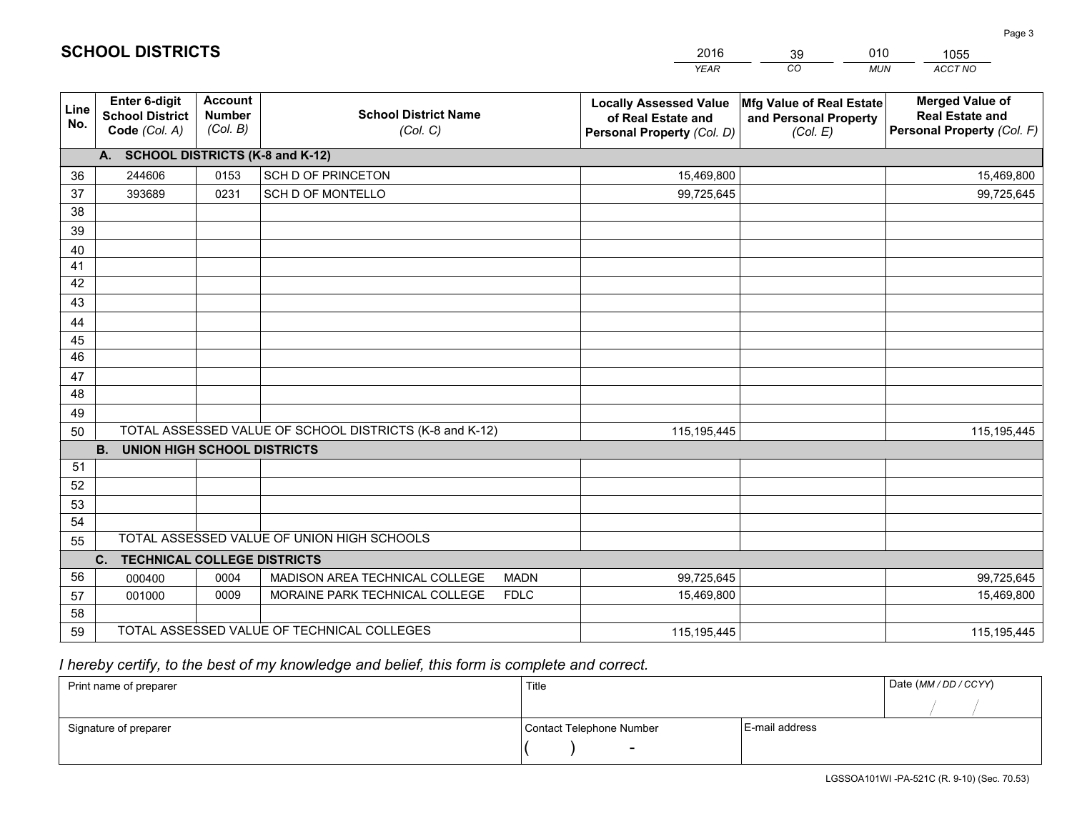# SCHOOL DISTRICTS

| 2016 | 39 | 010 | 1055 |
|---|---|---|---|
| *YEAR* | *CO* | *MUN* | *ACCT NO* |

| Line No. | Enter 6-digit School District Code *(Col. A)* | Account Number *(Col. B)* | School District Name *(Col. C)* | Locally Assessed Value of Real Estate and Personal Property *(Col. D)* | Mfg Value of Real Estate and Personal Property *(Col. E)* | Merged Value of Real Estate and Personal Property *(Col. F)* |
|---|---|---|---|---|---|---|
| **A.** | **SCHOOL DISTRICTS (K-8 and K-12)** | | | | | |
| 36 | 244606 | 0153 | SCH D OF PRINCETON | 15,469,800 | | 15,469,800 |
| 37 | 393689 | 0231 | SCH D OF MONTELLO | 99,725,645 | | 99,725,645 |
| 38 | | | | | | |
| 39 | | | | | | |
| 40 | | | | | | |
| 41 | | | | | | |
| 42 | | | | | | |
| 43 | | | | | | |
| 44 | | | | | | |
| 45 | | | | | | |
| 46 | | | | | | |
| 47 | | | | | | |
| 48 | | | | | | |
| 49 | | | | | | |
| 50 | TOTAL ASSESSED VALUE OF SCHOOL DISTRICTS (K-8 and K-12) | | | 115,195,445 | | 115,195,445 |
| **B.** | **UNION HIGH SCHOOL DISTRICTS** | | | | | |
| 51 | | | | | | |
| 52 | | | | | | |
| 53 | | | | | | |
| 54 | | | | | | |
| 55 | TOTAL ASSESSED VALUE OF UNION HIGH SCHOOLS | | | | | |
| **C.** | **TECHNICAL COLLEGE DISTRICTS** | | | | | |
| 56 | 000400 | 0004 | MADISON AREA TECHNICAL COLLEGE MADN | 99,725,645 | | 99,725,645 |
| 57 | 001000 | 0009 | MORAINE PARK TECHNICAL COLLEGE FDLC | 15,469,800 | | 15,469,800 |
| 58 | | | | | | |
| 59 | TOTAL ASSESSED VALUE OF TECHNICAL COLLEGES | | | 115,195,445 | | 115,195,445 |

*I hereby certify, to the best of my knowledge and belief, this form is complete and correct.*

| Print name of preparer | Title | | Date *(MM / DD / CCYY)* |
|---|---|---|---|
| | | | / / |
| **Signature of preparer** | **Contact Telephone Number** | **E-mail address** | |
| | ( ) - | | |

LGSSOA101WI -PA-521C (R. 9-10) (Sec. 70.53)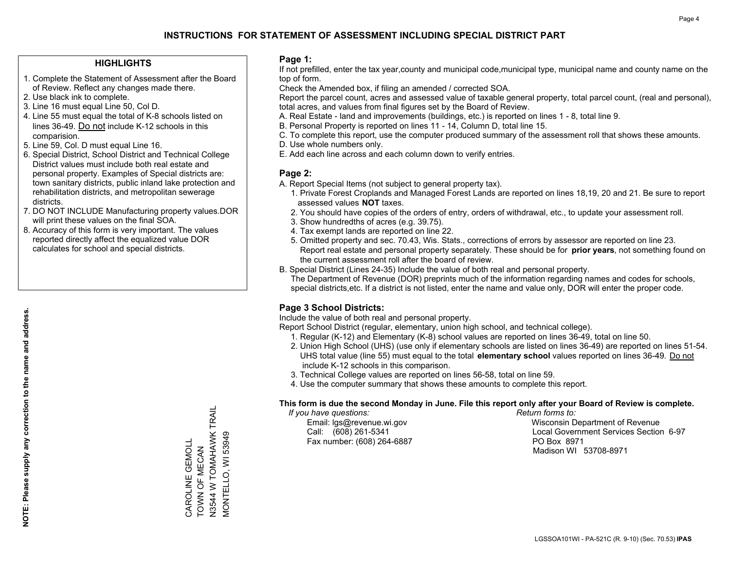# INSTRUCTIONS FOR STATEMENT OF ASSESSMENT INCLUDING SPECIAL DISTRICT PART

### HIGHLIGHTS

1. Complete the Statement of Assessment after the Board of Review. Reflect any changes made there.
2. Use black ink to complete.
3. Line 16 must equal Line 50, Col D.
4. Line 55 must equal the total of K-8 schools listed on lines 36-49. Do not include K-12 schools in this comparision.
5. Line 59, Col. D must equal Line 16.
6. Special District, School District and Technical College District values must include both real estate and personal property. Examples of Special districts are: town sanitary districts, public inland lake protection and rehabilitation districts, and metropolitan sewerage districts.
7. DO NOT INCLUDE Manufacturing property values.DOR will print these values on the final SOA.
8. Accuracy of this form is very important. The values reported directly affect the equalized value DOR calculates for school and special districts.

**NOTE: Please supply any correction to the name and address.**

CAROLINE GEMOLL
TOWN OF MECAN
N3544 W TOMAHAWK TRAIL
MONTELLO, WI 53949

### Page 1:

If not prefilled, enter the tax year,county and municipal code,municipal type, municipal name and county name on the top of form.

Check the Amended box, if filing an amended / corrected SOA.

Report the parcel count, acres and assessed value of taxable general property, total parcel count, (real and personal), total acres, and values from final figures set by the Board of Review.

A. Real Estate - land and improvements (buildings, etc.) is reported on lines 1 - 8, total line 9.
B. Personal Property is reported on lines 11 - 14, Column D, total line 15.
C. To complete this report, use the computer produced summary of the assessment roll that shows these amounts.
D. Use whole numbers only.
E. Add each line across and each column down to verify entries.

### Page 2:

A. Report Special Items (not subject to general property tax).
   1. Private Forest Croplands and Managed Forest Lands are reported on lines 18,19, 20 and 21. Be sure to report assessed values **NOT** taxes.
   2. You should have copies of the orders of entry, orders of withdrawal, etc., to update your assessment roll.
   3. Show hundredths of acres (e.g. 39.75).
   4. Tax exempt lands are reported on line 22.
   5. Omitted property and sec. 70.43, Wis. Stats., corrections of errors by assessor are reported on line 23. Report real estate and personal property separately. These should be for **prior years**, not something found on the current assessment roll after the board of review.
B. Special District (Lines 24-35) Include the value of both real and personal property.
   The Department of Revenue (DOR) preprints much of the information regarding names and codes for schools, special districts,etc. If a district is not listed, enter the name and value only, DOR will enter the proper code.

### Page 3 School Districts:

Include the value of both real and personal property.

Report School District (regular, elementary, union high school, and technical college).

1. Regular (K-12) and Elementary (K-8) school values are reported on lines 36-49, total on line 50.
2. Union High School (UHS) (use only if elementary schools are listed on lines 36-49) are reported on lines 51-54. UHS total value (line 55) must equal to the total **elementary school** values reported on lines 36-49. Do not include K-12 schools in this comparison.
3. Technical College values are reported on lines 56-58, total on line 59.
4. Use the computer summary that shows these amounts to complete this report.

**This form is due the second Monday in June. File this report only after your Board of Review is complete.**

*If you have questions:*
Email: lgs@revenue.wi.gov
Call: (608) 261-5341
Fax number: (608) 264-6887

*Return forms to:*
Wisconsin Department of Revenue
Local Government Services Section 6-97
PO Box 8971
Madison WI 53708-8971

LGSSOA101WI - PA-521C (R. 9-10) (Sec. 70.53) **IPAS**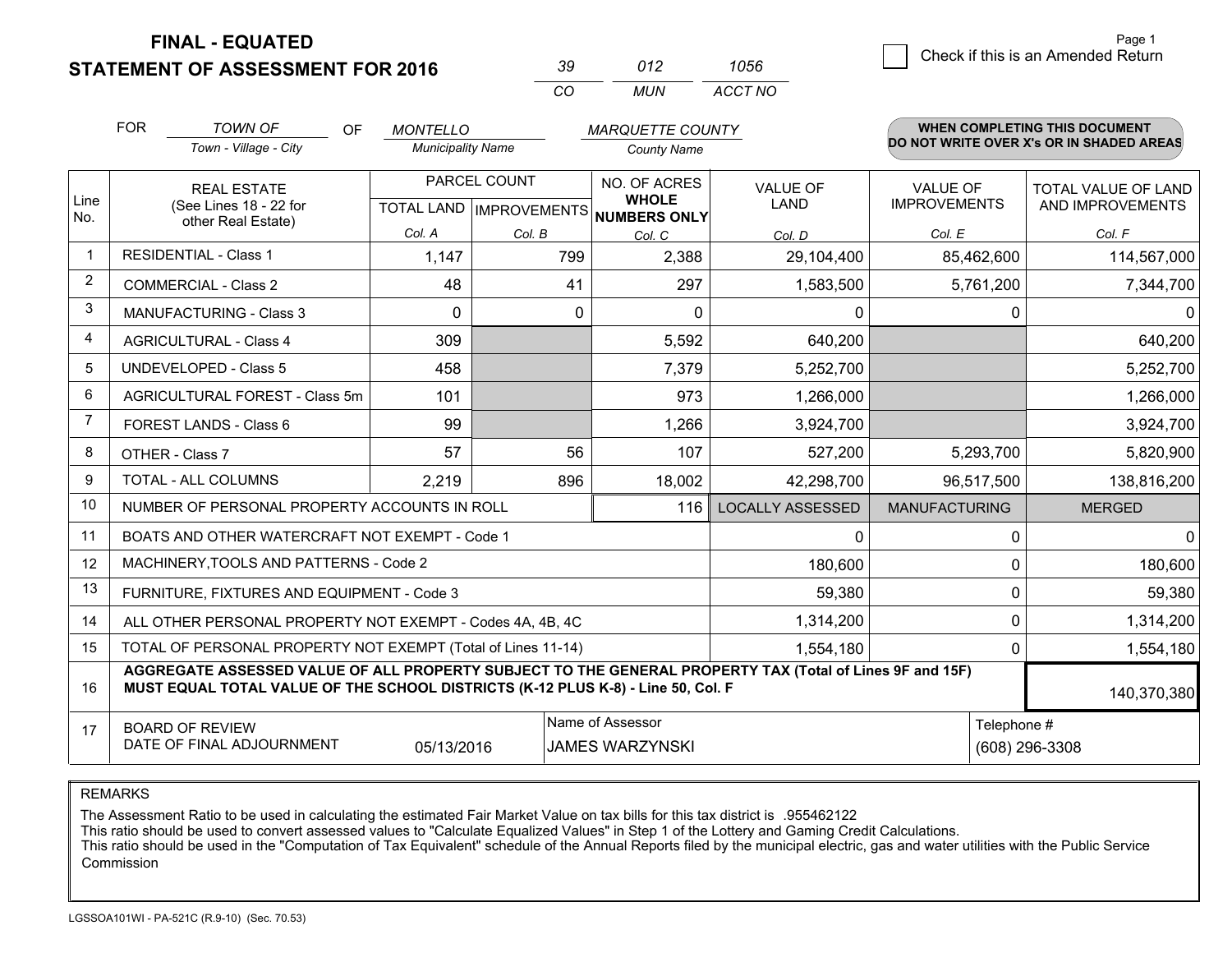# FINAL - EQUATED
## STATEMENT OF ASSESSMENT FOR 2016

| 39 | 012 | 1056 |
|---|---|---|
| CO | MUN | ACCT NO |

Page 1

☐ Check if this is an Amended Return

FOR *TOWN OF* (Town - Village - City) OF *MONTELLO* (Municipality Name) *MARQUETTE COUNTY* (County Name)

**WHEN COMPLETING THIS DOCUMENT DO NOT WRITE OVER X's OR IN SHADED AREAS**

| Line No. | REAL ESTATE (See Lines 18 - 22 for other Real Estate) | PARCEL COUNT TOTAL LAND Col. A | PARCEL COUNT IMPROVEMENTS Col. B | NO. OF ACRES WHOLE NUMBERS ONLY Col. C | VALUE OF LAND Col. D | VALUE OF IMPROVEMENTS Col. E | TOTAL VALUE OF LAND AND IMPROVEMENTS Col. F |
|---|---|---|---|---|---|---|---|
| 1 | RESIDENTIAL - Class 1 | 1,147 | 799 | 2,388 | 29,104,400 | 85,462,600 | 114,567,000 |
| 2 | COMMERCIAL - Class 2 | 48 | 41 | 297 | 1,583,500 | 5,761,200 | 7,344,700 |
| 3 | MANUFACTURING - Class 3 | 0 | 0 | 0 | 0 | 0 | 0 |
| 4 | AGRICULTURAL - Class 4 | 309 | | 5,592 | 640,200 | | 640,200 |
| 5 | UNDEVELOPED - Class 5 | 458 | | 7,379 | 5,252,700 | | 5,252,700 |
| 6 | AGRICULTURAL FOREST - Class 5m | 101 | | 973 | 1,266,000 | | 1,266,000 |
| 7 | FOREST LANDS - Class 6 | 99 | | 1,266 | 3,924,700 | | 3,924,700 |
| 8 | OTHER - Class 7 | 57 | 56 | 107 | 527,200 | 5,293,700 | 5,820,900 |
| 9 | TOTAL - ALL COLUMNS | 2,219 | 896 | 18,002 | 42,298,700 | 96,517,500 | 138,816,200 |
| 10 | NUMBER OF PERSONAL PROPERTY ACCOUNTS IN ROLL | | | 116 | LOCALLY ASSESSED | MANUFACTURING | MERGED |
| 11 | BOATS AND OTHER WATERCRAFT NOT EXEMPT - Code 1 | | | | 0 | 0 | 0 |
| 12 | MACHINERY,TOOLS AND PATTERNS - Code 2 | | | | 180,600 | 0 | 180,600 |
| 13 | FURNITURE, FIXTURES AND EQUIPMENT - Code 3 | | | | 59,380 | 0 | 59,380 |
| 14 | ALL OTHER PERSONAL PROPERTY NOT EXEMPT - Codes 4A, 4B, 4C | | | | 1,314,200 | 0 | 1,314,200 |
| 15 | TOTAL OF PERSONAL PROPERTY NOT EXEMPT (Total of Lines 11-14) | | | | 1,554,180 | 0 | 1,554,180 |
| 16 | **AGGREGATE ASSESSED VALUE OF ALL PROPERTY SUBJECT TO THE GENERAL PROPERTY TAX (Total of Lines 9F and 15F) MUST EQUAL TOTAL VALUE OF THE SCHOOL DISTRICTS (K-12 PLUS K-8) - Line 50, Col. F** | | | | | | 140,370,380 |
| 17 | BOARD OF REVIEW DATE OF FINAL ADJOURNMENT | 05/13/2016 | Name of Assessor: JAMES WARZYNSKI | | | Telephone #: (608) 296-3308 | |

REMARKS

The Assessment Ratio to be used in calculating the estimated Fair Market Value on tax bills for this tax district is .955462122
This ratio should be used to convert assessed values to "Calculate Equalized Values" in Step 1 of the Lottery and Gaming Credit Calculations.
This ratio should be used in the "Computation of Tax Equivalent" schedule of the Annual Reports filed by the municipal electric, gas and water utilities with the Public Service Commission

LGSSOA101WI - PA-521C (R.9-10) (Sec. 70.53)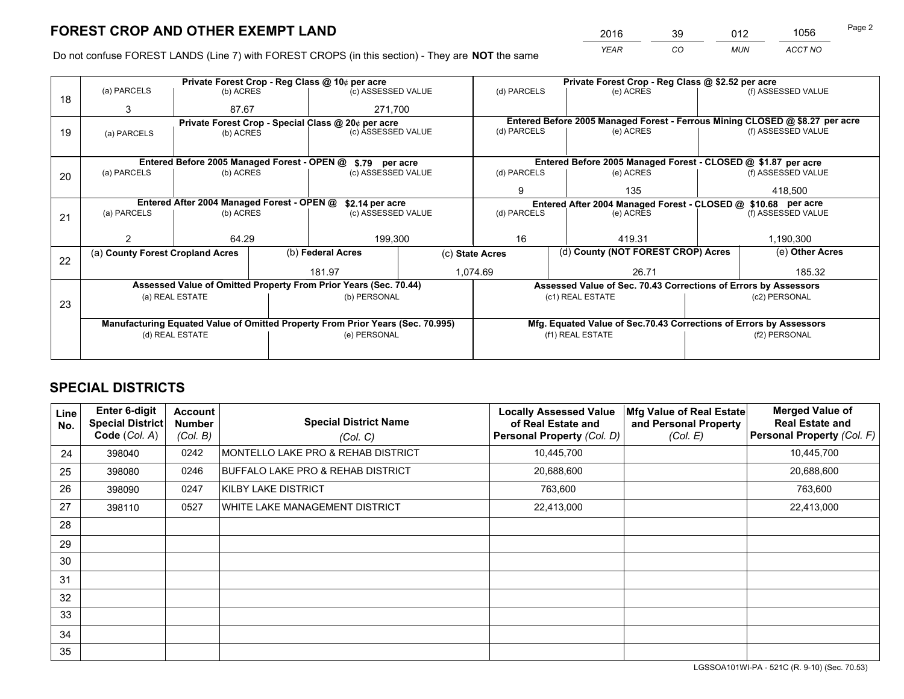# FOREST CROP AND OTHER EXEMPT LAND

| 2016 | 39 | 012 | 1056 |
|---|---|---|---|
| *YEAR* | *CO* | *MUN* | *ACCT NO* |

Do not confuse FOREST LANDS (Line 7) with FOREST CROPS (in this section) - They are **NOT** the same

| Line | Private Forest Crop - Reg Class @ 10¢ per acre | | | Private Forest Crop - Reg Class @ $2.52 per acre | | |
|---|---|---|---|---|---|---|
| | (a) PARCELS | (b) ACRES | (c) ASSESSED VALUE | (d) PARCELS | (e) ACRES | (f) ASSESSED VALUE |
| 18 | 3 | 87.67 | 271,700 | | | |
| | **Private Forest Crop - Special Class @ 20¢ per acre** | | | **Entered Before 2005 Managed Forest - Ferrous Mining CLOSED @ $8.27 per acre** | | |
| | (a) PARCELS | (b) ACRES | (c) ASSESSED VALUE | (d) PARCELS | (e) ACRES | (f) ASSESSED VALUE |
| 19 | | | | | | |
| | **Entered Before 2005 Managed Forest - OPEN @ $.79 per acre** | | | **Entered Before 2005 Managed Forest - CLOSED @ $1.87 per acre** | | |
| | (a) PARCELS | (b) ACRES | (c) ASSESSED VALUE | (d) PARCELS | (e) ACRES | (f) ASSESSED VALUE |
| 20 | | | | 9 | 135 | 418,500 |
| | **Entered After 2004 Managed Forest - OPEN @ $2.14 per acre** | | | **Entered After 2004 Managed Forest - CLOSED @ $10.68 per acre** | | |
| | (a) PARCELS | (b) ACRES | (c) ASSESSED VALUE | (d) PARCELS | (e) ACRES | (f) ASSESSED VALUE |
| 21 | 2 | 64.29 | 199,300 | 16 | 419.31 | 1,190,300 |

| Line | (a) County Forest Cropland Acres | (b) Federal Acres | (c) State Acres | (d) County (NOT FOREST CROP) Acres | (e) Other Acres |
|---|---|---|---|---|---|
| 22 | | 181.97 | 1,074.69 | 26.71 | 185.32 |

| Line | Assessed Value of Omitted Property From Prior Years (Sec. 70.44) | | Assessed Value of Sec. 70.43 Corrections of Errors by Assessors | |
|---|---|---|---|---|
| | (a) REAL ESTATE | (b) PERSONAL | (c1) REAL ESTATE | (c2) PERSONAL |
| 23 | | | | |
| | **Manufacturing Equated Value of Omitted Property From Prior Years (Sec. 70.995)** | | **Mfg. Equated Value of Sec.70.43 Corrections of Errors by Assessors** | |
| | (d) REAL ESTATE | (e) PERSONAL | (f1) REAL ESTATE | (f2) PERSONAL |
| | | | | |

# SPECIAL DISTRICTS

| Line No. | Enter 6-digit Special District Code (*Col. A*) | Account Number (*Col. B*) | Special District Name (*Col. C*) | Locally Assessed Value of Real Estate and Personal Property (*Col. D*) | Mfg Value of Real Estate and Personal Property (*Col. E*) | Merged Value of Real Estate and Personal Property (*Col. F*) |
|---|---|---|---|---|---|---|
| 24 | 398040 | 0242 | MONTELLO LAKE PRO & REHAB DISTRICT | 10,445,700 | | 10,445,700 |
| 25 | 398080 | 0246 | BUFFALO LAKE PRO & REHAB DISTRICT | 20,688,600 | | 20,688,600 |
| 26 | 398090 | 0247 | KILBY LAKE DISTRICT | 763,600 | | 763,600 |
| 27 | 398110 | 0527 | WHITE LAKE MANAGEMENT DISTRICT | 22,413,000 | | 22,413,000 |
| 28 | | | | | | |
| 29 | | | | | | |
| 30 | | | | | | |
| 31 | | | | | | |
| 32 | | | | | | |
| 33 | | | | | | |
| 34 | | | | | | |
| 35 | | | | | | |

LGSSOA101WI-PA - 521C (R. 9-10) (Sec. 70.53)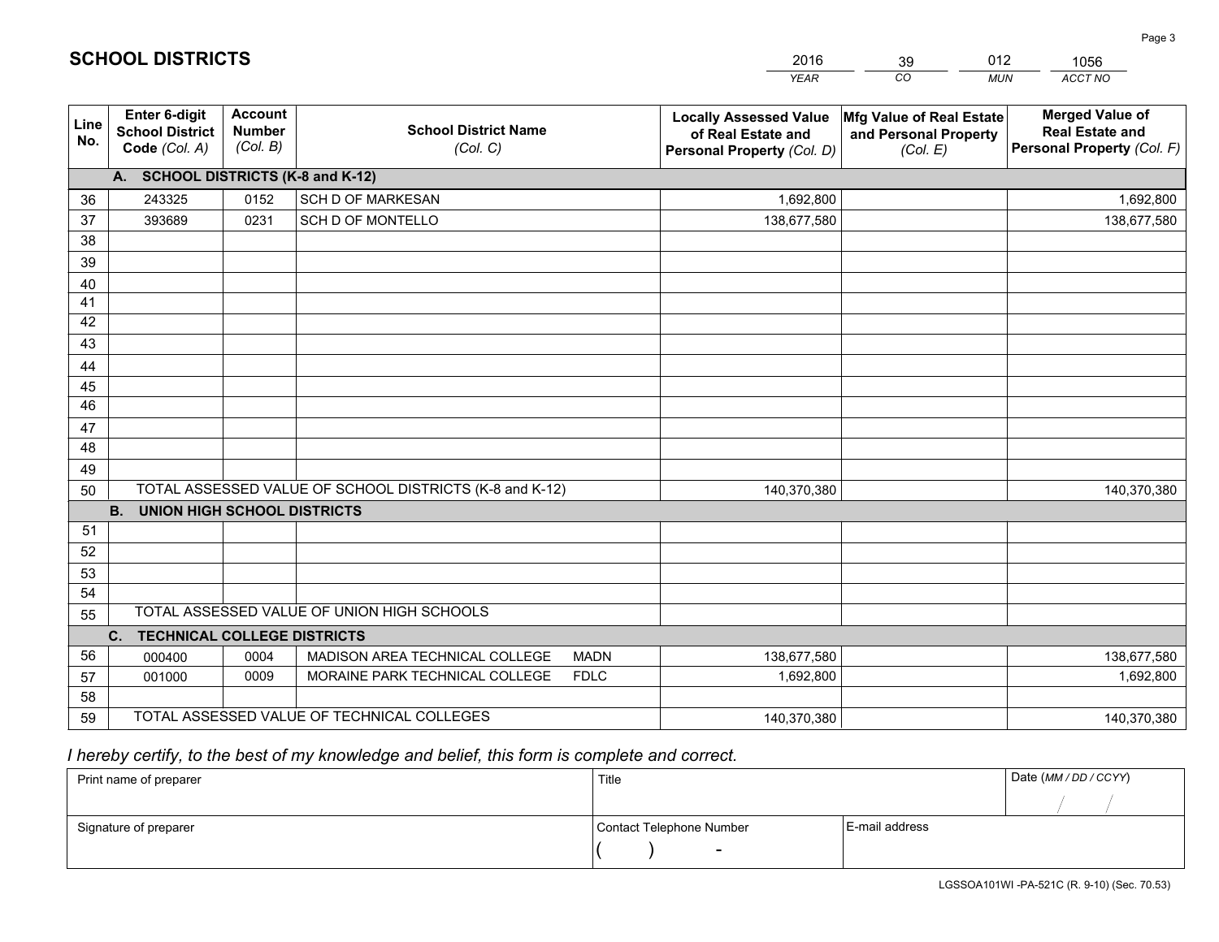# SCHOOL DISTRICTS

| 2016 | 39 | 012 | 1056 |
|---|---|---|---|
| *YEAR* | *CO* | *MUN* | *ACCT NO* |

| Line No. | Enter 6-digit School District Code *(Col. A)* | Account Number *(Col. B)* | School District Name *(Col. C)* | Locally Assessed Value of Real Estate and Personal Property *(Col. D)* | Mfg Value of Real Estate and Personal Property *(Col. E)* | Merged Value of Real Estate and Personal Property *(Col. F)* |
|---|---|---|---|---|---|---|
| | **A. SCHOOL DISTRICTS (K-8 and K-12)** | | | | | |
| 36 | 243325 | 0152 | SCH D OF MARKESAN | 1,692,800 | | 1,692,800 |
| 37 | 393689 | 0231 | SCH D OF MONTELLO | 138,677,580 | | 138,677,580 |
| 38 | | | | | | |
| 39 | | | | | | |
| 40 | | | | | | |
| 41 | | | | | | |
| 42 | | | | | | |
| 43 | | | | | | |
| 44 | | | | | | |
| 45 | | | | | | |
| 46 | | | | | | |
| 47 | | | | | | |
| 48 | | | | | | |
| 49 | | | | | | |
| 50 | TOTAL ASSESSED VALUE OF SCHOOL DISTRICTS (K-8 and K-12) | | | 140,370,380 | | 140,370,380 |
| | **B. UNION HIGH SCHOOL DISTRICTS** | | | | | |
| 51 | | | | | | |
| 52 | | | | | | |
| 53 | | | | | | |
| 54 | | | | | | |
| 55 | TOTAL ASSESSED VALUE OF UNION HIGH SCHOOLS | | | | | |
| | **C. TECHNICAL COLLEGE DISTRICTS** | | | | | |
| 56 | 000400 | 0004 | MADISON AREA TECHNICAL COLLEGE MADN | 138,677,580 | | 138,677,580 |
| 57 | 001000 | 0009 | MORAINE PARK TECHNICAL COLLEGE FDLC | 1,692,800 | | 1,692,800 |
| 58 | | | | | | |
| 59 | TOTAL ASSESSED VALUE OF TECHNICAL COLLEGES | | | 140,370,380 | | 140,370,380 |

*I hereby certify, to the best of my knowledge and belief, this form is complete and correct.*

| Print name of preparer | Title | | Date *(MM / DD / CCYY)* |
|---|---|---|---|
| | | | / / |
| Signature of preparer | Contact Telephone Number | E-mail address | |
| | ( ) - | | |

LGSSOA101WI -PA-521C (R. 9-10) (Sec. 70.53)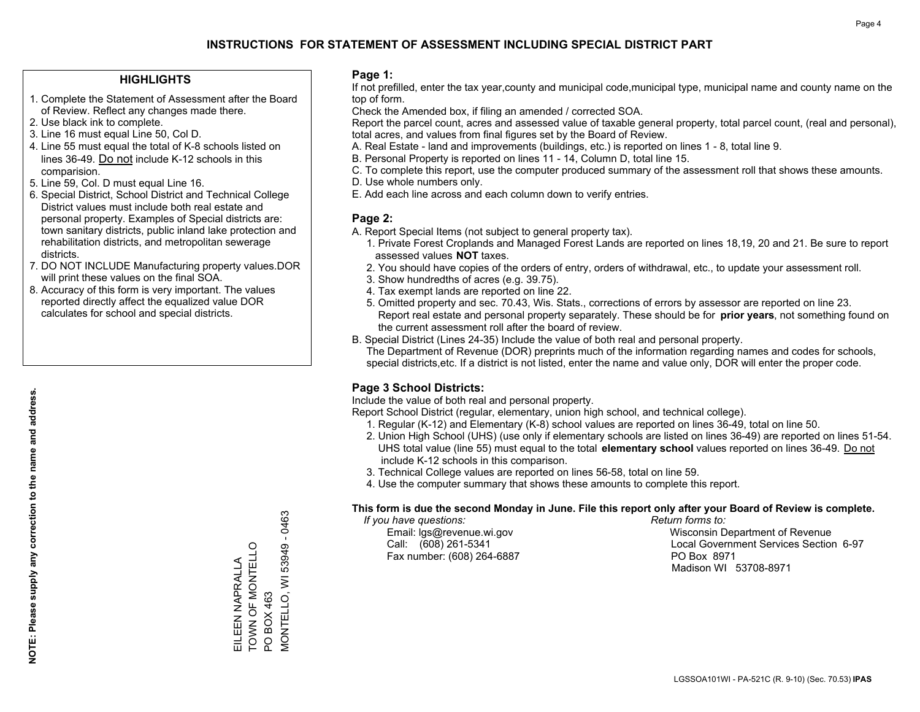# INSTRUCTIONS FOR STATEMENT OF ASSESSMENT INCLUDING SPECIAL DISTRICT PART

## HIGHLIGHTS

1. Complete the Statement of Assessment after the Board of Review. Reflect any changes made there.
2. Use black ink to complete.
3. Line 16 must equal Line 50, Col D.
4. Line 55 must equal the total of K-8 schools listed on lines 36-49. Do not include K-12 schools in this comparision.
5. Line 59, Col. D must equal Line 16.
6. Special District, School District and Technical College District values must include both real estate and personal property. Examples of Special districts are: town sanitary districts, public inland lake protection and rehabilitation districts, and metropolitan sewerage districts.
7. DO NOT INCLUDE Manufacturing property values.DOR will print these values on the final SOA.
8. Accuracy of this form is very important. The values reported directly affect the equalized value DOR calculates for school and special districts.

**NOTE: Please supply any correction to the name and address.**

EILEEN NAPRALLA
TOWN OF MONTELLO
PO BOX 463
MONTELLO, WI 53949 - 0463

## Page 1:

If not prefilled, enter the tax year,county and municipal code,municipal type, municipal name and county name on the top of form.

Check the Amended box, if filing an amended / corrected SOA.

Report the parcel count, acres and assessed value of taxable general property, total parcel count, (real and personal), total acres, and values from final figures set by the Board of Review.

A. Real Estate - land and improvements (buildings, etc.) is reported on lines 1 - 8, total line 9.
B. Personal Property is reported on lines 11 - 14, Column D, total line 15.
C. To complete this report, use the computer produced summary of the assessment roll that shows these amounts.
D. Use whole numbers only.
E. Add each line across and each column down to verify entries.

## Page 2:

A. Report Special Items (not subject to general property tax).
   1. Private Forest Croplands and Managed Forest Lands are reported on lines 18,19, 20 and 21. Be sure to report assessed values **NOT** taxes.
   2. You should have copies of the orders of entry, orders of withdrawal, etc., to update your assessment roll.
   3. Show hundredths of acres (e.g. 39.75).
   4. Tax exempt lands are reported on line 22.
   5. Omitted property and sec. 70.43, Wis. Stats., corrections of errors by assessor are reported on line 23. Report real estate and personal property separately. These should be for **prior years**, not something found on the current assessment roll after the board of review.
B. Special District (Lines 24-35) Include the value of both real and personal property.
   The Department of Revenue (DOR) preprints much of the information regarding names and codes for schools, special districts,etc. If a district is not listed, enter the name and value only, DOR will enter the proper code.

## Page 3 School Districts:

Include the value of both real and personal property.

Report School District (regular, elementary, union high school, and technical college).

1. Regular (K-12) and Elementary (K-8) school values are reported on lines 36-49, total on line 50.
2. Union High School (UHS) (use only if elementary schools are listed on lines 36-49) are reported on lines 51-54. UHS total value (line 55) must equal to the total **elementary school** values reported on lines 36-49. Do not include K-12 schools in this comparison.
3. Technical College values are reported on lines 56-58, total on line 59.
4. Use the computer summary that shows these amounts to complete this report.

**This form is due the second Monday in June. File this report only after your Board of Review is complete.**

*If you have questions:*
Email: lgs@revenue.wi.gov
Call: (608) 261-5341
Fax number: (608) 264-6887

*Return forms to:*
Wisconsin Department of Revenue
Local Government Services Section 6-97
PO Box 8971
Madison WI 53708-8971

LGSSOA101WI - PA-521C (R. 9-10) (Sec. 70.53) **IPAS**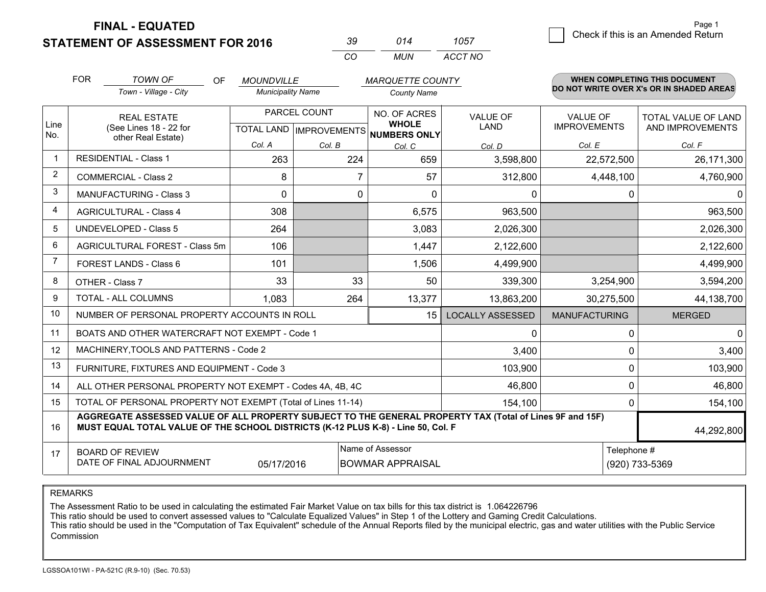**FINAL - EQUATED**
**STATEMENT OF ASSESSMENT FOR 2016**

| 39 | 014 | 1057 |
|---|---|---|
| CO | MUN | ACCT NO |

☐ Check if this is an Amended Return

Page 1

FOR *TOWN OF* (Town - Village - City) OF *MOUNDVILLE* (Municipality Name) *MARQUETTE COUNTY* (County Name)

**WHEN COMPLETING THIS DOCUMENT DO NOT WRITE OVER X's OR IN SHADED AREAS**

| Line No. | REAL ESTATE (See Lines 18 - 22 for other Real Estate) | PARCEL COUNT TOTAL LAND Col. A | PARCEL COUNT IMPROVEMENTS Col. B | NO. OF ACRES WHOLE NUMBERS ONLY Col. C | VALUE OF LAND Col. D | VALUE OF IMPROVEMENTS Col. E | TOTAL VALUE OF LAND AND IMPROVEMENTS Col. F |
|---|---|---|---|---|---|---|---|
| 1 | RESIDENTIAL - Class 1 | 263 | 224 | 659 | 3,598,800 | 22,572,500 | 26,171,300 |
| 2 | COMMERCIAL - Class 2 | 8 | 7 | 57 | 312,800 | 4,448,100 | 4,760,900 |
| 3 | MANUFACTURING - Class 3 | 0 | 0 | 0 | 0 | 0 | 0 |
| 4 | AGRICULTURAL - Class 4 | 308 | | 6,575 | 963,500 | | 963,500 |
| 5 | UNDEVELOPED - Class 5 | 264 | | 3,083 | 2,026,300 | | 2,026,300 |
| 6 | AGRICULTURAL FOREST - Class 5m | 106 | | 1,447 | 2,122,600 | | 2,122,600 |
| 7 | FOREST LANDS - Class 6 | 101 | | 1,506 | 4,499,900 | | 4,499,900 |
| 8 | OTHER - Class 7 | 33 | 33 | 50 | 339,300 | 3,254,900 | 3,594,200 |
| 9 | TOTAL - ALL COLUMNS | 1,083 | 264 | 13,377 | 13,863,200 | 30,275,500 | 44,138,700 |
| 10 | NUMBER OF PERSONAL PROPERTY ACCOUNTS IN ROLL | | | 15 | LOCALLY ASSESSED | MANUFACTURING | MERGED |
| 11 | BOATS AND OTHER WATERCRAFT NOT EXEMPT - Code 1 | | | | 0 | 0 | 0 |
| 12 | MACHINERY,TOOLS AND PATTERNS - Code 2 | | | | 3,400 | 0 | 3,400 |
| 13 | FURNITURE, FIXTURES AND EQUIPMENT - Code 3 | | | | 103,900 | 0 | 103,900 |
| 14 | ALL OTHER PERSONAL PROPERTY NOT EXEMPT - Codes 4A, 4B, 4C | | | | 46,800 | 0 | 46,800 |
| 15 | TOTAL OF PERSONAL PROPERTY NOT EXEMPT (Total of Lines 11-14) | | | | 154,100 | 0 | 154,100 |
| 16 | **AGGREGATE ASSESSED VALUE OF ALL PROPERTY SUBJECT TO THE GENERAL PROPERTY TAX (Total of Lines 9F and 15F) MUST EQUAL TOTAL VALUE OF THE SCHOOL DISTRICTS (K-12 PLUS K-8) - Line 50, Col. F** | | | | | | 44,292,800 |
| 17 | BOARD OF REVIEW DATE OF FINAL ADJOURNMENT | 05/17/2016 | Name of Assessor: BOWMAR APPRAISAL | | | Telephone #: (920) 733-5369 | |

REMARKS

The Assessment Ratio to be used in calculating the estimated Fair Market Value on tax bills for this tax district is 1.064226796
This ratio should be used to convert assessed values to "Calculate Equalized Values" in Step 1 of the Lottery and Gaming Credit Calculations.
This ratio should be used in the "Computation of Tax Equivalent" schedule of the Annual Reports filed by the municipal electric, gas and water utilities with the Public Service Commission

LGSSOA101WI - PA-521C (R.9-10) (Sec. 70.53)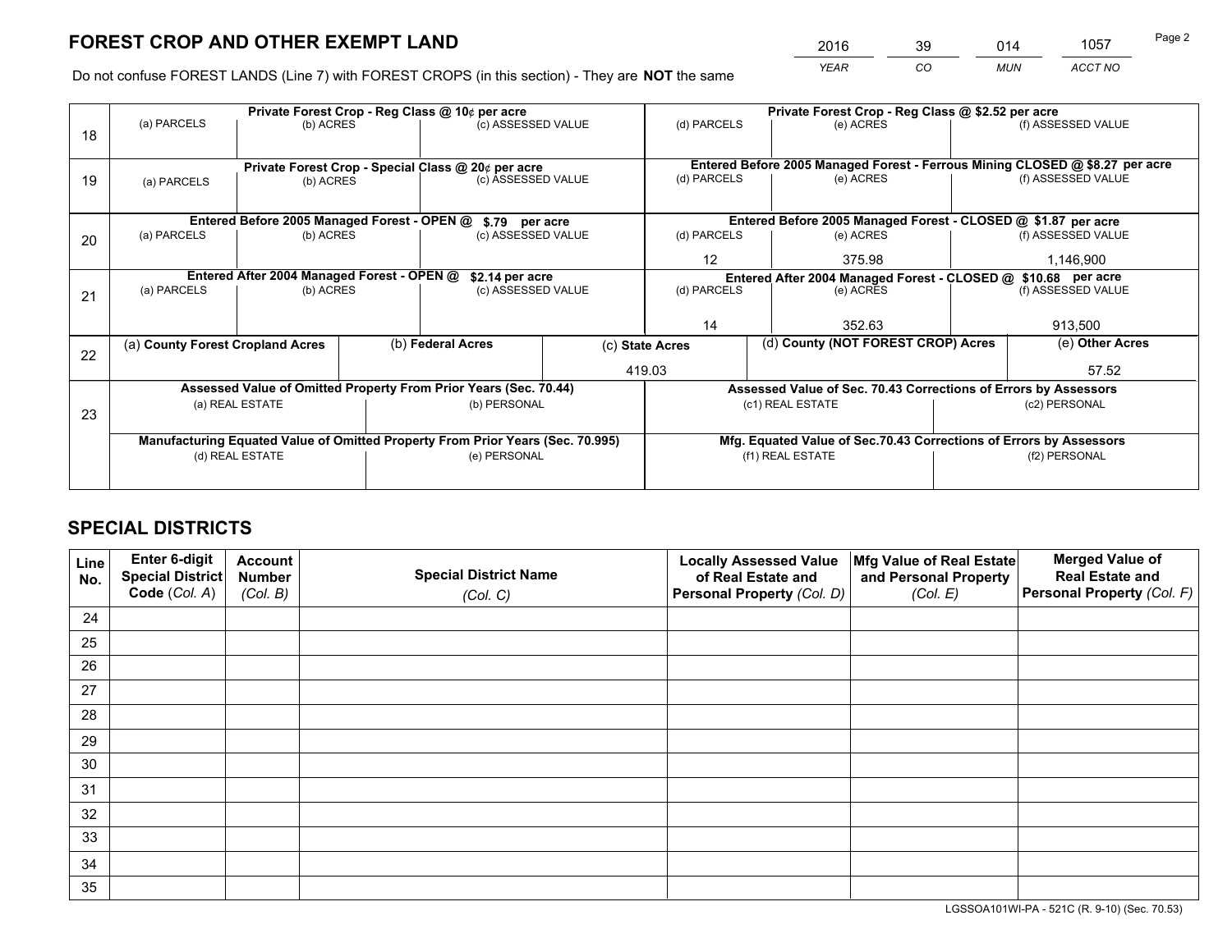# FOREST CROP AND OTHER EXEMPT LAND

| 2016 | 39 | 014 | 1057 |
|---|---|---|---|
| *YEAR* | *CO* | *MUN* | *ACCT NO* |

Do not confuse FOREST LANDS (Line 7) with FOREST CROPS (in this section) - They are **NOT** the same

| Line | Private Forest Crop - Reg Class @ 10¢ per acre | | | Private Forest Crop - Reg Class @ $2.52 per acre | | |
|---|---|---|---|---|---|---|
| 18 | (a) PARCELS | (b) ACRES | (c) ASSESSED VALUE | (d) PARCELS | (e) ACRES | (f) ASSESSED VALUE |
| | | | | | | |
| | **Private Forest Crop - Special Class @ 20¢ per acre** | | | **Entered Before 2005 Managed Forest - Ferrous Mining CLOSED @ $8.27 per acre** | | |
| 19 | (a) PARCELS | (b) ACRES | (c) ASSESSED VALUE | (d) PARCELS | (e) ACRES | (f) ASSESSED VALUE |
| | | | | | | |
| | **Entered Before 2005 Managed Forest - OPEN @ $.79 per acre** | | | **Entered Before 2005 Managed Forest - CLOSED @ $1.87 per acre** | | |
| 20 | (a) PARCELS | (b) ACRES | (c) ASSESSED VALUE | (d) PARCELS | (e) ACRES | (f) ASSESSED VALUE |
| | | | | 12 | 375.98 | 1,146,900 |
| | **Entered After 2004 Managed Forest - OPEN @ $2.14 per acre** | | | **Entered After 2004 Managed Forest - CLOSED @ $10.68 per acre** | | |
| 21 | (a) PARCELS | (b) ACRES | (c) ASSESSED VALUE | (d) PARCELS | (e) ACRES | (f) ASSESSED VALUE |
| | | | | 14 | 352.63 | 913,500 |

| Line | (a) County Forest Cropland Acres | (b) Federal Acres | (c) State Acres | (d) County (NOT FOREST CROP) Acres | (e) Other Acres |
|---|---|---|---|---|---|
| 22 | | | 419.03 | | 57.52 |

| Line | Assessed Value of Omitted Property From Prior Years (Sec. 70.44) | | Assessed Value of Sec. 70.43 Corrections of Errors by Assessors | |
|---|---|---|---|---|
| 23 | (a) REAL ESTATE | (b) PERSONAL | (c1) REAL ESTATE | (c2) PERSONAL |
| | | | | |
| | **Manufacturing Equated Value of Omitted Property From Prior Years (Sec. 70.995)** | | **Mfg. Equated Value of Sec.70.43 Corrections of Errors by Assessors** | |
| | (d) REAL ESTATE | (e) PERSONAL | (f1) REAL ESTATE | (f2) PERSONAL |
| | | | | |

# SPECIAL DISTRICTS

| Line No. | Enter 6-digit Special District Code (Col. A) | Account Number (Col. B) | Special District Name (Col. C) | Locally Assessed Value of Real Estate and Personal Property (Col. D) | Mfg Value of Real Estate and Personal Property (Col. E) | Merged Value of Real Estate and Personal Property (Col. F) |
|---|---|---|---|---|---|---|
| 24 | | | | | | |
| 25 | | | | | | |
| 26 | | | | | | |
| 27 | | | | | | |
| 28 | | | | | | |
| 29 | | | | | | |
| 30 | | | | | | |
| 31 | | | | | | |
| 32 | | | | | | |
| 33 | | | | | | |
| 34 | | | | | | |
| 35 | | | | | | |

LGSSOA101WI-PA - 521C (R. 9-10) (Sec. 70.53)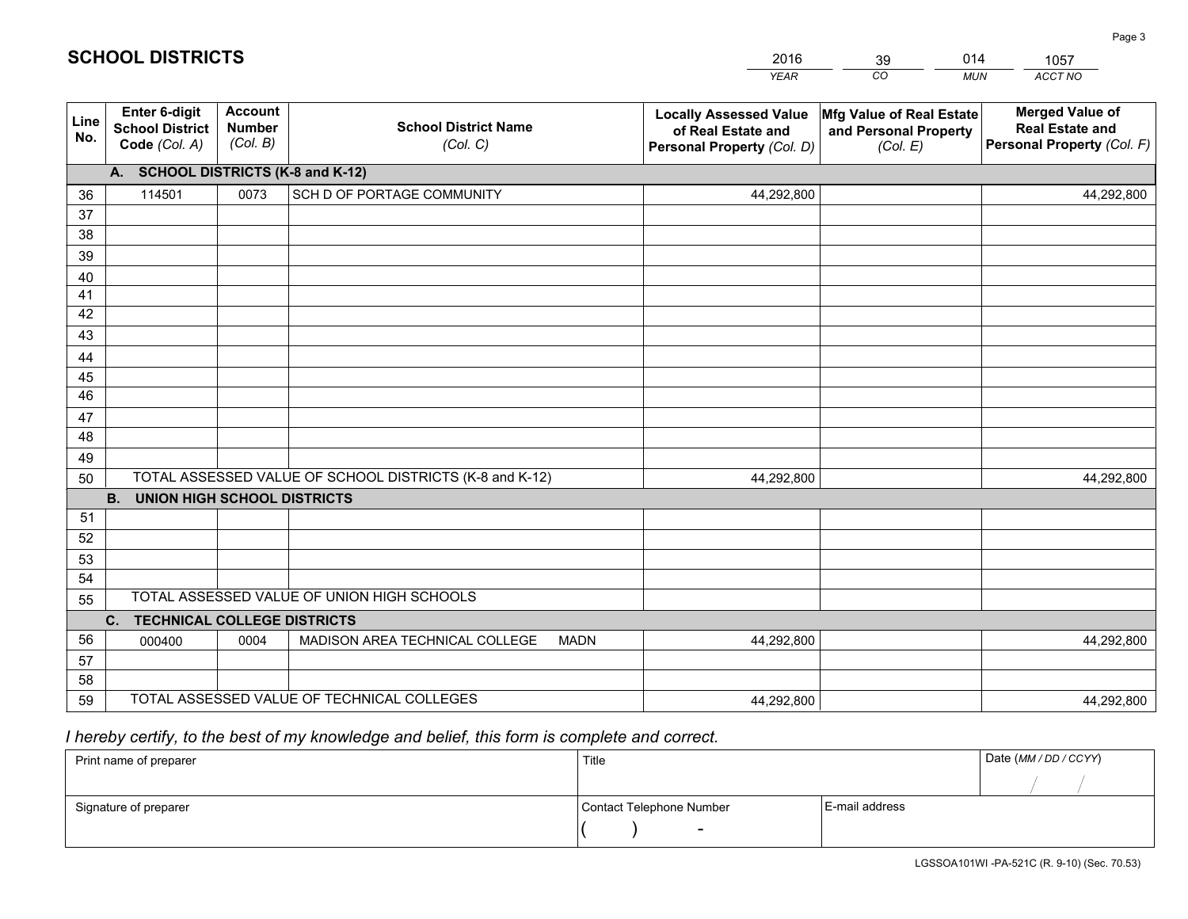# SCHOOL DISTRICTS

| 2016 | 39 | 014 | 1057 |
|---|---|---|---|
| *YEAR* | *CO* | *MUN* | *ACCT NO* |

| Line No. | Enter 6-digit School District Code *(Col. A)* | Account Number *(Col. B)* | School District Name *(Col. C)* | Locally Assessed Value of Real Estate and Personal Property *(Col. D)* | Mfg Value of Real Estate and Personal Property *(Col. E)* | Merged Value of Real Estate and Personal Property *(Col. F)* |
|---|---|---|---|---|---|---|
| | **A. SCHOOL DISTRICTS (K-8 and K-12)** | | | | | |
| 36 | 114501 | 0073 | SCH D OF PORTAGE COMMUNITY | 44,292,800 | | 44,292,800 |
| 37 | | | | | | |
| 38 | | | | | | |
| 39 | | | | | | |
| 40 | | | | | | |
| 41 | | | | | | |
| 42 | | | | | | |
| 43 | | | | | | |
| 44 | | | | | | |
| 45 | | | | | | |
| 46 | | | | | | |
| 47 | | | | | | |
| 48 | | | | | | |
| 49 | | | | | | |
| 50 | TOTAL ASSESSED VALUE OF SCHOOL DISTRICTS (K-8 and K-12) | | | 44,292,800 | | 44,292,800 |
| | **B. UNION HIGH SCHOOL DISTRICTS** | | | | | |
| 51 | | | | | | |
| 52 | | | | | | |
| 53 | | | | | | |
| 54 | | | | | | |
| 55 | TOTAL ASSESSED VALUE OF UNION HIGH SCHOOLS | | | | | |
| | **C. TECHNICAL COLLEGE DISTRICTS** | | | | | |
| 56 | 000400 | 0004 | MADISON AREA TECHNICAL COLLEGE MADN | 44,292,800 | | 44,292,800 |
| 57 | | | | | | |
| 58 | | | | | | |
| 59 | TOTAL ASSESSED VALUE OF TECHNICAL COLLEGES | | | 44,292,800 | | 44,292,800 |

*I hereby certify, to the best of my knowledge and belief, this form is complete and correct.*

| Print name of preparer | Title | | Date *(MM / DD / CCYY)* |
|---|---|---|---|
| | | | / / |
| Signature of preparer | Contact Telephone Number | E-mail address | |
| | ( ) - | | |

LGSSOA101WI -PA-521C (R. 9-10) (Sec. 70.53)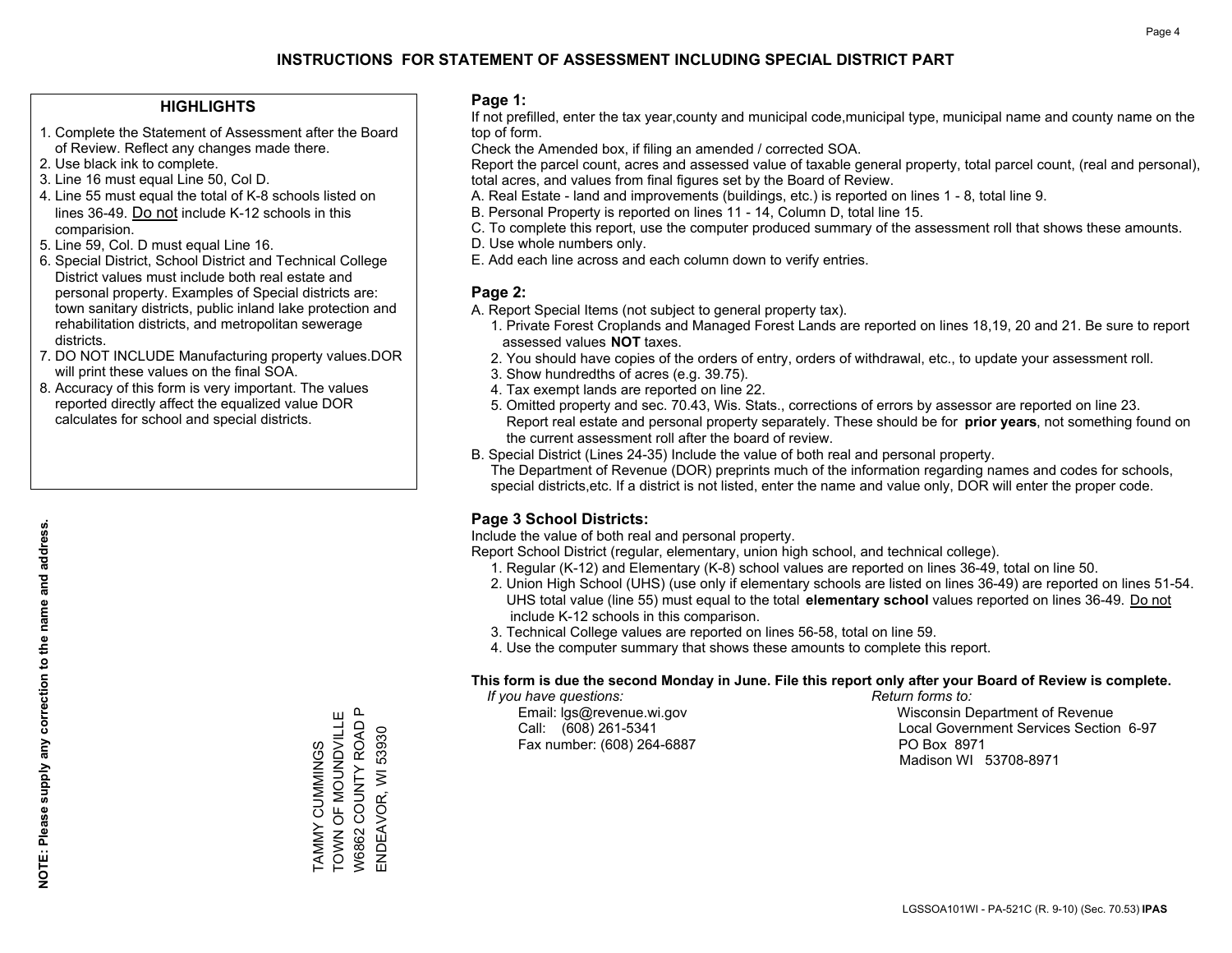# INSTRUCTIONS FOR STATEMENT OF ASSESSMENT INCLUDING SPECIAL DISTRICT PART

## HIGHLIGHTS

1. Complete the Statement of Assessment after the Board of Review. Reflect any changes made there.
2. Use black ink to complete.
3. Line 16 must equal Line 50, Col D.
4. Line 55 must equal the total of K-8 schools listed on lines 36-49. Do not include K-12 schools in this comparision.
5. Line 59, Col. D must equal Line 16.
6. Special District, School District and Technical College District values must include both real estate and personal property. Examples of Special districts are: town sanitary districts, public inland lake protection and rehabilitation districts, and metropolitan sewerage districts.
7. DO NOT INCLUDE Manufacturing property values.DOR will print these values on the final SOA.
8. Accuracy of this form is very important. The values reported directly affect the equalized value DOR calculates for school and special districts.

**NOTE: Please supply any correction to the name and address.**

TAMMY CUMMINGS
TOWN OF MOUNDVILLE
W6862 COUNTY ROAD P
ENDEAVOR, WI 53930

## Page 1:

If not prefilled, enter the tax year,county and municipal code,municipal type, municipal name and county name on the top of form.

Check the Amended box, if filing an amended / corrected SOA.

Report the parcel count, acres and assessed value of taxable general property, total parcel count, (real and personal), total acres, and values from final figures set by the Board of Review.

A. Real Estate - land and improvements (buildings, etc.) is reported on lines 1 - 8, total line 9.
B. Personal Property is reported on lines 11 - 14, Column D, total line 15.
C. To complete this report, use the computer produced summary of the assessment roll that shows these amounts.
D. Use whole numbers only.
E. Add each line across and each column down to verify entries.

## Page 2:

A. Report Special Items (not subject to general property tax).
   1. Private Forest Croplands and Managed Forest Lands are reported on lines 18,19, 20 and 21. Be sure to report assessed values **NOT** taxes.
   2. You should have copies of the orders of entry, orders of withdrawal, etc., to update your assessment roll.
   3. Show hundredths of acres (e.g. 39.75).
   4. Tax exempt lands are reported on line 22.
   5. Omitted property and sec. 70.43, Wis. Stats., corrections of errors by assessor are reported on line 23. Report real estate and personal property separately. These should be for **prior years**, not something found on the current assessment roll after the board of review.
B. Special District (Lines 24-35) Include the value of both real and personal property.
   The Department of Revenue (DOR) preprints much of the information regarding names and codes for schools, special districts,etc. If a district is not listed, enter the name and value only, DOR will enter the proper code.

## Page 3 School Districts:

Include the value of both real and personal property.

Report School District (regular, elementary, union high school, and technical college).

1. Regular (K-12) and Elementary (K-8) school values are reported on lines 36-49, total on line 50.
2. Union High School (UHS) (use only if elementary schools are listed on lines 36-49) are reported on lines 51-54. UHS total value (line 55) must equal to the total **elementary school** values reported on lines 36-49. Do not include K-12 schools in this comparison.
3. Technical College values are reported on lines 56-58, total on line 59.
4. Use the computer summary that shows these amounts to complete this report.

**This form is due the second Monday in June. File this report only after your Board of Review is complete.**

*If you have questions:*
Email: lgs@revenue.wi.gov
Call: (608) 261-5341
Fax number: (608) 264-6887

*Return forms to:*
Wisconsin Department of Revenue
Local Government Services Section 6-97
PO Box 8971
Madison WI 53708-8971

LGSSOA101WI - PA-521C (R. 9-10) (Sec. 70.53) **IPAS**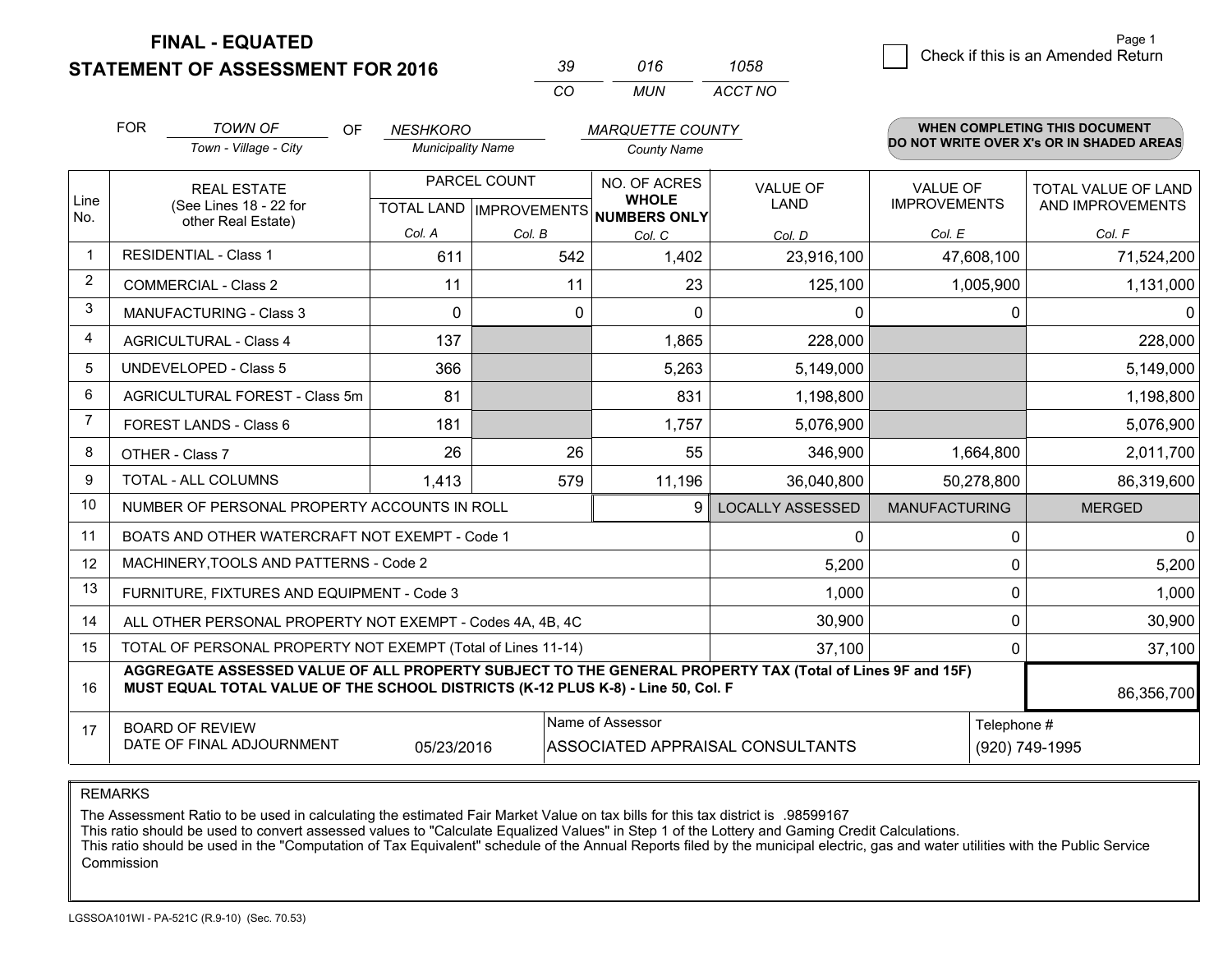# FINAL - EQUATED
## STATEMENT OF ASSESSMENT FOR 2016

| 39 | 016 | 1058 |
|---|---|---|
| CO | MUN | ACCT NO |

Check if this is an Amended Return

FOR *TOWN OF* (Town - Village - City) OF *NESHKORO* (Municipality Name) *MARQUETTE COUNTY* (County Name)

**WHEN COMPLETING THIS DOCUMENT DO NOT WRITE OVER X's OR IN SHADED AREAS**

| Line No. | REAL ESTATE (See Lines 18 - 22 for other Real Estate) | PARCEL COUNT TOTAL LAND Col. A | PARCEL COUNT IMPROVEMENTS Col. B | NO. OF ACRES WHOLE NUMBERS ONLY Col. C | VALUE OF LAND Col. D | VALUE OF IMPROVEMENTS Col. E | TOTAL VALUE OF LAND AND IMPROVEMENTS Col. F |
|---|---|---|---|---|---|---|---|
| 1 | RESIDENTIAL - Class 1 | 611 | 542 | 1,402 | 23,916,100 | 47,608,100 | 71,524,200 |
| 2 | COMMERCIAL - Class 2 | 11 | 11 | 23 | 125,100 | 1,005,900 | 1,131,000 |
| 3 | MANUFACTURING - Class 3 | 0 | 0 | 0 | 0 | 0 | 0 |
| 4 | AGRICULTURAL - Class 4 | 137 | | 1,865 | 228,000 | | 228,000 |
| 5 | UNDEVELOPED - Class 5 | 366 | | 5,263 | 5,149,000 | | 5,149,000 |
| 6 | AGRICULTURAL FOREST - Class 5m | 81 | | 831 | 1,198,800 | | 1,198,800 |
| 7 | FOREST LANDS - Class 6 | 181 | | 1,757 | 5,076,900 | | 5,076,900 |
| 8 | OTHER - Class 7 | 26 | 26 | 55 | 346,900 | 1,664,800 | 2,011,700 |
| 9 | TOTAL - ALL COLUMNS | 1,413 | 579 | 11,196 | 36,040,800 | 50,278,800 | 86,319,600 |
| 10 | NUMBER OF PERSONAL PROPERTY ACCOUNTS IN ROLL | | | 9 | LOCALLY ASSESSED | MANUFACTURING | MERGED |
| 11 | BOATS AND OTHER WATERCRAFT NOT EXEMPT - Code 1 | | | | 0 | 0 | 0 |
| 12 | MACHINERY,TOOLS AND PATTERNS - Code 2 | | | | 5,200 | 0 | 5,200 |
| 13 | FURNITURE, FIXTURES AND EQUIPMENT - Code 3 | | | | 1,000 | 0 | 1,000 |
| 14 | ALL OTHER PERSONAL PROPERTY NOT EXEMPT - Codes 4A, 4B, 4C | | | | 30,900 | 0 | 30,900 |
| 15 | TOTAL OF PERSONAL PROPERTY NOT EXEMPT (Total of Lines 11-14) | | | | 37,100 | 0 | 37,100 |
| 16 | **AGGREGATE ASSESSED VALUE OF ALL PROPERTY SUBJECT TO THE GENERAL PROPERTY TAX (Total of Lines 9F and 15F) MUST EQUAL TOTAL VALUE OF THE SCHOOL DISTRICTS (K-12 PLUS K-8) - Line 50, Col. F** | | | | | | 86,356,700 |
| 17 | BOARD OF REVIEW DATE OF FINAL ADJOURNMENT | 05/23/2016 | Name of Assessor | ASSOCIATED APPRAISAL CONSULTANTS | | Telephone # | (920) 749-1995 |

REMARKS

The Assessment Ratio to be used in calculating the estimated Fair Market Value on tax bills for this tax district is .98599167
This ratio should be used to convert assessed values to "Calculate Equalized Values" in Step 1 of the Lottery and Gaming Credit Calculations.
This ratio should be used in the "Computation of Tax Equivalent" schedule of the Annual Reports filed by the municipal electric, gas and water utilities with the Public Service Commission

LGSSOA101WI - PA-521C (R.9-10) (Sec. 70.53)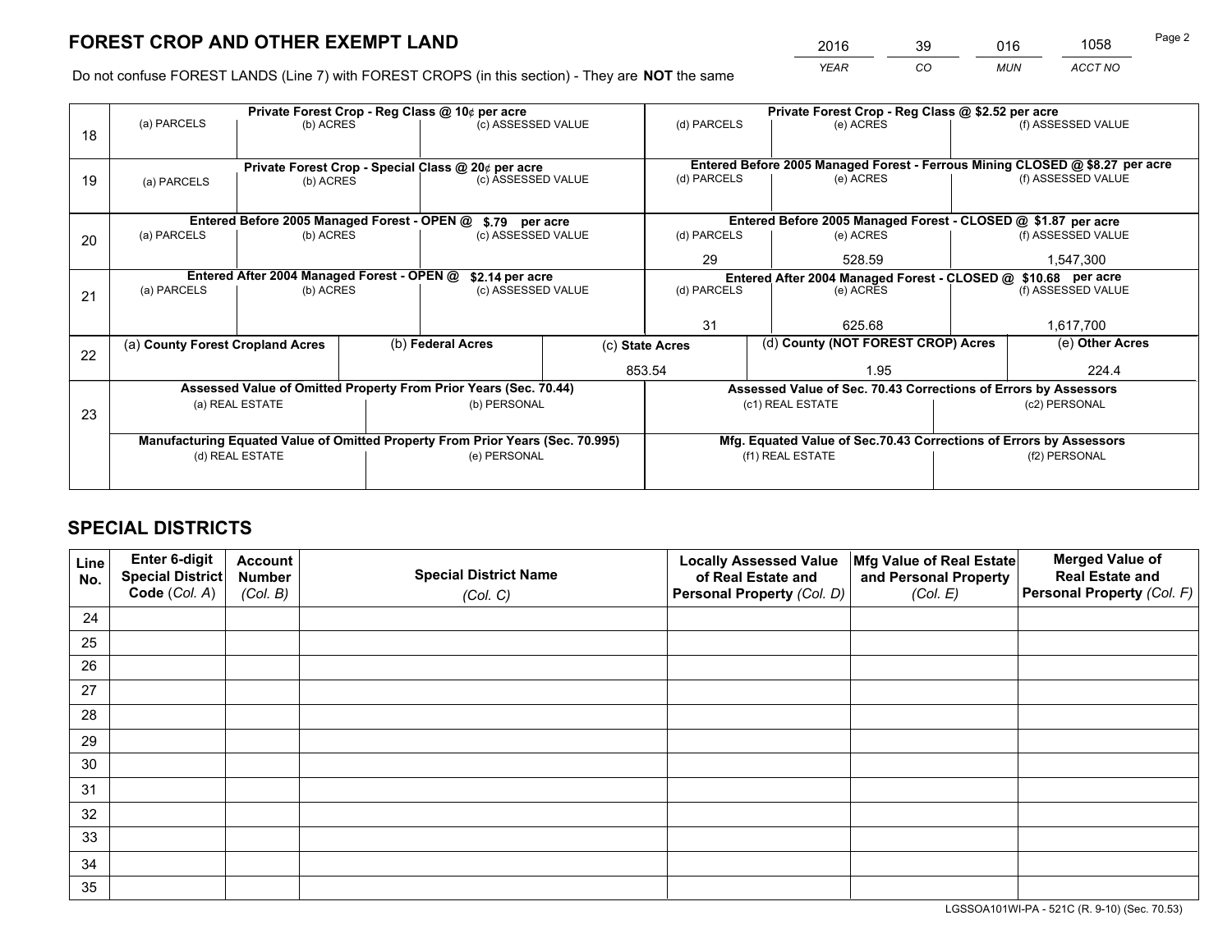# FOREST CROP AND OTHER EXEMPT LAND

| 2016 | 39 | 016 | 1058 |
|---|---|---|---|
| *YEAR* | *CO* | *MUN* | *ACCT NO* |

Do not confuse FOREST LANDS (Line 7) with FOREST CROPS (in this section) - They are **NOT** the same

| Line | Private Forest Crop - Reg Class @ 10¢ per acre | | | Private Forest Crop - Reg Class @ $2.52 per acre | | |
|---|---|---|---|---|---|---|
| 18 | (a) PARCELS | (b) ACRES | (c) ASSESSED VALUE | (d) PARCELS | (e) ACRES | (f) ASSESSED VALUE |
| | | | | | | |
| | **Private Forest Crop - Special Class @ 20¢ per acre** | | | **Entered Before 2005 Managed Forest - Ferrous Mining CLOSED @ $8.27 per acre** | | |
| 19 | (a) PARCELS | (b) ACRES | (c) ASSESSED VALUE | (d) PARCELS | (e) ACRES | (f) ASSESSED VALUE |
| | | | | | | |
| | **Entered Before 2005 Managed Forest - OPEN @ $.79 per acre** | | | **Entered Before 2005 Managed Forest - CLOSED @ $1.87 per acre** | | |
| 20 | (a) PARCELS | (b) ACRES | (c) ASSESSED VALUE | (d) PARCELS | (e) ACRES | (f) ASSESSED VALUE |
| | | | | 29 | 528.59 | 1,547,300 |
| | **Entered After 2004 Managed Forest - OPEN @ $2.14 per acre** | | | **Entered After 2004 Managed Forest - CLOSED @ $10.68 per acre** | | |
| 21 | (a) PARCELS | (b) ACRES | (c) ASSESSED VALUE | (d) PARCELS | (e) ACRES | (f) ASSESSED VALUE |
| | | | | 31 | 625.68 | 1,617,700 |

| Line | (a) County Forest Cropland Acres | (b) Federal Acres | (c) State Acres | (d) County (NOT FOREST CROP) Acres | (e) Other Acres |
|---|---|---|---|---|---|
| 22 | | | 853.54 | 1.95 | 224.4 |

| Line | Assessed Value of Omitted Property From Prior Years (Sec. 70.44) | | Assessed Value of Sec. 70.43 Corrections of Errors by Assessors | |
|---|---|---|---|---|
| 23 | (a) REAL ESTATE | (b) PERSONAL | (c1) REAL ESTATE | (c2) PERSONAL |
| | | | | |
| | **Manufacturing Equated Value of Omitted Property From Prior Years (Sec. 70.995)** | | **Mfg. Equated Value of Sec.70.43 Corrections of Errors by Assessors** | |
| | (d) REAL ESTATE | (e) PERSONAL | (f1) REAL ESTATE | (f2) PERSONAL |
| | | | | |

# SPECIAL DISTRICTS

| Line No. | Enter 6-digit Special District Code (*Col. A*) | Account Number (*Col. B*) | Special District Name (*Col. C*) | Locally Assessed Value of Real Estate and Personal Property (*Col. D*) | Mfg Value of Real Estate and Personal Property (*Col. E*) | Merged Value of Real Estate and Personal Property (*Col. F*) |
|---|---|---|---|---|---|---|
| 24 | | | | | | |
| 25 | | | | | | |
| 26 | | | | | | |
| 27 | | | | | | |
| 28 | | | | | | |
| 29 | | | | | | |
| 30 | | | | | | |
| 31 | | | | | | |
| 32 | | | | | | |
| 33 | | | | | | |
| 34 | | | | | | |
| 35 | | | | | | |

LGSSOA101WI-PA - 521C (R. 9-10) (Sec. 70.53)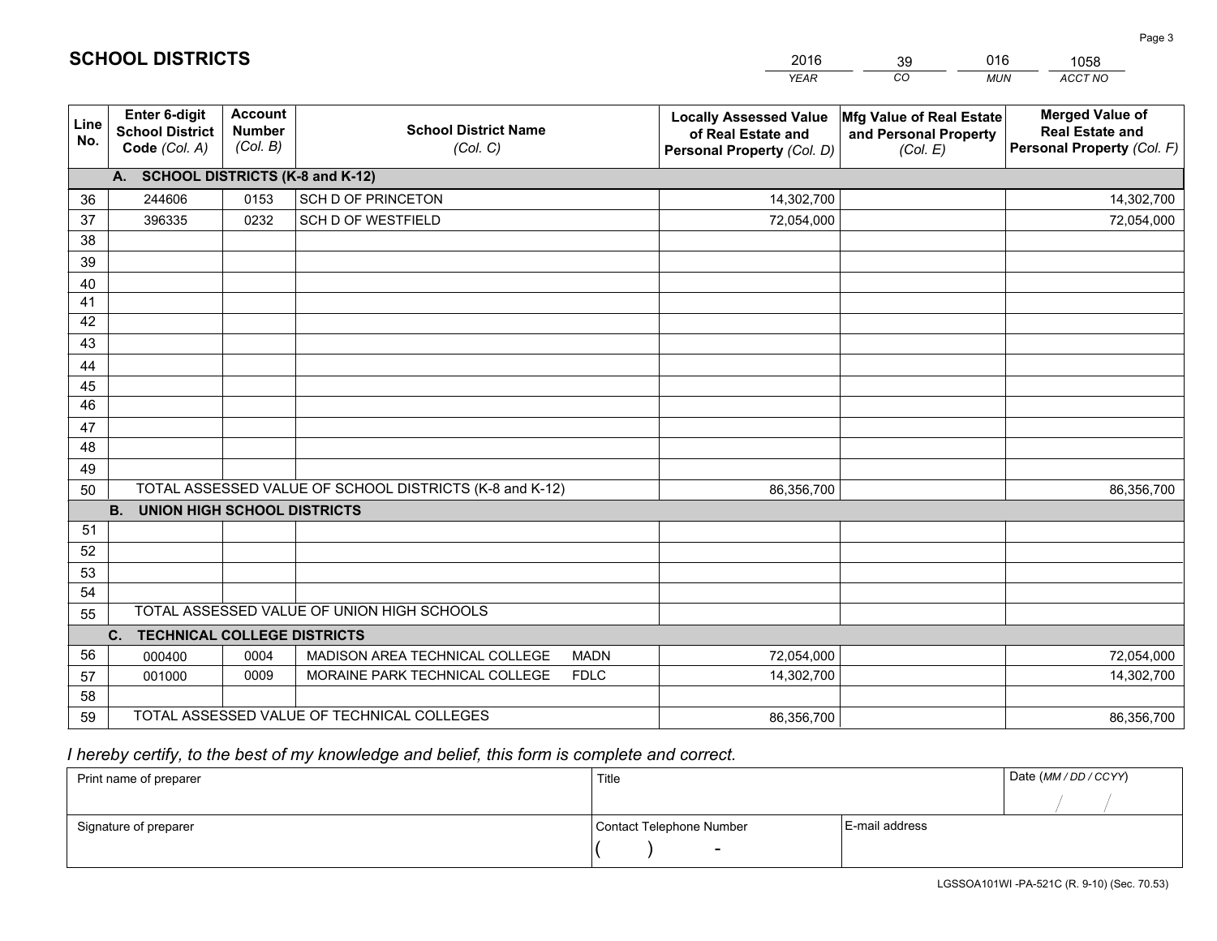# SCHOOL DISTRICTS

| 2016 | 39 | 016 | 1058 |
|---|---|---|---|
| *YEAR* | *CO* | *MUN* | *ACCT NO* |

| Line No. | Enter 6-digit School District Code *(Col. A)* | Account Number *(Col. B)* | School District Name *(Col. C)* | Locally Assessed Value of Real Estate and Personal Property *(Col. D)* | Mfg Value of Real Estate and Personal Property *(Col. E)* | Merged Value of Real Estate and Personal Property *(Col. F)* |
|---|---|---|---|---|---|---|
| | **A. SCHOOL DISTRICTS (K-8 and K-12)** | | | | | |
| 36 | 244606 | 0153 | SCH D OF PRINCETON | 14,302,700 | | 14,302,700 |
| 37 | 396335 | 0232 | SCH D OF WESTFIELD | 72,054,000 | | 72,054,000 |
| 38 | | | | | | |
| 39 | | | | | | |
| 40 | | | | | | |
| 41 | | | | | | |
| 42 | | | | | | |
| 43 | | | | | | |
| 44 | | | | | | |
| 45 | | | | | | |
| 46 | | | | | | |
| 47 | | | | | | |
| 48 | | | | | | |
| 49 | | | | | | |
| 50 | TOTAL ASSESSED VALUE OF SCHOOL DISTRICTS (K-8 and K-12) | | | 86,356,700 | | 86,356,700 |
| | **B. UNION HIGH SCHOOL DISTRICTS** | | | | | |
| 51 | | | | | | |
| 52 | | | | | | |
| 53 | | | | | | |
| 54 | | | | | | |
| 55 | TOTAL ASSESSED VALUE OF UNION HIGH SCHOOLS | | | | | |
| | **C. TECHNICAL COLLEGE DISTRICTS** | | | | | |
| 56 | 000400 | 0004 | MADISON AREA TECHNICAL COLLEGE MADN | 72,054,000 | | 72,054,000 |
| 57 | 001000 | 0009 | MORAINE PARK TECHNICAL COLLEGE FDLC | 14,302,700 | | 14,302,700 |
| 58 | | | | | | |
| 59 | TOTAL ASSESSED VALUE OF TECHNICAL COLLEGES | | | 86,356,700 | | 86,356,700 |

*I hereby certify, to the best of my knowledge and belief, this form is complete and correct.*

| Print name of preparer | Title | | Date *(MM / DD / CCYY)* |
|---|---|---|---|
| | | | / / |
| **Signature of preparer** | **Contact Telephone Number** | **E-mail address** | |
| | ( ) - | | |

LGSSOA101WI -PA-521C (R. 9-10) (Sec. 70.53)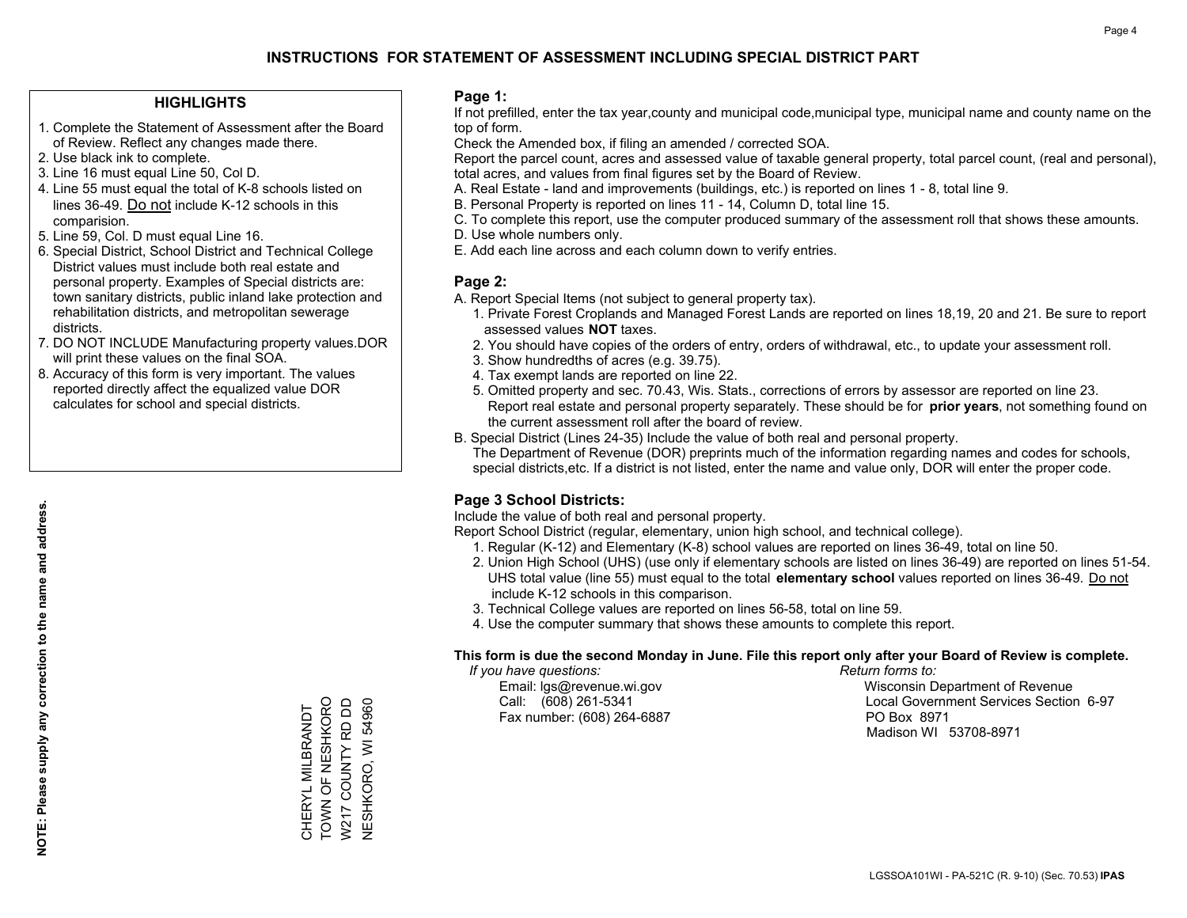# INSTRUCTIONS FOR STATEMENT OF ASSESSMENT INCLUDING SPECIAL DISTRICT PART

## HIGHLIGHTS

1. Complete the Statement of Assessment after the Board of Review. Reflect any changes made there.
2. Use black ink to complete.
3. Line 16 must equal Line 50, Col D.
4. Line 55 must equal the total of K-8 schools listed on lines 36-49. Do not include K-12 schools in this comparision.
5. Line 59, Col. D must equal Line 16.
6. Special District, School District and Technical College District values must include both real estate and personal property. Examples of Special districts are: town sanitary districts, public inland lake protection and rehabilitation districts, and metropolitan sewerage districts.
7. DO NOT INCLUDE Manufacturing property values.DOR will print these values on the final SOA.
8. Accuracy of this form is very important. The values reported directly affect the equalized value DOR calculates for school and special districts.

**NOTE: Please supply any correction to the name and address.**

CHERYL MILBRANDT
TOWN OF NESHKORO
W217 COUNTY RD DD
NESHKORO, WI 54960

## Page 1:

If not prefilled, enter the tax year,county and municipal code,municipal type, municipal name and county name on the top of form.

Check the Amended box, if filing an amended / corrected SOA.

Report the parcel count, acres and assessed value of taxable general property, total parcel count, (real and personal), total acres, and values from final figures set by the Board of Review.

A. Real Estate - land and improvements (buildings, etc.) is reported on lines 1 - 8, total line 9.
B. Personal Property is reported on lines 11 - 14, Column D, total line 15.
C. To complete this report, use the computer produced summary of the assessment roll that shows these amounts.
D. Use whole numbers only.
E. Add each line across and each column down to verify entries.

## Page 2:

A. Report Special Items (not subject to general property tax).
   1. Private Forest Croplands and Managed Forest Lands are reported on lines 18,19, 20 and 21. Be sure to report assessed values **NOT** taxes.
   2. You should have copies of the orders of entry, orders of withdrawal, etc., to update your assessment roll.
   3. Show hundredths of acres (e.g. 39.75).
   4. Tax exempt lands are reported on line 22.
   5. Omitted property and sec. 70.43, Wis. Stats., corrections of errors by assessor are reported on line 23. Report real estate and personal property separately. These should be for **prior years**, not something found on the current assessment roll after the board of review.
B. Special District (Lines 24-35) Include the value of both real and personal property.
   The Department of Revenue (DOR) preprints much of the information regarding names and codes for schools, special districts,etc. If a district is not listed, enter the name and value only, DOR will enter the proper code.

## Page 3 School Districts:

Include the value of both real and personal property.

Report School District (regular, elementary, union high school, and technical college).

1. Regular (K-12) and Elementary (K-8) school values are reported on lines 36-49, total on line 50.
2. Union High School (UHS) (use only if elementary schools are listed on lines 36-49) are reported on lines 51-54. UHS total value (line 55) must equal to the total **elementary school** values reported on lines 36-49. Do not include K-12 schools in this comparison.
3. Technical College values are reported on lines 56-58, total on line 59.
4. Use the computer summary that shows these amounts to complete this report.

**This form is due the second Monday in June. File this report only after your Board of Review is complete.**

*If you have questions:*
Email: lgs@revenue.wi.gov
Call: (608) 261-5341
Fax number: (608) 264-6887

*Return forms to:*
Wisconsin Department of Revenue
Local Government Services Section 6-97
PO Box 8971
Madison WI 53708-8971

LGSSOA101WI - PA-521C (R. 9-10) (Sec. 70.53) **IPAS**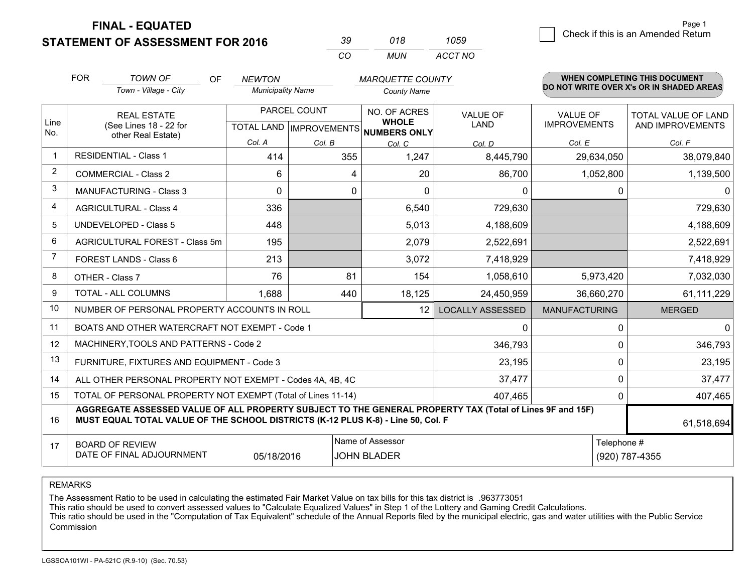# FINAL - EQUATED
## STATEMENT OF ASSESSMENT FOR 2016

| 39 | 018 | 1059 |
|---|---|---|
| CO | MUN | ACCT NO |

Page 1

☐ Check if this is an Amended Return

FOR *TOWN OF* (Town - Village - City) OF *NEWTON* (Municipality Name) *MARQUETTE COUNTY* (County Name)

**WHEN COMPLETING THIS DOCUMENT DO NOT WRITE OVER X's OR IN SHADED AREAS**

| Line No. | REAL ESTATE (See Lines 18 - 22 for other Real Estate) | PARCEL COUNT TOTAL LAND Col. A | PARCEL COUNT IMPROVEMENTS Col. B | NO. OF ACRES WHOLE NUMBERS ONLY Col. C | VALUE OF LAND Col. D | VALUE OF IMPROVEMENTS Col. E | TOTAL VALUE OF LAND AND IMPROVEMENTS Col. F |
|---|---|---|---|---|---|---|---|
| 1 | RESIDENTIAL - Class 1 | 414 | 355 | 1,247 | 8,445,790 | 29,634,050 | 38,079,840 |
| 2 | COMMERCIAL - Class 2 | 6 | 4 | 20 | 86,700 | 1,052,800 | 1,139,500 |
| 3 | MANUFACTURING - Class 3 | 0 | 0 | 0 | 0 | 0 | 0 |
| 4 | AGRICULTURAL - Class 4 | 336 | | 6,540 | 729,630 | | 729,630 |
| 5 | UNDEVELOPED - Class 5 | 448 | | 5,013 | 4,188,609 | | 4,188,609 |
| 6 | AGRICULTURAL FOREST - Class 5m | 195 | | 2,079 | 2,522,691 | | 2,522,691 |
| 7 | FOREST LANDS - Class 6 | 213 | | 3,072 | 7,418,929 | | 7,418,929 |
| 8 | OTHER - Class 7 | 76 | 81 | 154 | 1,058,610 | 5,973,420 | 7,032,030 |
| 9 | TOTAL - ALL COLUMNS | 1,688 | 440 | 18,125 | 24,450,959 | 36,660,270 | 61,111,229 |
| 10 | NUMBER OF PERSONAL PROPERTY ACCOUNTS IN ROLL | | | 12 | LOCALLY ASSESSED | MANUFACTURING | MERGED |
| 11 | BOATS AND OTHER WATERCRAFT NOT EXEMPT - Code 1 | | | | 0 | 0 | 0 |
| 12 | MACHINERY,TOOLS AND PATTERNS - Code 2 | | | | 346,793 | 0 | 346,793 |
| 13 | FURNITURE, FIXTURES AND EQUIPMENT - Code 3 | | | | 23,195 | 0 | 23,195 |
| 14 | ALL OTHER PERSONAL PROPERTY NOT EXEMPT - Codes 4A, 4B, 4C | | | | 37,477 | 0 | 37,477 |
| 15 | TOTAL OF PERSONAL PROPERTY NOT EXEMPT (Total of Lines 11-14) | | | | 407,465 | 0 | 407,465 |
| 16 | **AGGREGATE ASSESSED VALUE OF ALL PROPERTY SUBJECT TO THE GENERAL PROPERTY TAX (Total of Lines 9F and 15F) MUST EQUAL TOTAL VALUE OF THE SCHOOL DISTRICTS (K-12 PLUS K-8) - Line 50, Col. F** | | | | | | 61,518,694 |
| 17 | BOARD OF REVIEW DATE OF FINAL ADJOURNMENT | 05/18/2016 | | Name of Assessor: JOHN BLADER | | Telephone #: (920) 787-4355 | |

REMARKS

The Assessment Ratio to be used in calculating the estimated Fair Market Value on tax bills for this tax district is .963773051
This ratio should be used to convert assessed values to "Calculate Equalized Values" in Step 1 of the Lottery and Gaming Credit Calculations.
This ratio should be used in the "Computation of Tax Equivalent" schedule of the Annual Reports filed by the municipal electric, gas and water utilities with the Public Service Commission

LGSSOA101WI - PA-521C (R.9-10) (Sec. 70.53)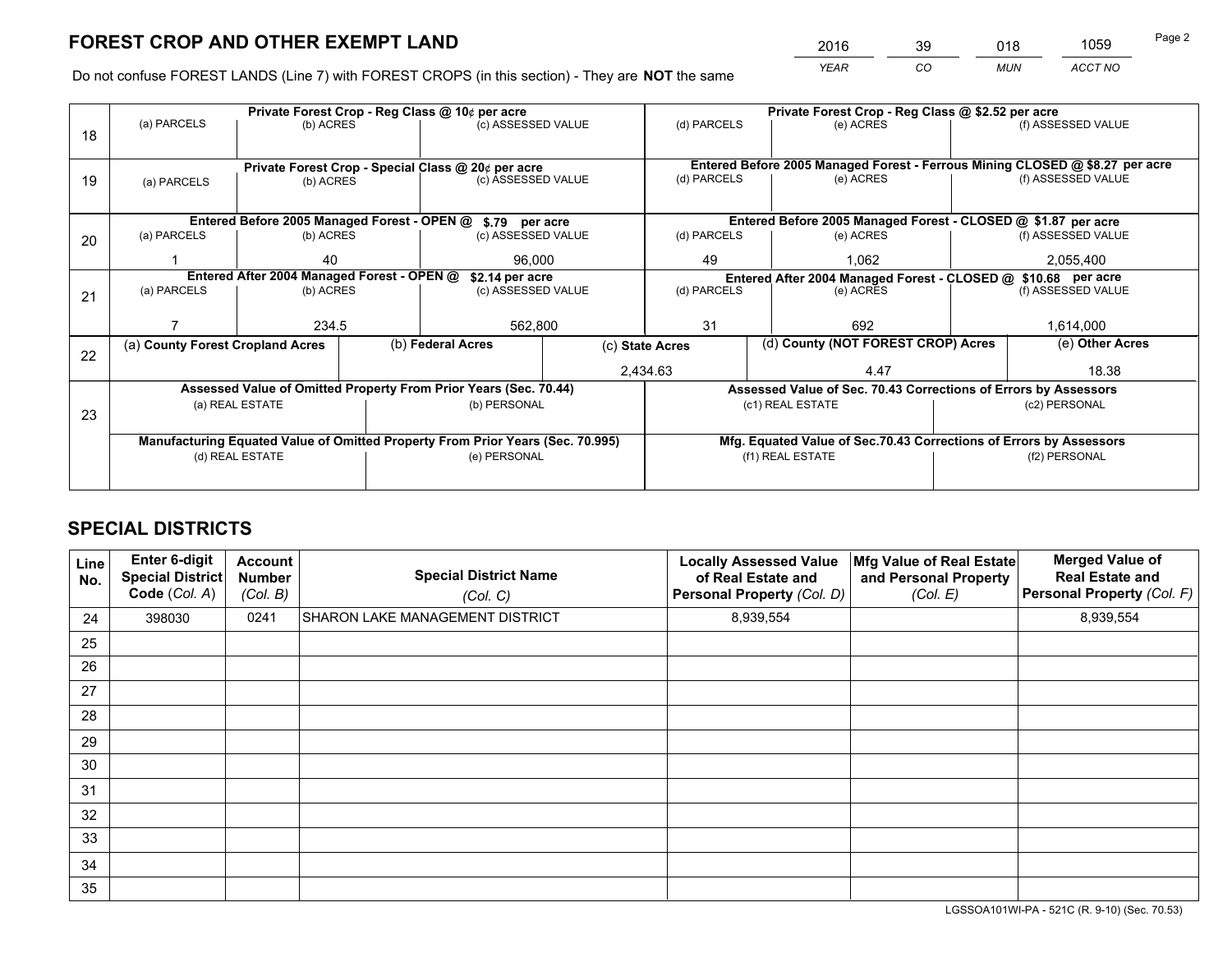# FOREST CROP AND OTHER EXEMPT LAND

| 2016 | 39 | 018 | 1059 |
|---|---|---|---|
| *YEAR* | *CO* | *MUN* | *ACCT NO* |

Do not confuse FOREST LANDS (Line 7) with FOREST CROPS (in this section) - They are **NOT** the same

| Line | (a) PARCELS | (b) ACRES | (c) ASSESSED VALUE | (d) PARCELS | (e) ACRES | (f) ASSESSED VALUE |
|---|---|---|---|---|---|---|
| 18 | Private Forest Crop - Reg Class @ 10¢ per acre | | | Private Forest Crop - Reg Class @ $2.52 per acre | | |
| | | | | | | |
| 19 | Private Forest Crop - Special Class @ 20¢ per acre | | | Entered Before 2005 Managed Forest - Ferrous Mining CLOSED @ $8.27 per acre | | |
| | | | | | | |
| 20 | Entered Before 2005 Managed Forest - OPEN @ $.79 per acre | | | Entered Before 2005 Managed Forest - CLOSED @ $1.87 per acre | | |
| | 1 | 40 | 96,000 | 49 | 1,062 | 2,055,400 |
| 21 | Entered After 2004 Managed Forest - OPEN @ $2.14 per acre | | | Entered After 2004 Managed Forest - CLOSED @ $10.68 per acre | | |
| | 7 | 234.5 | 562,800 | 31 | 692 | 1,614,000 |

| Line | (a) **County Forest Cropland Acres** | (b) **Federal Acres** | (c) **State Acres** | (d) **County (NOT FOREST CROP) Acres** | (e) **Other Acres** |
|---|---|---|---|---|---|
| 22 | | | 2,434.63 | 4.47 | 18.38 |

| Line | Assessed Value of Omitted Property From Prior Years (Sec. 70.44) | | Assessed Value of Sec. 70.43 Corrections of Errors by Assessors | |
|---|---|---|---|---|
| 23 | (a) REAL ESTATE | (b) PERSONAL | (c1) REAL ESTATE | (c2) PERSONAL |
| | | | | |
| | **Manufacturing Equated Value of Omitted Property From Prior Years (Sec. 70.995)** | | **Mfg. Equated Value of Sec.70.43 Corrections of Errors by Assessors** | |
| | (d) REAL ESTATE | (e) PERSONAL | (f1) REAL ESTATE | (f2) PERSONAL |
| | | | | |

# SPECIAL DISTRICTS

| Line No. | Enter 6-digit Special District Code (*Col. A*) | Account Number (*Col. B*) | Special District Name (*Col. C*) | Locally Assessed Value of Real Estate and Personal Property (*Col. D*) | Mfg Value of Real Estate and Personal Property (*Col. E*) | Merged Value of Real Estate and Personal Property (*Col. F*) |
|---|---|---|---|---|---|---|
| 24 | 398030 | 0241 | SHARON LAKE MANAGEMENT DISTRICT | 8,939,554 | | 8,939,554 |
| 25 | | | | | | |
| 26 | | | | | | |
| 27 | | | | | | |
| 28 | | | | | | |
| 29 | | | | | | |
| 30 | | | | | | |
| 31 | | | | | | |
| 32 | | | | | | |
| 33 | | | | | | |
| 34 | | | | | | |
| 35 | | | | | | |

LGSSOA101WI-PA - 521C (R. 9-10) (Sec. 70.53)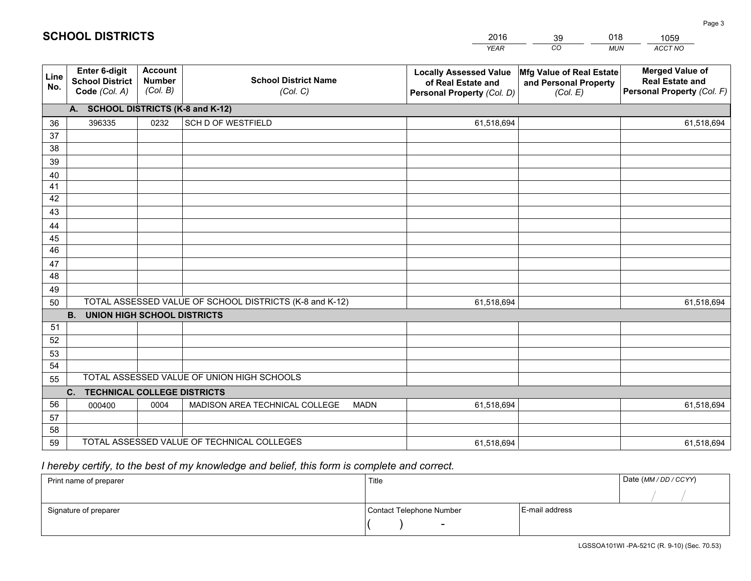# SCHOOL DISTRICTS

| 2016 | 39 | 018 | 1059 |
|---|---|---|---|
| *YEAR* | *CO* | *MUN* | *ACCT NO* |

| Line No. | Enter 6-digit School District Code *(Col. A)* | Account Number *(Col. B)* | School District Name *(Col. C)* | Locally Assessed Value of Real Estate and Personal Property *(Col. D)* | Mfg Value of Real Estate and Personal Property *(Col. E)* | Merged Value of Real Estate and Personal Property *(Col. F)* |
|---|---|---|---|---|---|---|
| **A. SCHOOL DISTRICTS (K-8 and K-12)** | | | | | | |
| 36 | 396335 | 0232 | SCH D OF WESTFIELD | 61,518,694 | | 61,518,694 |
| 37 | | | | | | |
| 38 | | | | | | |
| 39 | | | | | | |
| 40 | | | | | | |
| 41 | | | | | | |
| 42 | | | | | | |
| 43 | | | | | | |
| 44 | | | | | | |
| 45 | | | | | | |
| 46 | | | | | | |
| 47 | | | | | | |
| 48 | | | | | | |
| 49 | | | | | | |
| 50 | TOTAL ASSESSED VALUE OF SCHOOL DISTRICTS (K-8 and K-12) | | | 61,518,694 | | 61,518,694 |
| **B. UNION HIGH SCHOOL DISTRICTS** | | | | | | |
| 51 | | | | | | |
| 52 | | | | | | |
| 53 | | | | | | |
| 54 | | | | | | |
| 55 | TOTAL ASSESSED VALUE OF UNION HIGH SCHOOLS | | | | | |
| **C. TECHNICAL COLLEGE DISTRICTS** | | | | | | |
| 56 | 000400 | 0004 | MADISON AREA TECHNICAL COLLEGE MADN | 61,518,694 | | 61,518,694 |
| 57 | | | | | | |
| 58 | | | | | | |
| 59 | TOTAL ASSESSED VALUE OF TECHNICAL COLLEGES | | | 61,518,694 | | 61,518,694 |

*I hereby certify, to the best of my knowledge and belief, this form is complete and correct.*

| Print name of preparer | Title | | Date *(MM / DD / CCYY)* |
|---|---|---|---|
| | | | / / |
| Signature of preparer | Contact Telephone Number | E-mail address | |
| | ( ) - | | |

LGSSOA101WI -PA-521C (R. 9-10) (Sec. 70.53)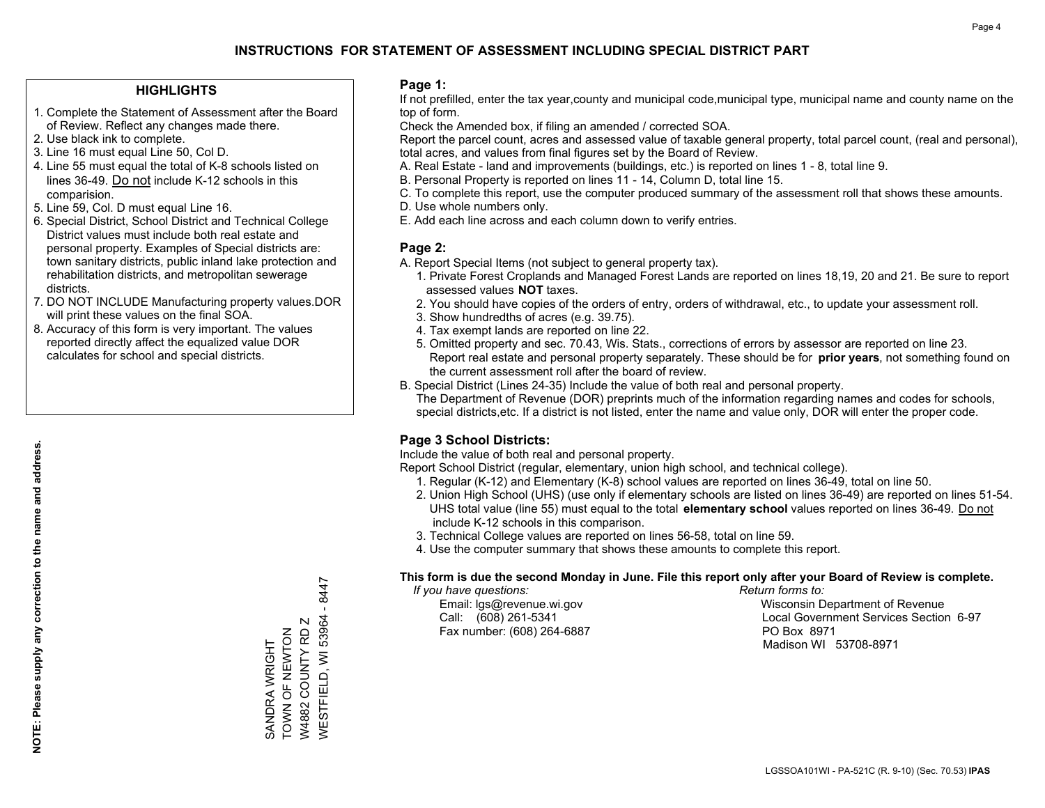# INSTRUCTIONS FOR STATEMENT OF ASSESSMENT INCLUDING SPECIAL DISTRICT PART

## HIGHLIGHTS

1. Complete the Statement of Assessment after the Board of Review. Reflect any changes made there.
2. Use black ink to complete.
3. Line 16 must equal Line 50, Col D.
4. Line 55 must equal the total of K-8 schools listed on lines 36-49. Do not include K-12 schools in this comparision.
5. Line 59, Col. D must equal Line 16.
6. Special District, School District and Technical College District values must include both real estate and personal property. Examples of Special districts are: town sanitary districts, public inland lake protection and rehabilitation districts, and metropolitan sewerage districts.
7. DO NOT INCLUDE Manufacturing property values.DOR will print these values on the final SOA.
8. Accuracy of this form is very important. The values reported directly affect the equalized value DOR calculates for school and special districts.

**NOTE: Please supply any correction to the name and address.**

SANDRA WRIGHT
TOWN OF NEWTON
W4882 COUNTY RD Z
WESTFIELD, WI 53964 - 8447

## Page 1:

If not prefilled, enter the tax year,county and municipal code,municipal type, municipal name and county name on the top of form.

Check the Amended box, if filing an amended / corrected SOA.

Report the parcel count, acres and assessed value of taxable general property, total parcel count, (real and personal), total acres, and values from final figures set by the Board of Review.

A. Real Estate - land and improvements (buildings, etc.) is reported on lines 1 - 8, total line 9.
B. Personal Property is reported on lines 11 - 14, Column D, total line 15.
C. To complete this report, use the computer produced summary of the assessment roll that shows these amounts.
D. Use whole numbers only.
E. Add each line across and each column down to verify entries.

## Page 2:

A. Report Special Items (not subject to general property tax).
   1. Private Forest Croplands and Managed Forest Lands are reported on lines 18,19, 20 and 21. Be sure to report assessed values **NOT** taxes.
   2. You should have copies of the orders of entry, orders of withdrawal, etc., to update your assessment roll.
   3. Show hundredths of acres (e.g. 39.75).
   4. Tax exempt lands are reported on line 22.
   5. Omitted property and sec. 70.43, Wis. Stats., corrections of errors by assessor are reported on line 23. Report real estate and personal property separately. These should be for **prior years**, not something found on the current assessment roll after the board of review.
B. Special District (Lines 24-35) Include the value of both real and personal property.
   The Department of Revenue (DOR) preprints much of the information regarding names and codes for schools, special districts,etc. If a district is not listed, enter the name and value only, DOR will enter the proper code.

## Page 3 School Districts:

Include the value of both real and personal property.

Report School District (regular, elementary, union high school, and technical college).

1. Regular (K-12) and Elementary (K-8) school values are reported on lines 36-49, total on line 50.
2. Union High School (UHS) (use only if elementary schools are listed on lines 36-49) are reported on lines 51-54. UHS total value (line 55) must equal to the total **elementary school** values reported on lines 36-49. Do not include K-12 schools in this comparison.
3. Technical College values are reported on lines 56-58, total on line 59.
4. Use the computer summary that shows these amounts to complete this report.

**This form is due the second Monday in June. File this report only after your Board of Review is complete.**

*If you have questions:*
Email: lgs@revenue.wi.gov
Call: (608) 261-5341
Fax number: (608) 264-6887

*Return forms to:*
Wisconsin Department of Revenue
Local Government Services Section 6-97
PO Box 8971
Madison WI 53708-8971

LGSSOA101WI - PA-521C (R. 9-10) (Sec. 70.53) **IPAS**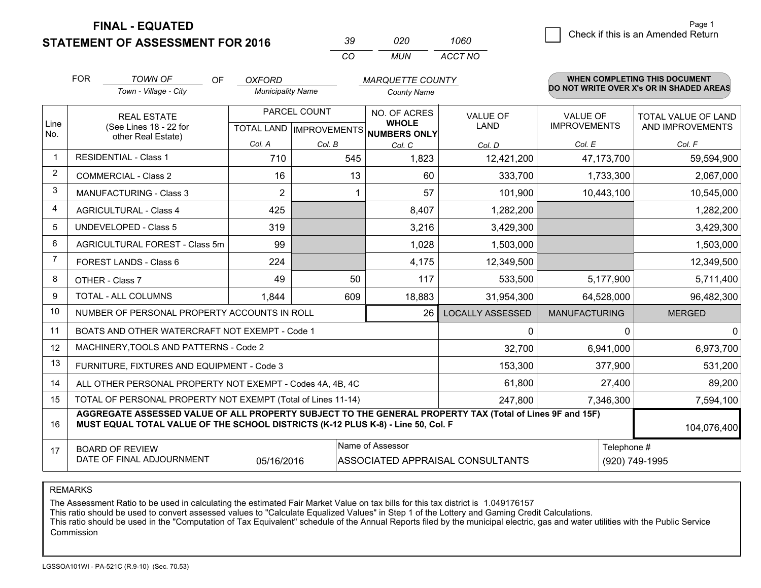# FINAL - EQUATED
## STATEMENT OF ASSESSMENT FOR 2016

| 39 | 020 | 1060 |
|---|---|---|
| CO | MUN | ACCT NO |

Page 1

☐ Check if this is an Amended Return

FOR *TOWN OF* (Town - Village - City) OF *OXFORD* (Municipality Name) *MARQUETTE COUNTY* (County Name)

**WHEN COMPLETING THIS DOCUMENT DO NOT WRITE OVER X's OR IN SHADED AREAS**

| Line No. | REAL ESTATE (See Lines 18 - 22 for other Real Estate) | PARCEL COUNT TOTAL LAND Col. A | PARCEL COUNT IMPROVEMENTS Col. B | NO. OF ACRES WHOLE NUMBERS ONLY Col. C | VALUE OF LAND Col. D | VALUE OF IMPROVEMENTS Col. E | TOTAL VALUE OF LAND AND IMPROVEMENTS Col. F |
|---|---|---|---|---|---|---|---|
| 1 | RESIDENTIAL - Class 1 | 710 | 545 | 1,823 | 12,421,200 | 47,173,700 | 59,594,900 |
| 2 | COMMERCIAL - Class 2 | 16 | 13 | 60 | 333,700 | 1,733,300 | 2,067,000 |
| 3 | MANUFACTURING - Class 3 | 2 | 1 | 57 | 101,900 | 10,443,100 | 10,545,000 |
| 4 | AGRICULTURAL - Class 4 | 425 | | 8,407 | 1,282,200 | | 1,282,200 |
| 5 | UNDEVELOPED - Class 5 | 319 | | 3,216 | 3,429,300 | | 3,429,300 |
| 6 | AGRICULTURAL FOREST - Class 5m | 99 | | 1,028 | 1,503,000 | | 1,503,000 |
| 7 | FOREST LANDS - Class 6 | 224 | | 4,175 | 12,349,500 | | 12,349,500 |
| 8 | OTHER - Class 7 | 49 | 50 | 117 | 533,500 | 5,177,900 | 5,711,400 |
| 9 | TOTAL - ALL COLUMNS | 1,844 | 609 | 18,883 | 31,954,300 | 64,528,000 | 96,482,300 |
| 10 | NUMBER OF PERSONAL PROPERTY ACCOUNTS IN ROLL | | | 26 | LOCALLY ASSESSED | MANUFACTURING | MERGED |
| 11 | BOATS AND OTHER WATERCRAFT NOT EXEMPT - Code 1 | | | | 0 | 0 | 0 |
| 12 | MACHINERY,TOOLS AND PATTERNS - Code 2 | | | | 32,700 | 6,941,000 | 6,973,700 |
| 13 | FURNITURE, FIXTURES AND EQUIPMENT - Code 3 | | | | 153,300 | 377,900 | 531,200 |
| 14 | ALL OTHER PERSONAL PROPERTY NOT EXEMPT - Codes 4A, 4B, 4C | | | | 61,800 | 27,400 | 89,200 |
| 15 | TOTAL OF PERSONAL PROPERTY NOT EXEMPT (Total of Lines 11-14) | | | | 247,800 | 7,346,300 | 7,594,100 |
| 16 | **AGGREGATE ASSESSED VALUE OF ALL PROPERTY SUBJECT TO THE GENERAL PROPERTY TAX (Total of Lines 9F and 15F) MUST EQUAL TOTAL VALUE OF THE SCHOOL DISTRICTS (K-12 PLUS K-8) - Line 50, Col. F** | | | | | | 104,076,400 |
| 17 | BOARD OF REVIEW DATE OF FINAL ADJOURNMENT | 05/16/2016 | | Name of Assessor: ASSOCIATED APPRAISAL CONSULTANTS | | | Telephone #: (920) 749-1995 |

REMARKS

The Assessment Ratio to be used in calculating the estimated Fair Market Value on tax bills for this tax district is 1.049176157
This ratio should be used to convert assessed values to "Calculate Equalized Values" in Step 1 of the Lottery and Gaming Credit Calculations.
This ratio should be used in the "Computation of Tax Equivalent" schedule of the Annual Reports filed by the municipal electric, gas and water utilities with the Public Service Commission

LGSSOA101WI - PA-521C (R.9-10) (Sec. 70.53)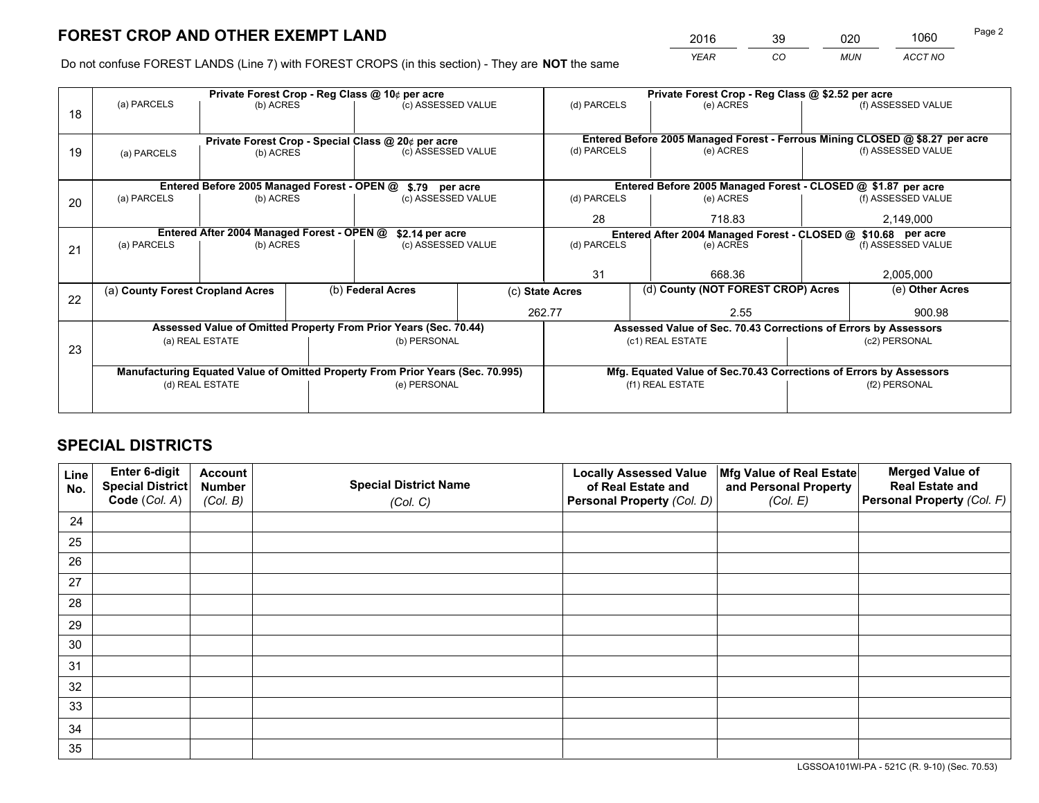# FOREST CROP AND OTHER EXEMPT LAND

| 2016 | 39 | 020 | 1060 |
|---|---|---|---|
| *YEAR* | *CO* | *MUN* | *ACCT NO* |

Page 2

Do not confuse FOREST LANDS (Line 7) with FOREST CROPS (in this section) - They are **NOT** the same

| Line | Private Forest Crop - Reg Class @ 10¢ per acre | | | Private Forest Crop - Reg Class @ $2.52 per acre | | |
|---|---|---|---|---|---|---|
| 18 | (a) PARCELS | (b) ACRES | (c) ASSESSED VALUE | (d) PARCELS | (e) ACRES | (f) ASSESSED VALUE |
| | | | | | | |
| | **Private Forest Crop - Special Class @ 20¢ per acre** | | | **Entered Before 2005 Managed Forest - Ferrous Mining CLOSED @ $8.27 per acre** | | |
| 19 | (a) PARCELS | (b) ACRES | (c) ASSESSED VALUE | (d) PARCELS | (e) ACRES | (f) ASSESSED VALUE |
| | | | | | | |
| | **Entered Before 2005 Managed Forest - OPEN @ $.79 per acre** | | | **Entered Before 2005 Managed Forest - CLOSED @ $1.87 per acre** | | |
| 20 | (a) PARCELS | (b) ACRES | (c) ASSESSED VALUE | (d) PARCELS | (e) ACRES | (f) ASSESSED VALUE |
| | | | | 28 | 718.83 | 2,149,000 |
| | **Entered After 2004 Managed Forest - OPEN @ $2.14 per acre** | | | **Entered After 2004 Managed Forest - CLOSED @ $10.68 per acre** | | |
| 21 | (a) PARCELS | (b) ACRES | (c) ASSESSED VALUE | (d) PARCELS | (e) ACRES | (f) ASSESSED VALUE |
| | | | | 31 | 668.36 | 2,005,000 |

| Line | (a) County Forest Cropland Acres | (b) Federal Acres | (c) State Acres | (d) County (NOT FOREST CROP) Acres | (e) Other Acres |
|---|---|---|---|---|---|
| 22 | | | 262.77 | 2.55 | 900.98 |

| Line | Assessed Value of Omitted Property From Prior Years (Sec. 70.44) | | Assessed Value of Sec. 70.43 Corrections of Errors by Assessors | |
|---|---|---|---|---|
| 23 | (a) REAL ESTATE | (b) PERSONAL | (c1) REAL ESTATE | (c2) PERSONAL |
| | | | | |
| | **Manufacturing Equated Value of Omitted Property From Prior Years (Sec. 70.995)** | | **Mfg. Equated Value of Sec.70.43 Corrections of Errors by Assessors** | |
| | (d) REAL ESTATE | (e) PERSONAL | (f1) REAL ESTATE | (f2) PERSONAL |
| | | | | |

# SPECIAL DISTRICTS

| Line No. | Enter 6-digit Special District Code (*Col. A*) | Account Number (*Col. B*) | Special District Name (*Col. C*) | Locally Assessed Value of Real Estate and Personal Property (*Col. D*) | Mfg Value of Real Estate and Personal Property (*Col. E*) | Merged Value of Real Estate and Personal Property (*Col. F*) |
|---|---|---|---|---|---|---|
| 24 | | | | | | |
| 25 | | | | | | |
| 26 | | | | | | |
| 27 | | | | | | |
| 28 | | | | | | |
| 29 | | | | | | |
| 30 | | | | | | |
| 31 | | | | | | |
| 32 | | | | | | |
| 33 | | | | | | |
| 34 | | | | | | |
| 35 | | | | | | |

LGSSOA101WI-PA - 521C (R. 9-10) (Sec. 70.53)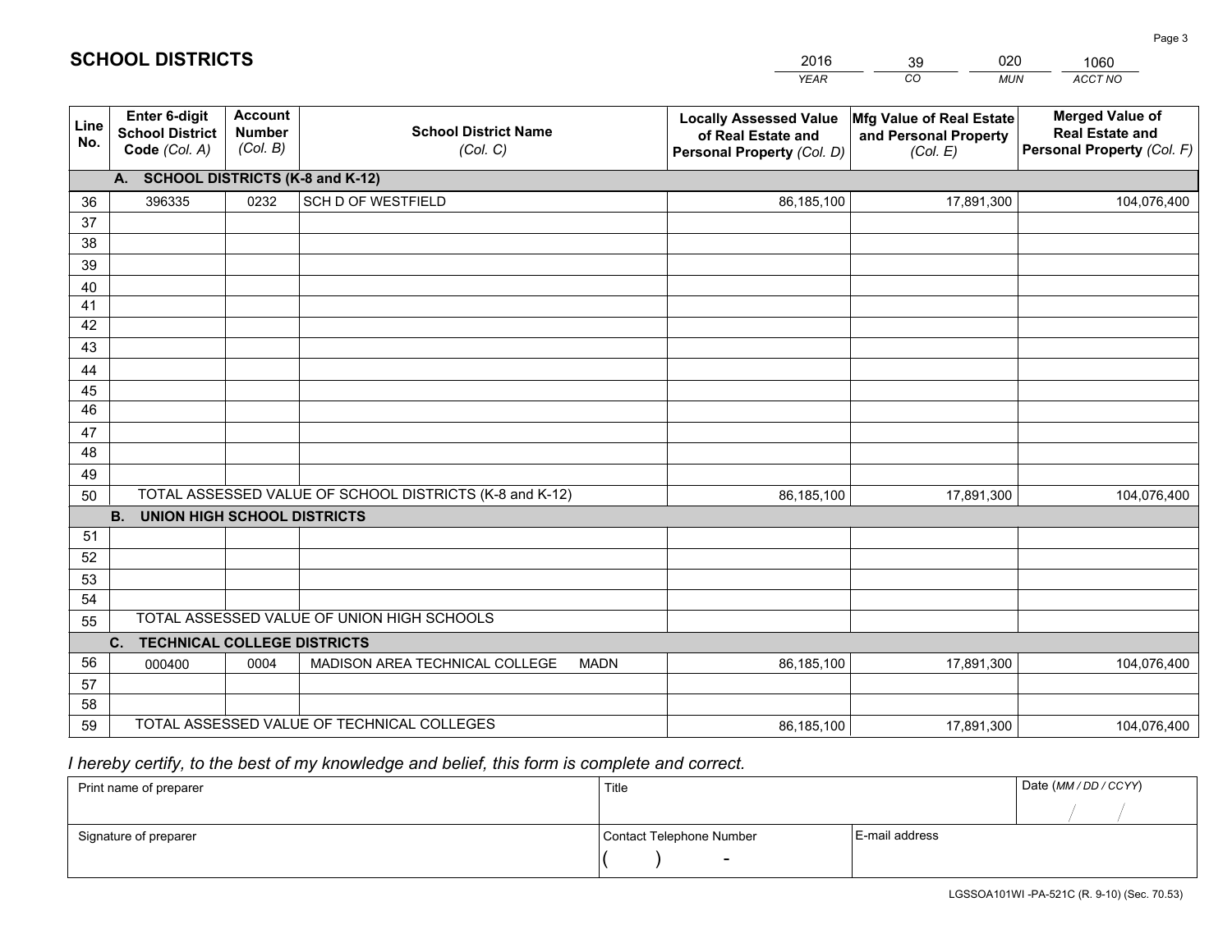# SCHOOL DISTRICTS

| 2016 | 39 | 020 | 1060 |
|---|---|---|---|
| *YEAR* | *CO* | *MUN* | *ACCT NO* |

| Line No. | Enter 6-digit School District Code *(Col. A)* | Account Number *(Col. B)* | School District Name *(Col. C)* | Locally Assessed Value of Real Estate and Personal Property *(Col. D)* | Mfg Value of Real Estate and Personal Property *(Col. E)* | Merged Value of Real Estate and Personal Property *(Col. F)* |
|---|---|---|---|---|---|---|
| **A. SCHOOL DISTRICTS (K-8 and K-12)** | | | | | | |
| 36 | 396335 | 0232 | SCH D OF WESTFIELD | 86,185,100 | 17,891,300 | 104,076,400 |
| 37 | | | | | | |
| 38 | | | | | | |
| 39 | | | | | | |
| 40 | | | | | | |
| 41 | | | | | | |
| 42 | | | | | | |
| 43 | | | | | | |
| 44 | | | | | | |
| 45 | | | | | | |
| 46 | | | | | | |
| 47 | | | | | | |
| 48 | | | | | | |
| 49 | | | | | | |
| 50 | TOTAL ASSESSED VALUE OF SCHOOL DISTRICTS (K-8 and K-12) | | | 86,185,100 | 17,891,300 | 104,076,400 |
| **B. UNION HIGH SCHOOL DISTRICTS** | | | | | | |
| 51 | | | | | | |
| 52 | | | | | | |
| 53 | | | | | | |
| 54 | | | | | | |
| 55 | TOTAL ASSESSED VALUE OF UNION HIGH SCHOOLS | | | | | |
| **C. TECHNICAL COLLEGE DISTRICTS** | | | | | | |
| 56 | 000400 | 0004 | MADISON AREA TECHNICAL COLLEGE MADN | 86,185,100 | 17,891,300 | 104,076,400 |
| 57 | | | | | | |
| 58 | | | | | | |
| 59 | TOTAL ASSESSED VALUE OF TECHNICAL COLLEGES | | | 86,185,100 | 17,891,300 | 104,076,400 |

*I hereby certify, to the best of my knowledge and belief, this form is complete and correct.*

| Print name of preparer | Title | | Date *(MM / DD / CCYY)* |
|---|---|---|---|
| | | | / / |
| Signature of preparer | Contact Telephone Number | E-mail address | |
| | ( ) - | | |

LGSSOA101WI -PA-521C (R. 9-10) (Sec. 70.53)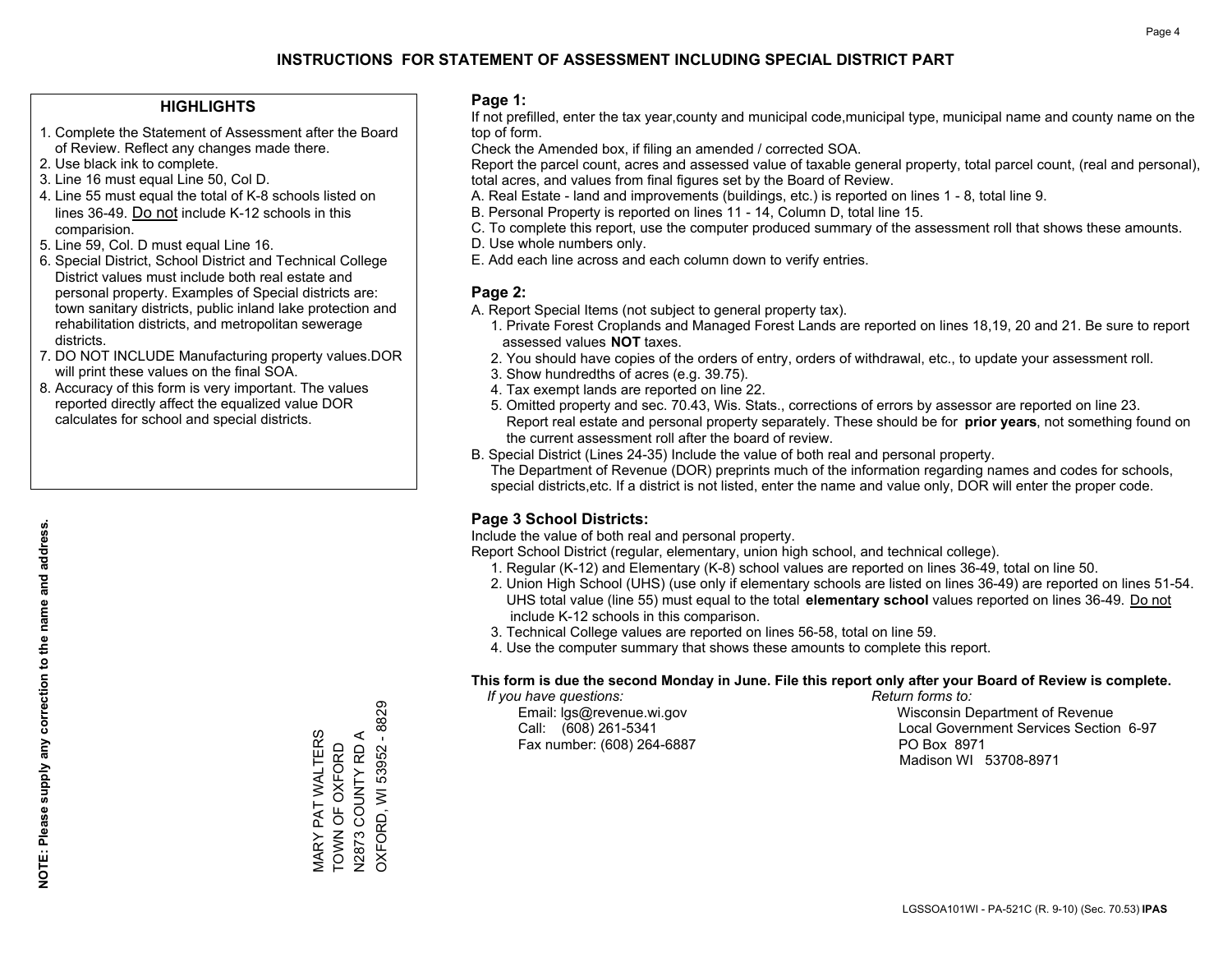# INSTRUCTIONS FOR STATEMENT OF ASSESSMENT INCLUDING SPECIAL DISTRICT PART

## HIGHLIGHTS

1. Complete the Statement of Assessment after the Board of Review. Reflect any changes made there.
2. Use black ink to complete.
3. Line 16 must equal Line 50, Col D.
4. Line 55 must equal the total of K-8 schools listed on lines 36-49. Do not include K-12 schools in this comparision.
5. Line 59, Col. D must equal Line 16.
6. Special District, School District and Technical College District values must include both real estate and personal property. Examples of Special districts are: town sanitary districts, public inland lake protection and rehabilitation districts, and metropolitan sewerage districts.
7. DO NOT INCLUDE Manufacturing property values.DOR will print these values on the final SOA.
8. Accuracy of this form is very important. The values reported directly affect the equalized value DOR calculates for school and special districts.

**NOTE: Please supply any correction to the name and address.**

MARY PAT WALTERS
TOWN OF OXFORD
N2873 COUNTY RD A
OXFORD, WI 53952 - 8829

## Page 1:

If not prefilled, enter the tax year,county and municipal code,municipal type, municipal name and county name on the top of form.

Check the Amended box, if filing an amended / corrected SOA.

Report the parcel count, acres and assessed value of taxable general property, total parcel count, (real and personal), total acres, and values from final figures set by the Board of Review.

A. Real Estate - land and improvements (buildings, etc.) is reported on lines 1 - 8, total line 9.
B. Personal Property is reported on lines 11 - 14, Column D, total line 15.
C. To complete this report, use the computer produced summary of the assessment roll that shows these amounts.
D. Use whole numbers only.
E. Add each line across and each column down to verify entries.

## Page 2:

A. Report Special Items (not subject to general property tax).
   1. Private Forest Croplands and Managed Forest Lands are reported on lines 18,19, 20 and 21. Be sure to report assessed values **NOT** taxes.
   2. You should have copies of the orders of entry, orders of withdrawal, etc., to update your assessment roll.
   3. Show hundredths of acres (e.g. 39.75).
   4. Tax exempt lands are reported on line 22.
   5. Omitted property and sec. 70.43, Wis. Stats., corrections of errors by assessor are reported on line 23. Report real estate and personal property separately. These should be for **prior years**, not something found on the current assessment roll after the board of review.
B. Special District (Lines 24-35) Include the value of both real and personal property. The Department of Revenue (DOR) preprints much of the information regarding names and codes for schools, special districts,etc. If a district is not listed, enter the name and value only, DOR will enter the proper code.

## Page 3 School Districts:

Include the value of both real and personal property.

Report School District (regular, elementary, union high school, and technical college).

1. Regular (K-12) and Elementary (K-8) school values are reported on lines 36-49, total on line 50.
2. Union High School (UHS) (use only if elementary schools are listed on lines 36-49) are reported on lines 51-54. UHS total value (line 55) must equal to the total **elementary school** values reported on lines 36-49. Do not include K-12 schools in this comparison.
3. Technical College values are reported on lines 56-58, total on line 59.
4. Use the computer summary that shows these amounts to complete this report.

**This form is due the second Monday in June. File this report only after your Board of Review is complete.**

*If you have questions:*
Email: lgs@revenue.wi.gov
Call: (608) 261-5341
Fax number: (608) 264-6887

*Return forms to:*
Wisconsin Department of Revenue
Local Government Services Section 6-97
PO Box 8971
Madison WI 53708-8971

LGSSOA101WI - PA-521C (R. 9-10) (Sec. 70.53) **IPAS**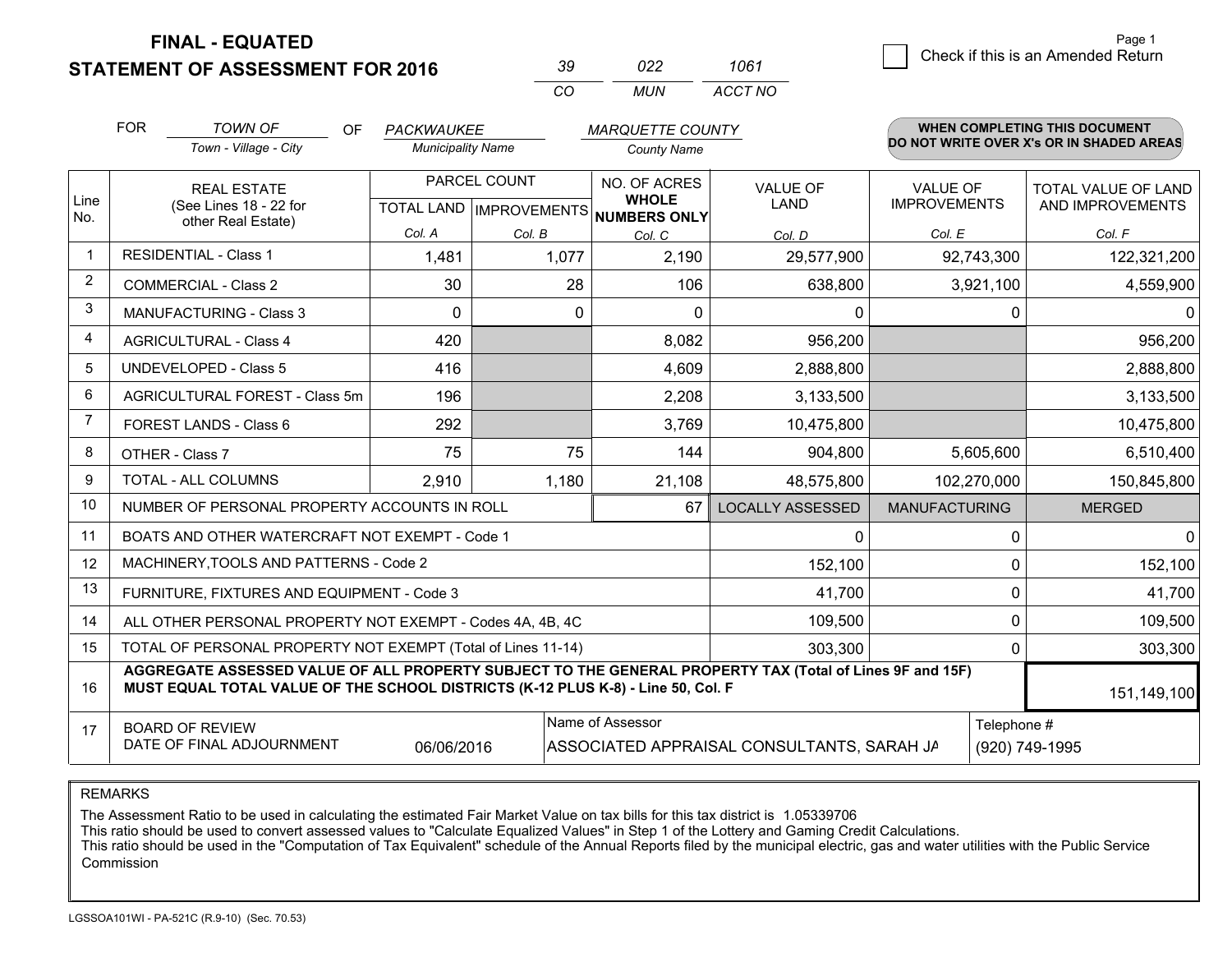# FINAL - EQUATED
## STATEMENT OF ASSESSMENT FOR 2016

| 39 | 022 | 1061 |
|---|---|---|
| CO | MUN | ACCT NO |

Check if this is an Amended Return

FOR *TOWN OF* (Town - Village - City) OF *PACKWAUKEE* (Municipality Name) *MARQUETTE COUNTY* (County Name)

**WHEN COMPLETING THIS DOCUMENT DO NOT WRITE OVER X's OR IN SHADED AREAS**

| Line No. | REAL ESTATE (See Lines 18 - 22 for other Real Estate) | PARCEL COUNT TOTAL LAND Col. A | PARCEL COUNT IMPROVEMENTS Col. B | NO. OF ACRES WHOLE NUMBERS ONLY Col. C | VALUE OF LAND Col. D | VALUE OF IMPROVEMENTS Col. E | TOTAL VALUE OF LAND AND IMPROVEMENTS Col. F |
|---|---|---|---|---|---|---|---|
| 1 | RESIDENTIAL - Class 1 | 1,481 | 1,077 | 2,190 | 29,577,900 | 92,743,300 | 122,321,200 |
| 2 | COMMERCIAL - Class 2 | 30 | 28 | 106 | 638,800 | 3,921,100 | 4,559,900 |
| 3 | MANUFACTURING - Class 3 | 0 | 0 | 0 | 0 | 0 | 0 |
| 4 | AGRICULTURAL - Class 4 | 420 | | 8,082 | 956,200 | | 956,200 |
| 5 | UNDEVELOPED - Class 5 | 416 | | 4,609 | 2,888,800 | | 2,888,800 |
| 6 | AGRICULTURAL FOREST - Class 5m | 196 | | 2,208 | 3,133,500 | | 3,133,500 |
| 7 | FOREST LANDS - Class 6 | 292 | | 3,769 | 10,475,800 | | 10,475,800 |
| 8 | OTHER - Class 7 | 75 | 75 | 144 | 904,800 | 5,605,600 | 6,510,400 |
| 9 | TOTAL - ALL COLUMNS | 2,910 | 1,180 | 21,108 | 48,575,800 | 102,270,000 | 150,845,800 |
| 10 | NUMBER OF PERSONAL PROPERTY ACCOUNTS IN ROLL | | | 67 | LOCALLY ASSESSED | MANUFACTURING | MERGED |
| 11 | BOATS AND OTHER WATERCRAFT NOT EXEMPT - Code 1 | | | | 0 | 0 | 0 |
| 12 | MACHINERY,TOOLS AND PATTERNS - Code 2 | | | | 152,100 | 0 | 152,100 |
| 13 | FURNITURE, FIXTURES AND EQUIPMENT - Code 3 | | | | 41,700 | 0 | 41,700 |
| 14 | ALL OTHER PERSONAL PROPERTY NOT EXEMPT - Codes 4A, 4B, 4C | | | | 109,500 | 0 | 109,500 |
| 15 | TOTAL OF PERSONAL PROPERTY NOT EXEMPT (Total of Lines 11-14) | | | | 303,300 | 0 | 303,300 |
| 16 | AGGREGATE ASSESSED VALUE OF ALL PROPERTY SUBJECT TO THE GENERAL PROPERTY TAX (Total of Lines 9F and 15F) MUST EQUAL TOTAL VALUE OF THE SCHOOL DISTRICTS (K-12 PLUS K-8) - Line 50, Col. F | | | | | | 151,149,100 |
| 17 | BOARD OF REVIEW DATE OF FINAL ADJOURNMENT | 06/06/2016 | | Name of Assessor: ASSOCIATED APPRAISAL CONSULTANTS, SARAH JA | | | Telephone #: (920) 749-1995 |

REMARKS

The Assessment Ratio to be used in calculating the estimated Fair Market Value on tax bills for this tax district is 1.05339706
This ratio should be used to convert assessed values to "Calculate Equalized Values" in Step 1 of the Lottery and Gaming Credit Calculations.
This ratio should be used in the "Computation of Tax Equivalent" schedule of the Annual Reports filed by the municipal electric, gas and water utilities with the Public Service Commission

LGSSOA101WI - PA-521C (R.9-10) (Sec. 70.53)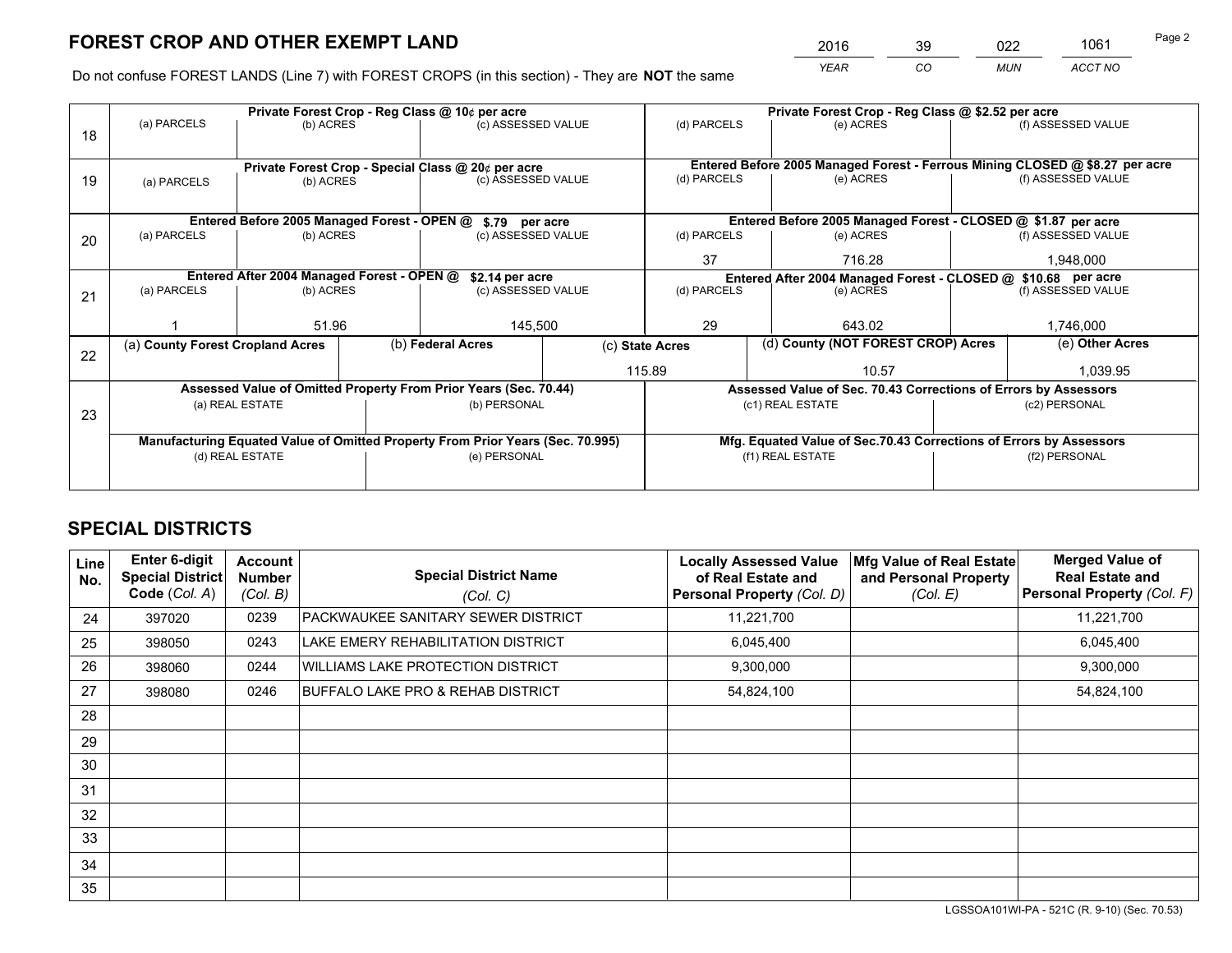# FOREST CROP AND OTHER EXEMPT LAND

| 2016 | 39 | 022 | 1061 |
|---|---|---|---|
| *YEAR* | *CO* | *MUN* | *ACCT NO* |

Do not confuse FOREST LANDS (Line 7) with FOREST CROPS (in this section) - They are **NOT** the same

| Line | Private Forest Crop - Reg Class @ 10¢ per acre | | | Private Forest Crop - Reg Class @ $2.52 per acre | | |
|---|---|---|---|---|---|---|
| | (a) PARCELS | (b) ACRES | (c) ASSESSED VALUE | (d) PARCELS | (e) ACRES | (f) ASSESSED VALUE |
| 18 | | | | | | |
| | **Private Forest Crop - Special Class @ 20¢ per acre** | | | **Entered Before 2005 Managed Forest - Ferrous Mining CLOSED @ $8.27 per acre** | | |
| 19 | (a) PARCELS | (b) ACRES | (c) ASSESSED VALUE | (d) PARCELS | (e) ACRES | (f) ASSESSED VALUE |
| | | | | | | |
| | **Entered Before 2005 Managed Forest - OPEN @ $.79 per acre** | | | **Entered Before 2005 Managed Forest - CLOSED @ $1.87 per acre** | | |
| 20 | (a) PARCELS | (b) ACRES | (c) ASSESSED VALUE | (d) PARCELS | (e) ACRES | (f) ASSESSED VALUE |
| | | | | 37 | 716.28 | 1,948,000 |
| | **Entered After 2004 Managed Forest - OPEN @ $2.14 per acre** | | | **Entered After 2004 Managed Forest - CLOSED @ $10.68 per acre** | | |
| 21 | (a) PARCELS | (b) ACRES | (c) ASSESSED VALUE | (d) PARCELS | (e) ACRES | (f) ASSESSED VALUE |
| | 1 | 51.96 | 145,500 | 29 | 643.02 | 1,746,000 |

| Line | (a) County Forest Cropland Acres | (b) Federal Acres | (c) State Acres | (d) County (NOT FOREST CROP) Acres | (e) Other Acres |
|---|---|---|---|---|---|
| 22 | | | 115.89 | 10.57 | 1,039.95 |

| Line | Assessed Value of Omitted Property From Prior Years (Sec. 70.44) | | Assessed Value of Sec. 70.43 Corrections of Errors by Assessors | |
|---|---|---|---|---|
| 23 | (a) REAL ESTATE | (b) PERSONAL | (c1) REAL ESTATE | (c2) PERSONAL |
| | | | | |
| | **Manufacturing Equated Value of Omitted Property From Prior Years (Sec. 70.995)** | | **Mfg. Equated Value of Sec.70.43 Corrections of Errors by Assessors** | |
| | (d) REAL ESTATE | (e) PERSONAL | (f1) REAL ESTATE | (f2) PERSONAL |
| | | | | |

# SPECIAL DISTRICTS

| Line No. | Enter 6-digit Special District Code (Col. A) | Account Number (Col. B) | Special District Name (Col. C) | Locally Assessed Value of Real Estate and Personal Property (Col. D) | Mfg Value of Real Estate and Personal Property (Col. E) | Merged Value of Real Estate and Personal Property (Col. F) |
|---|---|---|---|---|---|---|
| 24 | 397020 | 0239 | PACKWAUKEE SANITARY SEWER DISTRICT | 11,221,700 | | 11,221,700 |
| 25 | 398050 | 0243 | LAKE EMERY REHABILITATION DISTRICT | 6,045,400 | | 6,045,400 |
| 26 | 398060 | 0244 | WILLIAMS LAKE PROTECTION DISTRICT | 9,300,000 | | 9,300,000 |
| 27 | 398080 | 0246 | BUFFALO LAKE PRO & REHAB DISTRICT | 54,824,100 | | 54,824,100 |
| 28 | | | | | | |
| 29 | | | | | | |
| 30 | | | | | | |
| 31 | | | | | | |
| 32 | | | | | | |
| 33 | | | | | | |
| 34 | | | | | | |
| 35 | | | | | | |

LGSSOA101WI-PA - 521C (R. 9-10) (Sec. 70.53)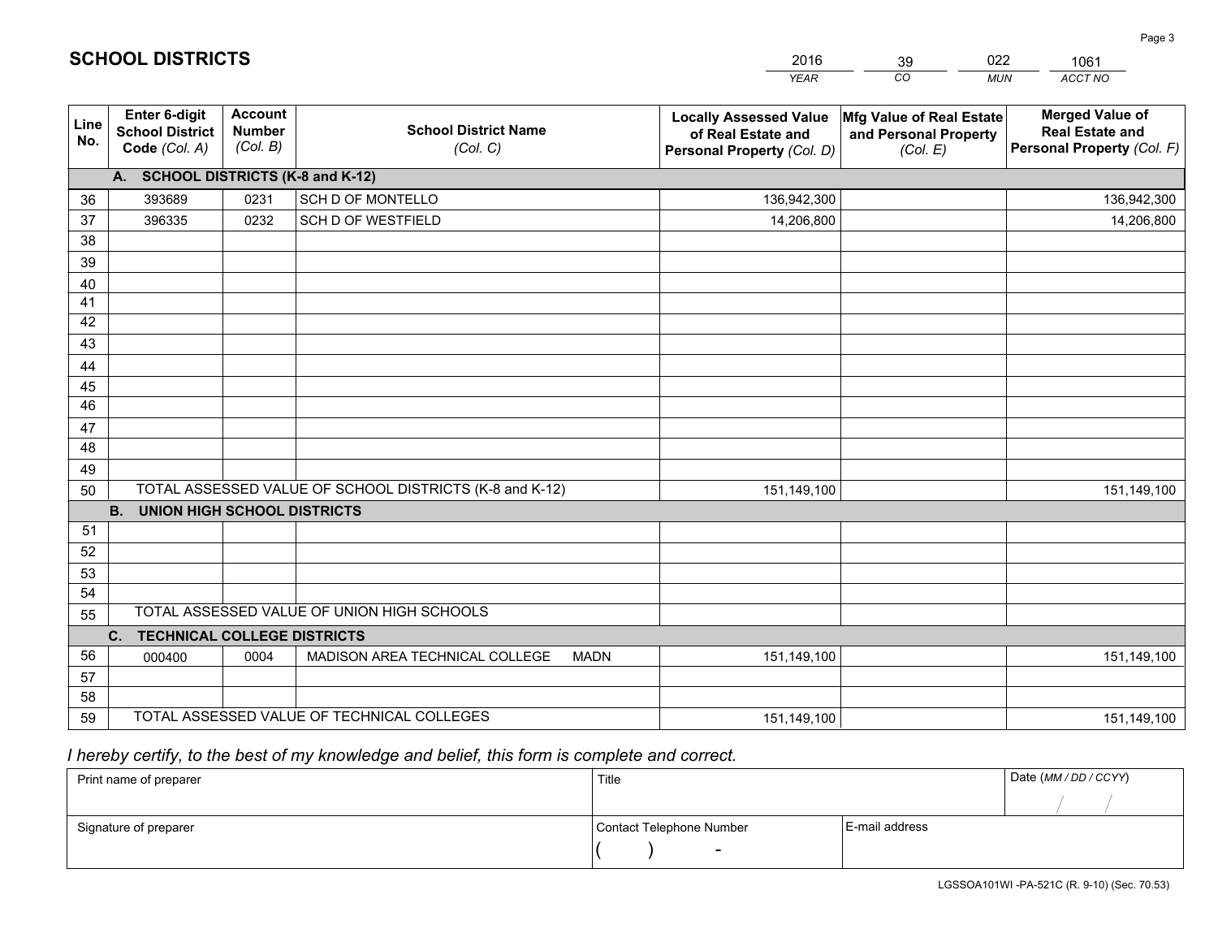# SCHOOL DISTRICTS

| 2016 | 39 | 022 | 1061 |
|---|---|---|---|
| *YEAR* | *CO* | *MUN* | *ACCT NO* |

| Line No. | Enter 6-digit School District Code *(Col. A)* | Account Number *(Col. B)* | School District Name *(Col. C)* | Locally Assessed Value of Real Estate and Personal Property *(Col. D)* | Mfg Value of Real Estate and Personal Property *(Col. E)* | Merged Value of Real Estate and Personal Property *(Col. F)* |
|---|---|---|---|---|---|---|
| | **A. SCHOOL DISTRICTS (K-8 and K-12)** | | | | | |
| 36 | 393689 | 0231 | SCH D OF MONTELLO | 136,942,300 | | 136,942,300 |
| 37 | 396335 | 0232 | SCH D OF WESTFIELD | 14,206,800 | | 14,206,800 |
| 38 | | | | | | |
| 39 | | | | | | |
| 40 | | | | | | |
| 41 | | | | | | |
| 42 | | | | | | |
| 43 | | | | | | |
| 44 | | | | | | |
| 45 | | | | | | |
| 46 | | | | | | |
| 47 | | | | | | |
| 48 | | | | | | |
| 49 | | | | | | |
| 50 | TOTAL ASSESSED VALUE OF SCHOOL DISTRICTS (K-8 and K-12) | | | 151,149,100 | | 151,149,100 |
| | **B. UNION HIGH SCHOOL DISTRICTS** | | | | | |
| 51 | | | | | | |
| 52 | | | | | | |
| 53 | | | | | | |
| 54 | | | | | | |
| 55 | TOTAL ASSESSED VALUE OF UNION HIGH SCHOOLS | | | | | |
| | **C. TECHNICAL COLLEGE DISTRICTS** | | | | | |
| 56 | 000400 | 0004 | MADISON AREA TECHNICAL COLLEGE MADN | 151,149,100 | | 151,149,100 |
| 57 | | | | | | |
| 58 | | | | | | |
| 59 | TOTAL ASSESSED VALUE OF TECHNICAL COLLEGES | | | 151,149,100 | | 151,149,100 |

*I hereby certify, to the best of my knowledge and belief, this form is complete and correct.*

| Print name of preparer | Title | | Date *(MM / DD / CCYY)* |
|---|---|---|---|
| | | | / / |
| Signature of preparer | Contact Telephone Number | E-mail address | |
| | ( ) - | | |

LGSSOA101WI -PA-521C (R. 9-10) (Sec. 70.53)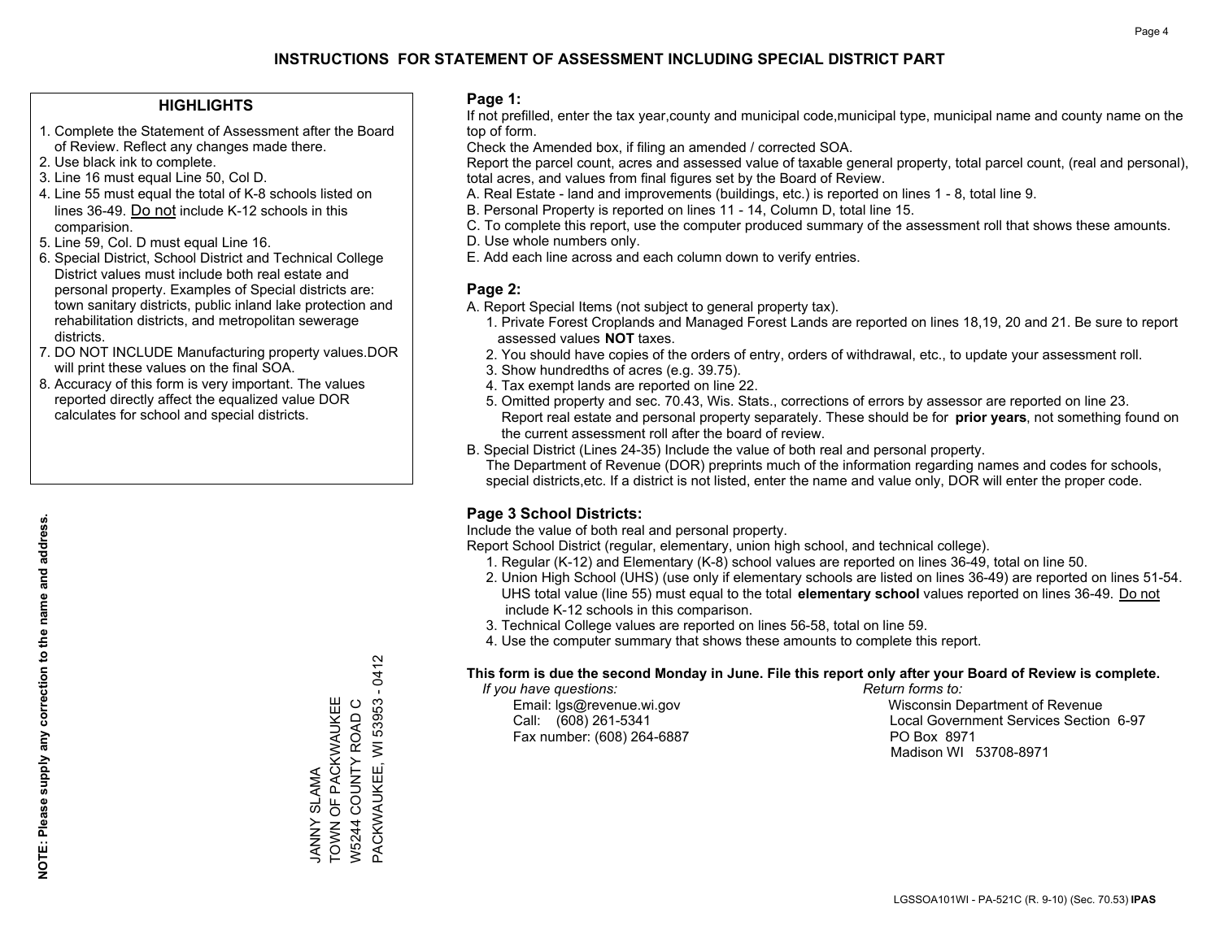# INSTRUCTIONS FOR STATEMENT OF ASSESSMENT INCLUDING SPECIAL DISTRICT PART

## HIGHLIGHTS

1. Complete the Statement of Assessment after the Board of Review. Reflect any changes made there.
2. Use black ink to complete.
3. Line 16 must equal Line 50, Col D.
4. Line 55 must equal the total of K-8 schools listed on lines 36-49. Do not include K-12 schools in this comparision.
5. Line 59, Col. D must equal Line 16.
6. Special District, School District and Technical College District values must include both real estate and personal property. Examples of Special districts are: town sanitary districts, public inland lake protection and rehabilitation districts, and metropolitan sewerage districts.
7. DO NOT INCLUDE Manufacturing property values.DOR will print these values on the final SOA.
8. Accuracy of this form is very important. The values reported directly affect the equalized value DOR calculates for school and special districts.

**NOTE: Please supply any correction to the name and address.**

JANNY SLAMA
TOWN OF PACKWAUKEE
W5244 COUNTY ROAD C
PACKWAUKEE, WI 53953 - 0412

## Page 1:

If not prefilled, enter the tax year,county and municipal code,municipal type, municipal name and county name on the top of form.

Check the Amended box, if filing an amended / corrected SOA.

Report the parcel count, acres and assessed value of taxable general property, total parcel count, (real and personal), total acres, and values from final figures set by the Board of Review.

A. Real Estate - land and improvements (buildings, etc.) is reported on lines 1 - 8, total line 9.
B. Personal Property is reported on lines 11 - 14, Column D, total line 15.
C. To complete this report, use the computer produced summary of the assessment roll that shows these amounts.
D. Use whole numbers only.
E. Add each line across and each column down to verify entries.

## Page 2:

A. Report Special Items (not subject to general property tax).
   1. Private Forest Croplands and Managed Forest Lands are reported on lines 18,19, 20 and 21. Be sure to report assessed values **NOT** taxes.
   2. You should have copies of the orders of entry, orders of withdrawal, etc., to update your assessment roll.
   3. Show hundredths of acres (e.g. 39.75).
   4. Tax exempt lands are reported on line 22.
   5. Omitted property and sec. 70.43, Wis. Stats., corrections of errors by assessor are reported on line 23. Report real estate and personal property separately. These should be for **prior years**, not something found on the current assessment roll after the board of review.
B. Special District (Lines 24-35) Include the value of both real and personal property.
   The Department of Revenue (DOR) preprints much of the information regarding names and codes for schools, special districts,etc. If a district is not listed, enter the name and value only, DOR will enter the proper code.

## Page 3 School Districts:

Include the value of both real and personal property.

Report School District (regular, elementary, union high school, and technical college).

1. Regular (K-12) and Elementary (K-8) school values are reported on lines 36-49, total on line 50.
2. Union High School (UHS) (use only if elementary schools are listed on lines 36-49) are reported on lines 51-54. UHS total value (line 55) must equal to the total **elementary school** values reported on lines 36-49. Do not include K-12 schools in this comparison.
3. Technical College values are reported on lines 56-58, total on line 59.
4. Use the computer summary that shows these amounts to complete this report.

**This form is due the second Monday in June. File this report only after your Board of Review is complete.**

*If you have questions:*
Email: lgs@revenue.wi.gov
Call: (608) 261-5341
Fax number: (608) 264-6887

*Return forms to:*
Wisconsin Department of Revenue
Local Government Services Section 6-97
PO Box 8971
Madison WI 53708-8971

LGSSOA101WI - PA-521C (R. 9-10) (Sec. 70.53) **IPAS**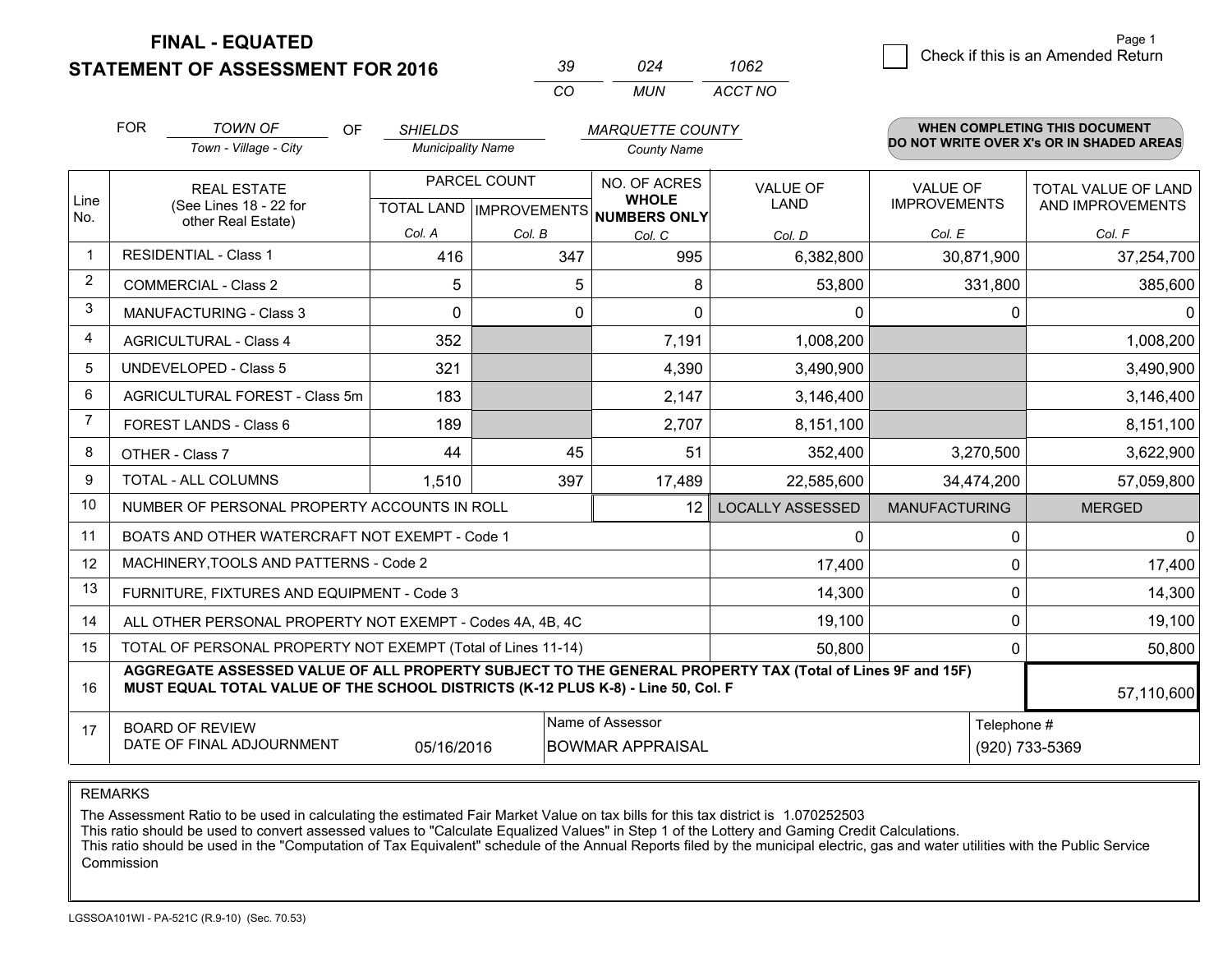# FINAL - EQUATED
## STATEMENT OF ASSESSMENT FOR 2016

| 39 | 024 | 1062 |
|---|---|---|
| CO | MUN | ACCT NO |

Page 1

☐ Check if this is an Amended Return

FOR *TOWN OF* (Town - Village - City) OF *SHIELDS* (Municipality Name) *MARQUETTE COUNTY* (County Name)

**WHEN COMPLETING THIS DOCUMENT DO NOT WRITE OVER X's OR IN SHADED AREAS**

| Line No. | REAL ESTATE (See Lines 18 - 22 for other Real Estate) | PARCEL COUNT TOTAL LAND Col. A | PARCEL COUNT IMPROVEMENTS Col. B | NO. OF ACRES WHOLE NUMBERS ONLY Col. C | VALUE OF LAND Col. D | VALUE OF IMPROVEMENTS Col. E | TOTAL VALUE OF LAND AND IMPROVEMENTS Col. F |
|---|---|---|---|---|---|---|---|
| 1 | RESIDENTIAL - Class 1 | 416 | 347 | 995 | 6,382,800 | 30,871,900 | 37,254,700 |
| 2 | COMMERCIAL - Class 2 | 5 | 5 | 8 | 53,800 | 331,800 | 385,600 |
| 3 | MANUFACTURING - Class 3 | 0 | 0 | 0 | 0 | 0 | 0 |
| 4 | AGRICULTURAL - Class 4 | 352 | | 7,191 | 1,008,200 | | 1,008,200 |
| 5 | UNDEVELOPED - Class 5 | 321 | | 4,390 | 3,490,900 | | 3,490,900 |
| 6 | AGRICULTURAL FOREST - Class 5m | 183 | | 2,147 | 3,146,400 | | 3,146,400 |
| 7 | FOREST LANDS - Class 6 | 189 | | 2,707 | 8,151,100 | | 8,151,100 |
| 8 | OTHER - Class 7 | 44 | 45 | 51 | 352,400 | 3,270,500 | 3,622,900 |
| 9 | TOTAL - ALL COLUMNS | 1,510 | 397 | 17,489 | 22,585,600 | 34,474,200 | 57,059,800 |
| 10 | NUMBER OF PERSONAL PROPERTY ACCOUNTS IN ROLL | | | 12 | LOCALLY ASSESSED | MANUFACTURING | MERGED |
| 11 | BOATS AND OTHER WATERCRAFT NOT EXEMPT - Code 1 | | | | 0 | 0 | 0 |
| 12 | MACHINERY,TOOLS AND PATTERNS - Code 2 | | | | 17,400 | 0 | 17,400 |
| 13 | FURNITURE, FIXTURES AND EQUIPMENT - Code 3 | | | | 14,300 | 0 | 14,300 |
| 14 | ALL OTHER PERSONAL PROPERTY NOT EXEMPT - Codes 4A, 4B, 4C | | | | 19,100 | 0 | 19,100 |
| 15 | TOTAL OF PERSONAL PROPERTY NOT EXEMPT (Total of Lines 11-14) | | | | 50,800 | 0 | 50,800 |
| 16 | **AGGREGATE ASSESSED VALUE OF ALL PROPERTY SUBJECT TO THE GENERAL PROPERTY TAX (Total of Lines 9F and 15F) MUST EQUAL TOTAL VALUE OF THE SCHOOL DISTRICTS (K-12 PLUS K-8) - Line 50, Col. F** | | | | | | 57,110,600 |
| 17 | BOARD OF REVIEW DATE OF FINAL ADJOURNMENT | 05/16/2016 | | Name of Assessor: BOWMAR APPRAISAL | | Telephone #: (920) 733-5369 | |

REMARKS

The Assessment Ratio to be used in calculating the estimated Fair Market Value on tax bills for this tax district is 1.070252503
This ratio should be used to convert assessed values to "Calculate Equalized Values" in Step 1 of the Lottery and Gaming Credit Calculations.
This ratio should be used in the "Computation of Tax Equivalent" schedule of the Annual Reports filed by the municipal electric, gas and water utilities with the Public Service Commission

LGSSOA101WI - PA-521C (R.9-10) (Sec. 70.53)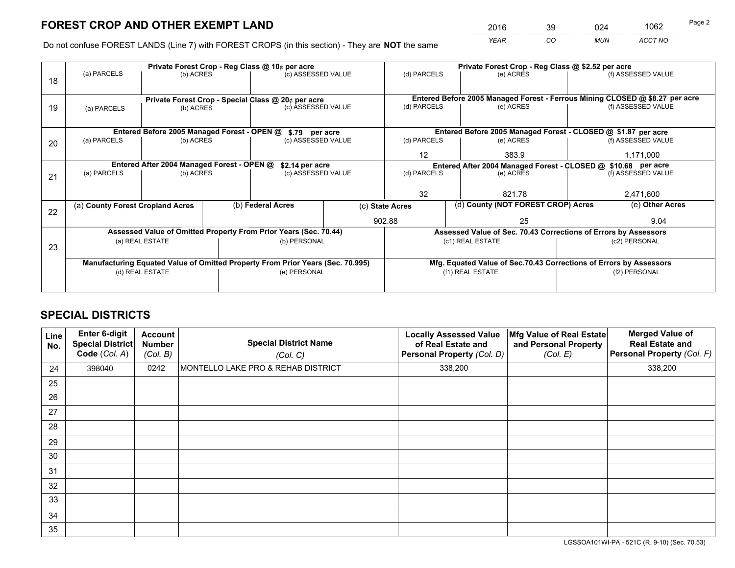# FOREST CROP AND OTHER EXEMPT LAND

| 2016 | 39 | 024 | 1062 |
|---|---|---|---|
| *YEAR* | *CO* | *MUN* | *ACCT NO* |

Do not confuse FOREST LANDS (Line 7) with FOREST CROPS (in this section) - They are **NOT** the same

| Line | Private Forest Crop - Reg Class @ 10¢ per acre | | | Private Forest Crop - Reg Class @ $2.52 per acre | | |
|---|---|---|---|---|---|---|
| 18 | (a) PARCELS | (b) ACRES | (c) ASSESSED VALUE | (d) PARCELS | (e) ACRES | (f) ASSESSED VALUE |
| | | | | | | |
| | **Private Forest Crop - Special Class @ 20¢ per acre** | | | **Entered Before 2005 Managed Forest - Ferrous Mining CLOSED @ $8.27 per acre** | | |
| 19 | (a) PARCELS | (b) ACRES | (c) ASSESSED VALUE | (d) PARCELS | (e) ACRES | (f) ASSESSED VALUE |
| | | | | | | |
| | **Entered Before 2005 Managed Forest - OPEN @ $.79 per acre** | | | **Entered Before 2005 Managed Forest - CLOSED @ $1.87 per acre** | | |
| 20 | (a) PARCELS | (b) ACRES | (c) ASSESSED VALUE | (d) PARCELS | (e) ACRES | (f) ASSESSED VALUE |
| | | | | 12 | 383.9 | 1,171,000 |
| | **Entered After 2004 Managed Forest - OPEN @ $2.14 per acre** | | | **Entered After 2004 Managed Forest - CLOSED @ $10.68 per acre** | | |
| 21 | (a) PARCELS | (b) ACRES | (c) ASSESSED VALUE | (d) PARCELS | (e) ACRES | (f) ASSESSED VALUE |
| | | | | 32 | 821.78 | 2,471,600 |

| Line | (a) County Forest Cropland Acres | (b) Federal Acres | (c) State Acres | (d) County (NOT FOREST CROP) Acres | (e) Other Acres |
|---|---|---|---|---|---|
| 22 | | | 902.88 | 25 | 9.04 |

| Line | Assessed Value of Omitted Property From Prior Years (Sec. 70.44) | | Assessed Value of Sec. 70.43 Corrections of Errors by Assessors | |
|---|---|---|---|---|
| 23 | (a) REAL ESTATE | (b) PERSONAL | (c1) REAL ESTATE | (c2) PERSONAL |
| | | | | |
| | **Manufacturing Equated Value of Omitted Property From Prior Years (Sec. 70.995)** | | **Mfg. Equated Value of Sec.70.43 Corrections of Errors by Assessors** | |
| | (d) REAL ESTATE | (e) PERSONAL | (f1) REAL ESTATE | (f2) PERSONAL |
| | | | | |

# SPECIAL DISTRICTS

| Line No. | Enter 6-digit Special District Code (Col. A) | Account Number (Col. B) | Special District Name (Col. C) | Locally Assessed Value of Real Estate and Personal Property (Col. D) | Mfg Value of Real Estate and Personal Property (Col. E) | Merged Value of Real Estate and Personal Property (Col. F) |
|---|---|---|---|---|---|---|
| 24 | 398040 | 0242 | MONTELLO LAKE PRO & REHAB DISTRICT | 338,200 | | 338,200 |
| 25 | | | | | | |
| 26 | | | | | | |
| 27 | | | | | | |
| 28 | | | | | | |
| 29 | | | | | | |
| 30 | | | | | | |
| 31 | | | | | | |
| 32 | | | | | | |
| 33 | | | | | | |
| 34 | | | | | | |
| 35 | | | | | | |

LGSSOA101WI-PA - 521C (R. 9-10) (Sec. 70.53)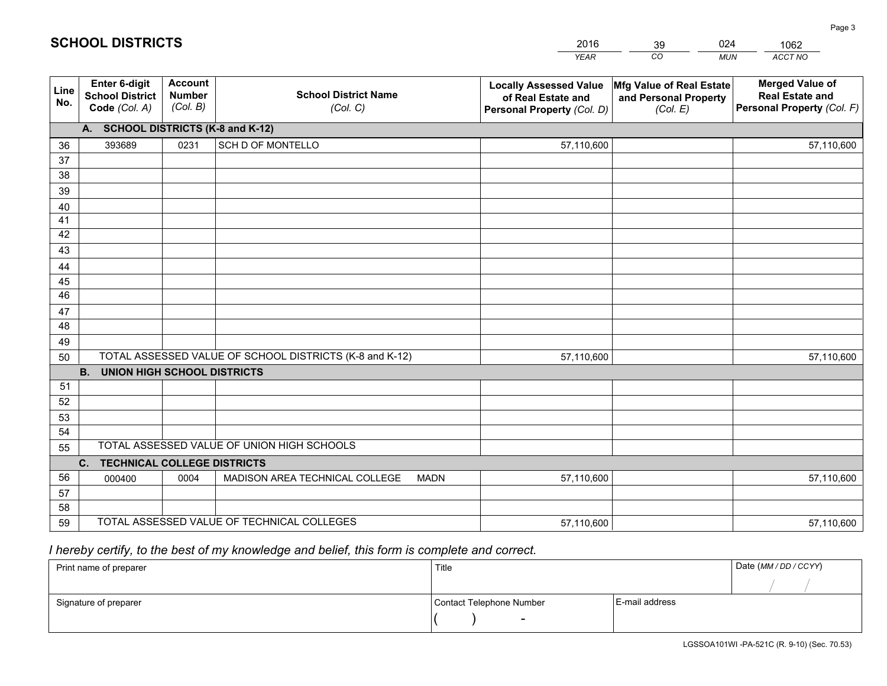# SCHOOL DISTRICTS

| 2016 | 39 | 024 | 1062 |
|---|---|---|---|
| YEAR | CO | MUN | ACCT NO |

| Line No. | Enter 6-digit School District Code (Col. A) | Account Number (Col. B) | School District Name (Col. C) | Locally Assessed Value of Real Estate and Personal Property (Col. D) | Mfg Value of Real Estate and Personal Property (Col. E) | Merged Value of Real Estate and Personal Property (Col. F) |
|---|---|---|---|---|---|---|
| | **A. SCHOOL DISTRICTS (K-8 and K-12)** | | | | | |
| 36 | 393689 | 0231 | SCH D OF MONTELLO | 57,110,600 | | 57,110,600 |
| 37 | | | | | | |
| 38 | | | | | | |
| 39 | | | | | | |
| 40 | | | | | | |
| 41 | | | | | | |
| 42 | | | | | | |
| 43 | | | | | | |
| 44 | | | | | | |
| 45 | | | | | | |
| 46 | | | | | | |
| 47 | | | | | | |
| 48 | | | | | | |
| 49 | | | | | | |
| 50 | TOTAL ASSESSED VALUE OF SCHOOL DISTRICTS (K-8 and K-12) | | | 57,110,600 | | 57,110,600 |
| | **B. UNION HIGH SCHOOL DISTRICTS** | | | | | |
| 51 | | | | | | |
| 52 | | | | | | |
| 53 | | | | | | |
| 54 | | | | | | |
| 55 | TOTAL ASSESSED VALUE OF UNION HIGH SCHOOLS | | | | | |
| | **C. TECHNICAL COLLEGE DISTRICTS** | | | | | |
| 56 | 000400 | 0004 | MADISON AREA TECHNICAL COLLEGE MADN | 57,110,600 | | 57,110,600 |
| 57 | | | | | | |
| 58 | | | | | | |
| 59 | TOTAL ASSESSED VALUE OF TECHNICAL COLLEGES | | | 57,110,600 | | 57,110,600 |

*I hereby certify, to the best of my knowledge and belief, this form is complete and correct.*

| Print name of preparer | Title | | Date (MM / DD / CCYY) |
|---|---|---|---|
| | | | / / |
| Signature of preparer | Contact Telephone Number | E-mail address | |
| | ( ) - | | |

LGSSOA101WI -PA-521C (R. 9-10) (Sec. 70.53)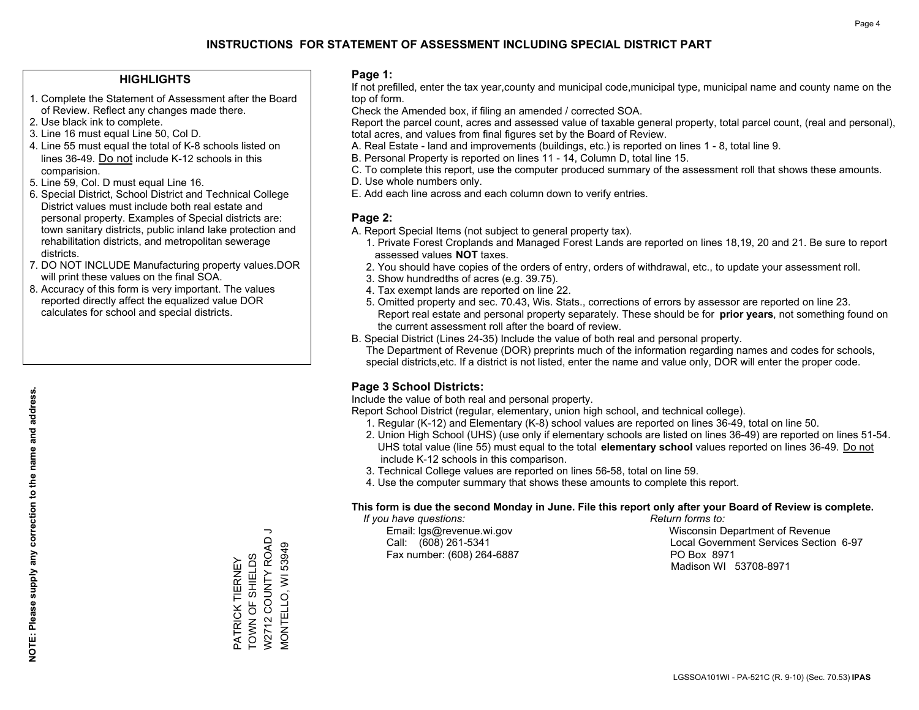# INSTRUCTIONS FOR STATEMENT OF ASSESSMENT INCLUDING SPECIAL DISTRICT PART

## HIGHLIGHTS

1. Complete the Statement of Assessment after the Board of Review. Reflect any changes made there.
2. Use black ink to complete.
3. Line 16 must equal Line 50, Col D.
4. Line 55 must equal the total of K-8 schools listed on lines 36-49. Do not include K-12 schools in this comparision.
5. Line 59, Col. D must equal Line 16.
6. Special District, School District and Technical College District values must include both real estate and personal property. Examples of Special districts are: town sanitary districts, public inland lake protection and rehabilitation districts, and metropolitan sewerage districts.
7. DO NOT INCLUDE Manufacturing property values.DOR will print these values on the final SOA.
8. Accuracy of this form is very important. The values reported directly affect the equalized value DOR calculates for school and special districts.

**NOTE: Please supply any correction to the name and address.**

PATRICK TIERNEY
TOWN OF SHIELDS
W2712 COUNTY ROAD J
MONTELLO, WI 53949

## Page 1:

If not prefilled, enter the tax year,county and municipal code,municipal type, municipal name and county name on the top of form.

Check the Amended box, if filing an amended / corrected SOA.

Report the parcel count, acres and assessed value of taxable general property, total parcel count, (real and personal), total acres, and values from final figures set by the Board of Review.

A. Real Estate - land and improvements (buildings, etc.) is reported on lines 1 - 8, total line 9.
B. Personal Property is reported on lines 11 - 14, Column D, total line 15.
C. To complete this report, use the computer produced summary of the assessment roll that shows these amounts.
D. Use whole numbers only.
E. Add each line across and each column down to verify entries.

## Page 2:

A. Report Special Items (not subject to general property tax).
   1. Private Forest Croplands and Managed Forest Lands are reported on lines 18,19, 20 and 21. Be sure to report assessed values **NOT** taxes.
   2. You should have copies of the orders of entry, orders of withdrawal, etc., to update your assessment roll.
   3. Show hundredths of acres (e.g. 39.75).
   4. Tax exempt lands are reported on line 22.
   5. Omitted property and sec. 70.43, Wis. Stats., corrections of errors by assessor are reported on line 23. Report real estate and personal property separately. These should be for **prior years**, not something found on the current assessment roll after the board of review.
B. Special District (Lines 24-35) Include the value of both real and personal property.
   The Department of Revenue (DOR) preprints much of the information regarding names and codes for schools, special districts,etc. If a district is not listed, enter the name and value only, DOR will enter the proper code.

## Page 3 School Districts:

Include the value of both real and personal property.

Report School District (regular, elementary, union high school, and technical college).

1. Regular (K-12) and Elementary (K-8) school values are reported on lines 36-49, total on line 50.
2. Union High School (UHS) (use only if elementary schools are listed on lines 36-49) are reported on lines 51-54. UHS total value (line 55) must equal to the total **elementary school** values reported on lines 36-49. Do not include K-12 schools in this comparison.
3. Technical College values are reported on lines 56-58, total on line 59.
4. Use the computer summary that shows these amounts to complete this report.

**This form is due the second Monday in June. File this report only after your Board of Review is complete.**

*If you have questions:*
Email: lgs@revenue.wi.gov
Call: (608) 261-5341
Fax number: (608) 264-6887

*Return forms to:*
Wisconsin Department of Revenue
Local Government Services Section 6-97
PO Box 8971
Madison WI 53708-8971

LGSSOA101WI - PA-521C (R. 9-10) (Sec. 70.53) **IPAS**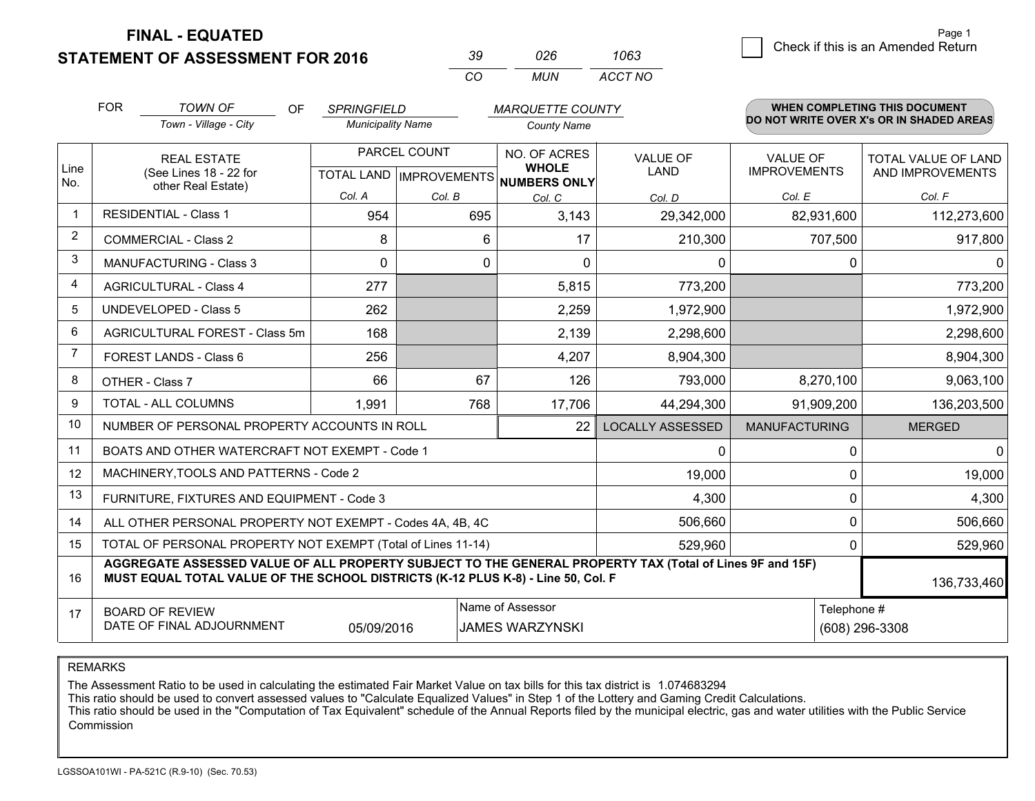**FINAL - EQUATED**

**STATEMENT OF ASSESSMENT FOR 2016**

| 39 | 026 | 1063 |
|---|---|---|
| CO | MUN | ACCT NO |

Page 1

☐ Check if this is an Amended Return

FOR *TOWN OF* (Town - Village - City) OF *SPRINGFIELD* (Municipality Name) *MARQUETTE COUNTY* (County Name)

**WHEN COMPLETING THIS DOCUMENT DO NOT WRITE OVER X's OR IN SHADED AREAS**

| Line No. | REAL ESTATE (See Lines 18 - 22 for other Real Estate) | PARCEL COUNT TOTAL LAND Col. A | PARCEL COUNT IMPROVEMENTS Col. B | NO. OF ACRES WHOLE NUMBERS ONLY Col. C | VALUE OF LAND Col. D | VALUE OF IMPROVEMENTS Col. E | TOTAL VALUE OF LAND AND IMPROVEMENTS Col. F |
|---|---|---|---|---|---|---|---|
| 1 | RESIDENTIAL - Class 1 | 954 | 695 | 3,143 | 29,342,000 | 82,931,600 | 112,273,600 |
| 2 | COMMERCIAL - Class 2 | 8 | 6 | 17 | 210,300 | 707,500 | 917,800 |
| 3 | MANUFACTURING - Class 3 | 0 | 0 | 0 | 0 | 0 | 0 |
| 4 | AGRICULTURAL - Class 4 | 277 | | 5,815 | 773,200 | | 773,200 |
| 5 | UNDEVELOPED - Class 5 | 262 | | 2,259 | 1,972,900 | | 1,972,900 |
| 6 | AGRICULTURAL FOREST - Class 5m | 168 | | 2,139 | 2,298,600 | | 2,298,600 |
| 7 | FOREST LANDS - Class 6 | 256 | | 4,207 | 8,904,300 | | 8,904,300 |
| 8 | OTHER - Class 7 | 66 | 67 | 126 | 793,000 | 8,270,100 | 9,063,100 |
| 9 | TOTAL - ALL COLUMNS | 1,991 | 768 | 17,706 | 44,294,300 | 91,909,200 | 136,203,500 |
| 10 | NUMBER OF PERSONAL PROPERTY ACCOUNTS IN ROLL | | | 22 | LOCALLY ASSESSED | MANUFACTURING | MERGED |
| 11 | BOATS AND OTHER WATERCRAFT NOT EXEMPT - Code 1 | | | | 0 | 0 | 0 |
| 12 | MACHINERY,TOOLS AND PATTERNS - Code 2 | | | | 19,000 | 0 | 19,000 |
| 13 | FURNITURE, FIXTURES AND EQUIPMENT - Code 3 | | | | 4,300 | 0 | 4,300 |
| 14 | ALL OTHER PERSONAL PROPERTY NOT EXEMPT - Codes 4A, 4B, 4C | | | | 506,660 | 0 | 506,660 |
| 15 | TOTAL OF PERSONAL PROPERTY NOT EXEMPT (Total of Lines 11-14) | | | | 529,960 | 0 | 529,960 |
| 16 | **AGGREGATE ASSESSED VALUE OF ALL PROPERTY SUBJECT TO THE GENERAL PROPERTY TAX (Total of Lines 9F and 15F) MUST EQUAL TOTAL VALUE OF THE SCHOOL DISTRICTS (K-12 PLUS K-8) - Line 50, Col. F** | | | | | | 136,733,460 |
| 17 | BOARD OF REVIEW DATE OF FINAL ADJOURNMENT | 05/09/2016 | Name of Assessor: JAMES WARZYNSKI | | | Telephone #: (608) 296-3308 | |

REMARKS

The Assessment Ratio to be used in calculating the estimated Fair Market Value on tax bills for this tax district is 1.074683294
This ratio should be used to convert assessed values to "Calculate Equalized Values" in Step 1 of the Lottery and Gaming Credit Calculations.
This ratio should be used in the "Computation of Tax Equivalent" schedule of the Annual Reports filed by the municipal electric, gas and water utilities with the Public Service Commission

LGSSOA101WI - PA-521C (R.9-10) (Sec. 70.53)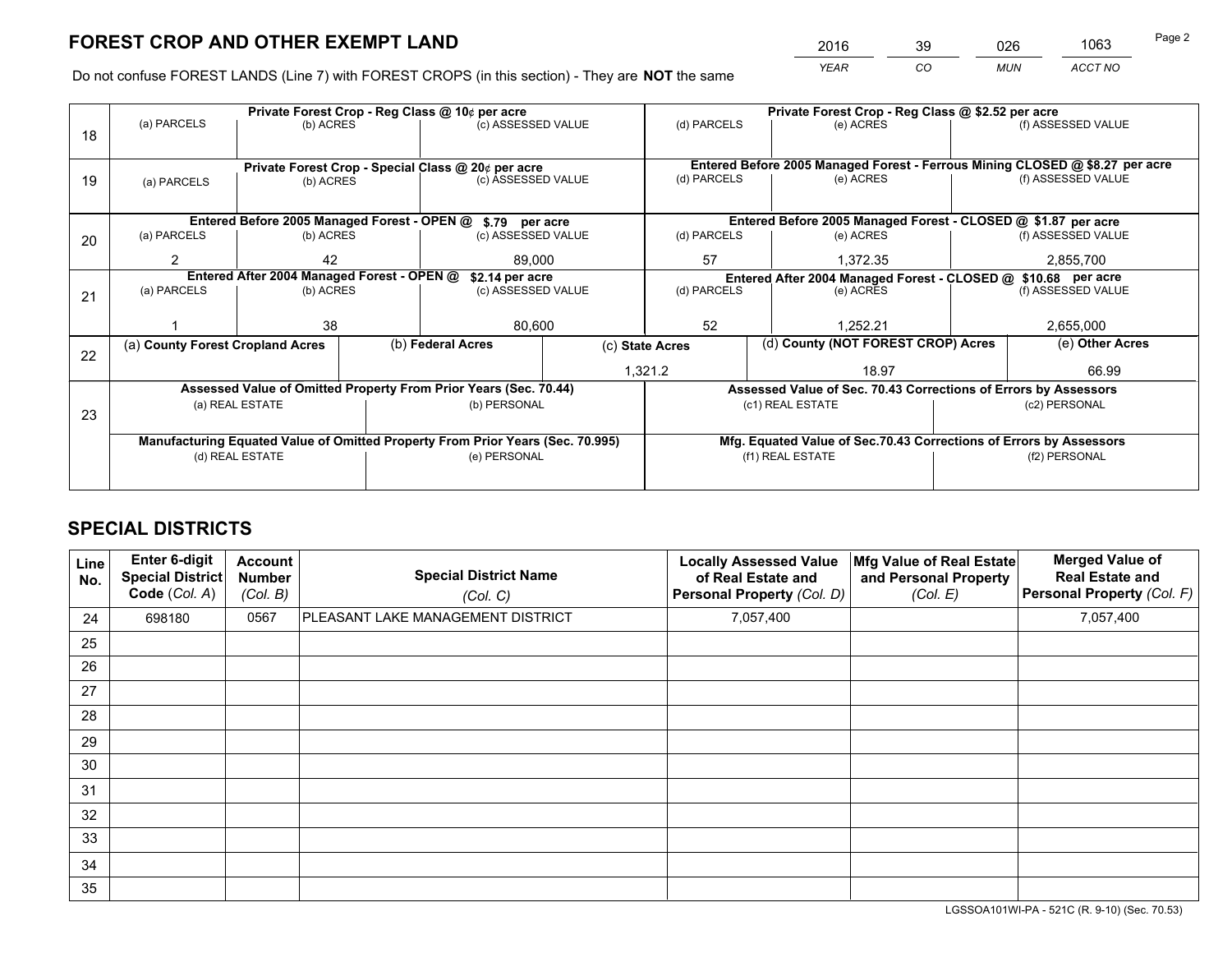# FOREST CROP AND OTHER EXEMPT LAND

| 2016 | 39 | 026 | 1063 |
|---|---|---|---|
| YEAR | CO | MUN | ACCT NO |

Do not confuse FOREST LANDS (Line 7) with FOREST CROPS (in this section) - They are **NOT** the same

| Line | | | | | | |
|---|---|---|---|---|---|---|
| 18 | Private Forest Crop - Reg Class @ 10¢ per acre | | | Private Forest Crop - Reg Class @ $2.52 per acre | | |
| | (a) PARCELS | (b) ACRES | (c) ASSESSED VALUE | (d) PARCELS | (e) ACRES | (f) ASSESSED VALUE |
| | | | | | | |
| 19 | Private Forest Crop - Special Class @ 20¢ per acre | | | Entered Before 2005 Managed Forest - Ferrous Mining CLOSED @ $8.27 per acre | | |
| | (a) PARCELS | (b) ACRES | (c) ASSESSED VALUE | (d) PARCELS | (e) ACRES | (f) ASSESSED VALUE |
| | | | | | | |
| 20 | Entered Before 2005 Managed Forest - OPEN @ $.79 per acre | | | Entered Before 2005 Managed Forest - CLOSED @ $1.87 per acre | | |
| | (a) PARCELS | (b) ACRES | (c) ASSESSED VALUE | (d) PARCELS | (e) ACRES | (f) ASSESSED VALUE |
| | 2 | 42 | 89,000 | 57 | 1,372.35 | 2,855,700 |
| 21 | Entered After 2004 Managed Forest - OPEN @ $2.14 per acre | | | Entered After 2004 Managed Forest - CLOSED @ $10.68 per acre | | |
| | (a) PARCELS | (b) ACRES | (c) ASSESSED VALUE | (d) PARCELS | (e) ACRES | (f) ASSESSED VALUE |
| | 1 | 38 | 80,600 | 52 | 1,252.21 | 2,655,000 |

| Line | (a) County Forest Cropland Acres | (b) Federal Acres | (c) State Acres | (d) County (NOT FOREST CROP) Acres | (e) Other Acres |
|---|---|---|---|---|---|
| 22 | | | 1,321.2 | 18.97 | 66.99 |

| Line | | | | |
|---|---|---|---|---|
| 23 | Assessed Value of Omitted Property From Prior Years (Sec. 70.44) | | Assessed Value of Sec. 70.43 Corrections of Errors by Assessors | |
| | (a) REAL ESTATE | (b) PERSONAL | (c1) REAL ESTATE | (c2) PERSONAL |
| | | | | |
| | Manufacturing Equated Value of Omitted Property From Prior Years (Sec. 70.995) | | Mfg. Equated Value of Sec.70.43 Corrections of Errors by Assessors | |
| | (d) REAL ESTATE | (e) PERSONAL | (f1) REAL ESTATE | (f2) PERSONAL |
| | | | | |

# SPECIAL DISTRICTS

| Line No. | Enter 6-digit Special District Code (Col. A) | Account Number (Col. B) | Special District Name (Col. C) | Locally Assessed Value of Real Estate and Personal Property (Col. D) | Mfg Value of Real Estate and Personal Property (Col. E) | Merged Value of Real Estate and Personal Property (Col. F) |
|---|---|---|---|---|---|---|
| 24 | 698180 | 0567 | PLEASANT LAKE MANAGEMENT DISTRICT | 7,057,400 | | 7,057,400 |
| 25 | | | | | | |
| 26 | | | | | | |
| 27 | | | | | | |
| 28 | | | | | | |
| 29 | | | | | | |
| 30 | | | | | | |
| 31 | | | | | | |
| 32 | | | | | | |
| 33 | | | | | | |
| 34 | | | | | | |
| 35 | | | | | | |

LGSSOA101WI-PA - 521C (R. 9-10) (Sec. 70.53)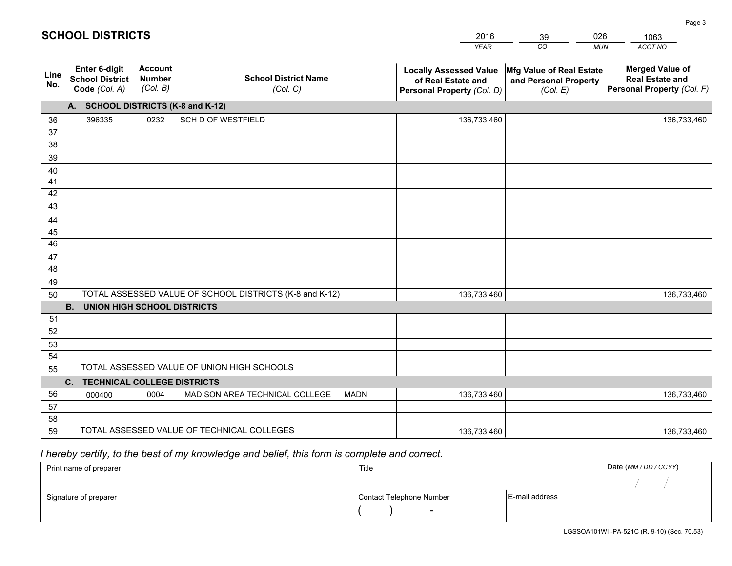# SCHOOL DISTRICTS

| 2016 | 39 | 026 | 1063 |
|---|---|---|---|
| *YEAR* | *CO* | *MUN* | *ACCT NO* |

| Line No. | Enter 6-digit School District Code *(Col. A)* | Account Number *(Col. B)* | School District Name *(Col. C)* | Locally Assessed Value of Real Estate and Personal Property *(Col. D)* | Mfg Value of Real Estate and Personal Property *(Col. E)* | Merged Value of Real Estate and Personal Property *(Col. F)* |
|---|---|---|---|---|---|---|
| | **A. SCHOOL DISTRICTS (K-8 and K-12)** | | | | | |
| 36 | 396335 | 0232 | SCH D OF WESTFIELD | 136,733,460 | | 136,733,460 |
| 37 | | | | | | |
| 38 | | | | | | |
| 39 | | | | | | |
| 40 | | | | | | |
| 41 | | | | | | |
| 42 | | | | | | |
| 43 | | | | | | |
| 44 | | | | | | |
| 45 | | | | | | |
| 46 | | | | | | |
| 47 | | | | | | |
| 48 | | | | | | |
| 49 | | | | | | |
| 50 | TOTAL ASSESSED VALUE OF SCHOOL DISTRICTS (K-8 and K-12) | | | 136,733,460 | | 136,733,460 |
| | **B. UNION HIGH SCHOOL DISTRICTS** | | | | | |
| 51 | | | | | | |
| 52 | | | | | | |
| 53 | | | | | | |
| 54 | | | | | | |
| 55 | TOTAL ASSESSED VALUE OF UNION HIGH SCHOOLS | | | | | |
| | **C. TECHNICAL COLLEGE DISTRICTS** | | | | | |
| 56 | 000400 | 0004 | MADISON AREA TECHNICAL COLLEGE MADN | 136,733,460 | | 136,733,460 |
| 57 | | | | | | |
| 58 | | | | | | |
| 59 | TOTAL ASSESSED VALUE OF TECHNICAL COLLEGES | | | 136,733,460 | | 136,733,460 |

*I hereby certify, to the best of my knowledge and belief, this form is complete and correct.*

| Print name of preparer | Title | | Date *(MM / DD / CCYY)* |
|---|---|---|---|
| | | | / / |
| Signature of preparer | Contact Telephone Number | E-mail address | |
| | ( ) - | | |

LGSSOA101WI -PA-521C (R. 9-10) (Sec. 70.53)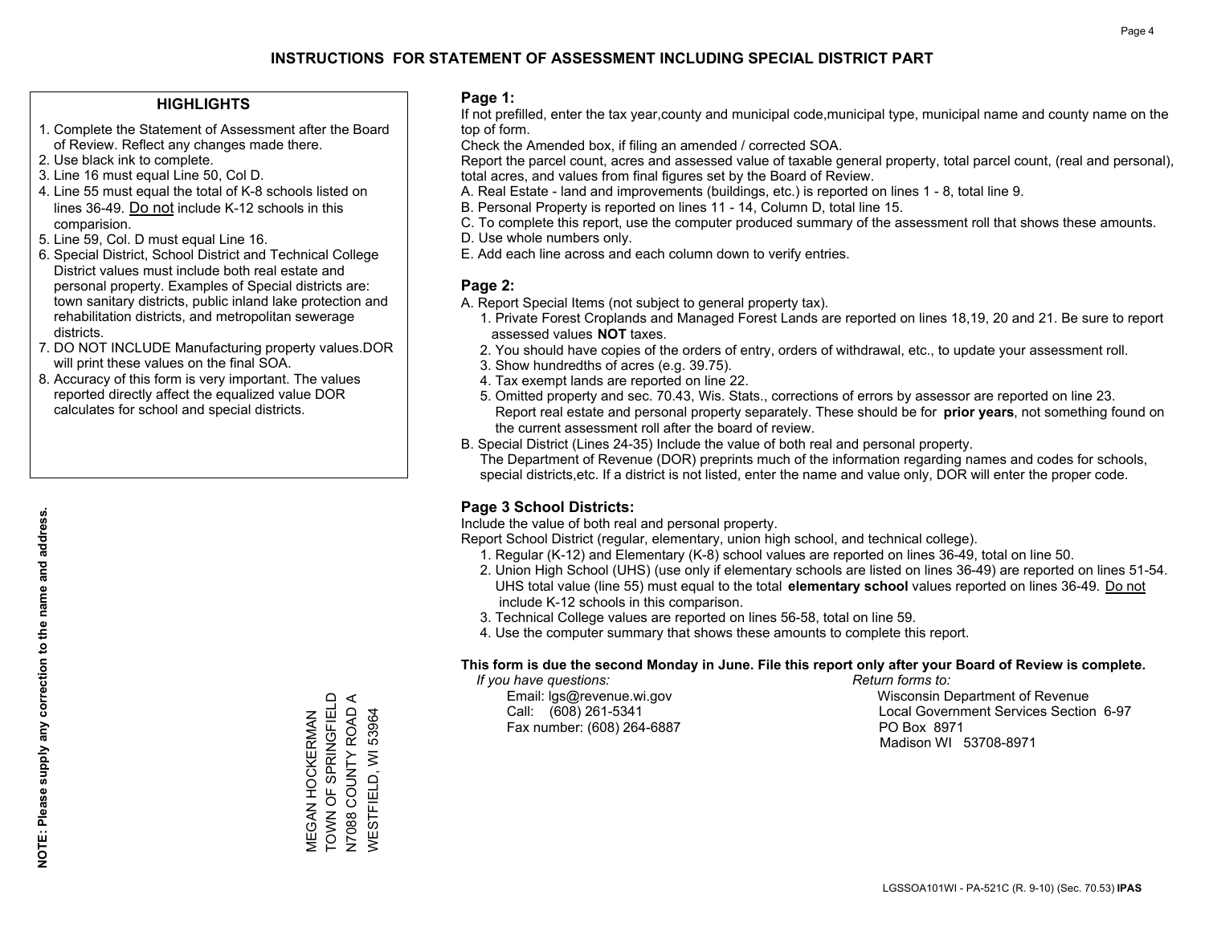# INSTRUCTIONS FOR STATEMENT OF ASSESSMENT INCLUDING SPECIAL DISTRICT PART

## HIGHLIGHTS

1. Complete the Statement of Assessment after the Board of Review. Reflect any changes made there.
2. Use black ink to complete.
3. Line 16 must equal Line 50, Col D.
4. Line 55 must equal the total of K-8 schools listed on lines 36-49. Do not include K-12 schools in this comparision.
5. Line 59, Col. D must equal Line 16.
6. Special District, School District and Technical College District values must include both real estate and personal property. Examples of Special districts are: town sanitary districts, public inland lake protection and rehabilitation districts, and metropolitan sewerage districts.
7. DO NOT INCLUDE Manufacturing property values.DOR will print these values on the final SOA.
8. Accuracy of this form is very important. The values reported directly affect the equalized value DOR calculates for school and special districts.

**NOTE: Please supply any correction to the name and address.**

MEGAN HOCKERMAN
TOWN OF SPRINGFIELD
N7088 COUNTY ROAD A
WESTFIELD, WI 53964

## Page 1:

If not prefilled, enter the tax year,county and municipal code,municipal type, municipal name and county name on the top of form.

Check the Amended box, if filing an amended / corrected SOA.

Report the parcel count, acres and assessed value of taxable general property, total parcel count, (real and personal), total acres, and values from final figures set by the Board of Review.

A. Real Estate - land and improvements (buildings, etc.) is reported on lines 1 - 8, total line 9.

B. Personal Property is reported on lines 11 - 14, Column D, total line 15.

C. To complete this report, use the computer produced summary of the assessment roll that shows these amounts.

D. Use whole numbers only.

E. Add each line across and each column down to verify entries.

## Page 2:

A. Report Special Items (not subject to general property tax).

1. Private Forest Croplands and Managed Forest Lands are reported on lines 18,19, 20 and 21. Be sure to report assessed values **NOT** taxes.
2. You should have copies of the orders of entry, orders of withdrawal, etc., to update your assessment roll.
3. Show hundredths of acres (e.g. 39.75).
4. Tax exempt lands are reported on line 22.
5. Omitted property and sec. 70.43, Wis. Stats., corrections of errors by assessor are reported on line 23. Report real estate and personal property separately. These should be for **prior years**, not something found on the current assessment roll after the board of review.

B. Special District (Lines 24-35) Include the value of both real and personal property.

The Department of Revenue (DOR) preprints much of the information regarding names and codes for schools, special districts,etc. If a district is not listed, enter the name and value only, DOR will enter the proper code.

## Page 3 School Districts:

Include the value of both real and personal property.

Report School District (regular, elementary, union high school, and technical college).

1. Regular (K-12) and Elementary (K-8) school values are reported on lines 36-49, total on line 50.
2. Union High School (UHS) (use only if elementary schools are listed on lines 36-49) are reported on lines 51-54. UHS total value (line 55) must equal to the total **elementary school** values reported on lines 36-49. Do not include K-12 schools in this comparison.
3. Technical College values are reported on lines 56-58, total on line 59.
4. Use the computer summary that shows these amounts to complete this report.

**This form is due the second Monday in June. File this report only after your Board of Review is complete.**

*If you have questions:*
Email: lgs@revenue.wi.gov
Call: (608) 261-5341
Fax number: (608) 264-6887

*Return forms to:*
Wisconsin Department of Revenue
Local Government Services Section 6-97
PO Box 8971
Madison WI 53708-8971

LGSSOA101WI - PA-521C (R. 9-10) (Sec. 70.53) **IPAS**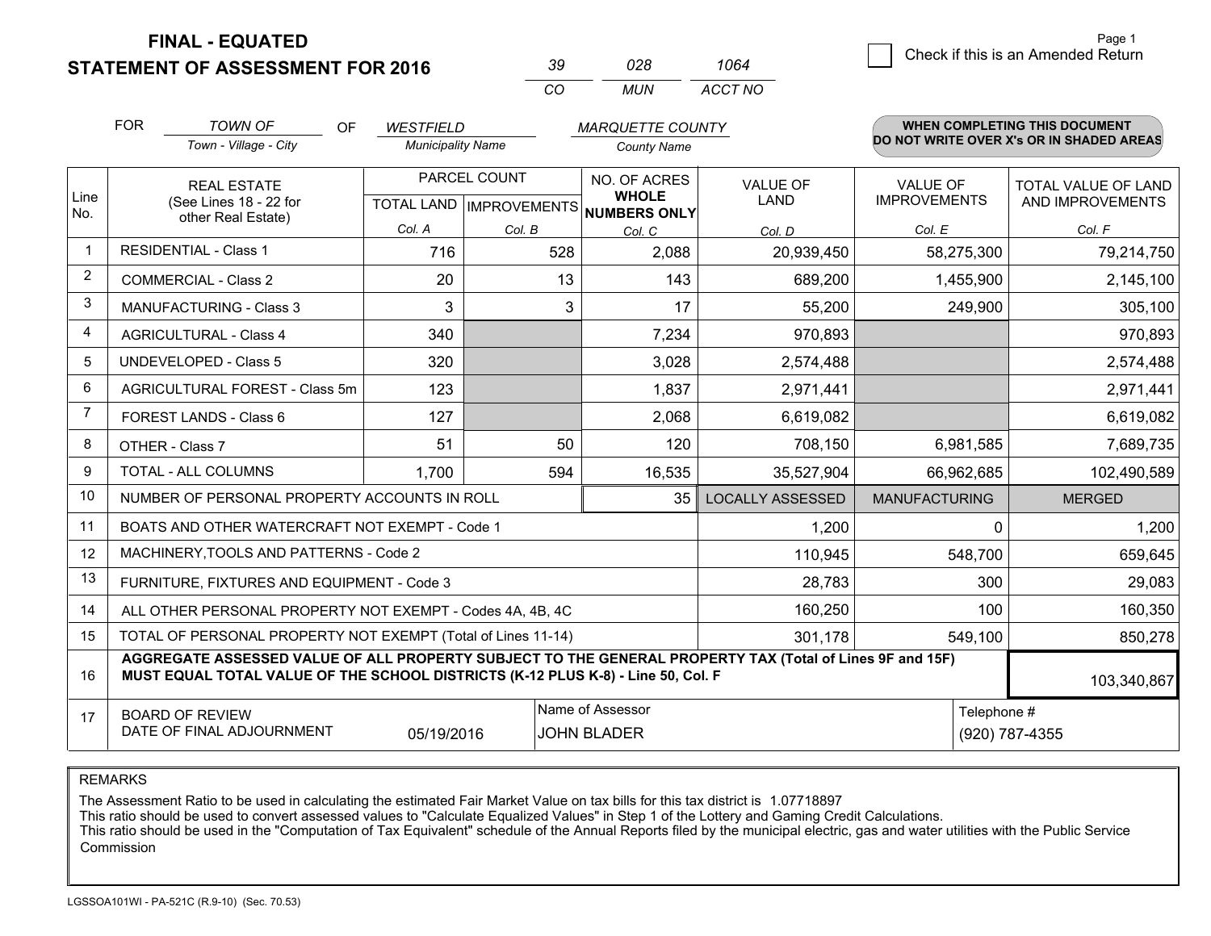**FINAL - EQUATED**

**STATEMENT OF ASSESSMENT FOR 2016**

| 39 | 028 | 1064 |
|---|---|---|
| CO | MUN | ACCT NO |

Page 1

☐ Check if this is an Amended Return

FOR *TOWN OF* (Town - Village - City) OF *WESTFIELD* (Municipality Name) *MARQUETTE COUNTY* (County Name)

**WHEN COMPLETING THIS DOCUMENT DO NOT WRITE OVER X's OR IN SHADED AREAS**

| Line No. | REAL ESTATE (See Lines 18 - 22 for other Real Estate) | PARCEL COUNT TOTAL LAND Col. A | PARCEL COUNT IMPROVEMENTS Col. B | NO. OF ACRES WHOLE NUMBERS ONLY Col. C | VALUE OF LAND Col. D | VALUE OF IMPROVEMENTS Col. E | TOTAL VALUE OF LAND AND IMPROVEMENTS Col. F |
|---|---|---|---|---|---|---|---|
| 1 | RESIDENTIAL - Class 1 | 716 | 528 | 2,088 | 20,939,450 | 58,275,300 | 79,214,750 |
| 2 | COMMERCIAL - Class 2 | 20 | 13 | 143 | 689,200 | 1,455,900 | 2,145,100 |
| 3 | MANUFACTURING - Class 3 | 3 | 3 | 17 | 55,200 | 249,900 | 305,100 |
| 4 | AGRICULTURAL - Class 4 | 340 | | 7,234 | 970,893 | | 970,893 |
| 5 | UNDEVELOPED - Class 5 | 320 | | 3,028 | 2,574,488 | | 2,574,488 |
| 6 | AGRICULTURAL FOREST - Class 5m | 123 | | 1,837 | 2,971,441 | | 2,971,441 |
| 7 | FOREST LANDS - Class 6 | 127 | | 2,068 | 6,619,082 | | 6,619,082 |
| 8 | OTHER - Class 7 | 51 | 50 | 120 | 708,150 | 6,981,585 | 7,689,735 |
| 9 | TOTAL - ALL COLUMNS | 1,700 | 594 | 16,535 | 35,527,904 | 66,962,685 | 102,490,589 |
| 10 | NUMBER OF PERSONAL PROPERTY ACCOUNTS IN ROLL | | | 35 | LOCALLY ASSESSED | MANUFACTURING | MERGED |
| 11 | BOATS AND OTHER WATERCRAFT NOT EXEMPT - Code 1 | | | | 1,200 | 0 | 1,200 |
| 12 | MACHINERY,TOOLS AND PATTERNS - Code 2 | | | | 110,945 | 548,700 | 659,645 |
| 13 | FURNITURE, FIXTURES AND EQUIPMENT - Code 3 | | | | 28,783 | 300 | 29,083 |
| 14 | ALL OTHER PERSONAL PROPERTY NOT EXEMPT - Codes 4A, 4B, 4C | | | | 160,250 | 100 | 160,350 |
| 15 | TOTAL OF PERSONAL PROPERTY NOT EXEMPT (Total of Lines 11-14) | | | | 301,178 | 549,100 | 850,278 |
| 16 | **AGGREGATE ASSESSED VALUE OF ALL PROPERTY SUBJECT TO THE GENERAL PROPERTY TAX (Total of Lines 9F and 15F) MUST EQUAL TOTAL VALUE OF THE SCHOOL DISTRICTS (K-12 PLUS K-8) - Line 50, Col. F** | | | | | | 103,340,867 |
| 17 | BOARD OF REVIEW DATE OF FINAL ADJOURNMENT | 05/19/2016 | | Name of Assessor: JOHN BLADER | | Telephone #: (920) 787-4355 | |

REMARKS

The Assessment Ratio to be used in calculating the estimated Fair Market Value on tax bills for this tax district is 1.07718897

This ratio should be used to convert assessed values to "Calculate Equalized Values" in Step 1 of the Lottery and Gaming Credit Calculations.

This ratio should be used in the "Computation of Tax Equivalent" schedule of the Annual Reports filed by the municipal electric, gas and water utilities with the Public Service Commission

LGSSOA101WI - PA-521C (R.9-10) (Sec. 70.53)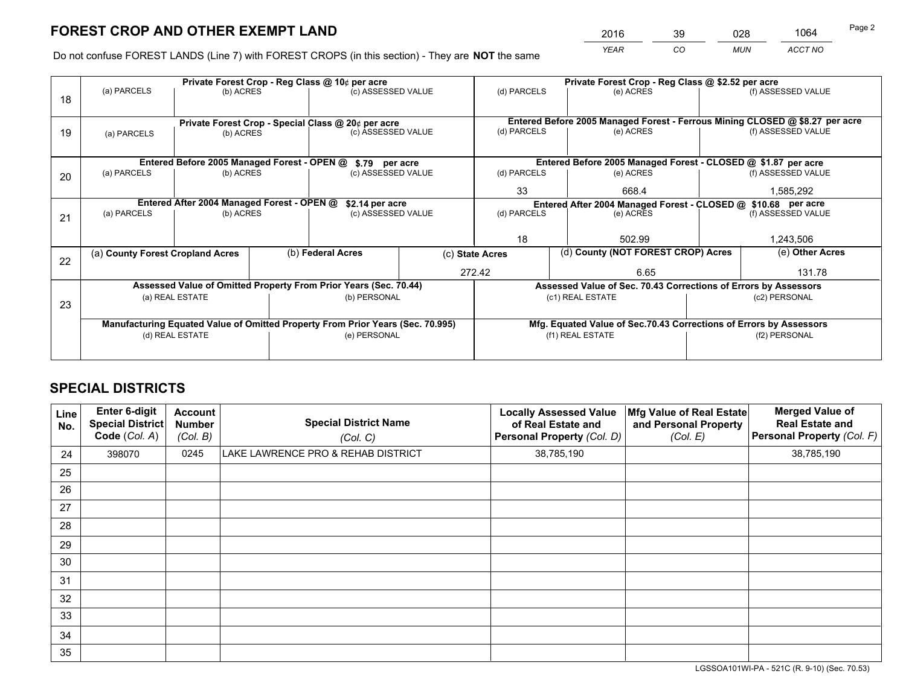# FOREST CROP AND OTHER EXEMPT LAND

| 2016 | 39 | 028 | 1064 |
|---|---|---|---|
| *YEAR* | *CO* | *MUN* | *ACCT NO* |

Do not confuse FOREST LANDS (Line 7) with FOREST CROPS (in this section) - They are **NOT** the same

| Line | Private Forest Crop - Reg Class @ 10¢ per acre | | | Private Forest Crop - Reg Class @ $2.52 per acre | | |
|---|---|---|---|---|---|---|
| 18 | (a) PARCELS | (b) ACRES | (c) ASSESSED VALUE | (d) PARCELS | (e) ACRES | (f) ASSESSED VALUE |
| | | | | | | |
| | **Private Forest Crop - Special Class @ 20¢ per acre** | | | **Entered Before 2005 Managed Forest - Ferrous Mining CLOSED @ $8.27 per acre** | | |
| 19 | (a) PARCELS | (b) ACRES | (c) ASSESSED VALUE | (d) PARCELS | (e) ACRES | (f) ASSESSED VALUE |
| | | | | | | |
| | **Entered Before 2005 Managed Forest - OPEN @ $.79 per acre** | | | **Entered Before 2005 Managed Forest - CLOSED @ $1.87 per acre** | | |
| 20 | (a) PARCELS | (b) ACRES | (c) ASSESSED VALUE | (d) PARCELS | (e) ACRES | (f) ASSESSED VALUE |
| | | | | 33 | 668.4 | 1,585,292 |
| | **Entered After 2004 Managed Forest - OPEN @ $2.14 per acre** | | | **Entered After 2004 Managed Forest - CLOSED @ $10.68 per acre** | | |
| 21 | (a) PARCELS | (b) ACRES | (c) ASSESSED VALUE | (d) PARCELS | (e) ACRES | (f) ASSESSED VALUE |
| | | | | 18 | 502.99 | 1,243,506 |

| Line | (a) County Forest Cropland Acres | (b) Federal Acres | (c) State Acres | (d) County (NOT FOREST CROP) Acres | (e) Other Acres |
|---|---|---|---|---|---|
| 22 | | | 272.42 | 6.65 | 131.78 |

| Line | Assessed Value of Omitted Property From Prior Years (Sec. 70.44) | | Assessed Value of Sec. 70.43 Corrections of Errors by Assessors | |
|---|---|---|---|---|
| 23 | (a) REAL ESTATE | (b) PERSONAL | (c1) REAL ESTATE | (c2) PERSONAL |
| | | | | |
| | **Manufacturing Equated Value of Omitted Property From Prior Years (Sec. 70.995)** | | **Mfg. Equated Value of Sec.70.43 Corrections of Errors by Assessors** | |
| | (d) REAL ESTATE | (e) PERSONAL | (f1) REAL ESTATE | (f2) PERSONAL |
| | | | | |

# SPECIAL DISTRICTS

| Line No. | Enter 6-digit Special District Code (Col. A) | Account Number (Col. B) | Special District Name (Col. C) | Locally Assessed Value of Real Estate and Personal Property (Col. D) | Mfg Value of Real Estate and Personal Property (Col. E) | Merged Value of Real Estate and Personal Property (Col. F) |
|---|---|---|---|---|---|---|
| 24 | 398070 | 0245 | LAKE LAWRENCE PRO & REHAB DISTRICT | 38,785,190 | | 38,785,190 |
| 25 | | | | | | |
| 26 | | | | | | |
| 27 | | | | | | |
| 28 | | | | | | |
| 29 | | | | | | |
| 30 | | | | | | |
| 31 | | | | | | |
| 32 | | | | | | |
| 33 | | | | | | |
| 34 | | | | | | |
| 35 | | | | | | |

LGSSOA101WI-PA - 521C (R. 9-10) (Sec. 70.53)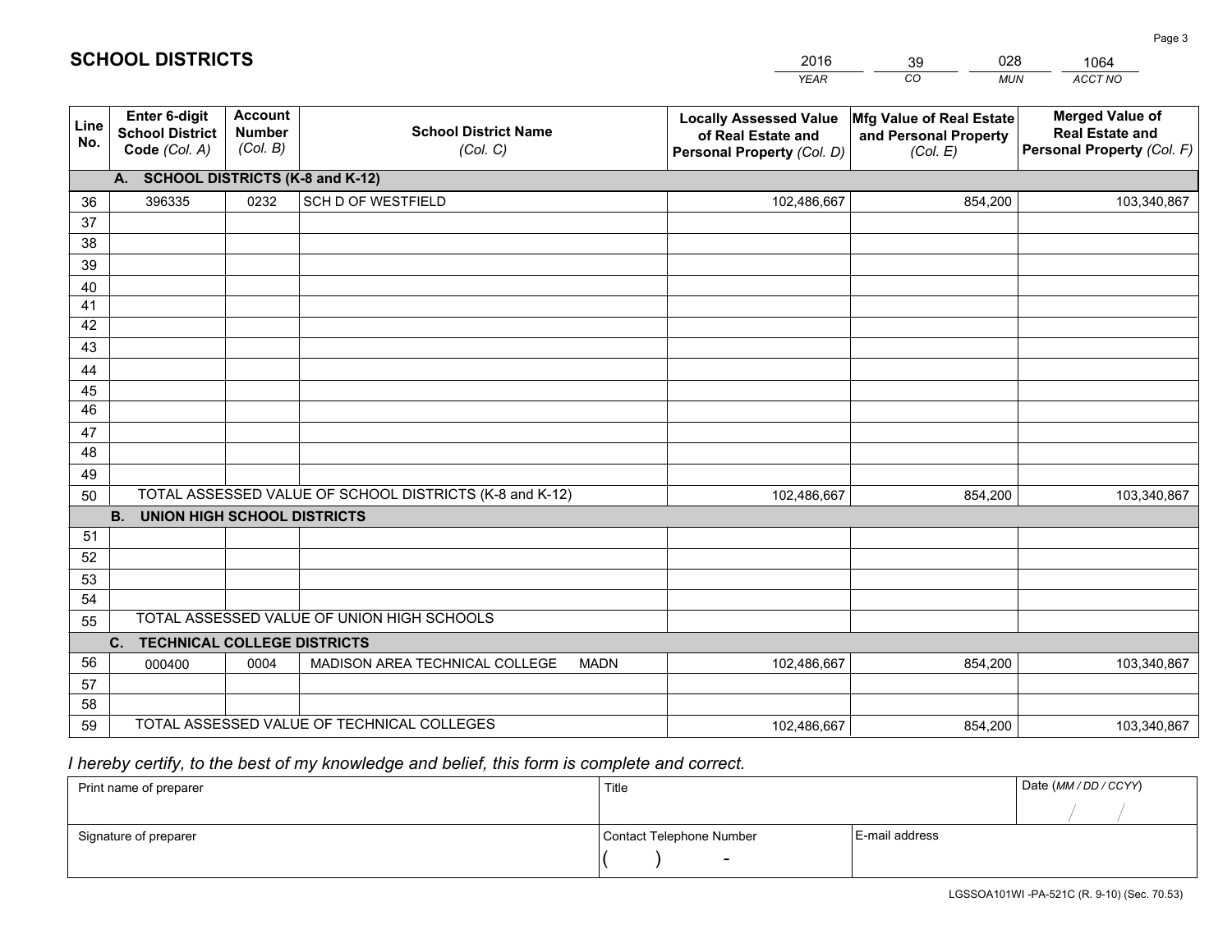# SCHOOL DISTRICTS

| 2016 | 39 | 028 | 1064 |
|---|---|---|---|
| *YEAR* | *CO* | *MUN* | *ACCT NO* |

| Line No. | Enter 6-digit School District Code *(Col. A)* | Account Number *(Col. B)* | School District Name *(Col. C)* | Locally Assessed Value of Real Estate and Personal Property *(Col. D)* | Mfg Value of Real Estate and Personal Property *(Col. E)* | Merged Value of Real Estate and Personal Property *(Col. F)* |
|---|---|---|---|---|---|---|
| **A.** | **SCHOOL DISTRICTS (K-8 and K-12)** | | | | | |
| 36 | 396335 | 0232 | SCH D OF WESTFIELD | 102,486,667 | 854,200 | 103,340,867 |
| 37 | | | | | | |
| 38 | | | | | | |
| 39 | | | | | | |
| 40 | | | | | | |
| 41 | | | | | | |
| 42 | | | | | | |
| 43 | | | | | | |
| 44 | | | | | | |
| 45 | | | | | | |
| 46 | | | | | | |
| 47 | | | | | | |
| 48 | | | | | | |
| 49 | | | | | | |
| 50 | TOTAL ASSESSED VALUE OF SCHOOL DISTRICTS (K-8 and K-12) | | | 102,486,667 | 854,200 | 103,340,867 |
| **B.** | **UNION HIGH SCHOOL DISTRICTS** | | | | | |
| 51 | | | | | | |
| 52 | | | | | | |
| 53 | | | | | | |
| 54 | | | | | | |
| 55 | TOTAL ASSESSED VALUE OF UNION HIGH SCHOOLS | | | | | |
| **C.** | **TECHNICAL COLLEGE DISTRICTS** | | | | | |
| 56 | 000400 | 0004 | MADISON AREA TECHNICAL COLLEGE MADN | 102,486,667 | 854,200 | 103,340,867 |
| 57 | | | | | | |
| 58 | | | | | | |
| 59 | TOTAL ASSESSED VALUE OF TECHNICAL COLLEGES | | | 102,486,667 | 854,200 | 103,340,867 |

*I hereby certify, to the best of my knowledge and belief, this form is complete and correct.*

| Print name of preparer | Title | | Date *(MM / DD / CCYY)* |
|---|---|---|---|
| | | | / / |
| Signature of preparer | Contact Telephone Number | E-mail address | |
| | ( ) - | | |

LGSSOA101WI -PA-521C (R. 9-10) (Sec. 70.53)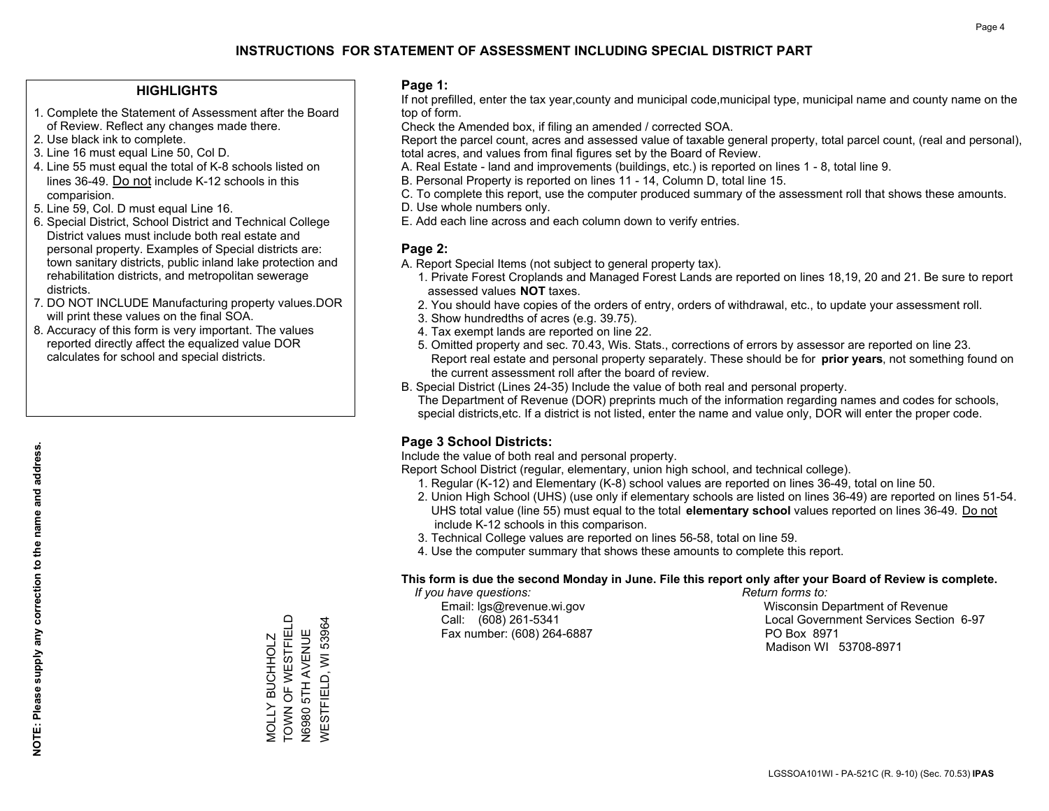# INSTRUCTIONS FOR STATEMENT OF ASSESSMENT INCLUDING SPECIAL DISTRICT PART

## HIGHLIGHTS

1. Complete the Statement of Assessment after the Board of Review. Reflect any changes made there.
2. Use black ink to complete.
3. Line 16 must equal Line 50, Col D.
4. Line 55 must equal the total of K-8 schools listed on lines 36-49. Do not include K-12 schools in this comparision.
5. Line 59, Col. D must equal Line 16.
6. Special District, School District and Technical College District values must include both real estate and personal property. Examples of Special districts are: town sanitary districts, public inland lake protection and rehabilitation districts, and metropolitan sewerage districts.
7. DO NOT INCLUDE Manufacturing property values.DOR will print these values on the final SOA.
8. Accuracy of this form is very important. The values reported directly affect the equalized value DOR calculates for school and special districts.

**NOTE: Please supply any correction to the name and address.**

MOLLY BUCHHOLZ
TOWN OF WESTFIELD
N6980 5TH AVENUE
WESTFIELD, WI 53964

## Page 1:

If not prefilled, enter the tax year,county and municipal code,municipal type, municipal name and county name on the top of form.

Check the Amended box, if filing an amended / corrected SOA.

Report the parcel count, acres and assessed value of taxable general property, total parcel count, (real and personal), total acres, and values from final figures set by the Board of Review.

A. Real Estate - land and improvements (buildings, etc.) is reported on lines 1 - 8, total line 9.
B. Personal Property is reported on lines 11 - 14, Column D, total line 15.
C. To complete this report, use the computer produced summary of the assessment roll that shows these amounts.
D. Use whole numbers only.
E. Add each line across and each column down to verify entries.

## Page 2:

A. Report Special Items (not subject to general property tax).
   1. Private Forest Croplands and Managed Forest Lands are reported on lines 18,19, 20 and 21. Be sure to report assessed values **NOT** taxes.
   2. You should have copies of the orders of entry, orders of withdrawal, etc., to update your assessment roll.
   3. Show hundredths of acres (e.g. 39.75).
   4. Tax exempt lands are reported on line 22.
   5. Omitted property and sec. 70.43, Wis. Stats., corrections of errors by assessor are reported on line 23. Report real estate and personal property separately. These should be for **prior years**, not something found on the current assessment roll after the board of review.
B. Special District (Lines 24-35) Include the value of both real and personal property.
   The Department of Revenue (DOR) preprints much of the information regarding names and codes for schools, special districts,etc. If a district is not listed, enter the name and value only, DOR will enter the proper code.

## Page 3 School Districts:

Include the value of both real and personal property.

Report School District (regular, elementary, union high school, and technical college).

1. Regular (K-12) and Elementary (K-8) school values are reported on lines 36-49, total on line 50.
2. Union High School (UHS) (use only if elementary schools are listed on lines 36-49) are reported on lines 51-54. UHS total value (line 55) must equal to the total **elementary school** values reported on lines 36-49. Do not include K-12 schools in this comparison.
3. Technical College values are reported on lines 56-58, total on line 59.
4. Use the computer summary that shows these amounts to complete this report.

**This form is due the second Monday in June. File this report only after your Board of Review is complete.**

*If you have questions:*
Email: lgs@revenue.wi.gov
Call: (608) 261-5341
Fax number: (608) 264-6887

*Return forms to:*
Wisconsin Department of Revenue
Local Government Services Section 6-97
PO Box 8971
Madison WI 53708-8971

LGSSOA101WI - PA-521C (R. 9-10) (Sec. 70.53) **IPAS**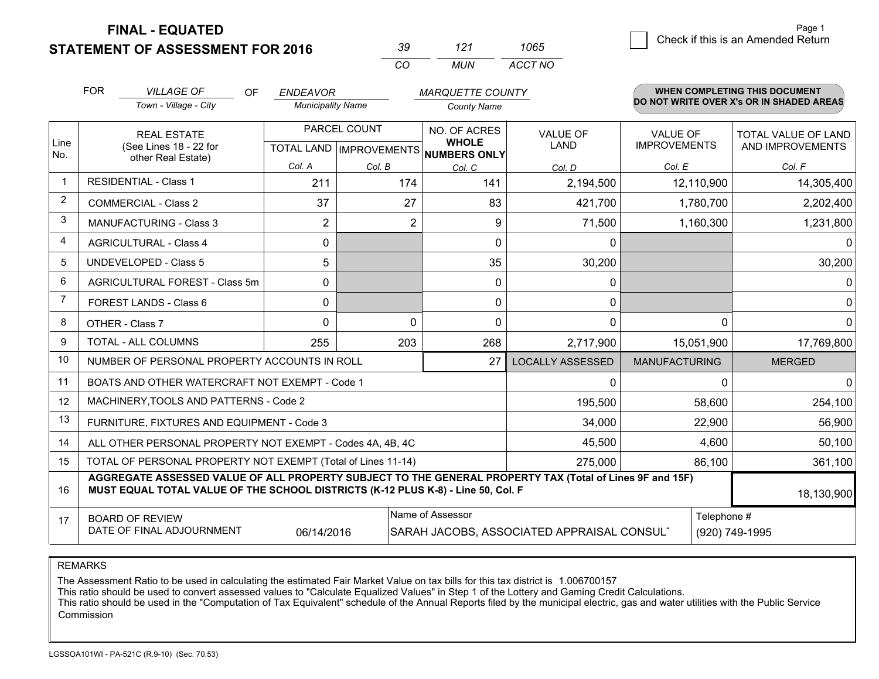**FINAL - EQUATED**
**STATEMENT OF ASSESSMENT FOR 2016**

| 39 | 121 | 1065 |
|---|---|---|
| CO | MUN | ACCT NO |

Page 1

☐ Check if this is an Amended Return

FOR *VILLAGE OF* (Town - Village - City) OF *ENDEAVOR* (Municipality Name) *MARQUETTE COUNTY* (County Name)

**WHEN COMPLETING THIS DOCUMENT DO NOT WRITE OVER X's OR IN SHADED AREAS**

| Line No. | REAL ESTATE (See Lines 18 - 22 for other Real Estate) | PARCEL COUNT TOTAL LAND Col. A | PARCEL COUNT IMPROVEMENTS Col. B | NO. OF ACRES WHOLE NUMBERS ONLY Col. C | VALUE OF LAND Col. D | VALUE OF IMPROVEMENTS Col. E | TOTAL VALUE OF LAND AND IMPROVEMENTS Col. F |
|---|---|---|---|---|---|---|---|
| 1 | RESIDENTIAL - Class 1 | 211 | 174 | 141 | 2,194,500 | 12,110,900 | 14,305,400 |
| 2 | COMMERCIAL - Class 2 | 37 | 27 | 83 | 421,700 | 1,780,700 | 2,202,400 |
| 3 | MANUFACTURING - Class 3 | 2 | 2 | 9 | 71,500 | 1,160,300 | 1,231,800 |
| 4 | AGRICULTURAL - Class 4 | 0 | | 0 | 0 | | 0 |
| 5 | UNDEVELOPED - Class 5 | 5 | | 35 | 30,200 | | 30,200 |
| 6 | AGRICULTURAL FOREST - Class 5m | 0 | | 0 | 0 | | 0 |
| 7 | FOREST LANDS - Class 6 | 0 | | 0 | 0 | | 0 |
| 8 | OTHER - Class 7 | 0 | 0 | 0 | 0 | 0 | 0 |
| 9 | TOTAL - ALL COLUMNS | 255 | 203 | 268 | 2,717,900 | 15,051,900 | 17,769,800 |
| 10 | NUMBER OF PERSONAL PROPERTY ACCOUNTS IN ROLL | | | 27 | LOCALLY ASSESSED | MANUFACTURING | MERGED |
| 11 | BOATS AND OTHER WATERCRAFT NOT EXEMPT - Code 1 | | | | 0 | 0 | 0 |
| 12 | MACHINERY,TOOLS AND PATTERNS - Code 2 | | | | 195,500 | 58,600 | 254,100 |
| 13 | FURNITURE, FIXTURES AND EQUIPMENT - Code 3 | | | | 34,000 | 22,900 | 56,900 |
| 14 | ALL OTHER PERSONAL PROPERTY NOT EXEMPT - Codes 4A, 4B, 4C | | | | 45,500 | 4,600 | 50,100 |
| 15 | TOTAL OF PERSONAL PROPERTY NOT EXEMPT (Total of Lines 11-14) | | | | 275,000 | 86,100 | 361,100 |
| 16 | **AGGREGATE ASSESSED VALUE OF ALL PROPERTY SUBJECT TO THE GENERAL PROPERTY TAX (Total of Lines 9F and 15F) MUST EQUAL TOTAL VALUE OF THE SCHOOL DISTRICTS (K-12 PLUS K-8) - Line 50, Col. F** | | | | | | 18,130,900 |
| 17 | BOARD OF REVIEW DATE OF FINAL ADJOURNMENT | 06/14/2016 | | Name of Assessor: SARAH JACOBS, ASSOCIATED APPRAISAL CONSULT | | Telephone #: (920) 749-1995 | |

REMARKS

The Assessment Ratio to be used in calculating the estimated Fair Market Value on tax bills for this tax district is 1.006700157
This ratio should be used to convert assessed values to "Calculate Equalized Values" in Step 1 of the Lottery and Gaming Credit Calculations.
This ratio should be used in the "Computation of Tax Equivalent" schedule of the Annual Reports filed by the municipal electric, gas and water utilities with the Public Service Commission

LGSSOA101WI - PA-521C (R.9-10) (Sec. 70.53)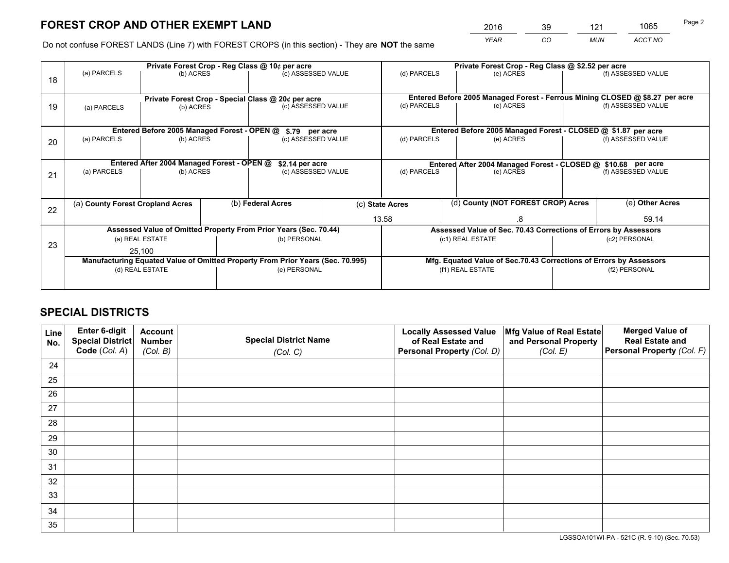# FOREST CROP AND OTHER EXEMPT LAND

| 2016 | 39 | 121 | 1065 |
|---|---|---|---|
| *YEAR* | *CO* | *MUN* | *ACCT NO* |

Do not confuse FOREST LANDS (Line 7) with FOREST CROPS (in this section) - They are **NOT** the same

| Line | Private Forest Crop - Reg Class @ 10¢ per acre | | | Private Forest Crop - Reg Class @ $2.52 per acre | | |
|---|---|---|---|---|---|---|
| 18 | (a) PARCELS | (b) ACRES | (c) ASSESSED VALUE | (d) PARCELS | (e) ACRES | (f) ASSESSED VALUE |
| | | | | | | |
| | **Private Forest Crop - Special Class @ 20¢ per acre** | | | **Entered Before 2005 Managed Forest - Ferrous Mining CLOSED @ $8.27 per acre** | | |
| 19 | (a) PARCELS | (b) ACRES | (c) ASSESSED VALUE | (d) PARCELS | (e) ACRES | (f) ASSESSED VALUE |
| | | | | | | |
| | **Entered Before 2005 Managed Forest - OPEN @ $.79 per acre** | | | **Entered Before 2005 Managed Forest - CLOSED @ $1.87 per acre** | | |
| 20 | (a) PARCELS | (b) ACRES | (c) ASSESSED VALUE | (d) PARCELS | (e) ACRES | (f) ASSESSED VALUE |
| | | | | | | |
| | **Entered After 2004 Managed Forest - OPEN @ $2.14 per acre** | | | **Entered After 2004 Managed Forest - CLOSED @ $10.68 per acre** | | |
| 21 | (a) PARCELS | (b) ACRES | (c) ASSESSED VALUE | (d) PARCELS | (e) ACRES | (f) ASSESSED VALUE |
| | | | | | | |

| Line | (a) County Forest Cropland Acres | (b) Federal Acres | (c) State Acres | (d) County (NOT FOREST CROP) Acres | (e) Other Acres |
|---|---|---|---|---|---|
| 22 | | | 13.58 | .8 | 59.14 |

| Line | Assessed Value of Omitted Property From Prior Years (Sec. 70.44) | | Assessed Value of Sec. 70.43 Corrections of Errors by Assessors | |
|---|---|---|---|---|
| 23 | (a) REAL ESTATE | (b) PERSONAL | (c1) REAL ESTATE | (c2) PERSONAL |
| | 25,100 | | | |
| | **Manufacturing Equated Value of Omitted Property From Prior Years (Sec. 70.995)** | | **Mfg. Equated Value of Sec.70.43 Corrections of Errors by Assessors** | |
| | (d) REAL ESTATE | (e) PERSONAL | (f1) REAL ESTATE | (f2) PERSONAL |
| | | | | |

# SPECIAL DISTRICTS

| Line No. | Enter 6-digit Special District Code (*Col. A*) | Account Number (*Col. B*) | Special District Name (*Col. C*) | Locally Assessed Value of Real Estate and Personal Property (*Col. D*) | Mfg Value of Real Estate and Personal Property (*Col. E*) | Merged Value of Real Estate and Personal Property (*Col. F*) |
|---|---|---|---|---|---|---|
| 24 | | | | | | |
| 25 | | | | | | |
| 26 | | | | | | |
| 27 | | | | | | |
| 28 | | | | | | |
| 29 | | | | | | |
| 30 | | | | | | |
| 31 | | | | | | |
| 32 | | | | | | |
| 33 | | | | | | |
| 34 | | | | | | |
| 35 | | | | | | |

LGSSOA101WI-PA - 521C (R. 9-10) (Sec. 70.53)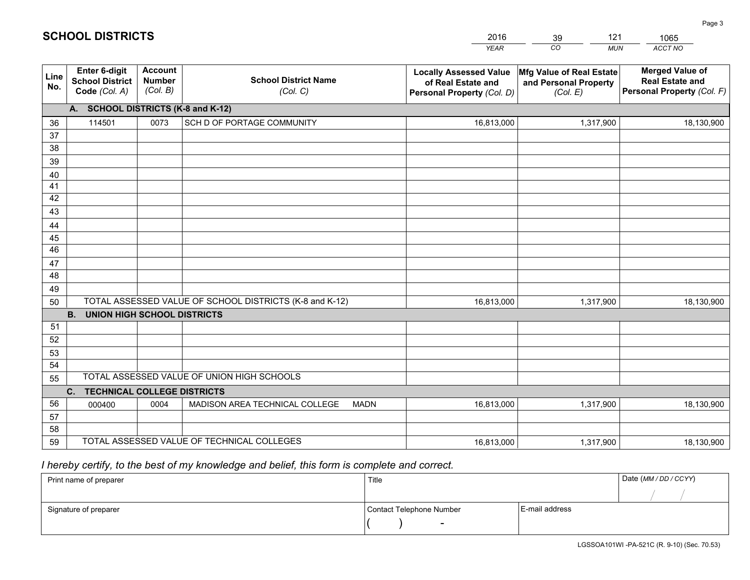## SCHOOL DISTRICTS

| 2016 | 39 | 121 | 1065 |
|---|---|---|---|
| *YEAR* | *CO* | *MUN* | *ACCT NO* |

| Line No. | Enter 6-digit School District Code *(Col. A)* | Account Number *(Col. B)* | School District Name *(Col. C)* | Locally Assessed Value of Real Estate and Personal Property *(Col. D)* | Mfg Value of Real Estate and Personal Property *(Col. E)* | Merged Value of Real Estate and Personal Property *(Col. F)* |
|---|---|---|---|---|---|---|
| **A. SCHOOL DISTRICTS (K-8 and K-12)** | | | | | | |
| 36 | 114501 | 0073 | SCH D OF PORTAGE COMMUNITY | 16,813,000 | 1,317,900 | 18,130,900 |
| 37 | | | | | | |
| 38 | | | | | | |
| 39 | | | | | | |
| 40 | | | | | | |
| 41 | | | | | | |
| 42 | | | | | | |
| 43 | | | | | | |
| 44 | | | | | | |
| 45 | | | | | | |
| 46 | | | | | | |
| 47 | | | | | | |
| 48 | | | | | | |
| 49 | | | | | | |
| 50 | TOTAL ASSESSED VALUE OF SCHOOL DISTRICTS (K-8 and K-12) | | | 16,813,000 | 1,317,900 | 18,130,900 |
| **B. UNION HIGH SCHOOL DISTRICTS** | | | | | | |
| 51 | | | | | | |
| 52 | | | | | | |
| 53 | | | | | | |
| 54 | | | | | | |
| 55 | TOTAL ASSESSED VALUE OF UNION HIGH SCHOOLS | | | | | |
| **C. TECHNICAL COLLEGE DISTRICTS** | | | | | | |
| 56 | 000400 | 0004 | MADISON AREA TECHNICAL COLLEGE MADN | 16,813,000 | 1,317,900 | 18,130,900 |
| 57 | | | | | | |
| 58 | | | | | | |
| 59 | TOTAL ASSESSED VALUE OF TECHNICAL COLLEGES | | | 16,813,000 | 1,317,900 | 18,130,900 |

*I hereby certify, to the best of my knowledge and belief, this form is complete and correct.*

| Print name of preparer | Title | | Date *(MM / DD / CCYY)* |
|---|---|---|---|
| | | | / / |
| Signature of preparer | Contact Telephone Number | E-mail address | |
| | ( ) - | | |

LGSSOA101WI -PA-521C (R. 9-10) (Sec. 70.53)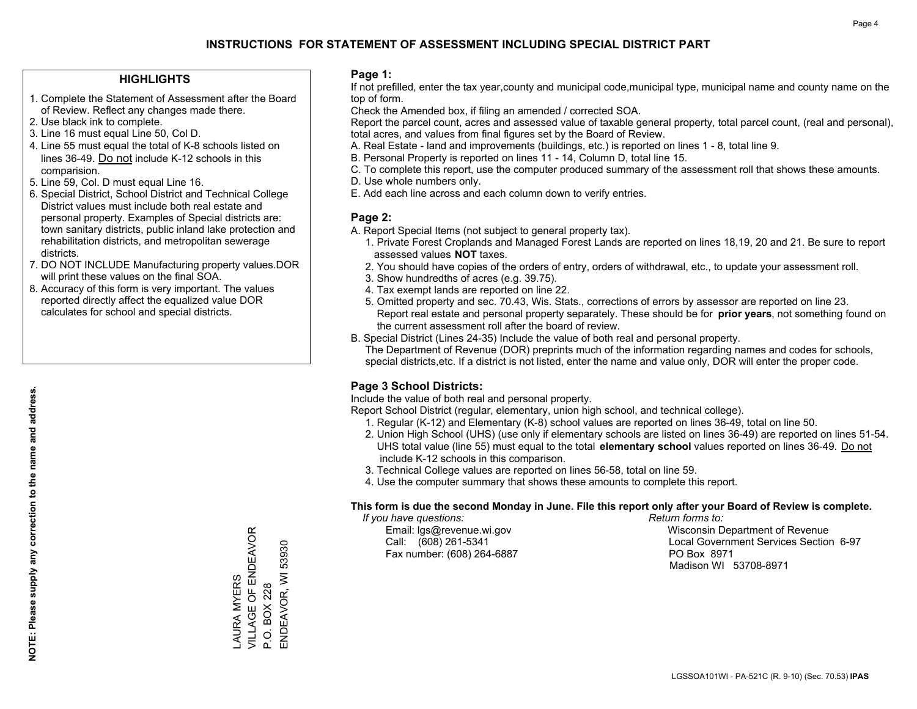# INSTRUCTIONS FOR STATEMENT OF ASSESSMENT INCLUDING SPECIAL DISTRICT PART

## HIGHLIGHTS

1. Complete the Statement of Assessment after the Board of Review. Reflect any changes made there.
2. Use black ink to complete.
3. Line 16 must equal Line 50, Col D.
4. Line 55 must equal the total of K-8 schools listed on lines 36-49. Do not include K-12 schools in this comparision.
5. Line 59, Col. D must equal Line 16.
6. Special District, School District and Technical College District values must include both real estate and personal property. Examples of Special districts are: town sanitary districts, public inland lake protection and rehabilitation districts, and metropolitan sewerage districts.
7. DO NOT INCLUDE Manufacturing property values.DOR will print these values on the final SOA.
8. Accuracy of this form is very important. The values reported directly affect the equalized value DOR calculates for school and special districts.

**NOTE: Please supply any correction to the name and address.**

LAURA MYERS
VILLAGE OF ENDEAVOR
P.O. BOX 228
ENDEAVOR, WI 53930

## Page 1:

If not prefilled, enter the tax year,county and municipal code,municipal type, municipal name and county name on the top of form.

Check the Amended box, if filing an amended / corrected SOA.

Report the parcel count, acres and assessed value of taxable general property, total parcel count, (real and personal), total acres, and values from final figures set by the Board of Review.

A. Real Estate - land and improvements (buildings, etc.) is reported on lines 1 - 8, total line 9.
B. Personal Property is reported on lines 11 - 14, Column D, total line 15.
C. To complete this report, use the computer produced summary of the assessment roll that shows these amounts.
D. Use whole numbers only.
E. Add each line across and each column down to verify entries.

## Page 2:

A. Report Special Items (not subject to general property tax).
   1. Private Forest Croplands and Managed Forest Lands are reported on lines 18,19, 20 and 21. Be sure to report assessed values **NOT** taxes.
   2. You should have copies of the orders of entry, orders of withdrawal, etc., to update your assessment roll.
   3. Show hundredths of acres (e.g. 39.75).
   4. Tax exempt lands are reported on line 22.
   5. Omitted property and sec. 70.43, Wis. Stats., corrections of errors by assessor are reported on line 23. Report real estate and personal property separately. These should be for **prior years**, not something found on the current assessment roll after the board of review.
B. Special District (Lines 24-35) Include the value of both real and personal property.
   The Department of Revenue (DOR) preprints much of the information regarding names and codes for schools, special districts,etc. If a district is not listed, enter the name and value only, DOR will enter the proper code.

## Page 3 School Districts:

Include the value of both real and personal property.

Report School District (regular, elementary, union high school, and technical college).

1. Regular (K-12) and Elementary (K-8) school values are reported on lines 36-49, total on line 50.
2. Union High School (UHS) (use only if elementary schools are listed on lines 36-49) are reported on lines 51-54. UHS total value (line 55) must equal to the total **elementary school** values reported on lines 36-49. Do not include K-12 schools in this comparison.
3. Technical College values are reported on lines 56-58, total on line 59.
4. Use the computer summary that shows these amounts to complete this report.

**This form is due the second Monday in June. File this report only after your Board of Review is complete.**

*If you have questions:*
Email: lgs@revenue.wi.gov
Call: (608) 261-5341
Fax number: (608) 264-6887

*Return forms to:*
Wisconsin Department of Revenue
Local Government Services Section 6-97
PO Box 8971
Madison WI 53708-8971

LGSSOA101WI - PA-521C (R. 9-10) (Sec. 70.53) **IPAS**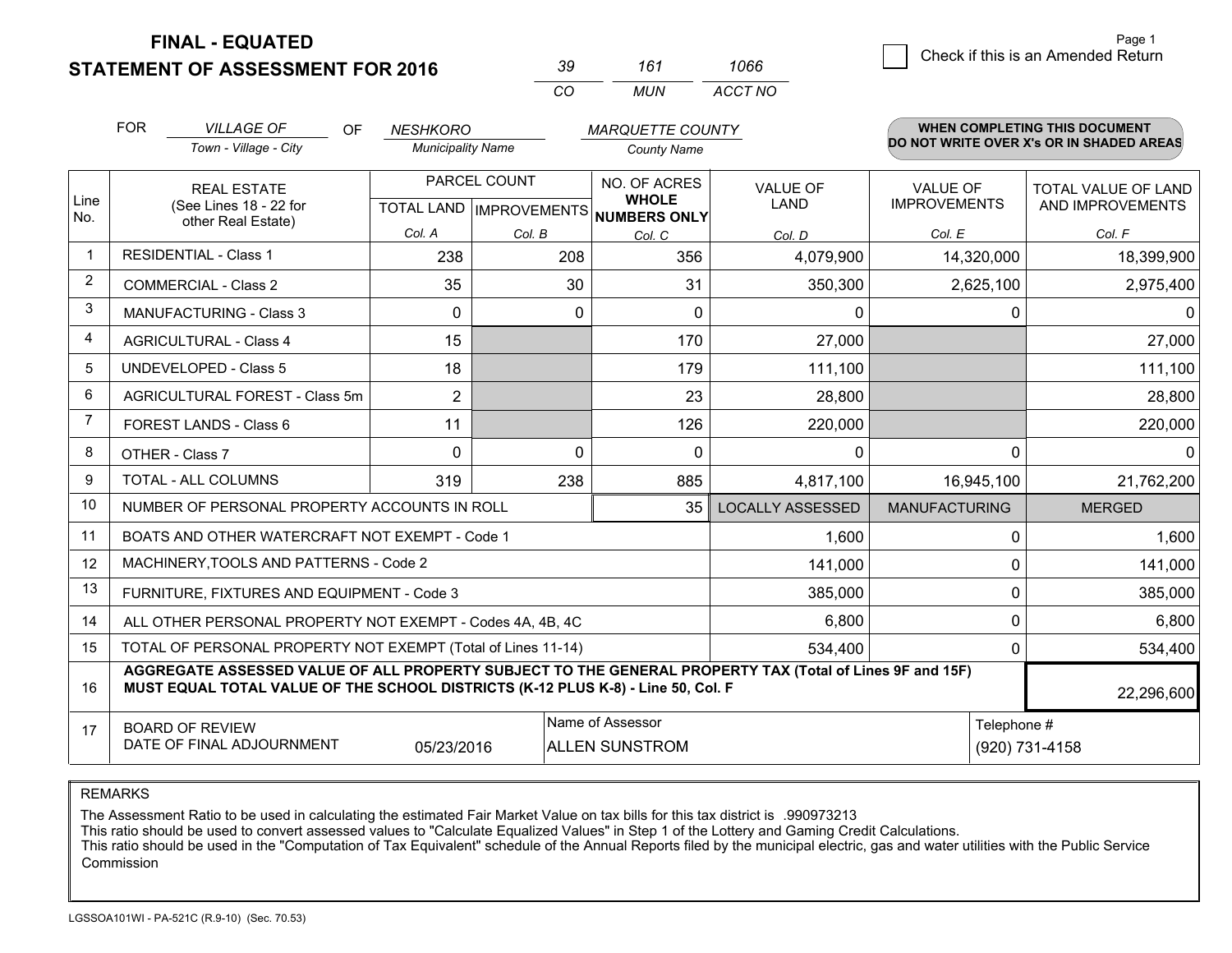# FINAL - EQUATED
## STATEMENT OF ASSESSMENT FOR 2016

| 39 | 161 | 1066 |
|---|---|---|
| CO | MUN | ACCT NO |

Page 1

☐ Check if this is an Amended Return

FOR *VILLAGE OF* (Town - Village - City) OF *NESHKORO* (Municipality Name) *MARQUETTE COUNTY* (County Name)

**WHEN COMPLETING THIS DOCUMENT DO NOT WRITE OVER X's OR IN SHADED AREAS**

| Line No. | REAL ESTATE (See Lines 18 - 22 for other Real Estate) | PARCEL COUNT TOTAL LAND Col. A | PARCEL COUNT IMPROVEMENTS Col. B | NO. OF ACRES WHOLE NUMBERS ONLY Col. C | VALUE OF LAND Col. D | VALUE OF IMPROVEMENTS Col. E | TOTAL VALUE OF LAND AND IMPROVEMENTS Col. F |
|---|---|---|---|---|---|---|---|
| 1 | RESIDENTIAL - Class 1 | 238 | 208 | 356 | 4,079,900 | 14,320,000 | 18,399,900 |
| 2 | COMMERCIAL - Class 2 | 35 | 30 | 31 | 350,300 | 2,625,100 | 2,975,400 |
| 3 | MANUFACTURING - Class 3 | 0 | 0 | 0 | 0 | 0 | 0 |
| 4 | AGRICULTURAL - Class 4 | 15 | | 170 | 27,000 | | 27,000 |
| 5 | UNDEVELOPED - Class 5 | 18 | | 179 | 111,100 | | 111,100 |
| 6 | AGRICULTURAL FOREST - Class 5m | 2 | | 23 | 28,800 | | 28,800 |
| 7 | FOREST LANDS - Class 6 | 11 | | 126 | 220,000 | | 220,000 |
| 8 | OTHER - Class 7 | 0 | 0 | 0 | 0 | 0 | 0 |
| 9 | TOTAL - ALL COLUMNS | 319 | 238 | 885 | 4,817,100 | 16,945,100 | 21,762,200 |
| 10 | NUMBER OF PERSONAL PROPERTY ACCOUNTS IN ROLL | | | 35 | LOCALLY ASSESSED | MANUFACTURING | MERGED |
| 11 | BOATS AND OTHER WATERCRAFT NOT EXEMPT - Code 1 | | | | 1,600 | 0 | 1,600 |
| 12 | MACHINERY,TOOLS AND PATTERNS - Code 2 | | | | 141,000 | 0 | 141,000 |
| 13 | FURNITURE, FIXTURES AND EQUIPMENT - Code 3 | | | | 385,000 | 0 | 385,000 |
| 14 | ALL OTHER PERSONAL PROPERTY NOT EXEMPT - Codes 4A, 4B, 4C | | | | 6,800 | 0 | 6,800 |
| 15 | TOTAL OF PERSONAL PROPERTY NOT EXEMPT (Total of Lines 11-14) | | | | 534,400 | 0 | 534,400 |
| 16 | **AGGREGATE ASSESSED VALUE OF ALL PROPERTY SUBJECT TO THE GENERAL PROPERTY TAX (Total of Lines 9F and 15F) MUST EQUAL TOTAL VALUE OF THE SCHOOL DISTRICTS (K-12 PLUS K-8) - Line 50, Col. F** | | | | | | 22,296,600 |
| 17 | BOARD OF REVIEW DATE OF FINAL ADJOURNMENT | 05/23/2016 | Name of Assessor | ALLEN SUNSTROM | | Telephone # | (920) 731-4158 |

REMARKS

The Assessment Ratio to be used in calculating the estimated Fair Market Value on tax bills for this tax district is .990973213
This ratio should be used to convert assessed values to "Calculate Equalized Values" in Step 1 of the Lottery and Gaming Credit Calculations.
This ratio should be used in the "Computation of Tax Equivalent" schedule of the Annual Reports filed by the municipal electric, gas and water utilities with the Public Service Commission

LGSSOA101WI - PA-521C (R.9-10) (Sec. 70.53)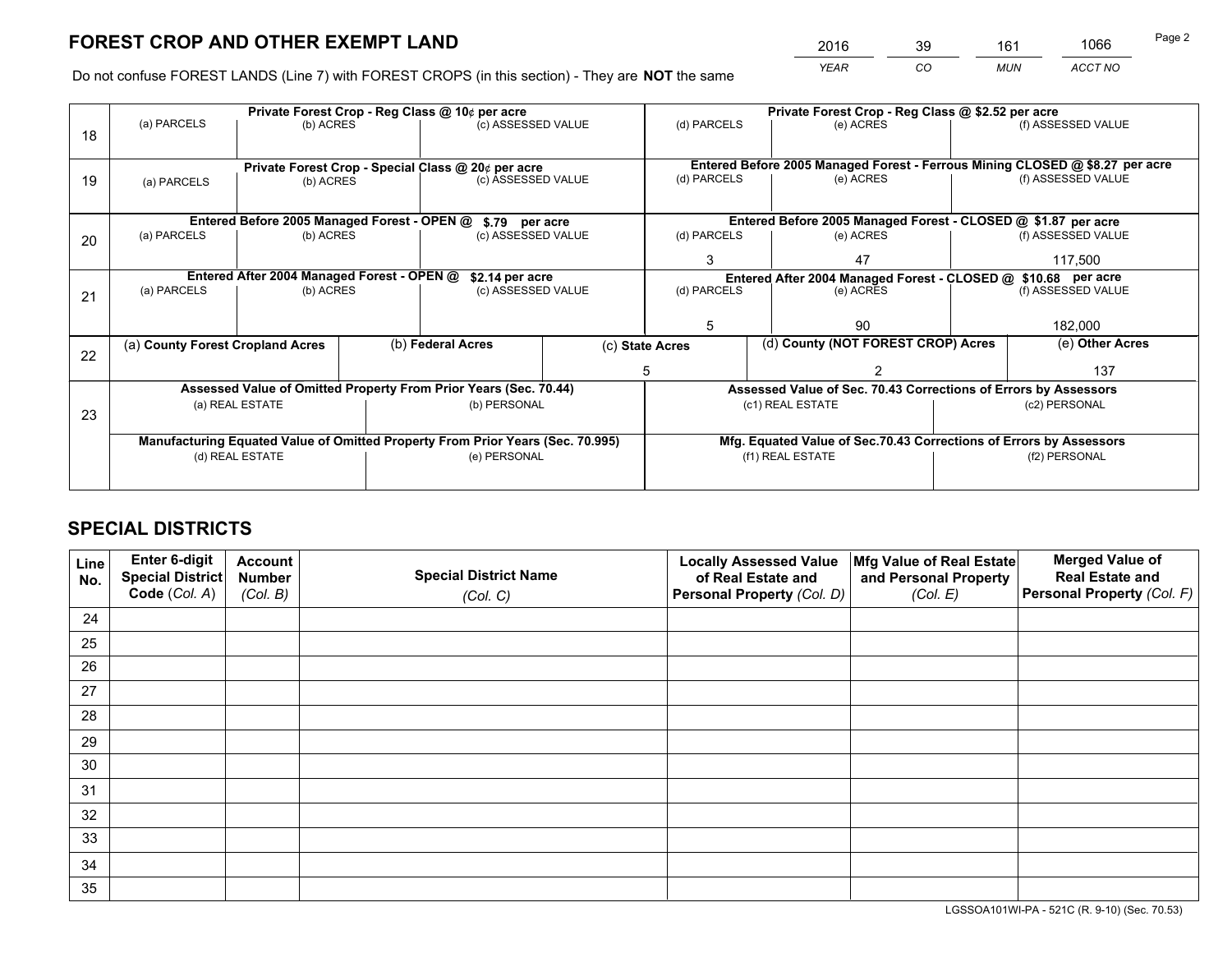# FOREST CROP AND OTHER EXEMPT LAND

| 2016 | 39 | 161 | 1066 |
|---|---|---|---|
| *YEAR* | *CO* | *MUN* | *ACCT NO* |

Page 2

Do not confuse FOREST LANDS (Line 7) with FOREST CROPS (in this section) - They are **NOT** the same

| Line | Private Forest Crop - Reg Class @ 10¢ per acre | | | Private Forest Crop - Reg Class @ $2.52 per acre | | |
|---|---|---|---|---|---|---|
| | (a) PARCELS | (b) ACRES | (c) ASSESSED VALUE | (d) PARCELS | (e) ACRES | (f) ASSESSED VALUE |
| 18 | | | | | | |
| | **Private Forest Crop - Special Class @ 20¢ per acre** | | | **Entered Before 2005 Managed Forest - Ferrous Mining CLOSED @ $8.27 per acre** | | |
| | (a) PARCELS | (b) ACRES | (c) ASSESSED VALUE | (d) PARCELS | (e) ACRES | (f) ASSESSED VALUE |
| 19 | | | | | | |
| | **Entered Before 2005 Managed Forest - OPEN @ $.79 per acre** | | | **Entered Before 2005 Managed Forest - CLOSED @ $1.87 per acre** | | |
| | (a) PARCELS | (b) ACRES | (c) ASSESSED VALUE | (d) PARCELS | (e) ACRES | (f) ASSESSED VALUE |
| 20 | | | | 3 | 47 | 117,500 |
| | **Entered After 2004 Managed Forest - OPEN @ $2.14 per acre** | | | **Entered After 2004 Managed Forest - CLOSED @ $10.68 per acre** | | |
| | (a) PARCELS | (b) ACRES | (c) ASSESSED VALUE | (d) PARCELS | (e) ACRES | (f) ASSESSED VALUE |
| 21 | | | | 5 | 90 | 182,000 |

| Line | (a) County Forest Cropland Acres | (b) Federal Acres | (c) State Acres | (d) County (NOT FOREST CROP) Acres | (e) Other Acres |
|---|---|---|---|---|---|
| 22 | | | 5 | 2 | 137 |

| Line | Assessed Value of Omitted Property From Prior Years (Sec. 70.44) | | Assessed Value of Sec. 70.43 Corrections of Errors by Assessors | |
|---|---|---|---|---|
| | (a) REAL ESTATE | (b) PERSONAL | (c1) REAL ESTATE | (c2) PERSONAL |
| 23 | | | | |
| | **Manufacturing Equated Value of Omitted Property From Prior Years (Sec. 70.995)** | | **Mfg. Equated Value of Sec.70.43 Corrections of Errors by Assessors** | |
| | (d) REAL ESTATE | (e) PERSONAL | (f1) REAL ESTATE | (f2) PERSONAL |
| | | | | |

# SPECIAL DISTRICTS

| Line No. | Enter 6-digit Special District Code (*Col. A*) | Account Number (*Col. B*) | Special District Name (*Col. C*) | Locally Assessed Value of Real Estate and Personal Property (*Col. D*) | Mfg Value of Real Estate and Personal Property (*Col. E*) | Merged Value of Real Estate and Personal Property (*Col. F*) |
|---|---|---|---|---|---|---|
| 24 | | | | | | |
| 25 | | | | | | |
| 26 | | | | | | |
| 27 | | | | | | |
| 28 | | | | | | |
| 29 | | | | | | |
| 30 | | | | | | |
| 31 | | | | | | |
| 32 | | | | | | |
| 33 | | | | | | |
| 34 | | | | | | |
| 35 | | | | | | |

LGSSOA101WI-PA - 521C (R. 9-10) (Sec. 70.53)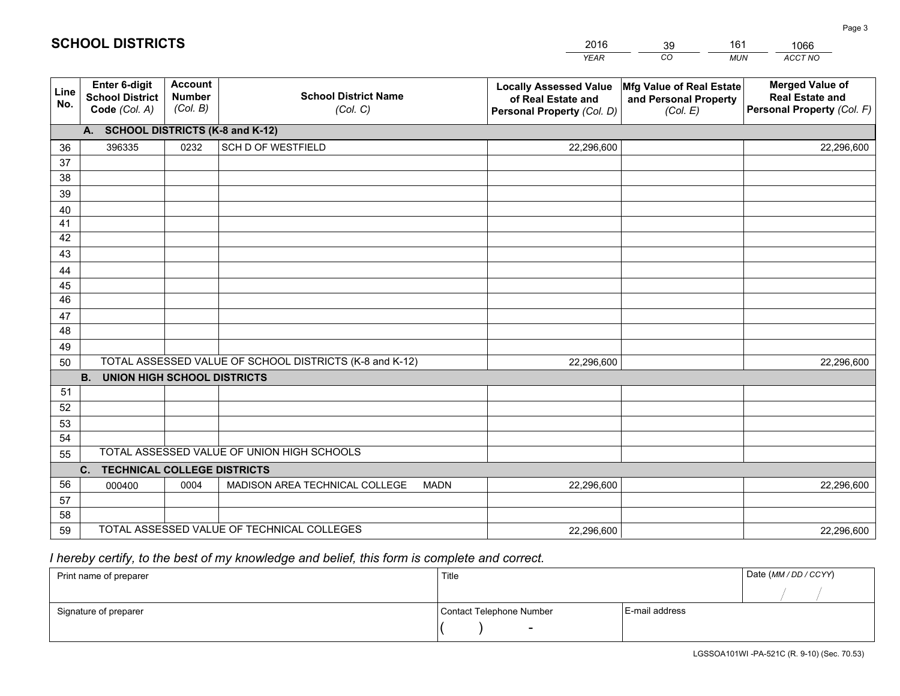# SCHOOL DISTRICTS

| 2016 | 39 | 161 | 1066 |
|---|---|---|---|
| *YEAR* | *CO* | *MUN* | *ACCT NO* |

| Line No. | Enter 6-digit School District Code *(Col. A)* | Account Number *(Col. B)* | School District Name *(Col. C)* | Locally Assessed Value of Real Estate and Personal Property *(Col. D)* | Mfg Value of Real Estate and Personal Property *(Col. E)* | Merged Value of Real Estate and Personal Property *(Col. F)* |
|---|---|---|---|---|---|---|
| **A. SCHOOL DISTRICTS (K-8 and K-12)** | | | | | | |
| 36 | 396335 | 0232 | SCH D OF WESTFIELD | 22,296,600 | | 22,296,600 |
| 37 | | | | | | |
| 38 | | | | | | |
| 39 | | | | | | |
| 40 | | | | | | |
| 41 | | | | | | |
| 42 | | | | | | |
| 43 | | | | | | |
| 44 | | | | | | |
| 45 | | | | | | |
| 46 | | | | | | |
| 47 | | | | | | |
| 48 | | | | | | |
| 49 | | | | | | |
| 50 | TOTAL ASSESSED VALUE OF SCHOOL DISTRICTS (K-8 and K-12) | | | 22,296,600 | | 22,296,600 |
| **B. UNION HIGH SCHOOL DISTRICTS** | | | | | | |
| 51 | | | | | | |
| 52 | | | | | | |
| 53 | | | | | | |
| 54 | | | | | | |
| 55 | TOTAL ASSESSED VALUE OF UNION HIGH SCHOOLS | | | | | |
| **C. TECHNICAL COLLEGE DISTRICTS** | | | | | | |
| 56 | 000400 | 0004 | MADISON AREA TECHNICAL COLLEGE MADN | 22,296,600 | | 22,296,600 |
| 57 | | | | | | |
| 58 | | | | | | |
| 59 | TOTAL ASSESSED VALUE OF TECHNICAL COLLEGES | | | 22,296,600 | | 22,296,600 |

*I hereby certify, to the best of my knowledge and belief, this form is complete and correct.*

| Print name of preparer | Title | | Date *(MM / DD / CCYY)* |
|---|---|---|---|
| | | | / / |
| Signature of preparer | Contact Telephone Number | E-mail address | |
| | ( ) - | | |

LGSSOA101WI -PA-521C (R. 9-10) (Sec. 70.53)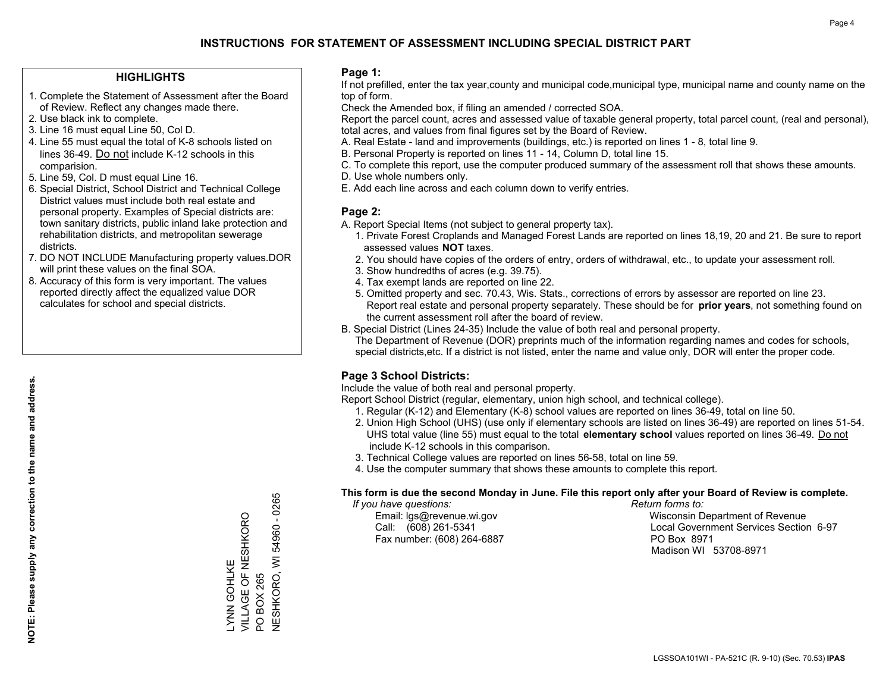# INSTRUCTIONS FOR STATEMENT OF ASSESSMENT INCLUDING SPECIAL DISTRICT PART

## HIGHLIGHTS

1. Complete the Statement of Assessment after the Board of Review. Reflect any changes made there.
2. Use black ink to complete.
3. Line 16 must equal Line 50, Col D.
4. Line 55 must equal the total of K-8 schools listed on lines 36-49. Do not include K-12 schools in this comparision.
5. Line 59, Col. D must equal Line 16.
6. Special District, School District and Technical College District values must include both real estate and personal property. Examples of Special districts are: town sanitary districts, public inland lake protection and rehabilitation districts, and metropolitan sewerage districts.
7. DO NOT INCLUDE Manufacturing property values.DOR will print these values on the final SOA.
8. Accuracy of this form is very important. The values reported directly affect the equalized value DOR calculates for school and special districts.

**NOTE: Please supply any correction to the name and address.**

LYNN GOHLKE
VILLAGE OF NESHKORO
PO BOX 265
NESHKORO, WI 54960 - 0265

## Page 1:

If not prefilled, enter the tax year,county and municipal code,municipal type, municipal name and county name on the top of form.

Check the Amended box, if filing an amended / corrected SOA.

Report the parcel count, acres and assessed value of taxable general property, total parcel count, (real and personal), total acres, and values from final figures set by the Board of Review.

A. Real Estate - land and improvements (buildings, etc.) is reported on lines 1 - 8, total line 9.
B. Personal Property is reported on lines 11 - 14, Column D, total line 15.
C. To complete this report, use the computer produced summary of the assessment roll that shows these amounts.
D. Use whole numbers only.
E. Add each line across and each column down to verify entries.

## Page 2:

A. Report Special Items (not subject to general property tax).
   1. Private Forest Croplands and Managed Forest Lands are reported on lines 18,19, 20 and 21. Be sure to report assessed values **NOT** taxes.
   2. You should have copies of the orders of entry, orders of withdrawal, etc., to update your assessment roll.
   3. Show hundredths of acres (e.g. 39.75).
   4. Tax exempt lands are reported on line 22.
   5. Omitted property and sec. 70.43, Wis. Stats., corrections of errors by assessor are reported on line 23. Report real estate and personal property separately. These should be for **prior years**, not something found on the current assessment roll after the board of review.
B. Special District (Lines 24-35) Include the value of both real and personal property.
   The Department of Revenue (DOR) preprints much of the information regarding names and codes for schools, special districts,etc. If a district is not listed, enter the name and value only, DOR will enter the proper code.

## Page 3 School Districts:

Include the value of both real and personal property.

Report School District (regular, elementary, union high school, and technical college).

1. Regular (K-12) and Elementary (K-8) school values are reported on lines 36-49, total on line 50.
2. Union High School (UHS) (use only if elementary schools are listed on lines 36-49) are reported on lines 51-54. UHS total value (line 55) must equal to the total **elementary school** values reported on lines 36-49. Do not include K-12 schools in this comparison.
3. Technical College values are reported on lines 56-58, total on line 59.
4. Use the computer summary that shows these amounts to complete this report.

**This form is due the second Monday in June. File this report only after your Board of Review is complete.**

*If you have questions:*
Email: lgs@revenue.wi.gov
Call: (608) 261-5341
Fax number: (608) 264-6887

*Return forms to:*
Wisconsin Department of Revenue
Local Government Services Section 6-97
PO Box 8971
Madison WI 53708-8971

LGSSOA101WI - PA-521C (R. 9-10) (Sec. 70.53) **IPAS**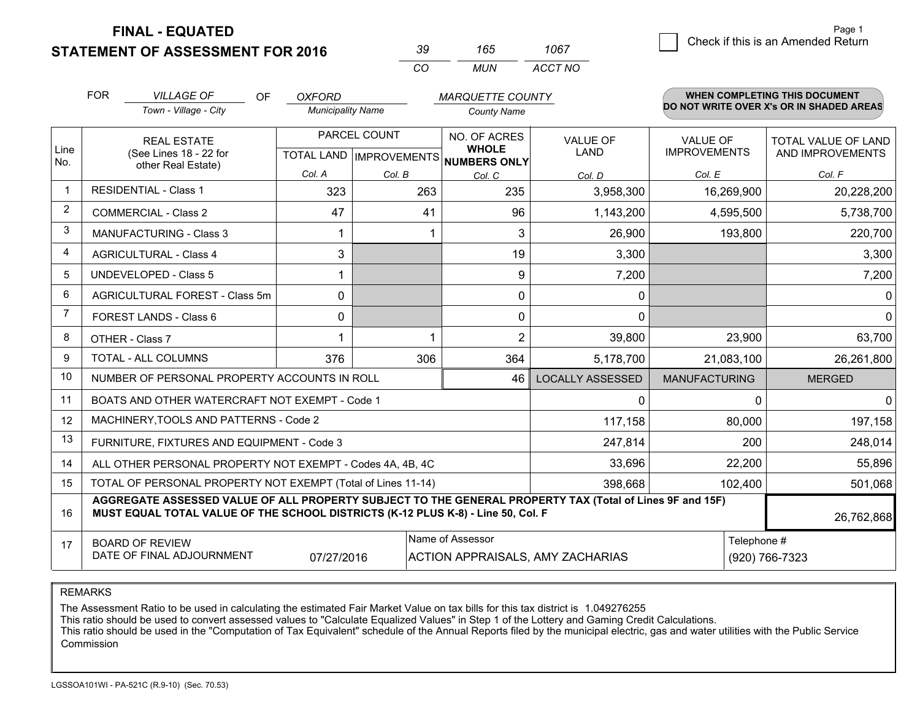**FINAL - EQUATED**
**STATEMENT OF ASSESSMENT FOR 2016**

| 39 | 165 | 1067 |
|---|---|---|
| CO | MUN | ACCT NO |

☐ Check if this is an Amended Return

Page 1

FOR *VILLAGE OF* (Town - Village - City) OF *OXFORD* (Municipality Name) *MARQUETTE COUNTY* (County Name)

**WHEN COMPLETING THIS DOCUMENT DO NOT WRITE OVER X's OR IN SHADED AREAS**

| Line No. | REAL ESTATE (See Lines 18 - 22 for other Real Estate) | PARCEL COUNT TOTAL LAND Col. A | PARCEL COUNT IMPROVEMENTS Col. B | NO. OF ACRES WHOLE NUMBERS ONLY Col. C | VALUE OF LAND Col. D | VALUE OF IMPROVEMENTS Col. E | TOTAL VALUE OF LAND AND IMPROVEMENTS Col. F |
|---|---|---|---|---|---|---|---|
| 1 | RESIDENTIAL - Class 1 | 323 | 263 | 235 | 3,958,300 | 16,269,900 | 20,228,200 |
| 2 | COMMERCIAL - Class 2 | 47 | 41 | 96 | 1,143,200 | 4,595,500 | 5,738,700 |
| 3 | MANUFACTURING - Class 3 | 1 | 1 | 3 | 26,900 | 193,800 | 220,700 |
| 4 | AGRICULTURAL - Class 4 | 3 | | 19 | 3,300 | | 3,300 |
| 5 | UNDEVELOPED - Class 5 | 1 | | 9 | 7,200 | | 7,200 |
| 6 | AGRICULTURAL FOREST - Class 5m | 0 | | 0 | 0 | | 0 |
| 7 | FOREST LANDS - Class 6 | 0 | | 0 | 0 | | 0 |
| 8 | OTHER - Class 7 | 1 | 1 | 2 | 39,800 | 23,900 | 63,700 |
| 9 | TOTAL - ALL COLUMNS | 376 | 306 | 364 | 5,178,700 | 21,083,100 | 26,261,800 |
| 10 | NUMBER OF PERSONAL PROPERTY ACCOUNTS IN ROLL | | | 46 | LOCALLY ASSESSED | MANUFACTURING | MERGED |
| 11 | BOATS AND OTHER WATERCRAFT NOT EXEMPT - Code 1 | | | | 0 | 0 | 0 |
| 12 | MACHINERY,TOOLS AND PATTERNS - Code 2 | | | | 117,158 | 80,000 | 197,158 |
| 13 | FURNITURE, FIXTURES AND EQUIPMENT - Code 3 | | | | 247,814 | 200 | 248,014 |
| 14 | ALL OTHER PERSONAL PROPERTY NOT EXEMPT - Codes 4A, 4B, 4C | | | | 33,696 | 22,200 | 55,896 |
| 15 | TOTAL OF PERSONAL PROPERTY NOT EXEMPT (Total of Lines 11-14) | | | | 398,668 | 102,400 | 501,068 |
| 16 | **AGGREGATE ASSESSED VALUE OF ALL PROPERTY SUBJECT TO THE GENERAL PROPERTY TAX (Total of Lines 9F and 15F) MUST EQUAL TOTAL VALUE OF THE SCHOOL DISTRICTS (K-12 PLUS K-8) - Line 50, Col. F** | | | | | | 26,762,868 |
| 17 | BOARD OF REVIEW DATE OF FINAL ADJOURNMENT | 07/27/2016 | Name of Assessor | ACTION APPRAISALS, AMY ZACHARIAS | | Telephone # | (920) 766-7323 |

REMARKS

The Assessment Ratio to be used in calculating the estimated Fair Market Value on tax bills for this tax district is 1.049276255
This ratio should be used to convert assessed values to "Calculate Equalized Values" in Step 1 of the Lottery and Gaming Credit Calculations.
This ratio should be used in the "Computation of Tax Equivalent" schedule of the Annual Reports filed by the municipal electric, gas and water utilities with the Public Service Commission

LGSSOA101WI - PA-521C (R.9-10) (Sec. 70.53)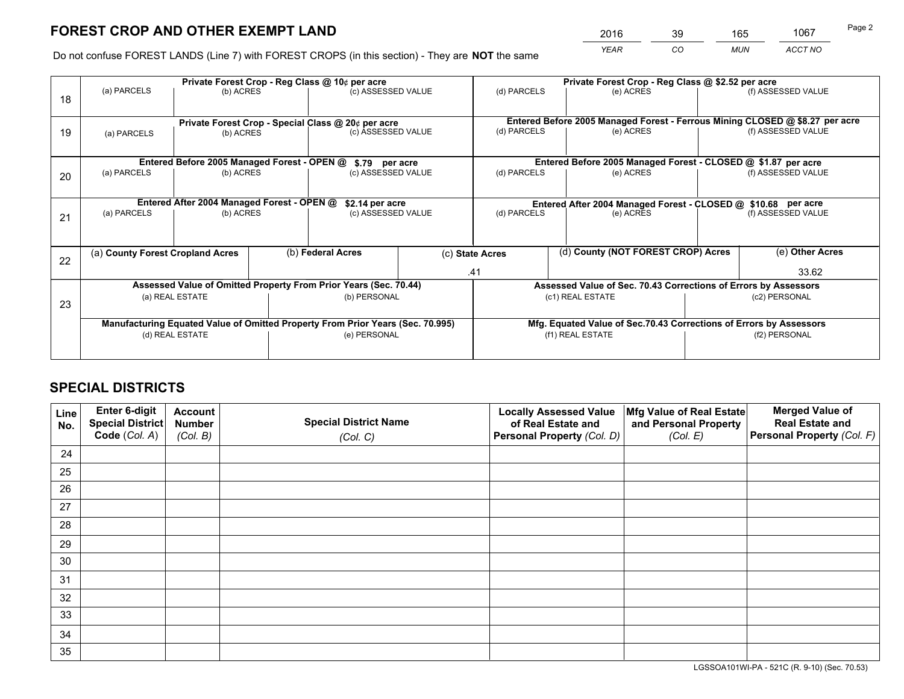# FOREST CROP AND OTHER EXEMPT LAND

| 2016 | 39 | 165 | 1067 |
|---|---|---|---|
| *YEAR* | *CO* | *MUN* | *ACCT NO* |

Do not confuse FOREST LANDS (Line 7) with FOREST CROPS (in this section) - They are **NOT** the same

| Line | Private Forest Crop - Reg Class @ 10¢ per acre | | | Private Forest Crop - Reg Class @ $2.52 per acre | | |
|---|---|---|---|---|---|---|
| 18 | (a) PARCELS | (b) ACRES | (c) ASSESSED VALUE | (d) PARCELS | (e) ACRES | (f) ASSESSED VALUE |
| | | | | | | |
| | **Private Forest Crop - Special Class @ 20¢ per acre** | | | **Entered Before 2005 Managed Forest - Ferrous Mining CLOSED @ $8.27 per acre** | | |
| 19 | (a) PARCELS | (b) ACRES | (c) ASSESSED VALUE | (d) PARCELS | (e) ACRES | (f) ASSESSED VALUE |
| | | | | | | |
| | **Entered Before 2005 Managed Forest - OPEN @ $.79 per acre** | | | **Entered Before 2005 Managed Forest - CLOSED @ $1.87 per acre** | | |
| 20 | (a) PARCELS | (b) ACRES | (c) ASSESSED VALUE | (d) PARCELS | (e) ACRES | (f) ASSESSED VALUE |
| | | | | | | |
| | **Entered After 2004 Managed Forest - OPEN @ $2.14 per acre** | | | **Entered After 2004 Managed Forest - CLOSED @ $10.68 per acre** | | |
| 21 | (a) PARCELS | (b) ACRES | (c) ASSESSED VALUE | (d) PARCELS | (e) ACRES | (f) ASSESSED VALUE |
| | | | | | | |

| Line | (a) County Forest Cropland Acres | (b) Federal Acres | (c) State Acres | (d) County (NOT FOREST CROP) Acres | (e) Other Acres |
|---|---|---|---|---|---|
| 22 | | | .41 | | 33.62 |

| Line | Assessed Value of Omitted Property From Prior Years (Sec. 70.44) | | Assessed Value of Sec. 70.43 Corrections of Errors by Assessors | |
|---|---|---|---|---|
| 23 | (a) REAL ESTATE | (b) PERSONAL | (c1) REAL ESTATE | (c2) PERSONAL |
| | | | | |
| | **Manufacturing Equated Value of Omitted Property From Prior Years (Sec. 70.995)** | | **Mfg. Equated Value of Sec.70.43 Corrections of Errors by Assessors** | |
| | (d) REAL ESTATE | (e) PERSONAL | (f1) REAL ESTATE | (f2) PERSONAL |
| | | | | |

# SPECIAL DISTRICTS

| Line No. | Enter 6-digit Special District Code (*Col. A*) | Account Number (*Col. B*) | Special District Name (*Col. C*) | Locally Assessed Value of Real Estate and Personal Property (*Col. D*) | Mfg Value of Real Estate and Personal Property (*Col. E*) | Merged Value of Real Estate and Personal Property (*Col. F*) |
|---|---|---|---|---|---|---|
| 24 | | | | | | |
| 25 | | | | | | |
| 26 | | | | | | |
| 27 | | | | | | |
| 28 | | | | | | |
| 29 | | | | | | |
| 30 | | | | | | |
| 31 | | | | | | |
| 32 | | | | | | |
| 33 | | | | | | |
| 34 | | | | | | |
| 35 | | | | | | |

LGSSOA101WI-PA - 521C (R. 9-10) (Sec. 70.53)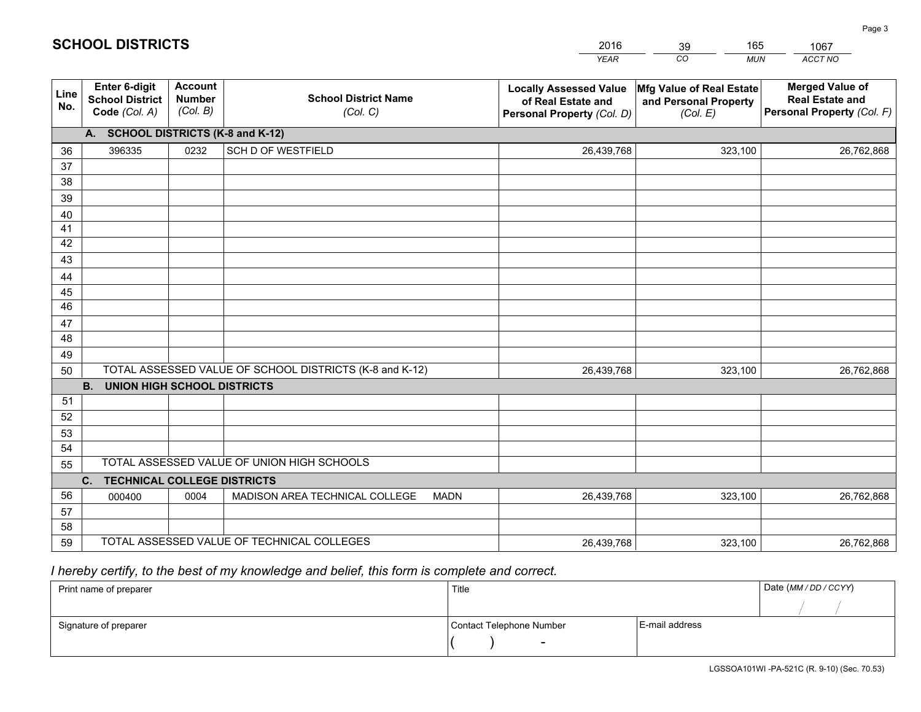# SCHOOL DISTRICTS

| 2016 | 39 | 165 | 1067 |
|---|---|---|---|
| YEAR | CO | MUN | ACCT NO |

| Line No. | Enter 6-digit School District Code (Col. A) | Account Number (Col. B) | School District Name (Col. C) | Locally Assessed Value of Real Estate and Personal Property (Col. D) | Mfg Value of Real Estate and Personal Property (Col. E) | Merged Value of Real Estate and Personal Property (Col. F) |
|---|---|---|---|---|---|---|
| | **A. SCHOOL DISTRICTS (K-8 and K-12)** | | | | | |
| 36 | 396335 | 0232 | SCH D OF WESTFIELD | 26,439,768 | 323,100 | 26,762,868 |
| 37 | | | | | | |
| 38 | | | | | | |
| 39 | | | | | | |
| 40 | | | | | | |
| 41 | | | | | | |
| 42 | | | | | | |
| 43 | | | | | | |
| 44 | | | | | | |
| 45 | | | | | | |
| 46 | | | | | | |
| 47 | | | | | | |
| 48 | | | | | | |
| 49 | | | | | | |
| 50 | TOTAL ASSESSED VALUE OF SCHOOL DISTRICTS (K-8 and K-12) | | | 26,439,768 | 323,100 | 26,762,868 |
| | **B. UNION HIGH SCHOOL DISTRICTS** | | | | | |
| 51 | | | | | | |
| 52 | | | | | | |
| 53 | | | | | | |
| 54 | | | | | | |
| 55 | TOTAL ASSESSED VALUE OF UNION HIGH SCHOOLS | | | | | |
| | **C. TECHNICAL COLLEGE DISTRICTS** | | | | | |
| 56 | 000400 | 0004 | MADISON AREA TECHNICAL COLLEGE MADN | 26,439,768 | 323,100 | 26,762,868 |
| 57 | | | | | | |
| 58 | | | | | | |
| 59 | TOTAL ASSESSED VALUE OF TECHNICAL COLLEGES | | | 26,439,768 | 323,100 | 26,762,868 |

*I hereby certify, to the best of my knowledge and belief, this form is complete and correct.*

| Print name of preparer | Title | | Date (MM / DD / CCYY) |
|---|---|---|---|
| | | | / / |
| Signature of preparer | Contact Telephone Number | E-mail address | |
| | ( ) - | | |

LGSSOA101WI -PA-521C (R. 9-10) (Sec. 70.53)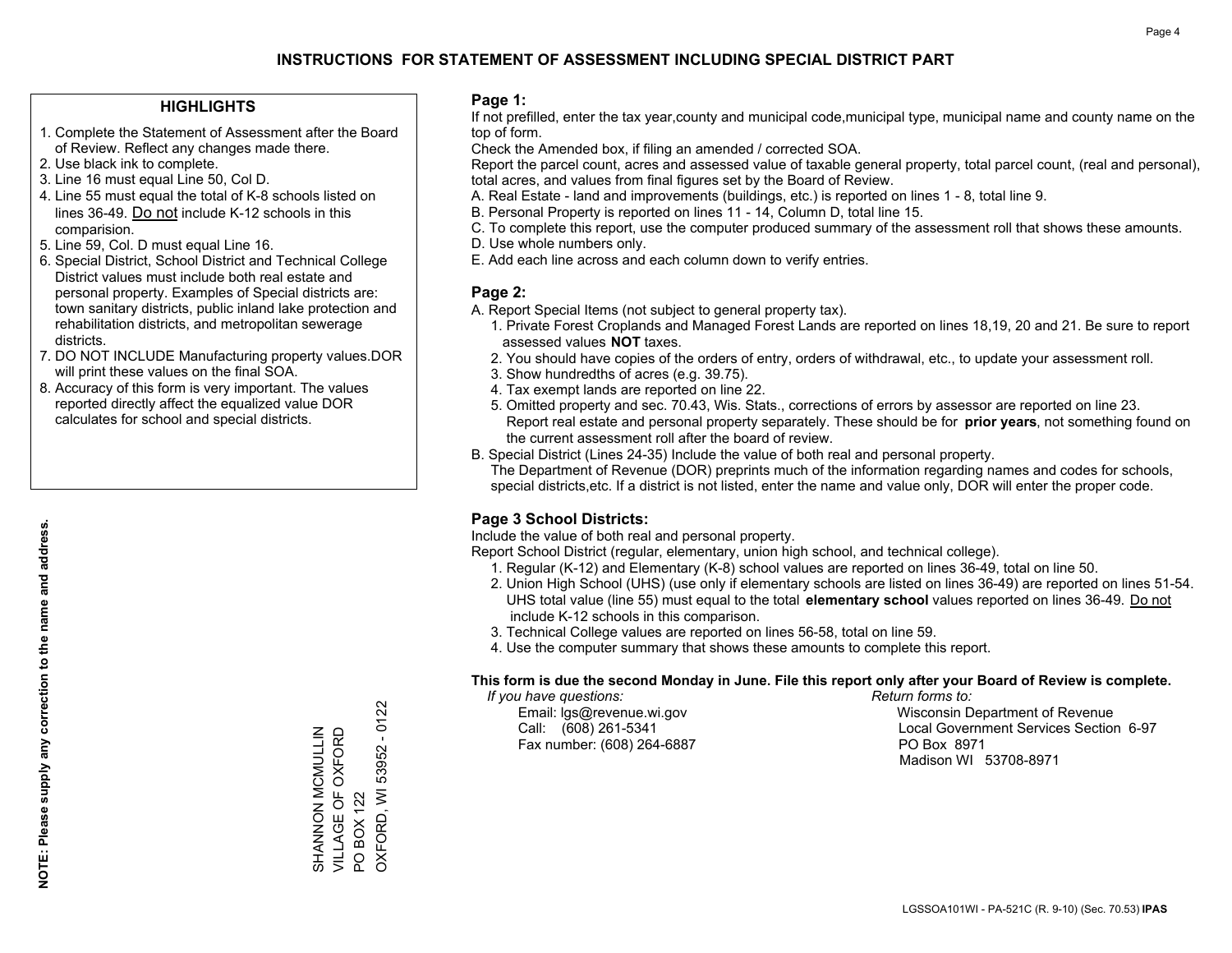# INSTRUCTIONS FOR STATEMENT OF ASSESSMENT INCLUDING SPECIAL DISTRICT PART

## HIGHLIGHTS

1. Complete the Statement of Assessment after the Board of Review. Reflect any changes made there.
2. Use black ink to complete.
3. Line 16 must equal Line 50, Col D.
4. Line 55 must equal the total of K-8 schools listed on lines 36-49. Do not include K-12 schools in this comparision.
5. Line 59, Col. D must equal Line 16.
6. Special District, School District and Technical College District values must include both real estate and personal property. Examples of Special districts are: town sanitary districts, public inland lake protection and rehabilitation districts, and metropolitan sewerage districts.
7. DO NOT INCLUDE Manufacturing property values.DOR will print these values on the final SOA.
8. Accuracy of this form is very important. The values reported directly affect the equalized value DOR calculates for school and special districts.

**NOTE: Please supply any correction to the name and address.**

SHANNON MCMULLIN
VILLAGE OF OXFORD
PO BOX 122
OXFORD, WI 53952 - 0122

## Page 1:

If not prefilled, enter the tax year,county and municipal code,municipal type, municipal name and county name on the top of form.

Check the Amended box, if filing an amended / corrected SOA.

Report the parcel count, acres and assessed value of taxable general property, total parcel count, (real and personal), total acres, and values from final figures set by the Board of Review.

A. Real Estate - land and improvements (buildings, etc.) is reported on lines 1 - 8, total line 9.
B. Personal Property is reported on lines 11 - 14, Column D, total line 15.
C. To complete this report, use the computer produced summary of the assessment roll that shows these amounts.
D. Use whole numbers only.
E. Add each line across and each column down to verify entries.

## Page 2:

A. Report Special Items (not subject to general property tax).
   1. Private Forest Croplands and Managed Forest Lands are reported on lines 18,19, 20 and 21. Be sure to report assessed values **NOT** taxes.
   2. You should have copies of the orders of entry, orders of withdrawal, etc., to update your assessment roll.
   3. Show hundredths of acres (e.g. 39.75).
   4. Tax exempt lands are reported on line 22.
   5. Omitted property and sec. 70.43, Wis. Stats., corrections of errors by assessor are reported on line 23. Report real estate and personal property separately. These should be for **prior years**, not something found on the current assessment roll after the board of review.
B. Special District (Lines 24-35) Include the value of both real and personal property.
   The Department of Revenue (DOR) preprints much of the information regarding names and codes for schools, special districts,etc. If a district is not listed, enter the name and value only, DOR will enter the proper code.

## Page 3 School Districts:

Include the value of both real and personal property.

Report School District (regular, elementary, union high school, and technical college).

1. Regular (K-12) and Elementary (K-8) school values are reported on lines 36-49, total on line 50.
2. Union High School (UHS) (use only if elementary schools are listed on lines 36-49) are reported on lines 51-54. UHS total value (line 55) must equal to the total **elementary school** values reported on lines 36-49. Do not include K-12 schools in this comparison.
3. Technical College values are reported on lines 56-58, total on line 59.
4. Use the computer summary that shows these amounts to complete this report.

**This form is due the second Monday in June. File this report only after your Board of Review is complete.**

*If you have questions:*
Email: lgs@revenue.wi.gov
Call: (608) 261-5341
Fax number: (608) 264-6887

*Return forms to:*
Wisconsin Department of Revenue
Local Government Services Section 6-97
PO Box 8971
Madison WI 53708-8971

LGSSOA101WI - PA-521C (R. 9-10) (Sec. 70.53) **IPAS**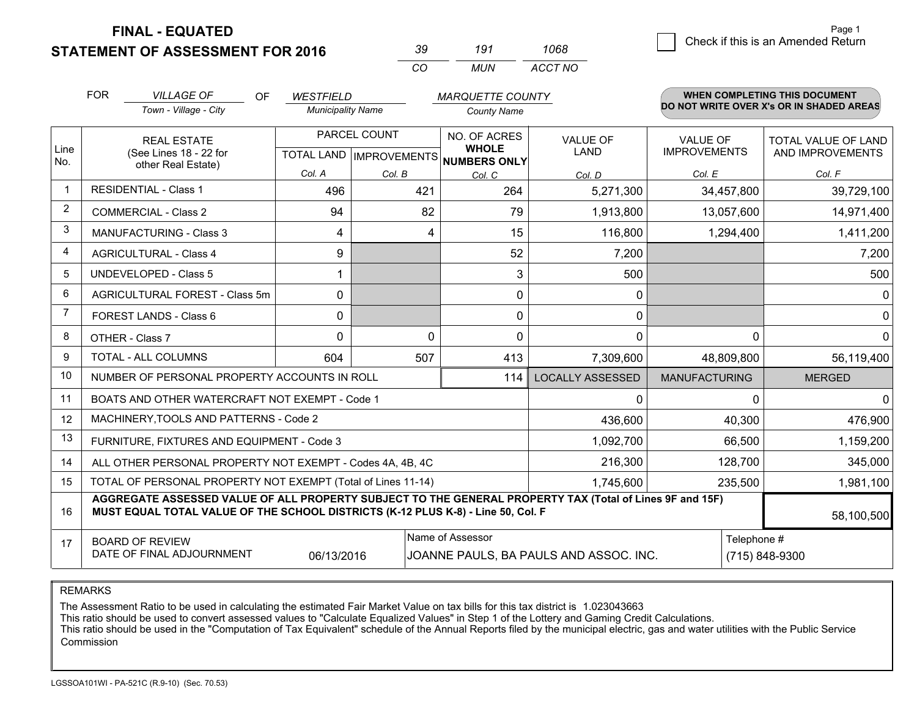# FINAL - EQUATED
## STATEMENT OF ASSESSMENT FOR 2016

| 39 | 191 | 1068 |
|---|---|---|
| CO | MUN | ACCT NO |

☐ Check if this is an Amended Return

FOR *VILLAGE OF* (Town - Village - City) OF *WESTFIELD* (Municipality Name) *MARQUETTE COUNTY* (County Name)

**WHEN COMPLETING THIS DOCUMENT DO NOT WRITE OVER X's OR IN SHADED AREAS**

| Line No. | REAL ESTATE (See Lines 18 - 22 for other Real Estate) | PARCEL COUNT TOTAL LAND Col. A | PARCEL COUNT IMPROVEMENTS Col. B | NO. OF ACRES WHOLE NUMBERS ONLY Col. C | VALUE OF LAND Col. D | VALUE OF IMPROVEMENTS Col. E | TOTAL VALUE OF LAND AND IMPROVEMENTS Col. F |
|---|---|---|---|---|---|---|---|
| 1 | RESIDENTIAL - Class 1 | 496 | 421 | 264 | 5,271,300 | 34,457,800 | 39,729,100 |
| 2 | COMMERCIAL - Class 2 | 94 | 82 | 79 | 1,913,800 | 13,057,600 | 14,971,400 |
| 3 | MANUFACTURING - Class 3 | 4 | 4 | 15 | 116,800 | 1,294,400 | 1,411,200 |
| 4 | AGRICULTURAL - Class 4 | 9 | | 52 | 7,200 | | 7,200 |
| 5 | UNDEVELOPED - Class 5 | 1 | | 3 | 500 | | 500 |
| 6 | AGRICULTURAL FOREST - Class 5m | 0 | | 0 | 0 | | 0 |
| 7 | FOREST LANDS - Class 6 | 0 | | 0 | 0 | | 0 |
| 8 | OTHER - Class 7 | 0 | 0 | 0 | 0 | 0 | 0 |
| 9 | TOTAL - ALL COLUMNS | 604 | 507 | 413 | 7,309,600 | 48,809,800 | 56,119,400 |
| 10 | NUMBER OF PERSONAL PROPERTY ACCOUNTS IN ROLL | | | 114 | LOCALLY ASSESSED | MANUFACTURING | MERGED |
| 11 | BOATS AND OTHER WATERCRAFT NOT EXEMPT - Code 1 | | | | 0 | 0 | 0 |
| 12 | MACHINERY,TOOLS AND PATTERNS - Code 2 | | | | 436,600 | 40,300 | 476,900 |
| 13 | FURNITURE, FIXTURES AND EQUIPMENT - Code 3 | | | | 1,092,700 | 66,500 | 1,159,200 |
| 14 | ALL OTHER PERSONAL PROPERTY NOT EXEMPT - Codes 4A, 4B, 4C | | | | 216,300 | 128,700 | 345,000 |
| 15 | TOTAL OF PERSONAL PROPERTY NOT EXEMPT (Total of Lines 11-14) | | | | 1,745,600 | 235,500 | 1,981,100 |
| 16 | **AGGREGATE ASSESSED VALUE OF ALL PROPERTY SUBJECT TO THE GENERAL PROPERTY TAX (Total of Lines 9F and 15F) MUST EQUAL TOTAL VALUE OF THE SCHOOL DISTRICTS (K-12 PLUS K-8) - Line 50, Col. F** | | | | | | 58,100,500 |
| 17 | BOARD OF REVIEW DATE OF FINAL ADJOURNMENT | 06/13/2016 | Name of Assessor: JOANNE PAULS, BA PAULS AND ASSOC. INC. | | | Telephone #: (715) 848-9300 | |

REMARKS

The Assessment Ratio to be used in calculating the estimated Fair Market Value on tax bills for this tax district is 1.023043663
This ratio should be used to convert assessed values to "Calculate Equalized Values" in Step 1 of the Lottery and Gaming Credit Calculations.
This ratio should be used in the "Computation of Tax Equivalent" schedule of the Annual Reports filed by the municipal electric, gas and water utilities with the Public Service Commission

LGSSOA101WI - PA-521C (R.9-10) (Sec. 70.53)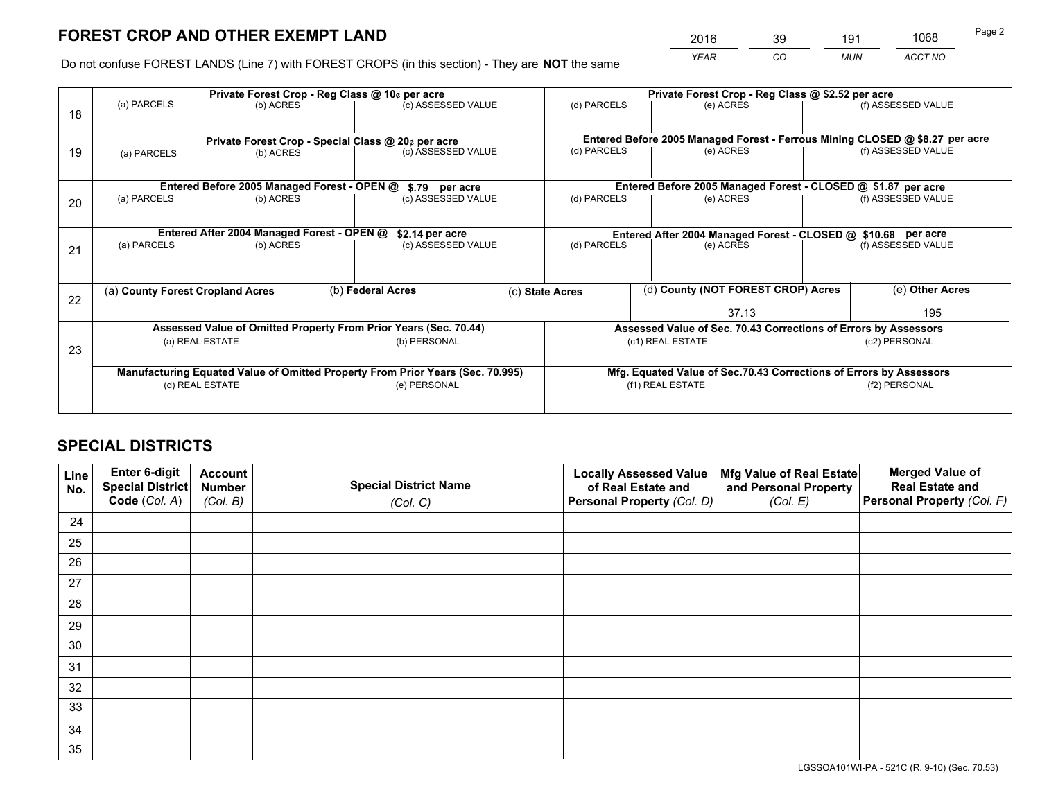# FOREST CROP AND OTHER EXEMPT LAND

| 2016 | 39 | 191 | 1068 |
|---|---|---|---|
| *YEAR* | *CO* | *MUN* | *ACCT NO* |

Do not confuse FOREST LANDS (Line 7) with FOREST CROPS (in this section) - They are **NOT** the same

| Line | Private Forest Crop - Reg Class @ 10¢ per acre | | | Private Forest Crop - Reg Class @ $2.52 per acre | | |
|---|---|---|---|---|---|---|
| 18 | (a) PARCELS | (b) ACRES | (c) ASSESSED VALUE | (d) PARCELS | (e) ACRES | (f) ASSESSED VALUE |
| | **Private Forest Crop - Special Class @ 20¢ per acre** | | | **Entered Before 2005 Managed Forest - Ferrous Mining CLOSED @ $8.27 per acre** | | |
| 19 | (a) PARCELS | (b) ACRES | (c) ASSESSED VALUE | (d) PARCELS | (e) ACRES | (f) ASSESSED VALUE |
| | **Entered Before 2005 Managed Forest - OPEN @ $.79 per acre** | | | **Entered Before 2005 Managed Forest - CLOSED @ $1.87 per acre** | | |
| 20 | (a) PARCELS | (b) ACRES | (c) ASSESSED VALUE | (d) PARCELS | (e) ACRES | (f) ASSESSED VALUE |
| | **Entered After 2004 Managed Forest - OPEN @ $2.14 per acre** | | | **Entered After 2004 Managed Forest - CLOSED @ $10.68 per acre** | | |
| 21 | (a) PARCELS | (b) ACRES | (c) ASSESSED VALUE | (d) PARCELS | (e) ACRES | (f) ASSESSED VALUE |

| Line | (a) County Forest Cropland Acres | (b) Federal Acres | (c) State Acres | (d) County (NOT FOREST CROP) Acres | (e) Other Acres |
|---|---|---|---|---|---|
| 22 | | | | 37.13 | 195 |

| Line | Assessed Value of Omitted Property From Prior Years (Sec. 70.44) | | Assessed Value of Sec. 70.43 Corrections of Errors by Assessors | |
|---|---|---|---|---|
| 23 | (a) REAL ESTATE | (b) PERSONAL | (c1) REAL ESTATE | (c2) PERSONAL |
| | **Manufacturing Equated Value of Omitted Property From Prior Years (Sec. 70.995)** | | **Mfg. Equated Value of Sec.70.43 Corrections of Errors by Assessors** | |
| | (d) REAL ESTATE | (e) PERSONAL | (f1) REAL ESTATE | (f2) PERSONAL |

# SPECIAL DISTRICTS

| Line No. | Enter 6-digit Special District Code (*Col. A*) | Account Number (*Col. B*) | Special District Name (*Col. C*) | Locally Assessed Value of Real Estate and Personal Property (*Col. D*) | Mfg Value of Real Estate and Personal Property (*Col. E*) | Merged Value of Real Estate and Personal Property (*Col. F*) |
|---|---|---|---|---|---|---|
| 24 | | | | | | |
| 25 | | | | | | |
| 26 | | | | | | |
| 27 | | | | | | |
| 28 | | | | | | |
| 29 | | | | | | |
| 30 | | | | | | |
| 31 | | | | | | |
| 32 | | | | | | |
| 33 | | | | | | |
| 34 | | | | | | |
| 35 | | | | | | |

LGSSOA101WI-PA - 521C (R. 9-10) (Sec. 70.53)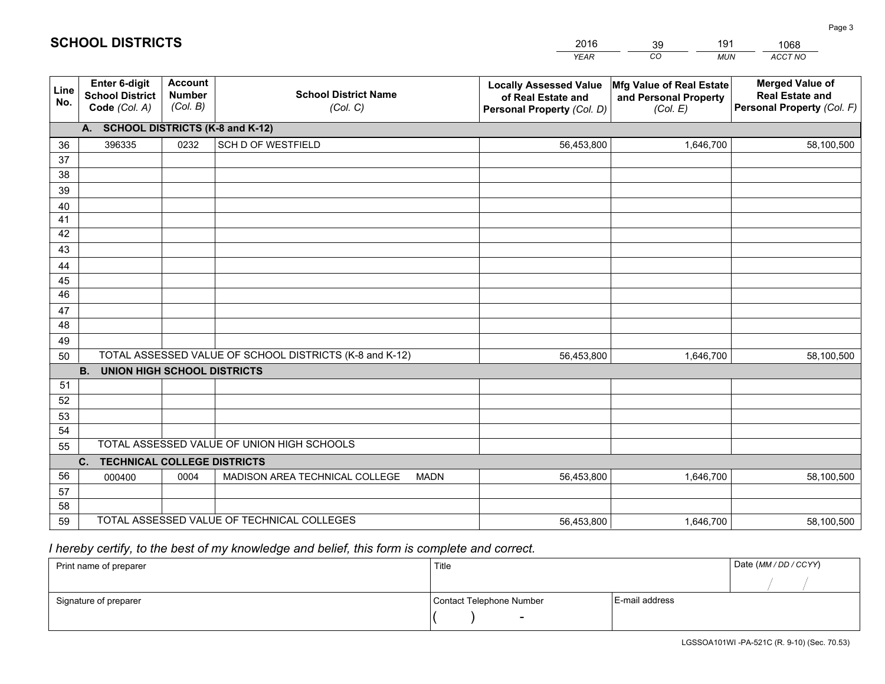# SCHOOL DISTRICTS

| 2016 | 39 | 191 | 1068 |
|---|---|---|---|
| *YEAR* | *CO* | *MUN* | *ACCT NO* |

| Line No. | Enter 6-digit School District Code *(Col. A)* | Account Number *(Col. B)* | School District Name *(Col. C)* | Locally Assessed Value of Real Estate and Personal Property *(Col. D)* | Mfg Value of Real Estate and Personal Property *(Col. E)* | Merged Value of Real Estate and Personal Property *(Col. F)* |
|---|---|---|---|---|---|---|
| **A. SCHOOL DISTRICTS (K-8 and K-12)** | | | | | | |
| 36 | 396335 | 0232 | SCH D OF WESTFIELD | 56,453,800 | 1,646,700 | 58,100,500 |
| 37 | | | | | | |
| 38 | | | | | | |
| 39 | | | | | | |
| 40 | | | | | | |
| 41 | | | | | | |
| 42 | | | | | | |
| 43 | | | | | | |
| 44 | | | | | | |
| 45 | | | | | | |
| 46 | | | | | | |
| 47 | | | | | | |
| 48 | | | | | | |
| 49 | | | | | | |
| 50 | TOTAL ASSESSED VALUE OF SCHOOL DISTRICTS (K-8 and K-12) | | | 56,453,800 | 1,646,700 | 58,100,500 |
| **B. UNION HIGH SCHOOL DISTRICTS** | | | | | | |
| 51 | | | | | | |
| 52 | | | | | | |
| 53 | | | | | | |
| 54 | | | | | | |
| 55 | TOTAL ASSESSED VALUE OF UNION HIGH SCHOOLS | | | | | |
| **C. TECHNICAL COLLEGE DISTRICTS** | | | | | | |
| 56 | 000400 | 0004 | MADISON AREA TECHNICAL COLLEGE MADN | 56,453,800 | 1,646,700 | 58,100,500 |
| 57 | | | | | | |
| 58 | | | | | | |
| 59 | TOTAL ASSESSED VALUE OF TECHNICAL COLLEGES | | | 56,453,800 | 1,646,700 | 58,100,500 |

*I hereby certify, to the best of my knowledge and belief, this form is complete and correct.*

| Print name of preparer | Title | | Date *(MM / DD / CCYY)* |
|---|---|---|---|
| | | | / / |
| Signature of preparer | Contact Telephone Number | E-mail address | |
| | ( ) - | | |

LGSSOA101WI -PA-521C (R. 9-10) (Sec. 70.53)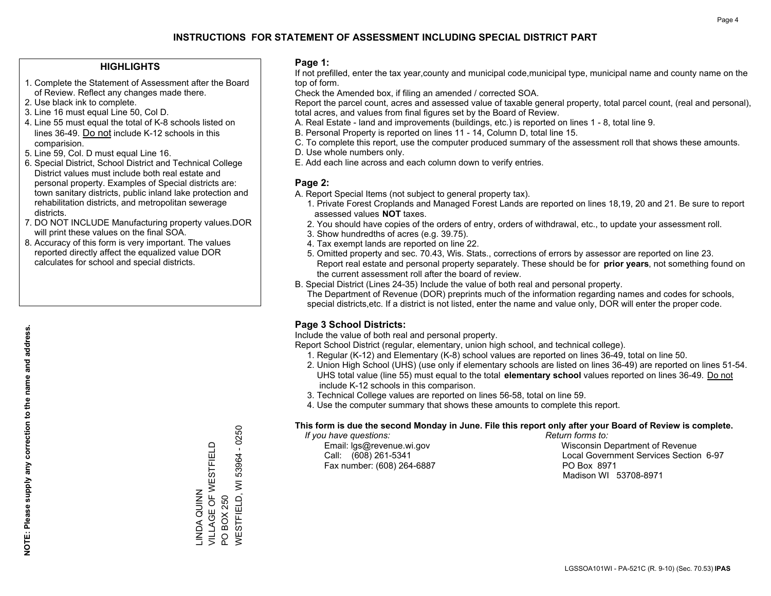# INSTRUCTIONS FOR STATEMENT OF ASSESSMENT INCLUDING SPECIAL DISTRICT PART

## HIGHLIGHTS

1. Complete the Statement of Assessment after the Board of Review. Reflect any changes made there.
2. Use black ink to complete.
3. Line 16 must equal Line 50, Col D.
4. Line 55 must equal the total of K-8 schools listed on lines 36-49. Do not include K-12 schools in this comparision.
5. Line 59, Col. D must equal Line 16.
6. Special District, School District and Technical College District values must include both real estate and personal property. Examples of Special districts are: town sanitary districts, public inland lake protection and rehabilitation districts, and metropolitan sewerage districts.
7. DO NOT INCLUDE Manufacturing property values.DOR will print these values on the final SOA.
8. Accuracy of this form is very important. The values reported directly affect the equalized value DOR calculates for school and special districts.

**NOTE: Please supply any correction to the name and address.**

LINDA QUINN
VILLAGE OF WESTFIELD
PO BOX 250
WESTFIELD, WI 53964 - 0250

## Page 1:

If not prefilled, enter the tax year,county and municipal code,municipal type, municipal name and county name on the top of form.

Check the Amended box, if filing an amended / corrected SOA.

Report the parcel count, acres and assessed value of taxable general property, total parcel count, (real and personal), total acres, and values from final figures set by the Board of Review.

A. Real Estate - land and improvements (buildings, etc.) is reported on lines 1 - 8, total line 9.
B. Personal Property is reported on lines 11 - 14, Column D, total line 15.
C. To complete this report, use the computer produced summary of the assessment roll that shows these amounts.
D. Use whole numbers only.
E. Add each line across and each column down to verify entries.

## Page 2:

A. Report Special Items (not subject to general property tax).
   1. Private Forest Croplands and Managed Forest Lands are reported on lines 18,19, 20 and 21. Be sure to report assessed values **NOT** taxes.
   2. You should have copies of the orders of entry, orders of withdrawal, etc., to update your assessment roll.
   3. Show hundredths of acres (e.g. 39.75).
   4. Tax exempt lands are reported on line 22.
   5. Omitted property and sec. 70.43, Wis. Stats., corrections of errors by assessor are reported on line 23. Report real estate and personal property separately. These should be for **prior years**, not something found on the current assessment roll after the board of review.
B. Special District (Lines 24-35) Include the value of both real and personal property.
   The Department of Revenue (DOR) preprints much of the information regarding names and codes for schools, special districts,etc. If a district is not listed, enter the name and value only, DOR will enter the proper code.

## Page 3 School Districts:

Include the value of both real and personal property.

Report School District (regular, elementary, union high school, and technical college).

1. Regular (K-12) and Elementary (K-8) school values are reported on lines 36-49, total on line 50.
2. Union High School (UHS) (use only if elementary schools are listed on lines 36-49) are reported on lines 51-54. UHS total value (line 55) must equal to the total **elementary school** values reported on lines 36-49. Do not include K-12 schools in this comparison.
3. Technical College values are reported on lines 56-58, total on line 59.
4. Use the computer summary that shows these amounts to complete this report.

**This form is due the second Monday in June. File this report only after your Board of Review is complete.**

*If you have questions:*
Email: lgs@revenue.wi.gov
Call: (608) 261-5341
Fax number: (608) 264-6887

*Return forms to:*
Wisconsin Department of Revenue
Local Government Services Section 6-97
PO Box 8971
Madison WI 53708-8971

LGSSOA101WI - PA-521C (R. 9-10) (Sec. 70.53) **IPAS**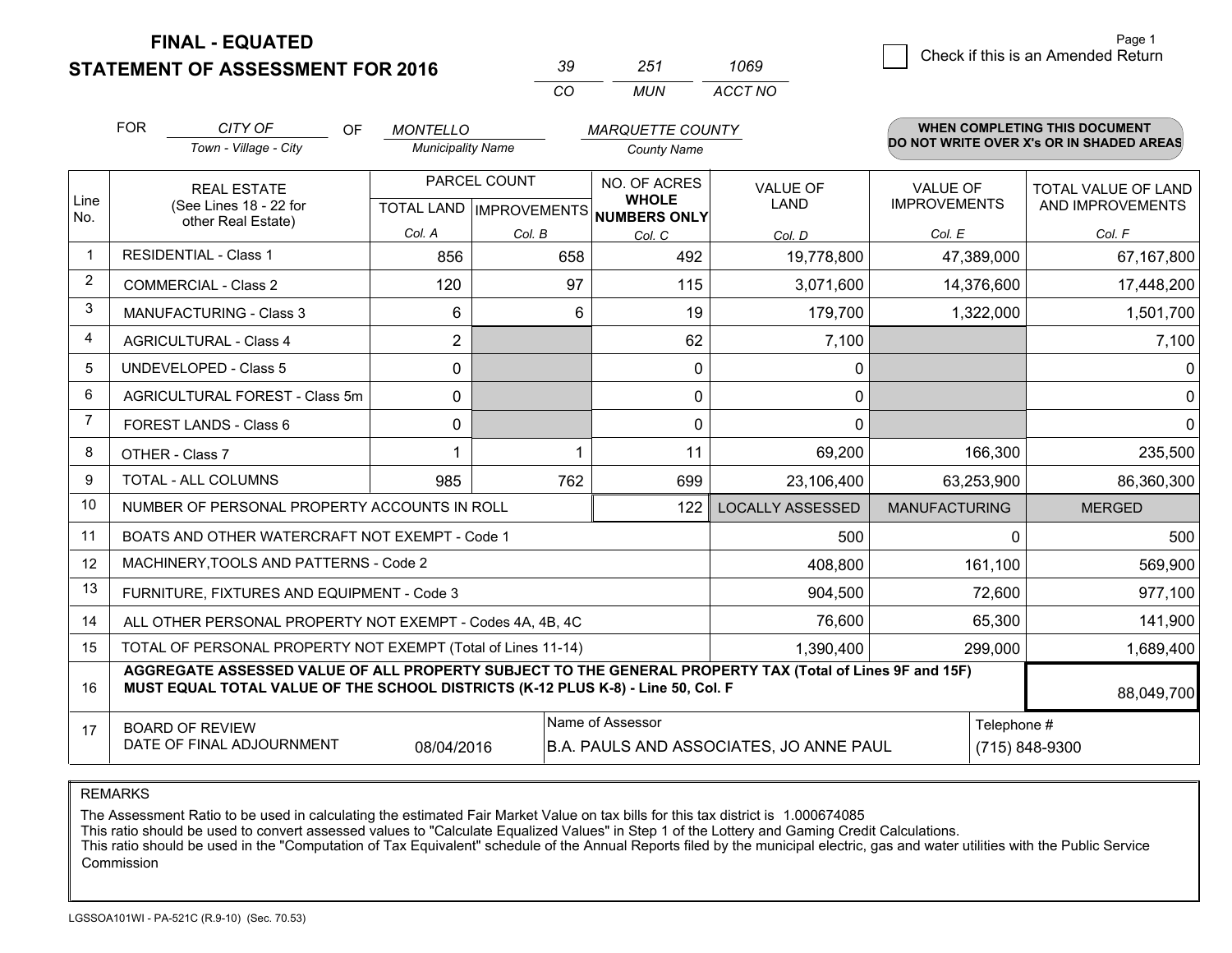# FINAL - EQUATED
## STATEMENT OF ASSESSMENT FOR 2016

| 39 | 251 | 1069 |
|---|---|---|
| CO | MUN | ACCT NO |

☐ Check if this is an Amended Return

FOR *CITY OF* (Town - Village - City) OF *MONTELLO* (Municipality Name) *MARQUETTE COUNTY* (County Name)

**WHEN COMPLETING THIS DOCUMENT DO NOT WRITE OVER X's OR IN SHADED AREAS**

| Line No. | REAL ESTATE (See Lines 18 - 22 for other Real Estate) | PARCEL COUNT TOTAL LAND Col. A | PARCEL COUNT IMPROVEMENTS Col. B | NO. OF ACRES WHOLE NUMBERS ONLY Col. C | VALUE OF LAND Col. D | VALUE OF IMPROVEMENTS Col. E | TOTAL VALUE OF LAND AND IMPROVEMENTS Col. F |
|---|---|---|---|---|---|---|---|
| 1 | RESIDENTIAL - Class 1 | 856 | 658 | 492 | 19,778,800 | 47,389,000 | 67,167,800 |
| 2 | COMMERCIAL - Class 2 | 120 | 97 | 115 | 3,071,600 | 14,376,600 | 17,448,200 |
| 3 | MANUFACTURING - Class 3 | 6 | 6 | 19 | 179,700 | 1,322,000 | 1,501,700 |
| 4 | AGRICULTURAL - Class 4 | 2 | | 62 | 7,100 | | 7,100 |
| 5 | UNDEVELOPED - Class 5 | 0 | | 0 | 0 | | 0 |
| 6 | AGRICULTURAL FOREST - Class 5m | 0 | | 0 | 0 | | 0 |
| 7 | FOREST LANDS - Class 6 | 0 | | 0 | 0 | | 0 |
| 8 | OTHER - Class 7 | 1 | 1 | 11 | 69,200 | 166,300 | 235,500 |
| 9 | TOTAL - ALL COLUMNS | 985 | 762 | 699 | 23,106,400 | 63,253,900 | 86,360,300 |
| 10 | NUMBER OF PERSONAL PROPERTY ACCOUNTS IN ROLL | | | 122 | LOCALLY ASSESSED | MANUFACTURING | MERGED |
| 11 | BOATS AND OTHER WATERCRAFT NOT EXEMPT - Code 1 | | | | 500 | 0 | 500 |
| 12 | MACHINERY,TOOLS AND PATTERNS - Code 2 | | | | 408,800 | 161,100 | 569,900 |
| 13 | FURNITURE, FIXTURES AND EQUIPMENT - Code 3 | | | | 904,500 | 72,600 | 977,100 |
| 14 | ALL OTHER PERSONAL PROPERTY NOT EXEMPT - Codes 4A, 4B, 4C | | | | 76,600 | 65,300 | 141,900 |
| 15 | TOTAL OF PERSONAL PROPERTY NOT EXEMPT (Total of Lines 11-14) | | | | 1,390,400 | 299,000 | 1,689,400 |
| 16 | **AGGREGATE ASSESSED VALUE OF ALL PROPERTY SUBJECT TO THE GENERAL PROPERTY TAX (Total of Lines 9F and 15F) MUST EQUAL TOTAL VALUE OF THE SCHOOL DISTRICTS (K-12 PLUS K-8) - Line 50, Col. F** | | | | | | 88,049,700 |
| 17 | BOARD OF REVIEW DATE OF FINAL ADJOURNMENT | 08/04/2016 | Name of Assessor | B.A. PAULS AND ASSOCIATES, JO ANNE PAUL | | Telephone # | (715) 848-9300 |

REMARKS

The Assessment Ratio to be used in calculating the estimated Fair Market Value on tax bills for this tax district is 1.000674085
This ratio should be used to convert assessed values to "Calculate Equalized Values" in Step 1 of the Lottery and Gaming Credit Calculations.
This ratio should be used in the "Computation of Tax Equivalent" schedule of the Annual Reports filed by the municipal electric, gas and water utilities with the Public Service Commission

LGSSOA101WI - PA-521C (R.9-10) (Sec. 70.53)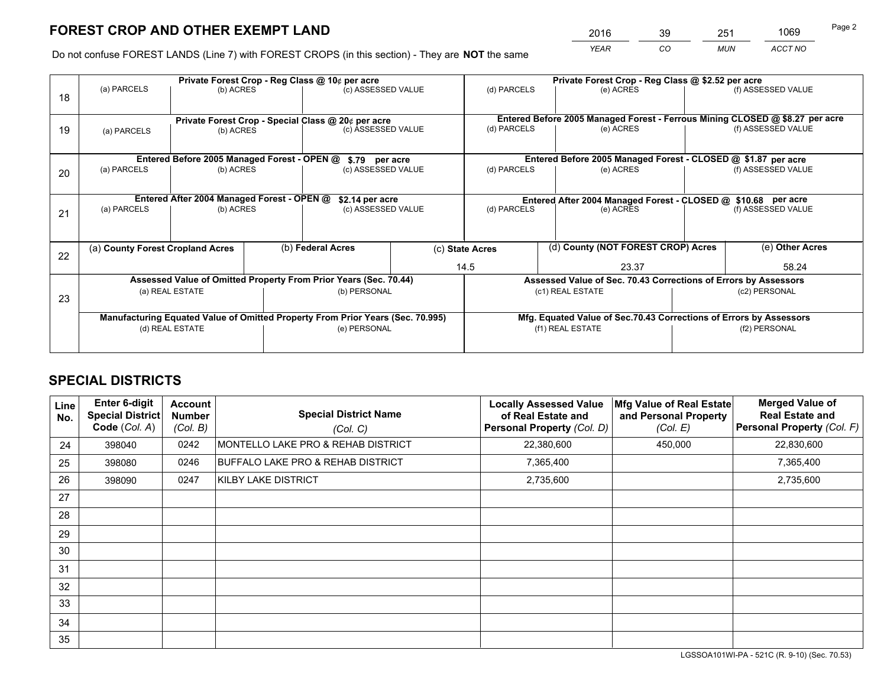# FOREST CROP AND OTHER EXEMPT LAND

| 2016 | 39 | 251 | 1069 |
|---|---|---|---|
| *YEAR* | *CO* | *MUN* | *ACCT NO* |

Do not confuse FOREST LANDS (Line 7) with FOREST CROPS (in this section) - They are **NOT** the same

| Line | Private Forest Crop - Reg Class @ 10¢ per acre | | | Private Forest Crop - Reg Class @ $2.52 per acre | | |
|---|---|---|---|---|---|---|
| 18 | (a) PARCELS | (b) ACRES | (c) ASSESSED VALUE | (d) PARCELS | (e) ACRES | (f) ASSESSED VALUE |
| | | | | | | |
| | **Private Forest Crop - Special Class @ 20¢ per acre** | | | **Entered Before 2005 Managed Forest - Ferrous Mining CLOSED @ $8.27 per acre** | | |
| 19 | (a) PARCELS | (b) ACRES | (c) ASSESSED VALUE | (d) PARCELS | (e) ACRES | (f) ASSESSED VALUE |
| | | | | | | |
| | **Entered Before 2005 Managed Forest - OPEN @ $.79 per acre** | | | **Entered Before 2005 Managed Forest - CLOSED @ $1.87 per acre** | | |
| 20 | (a) PARCELS | (b) ACRES | (c) ASSESSED VALUE | (d) PARCELS | (e) ACRES | (f) ASSESSED VALUE |
| | | | | | | |
| | **Entered After 2004 Managed Forest - OPEN @ $2.14 per acre** | | | **Entered After 2004 Managed Forest - CLOSED @ $10.68 per acre** | | |
| 21 | (a) PARCELS | (b) ACRES | (c) ASSESSED VALUE | (d) PARCELS | (e) ACRES | (f) ASSESSED VALUE |
| | | | | | | |

| Line | (a) County Forest Cropland Acres | (b) Federal Acres | (c) State Acres | (d) County (NOT FOREST CROP) Acres | (e) Other Acres |
|---|---|---|---|---|---|
| 22 | | | 14.5 | 23.37 | 58.24 |

| Line | Assessed Value of Omitted Property From Prior Years (Sec. 70.44) | | Assessed Value of Sec. 70.43 Corrections of Errors by Assessors | |
|---|---|---|---|---|
| 23 | (a) REAL ESTATE | (b) PERSONAL | (c1) REAL ESTATE | (c2) PERSONAL |
| | | | | |
| | **Manufacturing Equated Value of Omitted Property From Prior Years (Sec. 70.995)** | | **Mfg. Equated Value of Sec.70.43 Corrections of Errors by Assessors** | |
| | (d) REAL ESTATE | (e) PERSONAL | (f1) REAL ESTATE | (f2) PERSONAL |
| | | | | |

# SPECIAL DISTRICTS

| Line No. | Enter 6-digit Special District Code (*Col. A*) | Account Number (*Col. B*) | Special District Name (*Col. C*) | Locally Assessed Value of Real Estate and Personal Property (*Col. D*) | Mfg Value of Real Estate and Personal Property (*Col. E*) | Merged Value of Real Estate and Personal Property (*Col. F*) |
|---|---|---|---|---|---|---|
| 24 | 398040 | 0242 | MONTELLO LAKE PRO & REHAB DISTRICT | 22,380,600 | 450,000 | 22,830,600 |
| 25 | 398080 | 0246 | BUFFALO LAKE PRO & REHAB DISTRICT | 7,365,400 | | 7,365,400 |
| 26 | 398090 | 0247 | KILBY LAKE DISTRICT | 2,735,600 | | 2,735,600 |
| 27 | | | | | | |
| 28 | | | | | | |
| 29 | | | | | | |
| 30 | | | | | | |
| 31 | | | | | | |
| 32 | | | | | | |
| 33 | | | | | | |
| 34 | | | | | | |
| 35 | | | | | | |

LGSSOA101WI-PA - 521C (R. 9-10) (Sec. 70.53)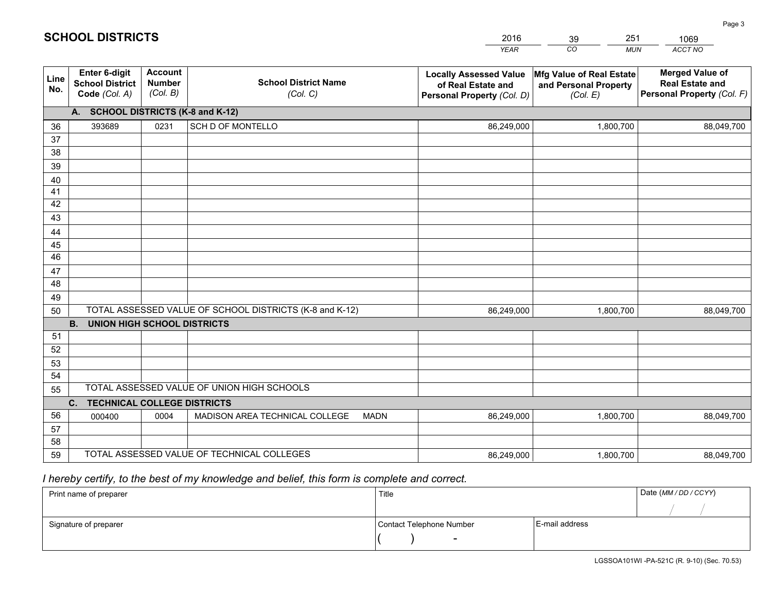## SCHOOL DISTRICTS

| 2016 | 39 | 251 | 1069 |
|---|---|---|---|
| YEAR | CO | MUN | ACCT NO |

| Line No. | Enter 6-digit School District Code (Col. A) | Account Number (Col. B) | School District Name (Col. C) | Locally Assessed Value of Real Estate and Personal Property (Col. D) | Mfg Value of Real Estate and Personal Property (Col. E) | Merged Value of Real Estate and Personal Property (Col. F) |
|---|---|---|---|---|---|---|
| | **A. SCHOOL DISTRICTS (K-8 and K-12)** | | | | | |
| 36 | 393689 | 0231 | SCH D OF MONTELLO | 86,249,000 | 1,800,700 | 88,049,700 |
| 37 | | | | | | |
| 38 | | | | | | |
| 39 | | | | | | |
| 40 | | | | | | |
| 41 | | | | | | |
| 42 | | | | | | |
| 43 | | | | | | |
| 44 | | | | | | |
| 45 | | | | | | |
| 46 | | | | | | |
| 47 | | | | | | |
| 48 | | | | | | |
| 49 | | | | | | |
| 50 | TOTAL ASSESSED VALUE OF SCHOOL DISTRICTS (K-8 and K-12) | | | 86,249,000 | 1,800,700 | 88,049,700 |
| | **B. UNION HIGH SCHOOL DISTRICTS** | | | | | |
| 51 | | | | | | |
| 52 | | | | | | |
| 53 | | | | | | |
| 54 | | | | | | |
| 55 | TOTAL ASSESSED VALUE OF UNION HIGH SCHOOLS | | | | | |
| | **C. TECHNICAL COLLEGE DISTRICTS** | | | | | |
| 56 | 000400 | 0004 | MADISON AREA TECHNICAL COLLEGE MADN | 86,249,000 | 1,800,700 | 88,049,700 |
| 57 | | | | | | |
| 58 | | | | | | |
| 59 | TOTAL ASSESSED VALUE OF TECHNICAL COLLEGES | | | 86,249,000 | 1,800,700 | 88,049,700 |

*I hereby certify, to the best of my knowledge and belief, this form is complete and correct.*

| Print name of preparer | Title | | Date (MM / DD / CCYY) |
|---|---|---|---|
| | | | / / |
| Signature of preparer | Contact Telephone Number | E-mail address | |
| | ( ) - | | |

LGSSOA101WI -PA-521C (R. 9-10) (Sec. 70.53)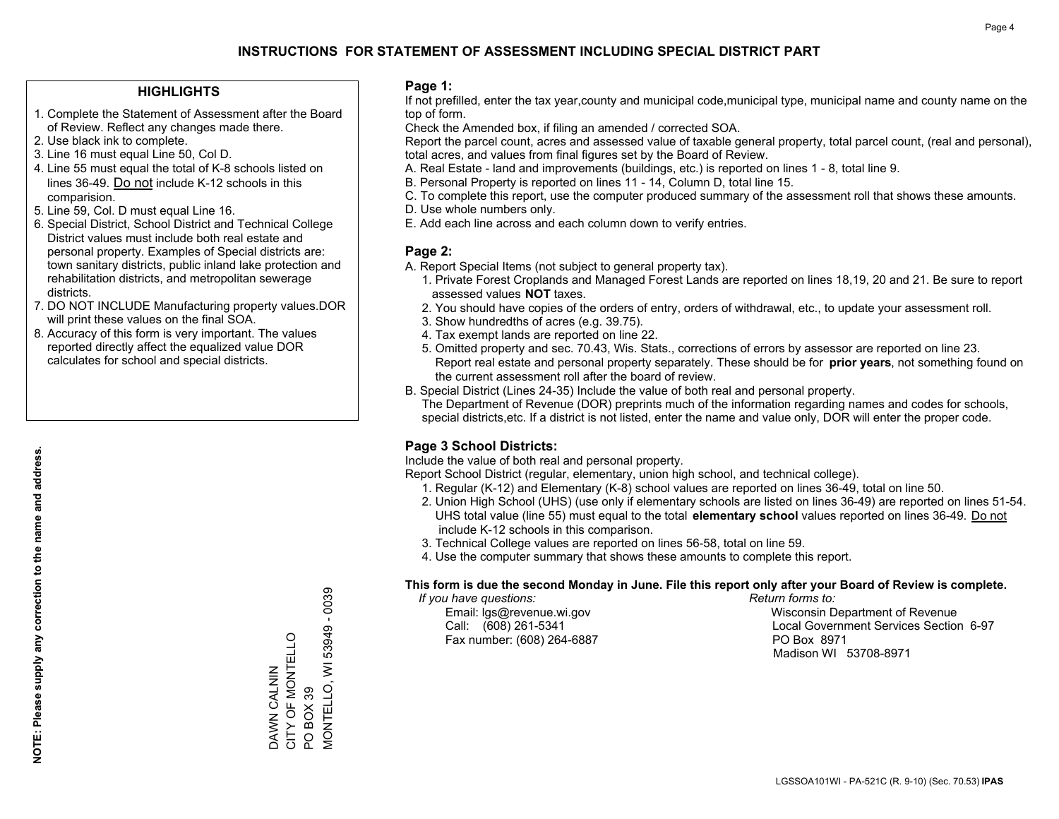# INSTRUCTIONS FOR STATEMENT OF ASSESSMENT INCLUDING SPECIAL DISTRICT PART

## HIGHLIGHTS

1. Complete the Statement of Assessment after the Board of Review. Reflect any changes made there.
2. Use black ink to complete.
3. Line 16 must equal Line 50, Col D.
4. Line 55 must equal the total of K-8 schools listed on lines 36-49. Do not include K-12 schools in this comparision.
5. Line 59, Col. D must equal Line 16.
6. Special District, School District and Technical College District values must include both real estate and personal property. Examples of Special districts are: town sanitary districts, public inland lake protection and rehabilitation districts, and metropolitan sewerage districts.
7. DO NOT INCLUDE Manufacturing property values.DOR will print these values on the final SOA.
8. Accuracy of this form is very important. The values reported directly affect the equalized value DOR calculates for school and special districts.

**NOTE: Please supply any correction to the name and address.**

DAWN CALNIN
CITY OF MONTELLO
PO BOX 39
MONTELLO, WI 53949 - 0039

## Page 1:

If not prefilled, enter the tax year,county and municipal code,municipal type, municipal name and county name on the top of form.

Check the Amended box, if filing an amended / corrected SOA.

Report the parcel count, acres and assessed value of taxable general property, total parcel count, (real and personal), total acres, and values from final figures set by the Board of Review.

A. Real Estate - land and improvements (buildings, etc.) is reported on lines 1 - 8, total line 9.
B. Personal Property is reported on lines 11 - 14, Column D, total line 15.
C. To complete this report, use the computer produced summary of the assessment roll that shows these amounts.
D. Use whole numbers only.
E. Add each line across and each column down to verify entries.

## Page 2:

A. Report Special Items (not subject to general property tax).
   1. Private Forest Croplands and Managed Forest Lands are reported on lines 18,19, 20 and 21. Be sure to report assessed values **NOT** taxes.
   2. You should have copies of the orders of entry, orders of withdrawal, etc., to update your assessment roll.
   3. Show hundredths of acres (e.g. 39.75).
   4. Tax exempt lands are reported on line 22.
   5. Omitted property and sec. 70.43, Wis. Stats., corrections of errors by assessor are reported on line 23. Report real estate and personal property separately. These should be for **prior years**, not something found on the current assessment roll after the board of review.

B. Special District (Lines 24-35) Include the value of both real and personal property.
   The Department of Revenue (DOR) preprints much of the information regarding names and codes for schools, special districts,etc. If a district is not listed, enter the name and value only, DOR will enter the proper code.

## Page 3 School Districts:

Include the value of both real and personal property.

Report School District (regular, elementary, union high school, and technical college).

1. Regular (K-12) and Elementary (K-8) school values are reported on lines 36-49, total on line 50.
2. Union High School (UHS) (use only if elementary schools are listed on lines 36-49) are reported on lines 51-54. UHS total value (line 55) must equal to the total **elementary school** values reported on lines 36-49. Do not include K-12 schools in this comparison.
3. Technical College values are reported on lines 56-58, total on line 59.
4. Use the computer summary that shows these amounts to complete this report.

**This form is due the second Monday in June. File this report only after your Board of Review is complete.**

*If you have questions:*
Email: lgs@revenue.wi.gov
Call: (608) 261-5341
Fax number: (608) 264-6887

*Return forms to:*
Wisconsin Department of Revenue
Local Government Services Section 6-97
PO Box 8971
Madison WI 53708-8971

LGSSOA101WI - PA-521C (R. 9-10) (Sec. 70.53) **IPAS**